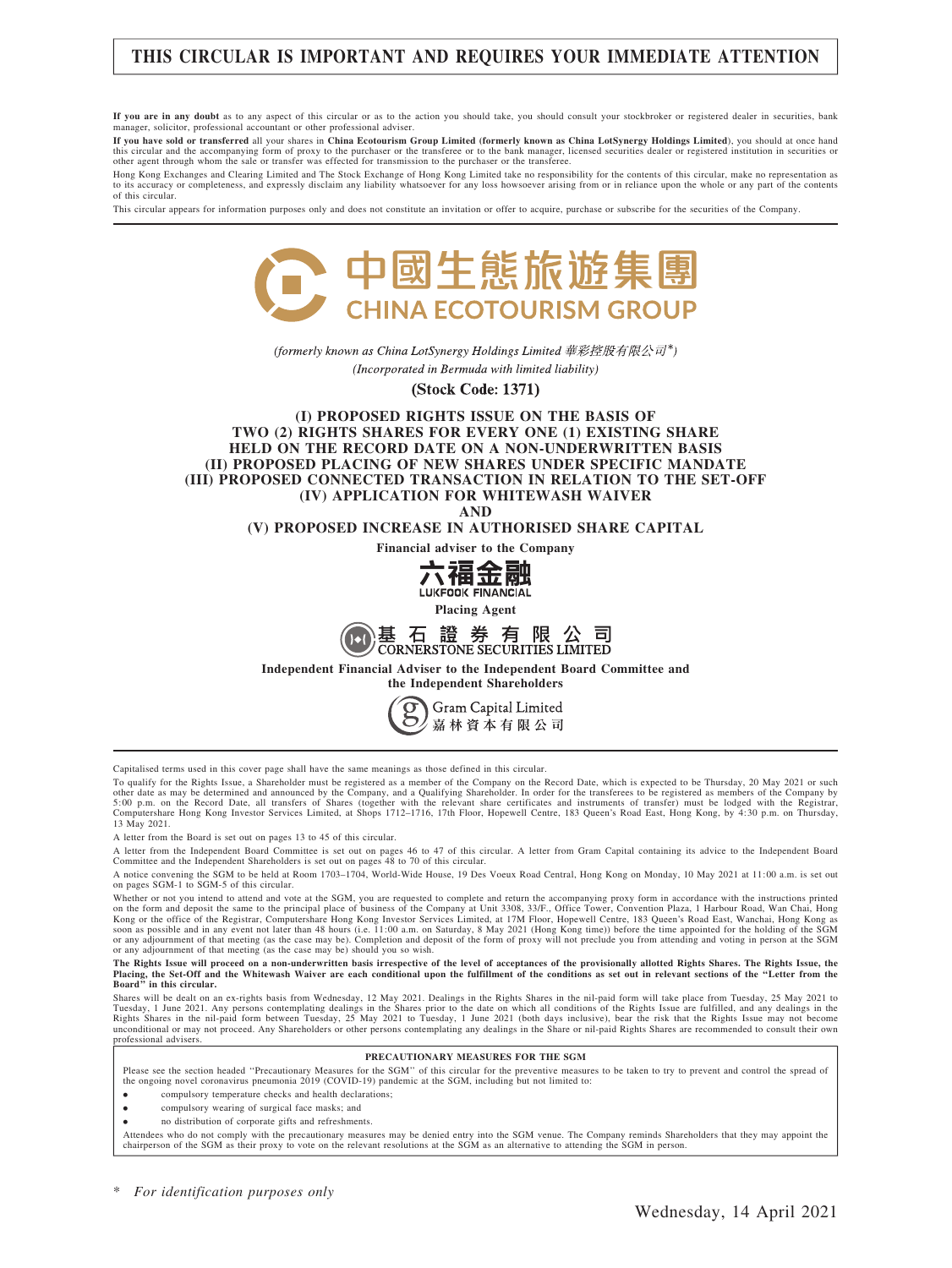# THIS CIRCULAR IS IMPORTANT AND REQUIRES YOUR IMMEDIATE ATTENTION

**If you are in any doubt** as to any aspect of this circular or as to the action you should take, you should consult your stockbroker or registered dealer in securities, bank manager, solicitor, professional accountant or other professional adviser.

**If you have sold or transferred** all your shares in **China Ecotourism Group Limited (formerly known as China LotSynergy Holdings Limited)**, you should at once hand this circular and the accompanying form of proxy to the purchaser or the transferee or to the bank manager, licensed securities dealer or registered institution in securities or other agent through whom the sale or transfer was effected for transmission to the purchaser or the transferee.

Hong Kong Exchanges and Clearing Limited and The Stock Exchange of Hong Kong Limited take no responsibility for the contents of this circular, make no representation as to its accuracy or completeness, and expressly disclaim any liability whatsoever for any loss howsoever arising from or in reliance upon the whole or any part of the contents of this circular.

This circular appears for information purposes only and does not constitute an invitation or offer to acquire, purchase or subscribe for the securities of the Company.

中國生態旅遊集團
CHINA ECOTOURISM GROUP

*(formerly known as China LotSynergy Holdings Limited 華彩控股有限公司\*)*
*(Incorporated in Bermuda with limited liability)*

**(Stock Code: 1371)**

## (I) PROPOSED RIGHTS ISSUE ON THE BASIS OF TWO (2) RIGHTS SHARES FOR EVERY ONE (1) EXISTING SHARE HELD ON THE RECORD DATE ON A NON-UNDERWRITTEN BASIS
## (II) PROPOSED PLACING OF NEW SHARES UNDER SPECIFIC MANDATE
## (III) PROPOSED CONNECTED TRANSACTION IN RELATION TO THE SET-OFF
## (IV) APPLICATION FOR WHITEWASH WAIVER
## AND
## (V) PROPOSED INCREASE IN AUTHORISED SHARE CAPITAL

**Financial adviser to the Company**

六福金融
LUKFOOK FINANCIAL

**Placing Agent**

基石證券有限公司
CORNERSTONE SECURITIES LIMITED

**Independent Financial Adviser to the Independent Board Committee and the Independent Shareholders**

Gram Capital Limited
嘉林資本有限公司

Capitalised terms used in this cover page shall have the same meanings as those defined in this circular.

To qualify for the Rights Issue, a Shareholder must be registered as a member of the Company on the Record Date, which is expected to be Thursday, 20 May 2021 or such other date as may be determined and announced by the Company, and a Qualifying Shareholder. In order for the transferees to be registered as members of the Company by 5:00 p.m. on the Record Date, all transfers of Shares (together with the relevant share certificates and instruments of transfer) must be lodged with the Registrar, Computershare Hong Kong Investor Services Limited, at Shops 1712–1716, 17th Floor, Hopewell Centre, 183 Queen's Road East, Hong Kong, by 4:30 p.m. on Thursday, 13 May 2021.

A letter from the Board is set out on pages 13 to 45 of this circular.

A letter from the Independent Board Committee is set out on pages 46 to 47 of this circular. A letter from Gram Capital containing its advice to the Independent Board Committee and the Independent Shareholders is set out on pages 48 to 70 of this circular.

A notice convening the SGM to be held at Room 1703–1704, World-Wide House, 19 Des Voeux Road Central, Hong Kong on Monday, 10 May 2021 at 11:00 a.m. is set out on pages SGM-1 to SGM-5 of this circular.

Whether or not you intend to attend and vote at the SGM, you are requested to complete and return the accompanying proxy form in accordance with the instructions printed on the form and deposit the same to the principal place of business of the Company at Unit 3308, 33/F., Office Tower, Convention Plaza, 1 Harbour Road, Wan Chai, Hong Kong or the office of the Registrar, Computershare Hong Kong Investor Services Limited, at 17M Floor, Hopewell Centre, 183 Queen's Road East, Wanchai, Hong Kong as soon as possible and in any event not later than 48 hours (i.e. 11:00 a.m. on Saturday, 8 May 2021 (Hong Kong time)) before the time appointed for the holding of the SGM or any adjournment of that meeting (as the case may be). Completion and deposit of the form of proxy will not preclude you from attending and voting in person at the SGM or any adjournment of that meeting (as the case may be) should you so wish.

**The Rights Issue will proceed on a non-underwritten basis irrespective of the level of acceptances of the provisionally allotted Rights Shares. The Rights Issue, the Placing, the Set-Off and the Whitewash Waiver are each conditional upon the fulfillment of the conditions as set out in relevant sections of the "Letter from the Board" in this circular.**

Shares will be dealt on an ex-rights basis from Wednesday, 12 May 2021. Dealings in the Rights Shares in the nil-paid form will take place from Tuesday, 25 May 2021 to Tuesday, 1 June 2021. Any persons contemplating dealings in the Shares prior to the date on which all conditions of the Rights Issue are fulfilled, and any dealings in the Rights Shares in the nil-paid form between Tuesday, 25 May 2021 to Tuesday, 1 June 2021 (both days inclusive), bear the risk that the Rights Issue may not become unconditional or may not proceed. Any Shareholders or other persons contemplating any dealings in the Share or nil-paid Rights Shares are recommended to consult their own professional advisers.

**PRECAUTIONARY MEASURES FOR THE SGM**

Please see the section headed "Precautionary Measures for the SGM" of this circular for the preventive measures to be taken to try to prevent and control the spread of the ongoing novel coronavirus pneumonia 2019 (COVID-19) pandemic at the SGM, including but not limited to:

- compulsory temperature checks and health declarations;
- compulsory wearing of surgical face masks; and
- no distribution of corporate gifts and refreshments.

Attendees who do not comply with the precautionary measures may be denied entry into the SGM venue. The Company reminds Shareholders that they may appoint the chairperson of the SGM as their proxy to vote on the relevant resolutions at the SGM as an alternative to attending the SGM in person.

\* *For identification purposes only*

Wednesday, 14 April 2021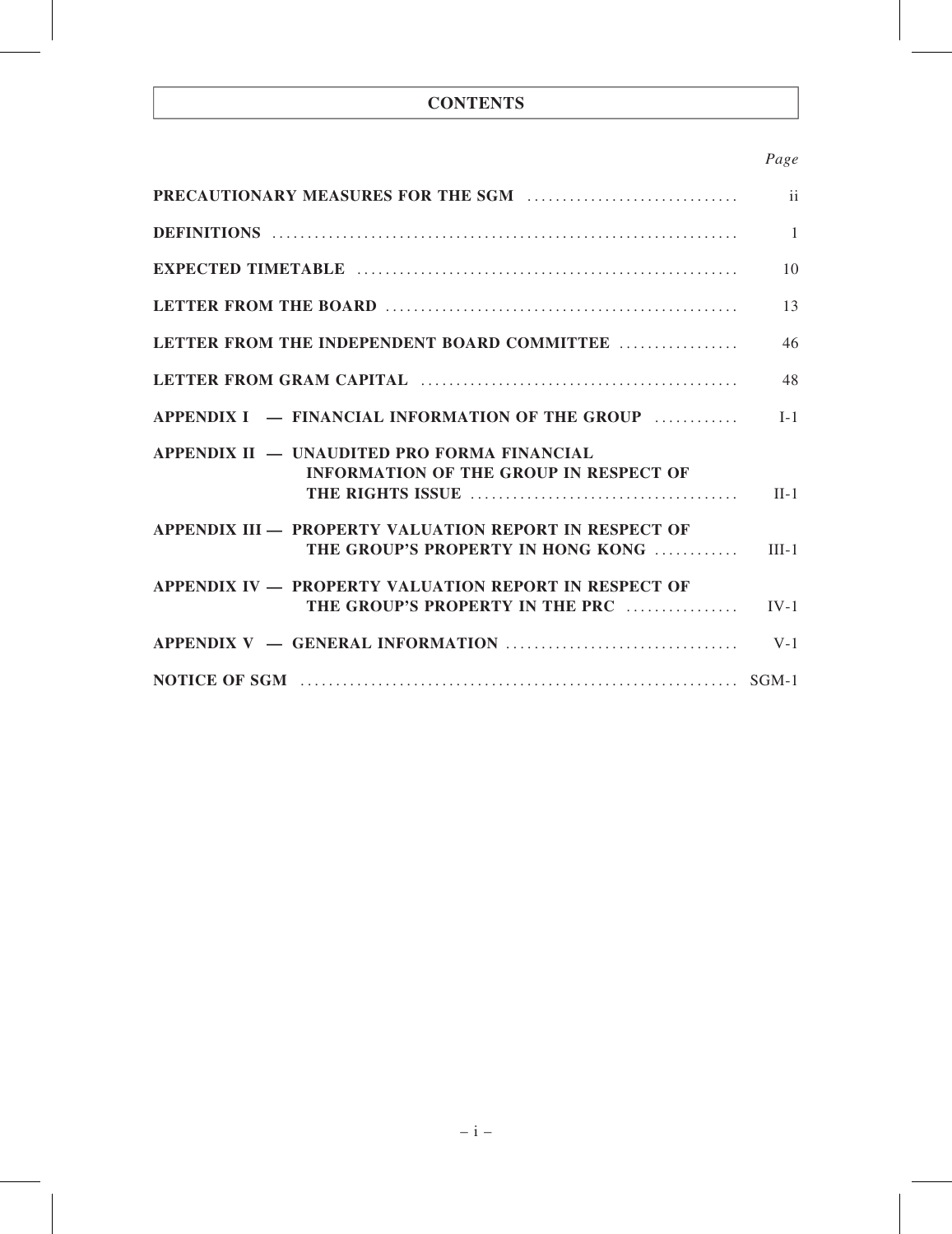# CONTENTS

| | *Page* |
|---|---|
| **PRECAUTIONARY MEASURES FOR THE SGM** | ii |
| **DEFINITIONS** | 1 |
| **EXPECTED TIMETABLE** | 10 |
| **LETTER FROM THE BOARD** | 13 |
| **LETTER FROM THE INDEPENDENT BOARD COMMITTEE** | 46 |
| **LETTER FROM GRAM CAPITAL** | 48 |
| **APPENDIX I — FINANCIAL INFORMATION OF THE GROUP** | I-1 |
| **APPENDIX II — UNAUDITED PRO FORMA FINANCIAL INFORMATION OF THE GROUP IN RESPECT OF THE RIGHTS ISSUE** | II-1 |
| **APPENDIX III — PROPERTY VALUATION REPORT IN RESPECT OF THE GROUP'S PROPERTY IN HONG KONG** | III-1 |
| **APPENDIX IV — PROPERTY VALUATION REPORT IN RESPECT OF THE GROUP'S PROPERTY IN THE PRC** | IV-1 |
| **APPENDIX V — GENERAL INFORMATION** | V-1 |
| **NOTICE OF SGM** | SGM-1 |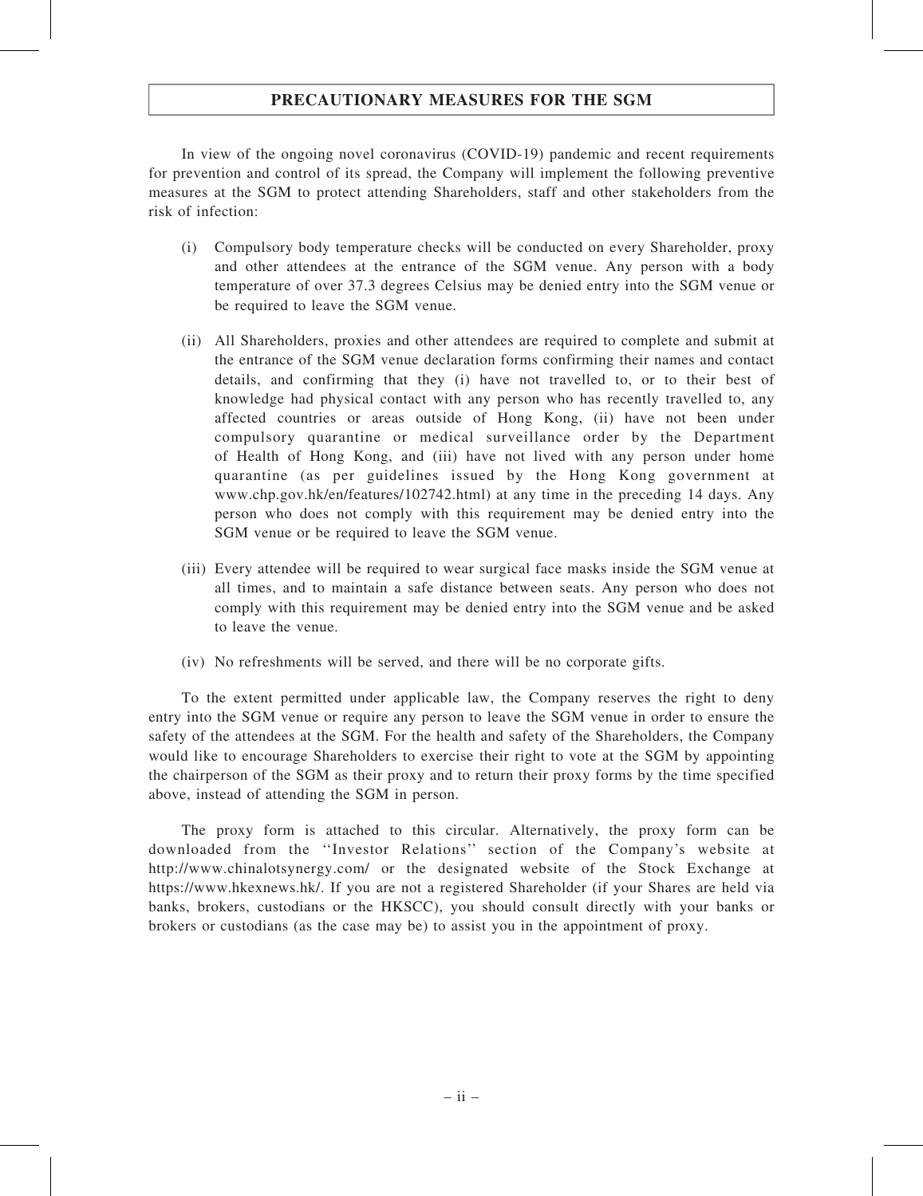# PRECAUTIONARY MEASURES FOR THE SGM

In view of the ongoing novel coronavirus (COVID-19) pandemic and recent requirements for prevention and control of its spread, the Company will implement the following preventive measures at the SGM to protect attending Shareholders, staff and other stakeholders from the risk of infection:

(i) Compulsory body temperature checks will be conducted on every Shareholder, proxy and other attendees at the entrance of the SGM venue. Any person with a body temperature of over 37.3 degrees Celsius may be denied entry into the SGM venue or be required to leave the SGM venue.

(ii) All Shareholders, proxies and other attendees are required to complete and submit at the entrance of the SGM venue declaration forms confirming their names and contact details, and confirming that they (i) have not travelled to, or to their best of knowledge had physical contact with any person who has recently travelled to, any affected countries or areas outside of Hong Kong, (ii) have not been under compulsory quarantine or medical surveillance order by the Department of Health of Hong Kong, and (iii) have not lived with any person under home quarantine (as per guidelines issued by the Hong Kong government at www.chp.gov.hk/en/features/102742.html) at any time in the preceding 14 days. Any person who does not comply with this requirement may be denied entry into the SGM venue or be required to leave the SGM venue.

(iii) Every attendee will be required to wear surgical face masks inside the SGM venue at all times, and to maintain a safe distance between seats. Any person who does not comply with this requirement may be denied entry into the SGM venue and be asked to leave the venue.

(iv) No refreshments will be served, and there will be no corporate gifts.

To the extent permitted under applicable law, the Company reserves the right to deny entry into the SGM venue or require any person to leave the SGM venue in order to ensure the safety of the attendees at the SGM. For the health and safety of the Shareholders, the Company would like to encourage Shareholders to exercise their right to vote at the SGM by appointing the chairperson of the SGM as their proxy and to return their proxy forms by the time specified above, instead of attending the SGM in person.

The proxy form is attached to this circular. Alternatively, the proxy form can be downloaded from the ''Investor Relations'' section of the Company's website at http://www.chinalotsynergy.com/ or the designated website of the Stock Exchange at https://www.hkexnews.hk/. If you are not a registered Shareholder (if your Shares are held via banks, brokers, custodians or the HKSCC), you should consult directly with your banks or brokers or custodians (as the case may be) to assist you in the appointment of proxy.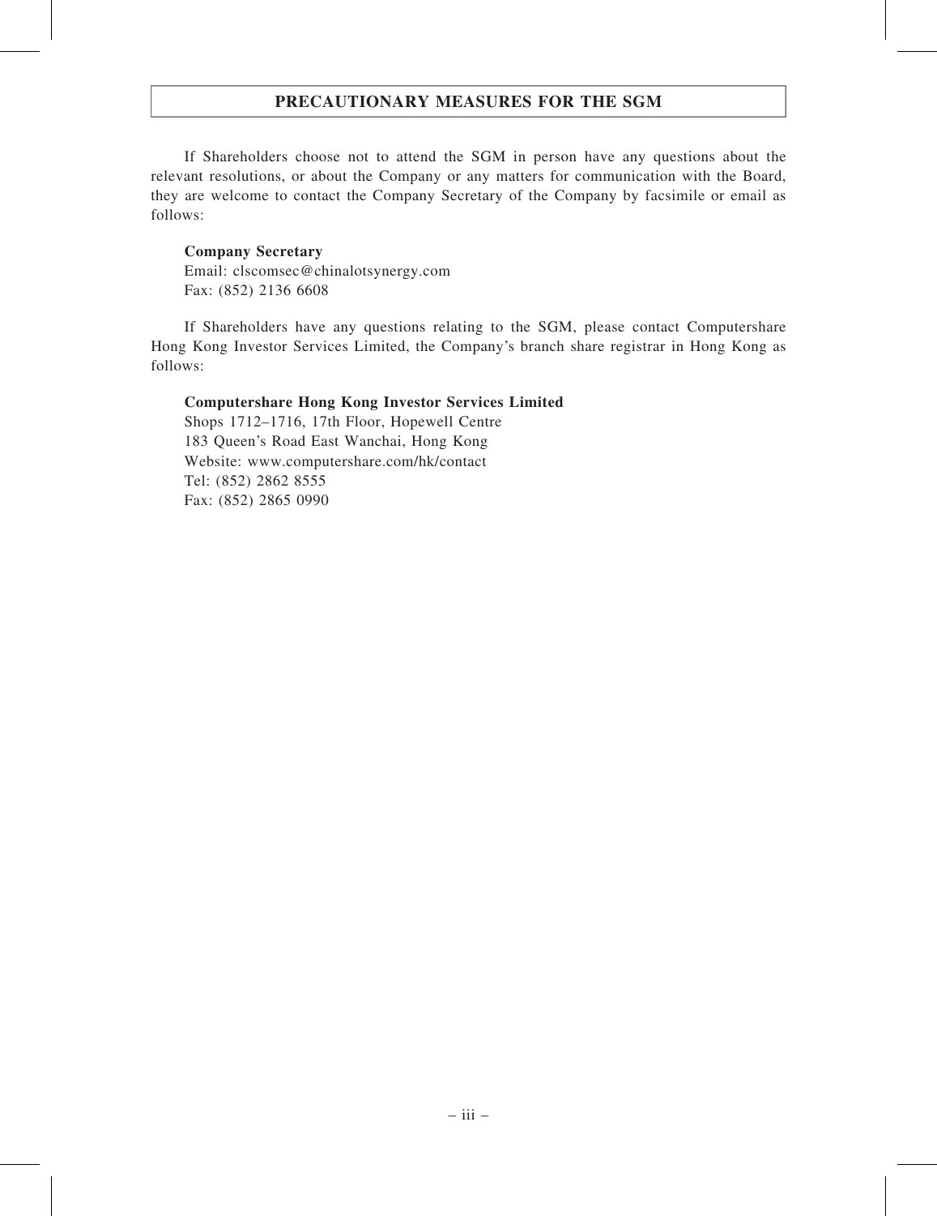## PRECAUTIONARY MEASURES FOR THE SGM

If Shareholders choose not to attend the SGM in person have any questions about the relevant resolutions, or about the Company or any matters for communication with the Board, they are welcome to contact the Company Secretary of the Company by facsimile or email as follows:

**Company Secretary**
Email: clscomsec@chinalotsynergy.com
Fax: (852) 2136 6608

If Shareholders have any questions relating to the SGM, please contact Computershare Hong Kong Investor Services Limited, the Company's branch share registrar in Hong Kong as follows:

**Computershare Hong Kong Investor Services Limited**
Shops 1712–1716, 17th Floor, Hopewell Centre
183 Queen's Road East Wanchai, Hong Kong
Website: www.computershare.com/hk/contact
Tel: (852) 2862 8555
Fax: (852) 2865 0990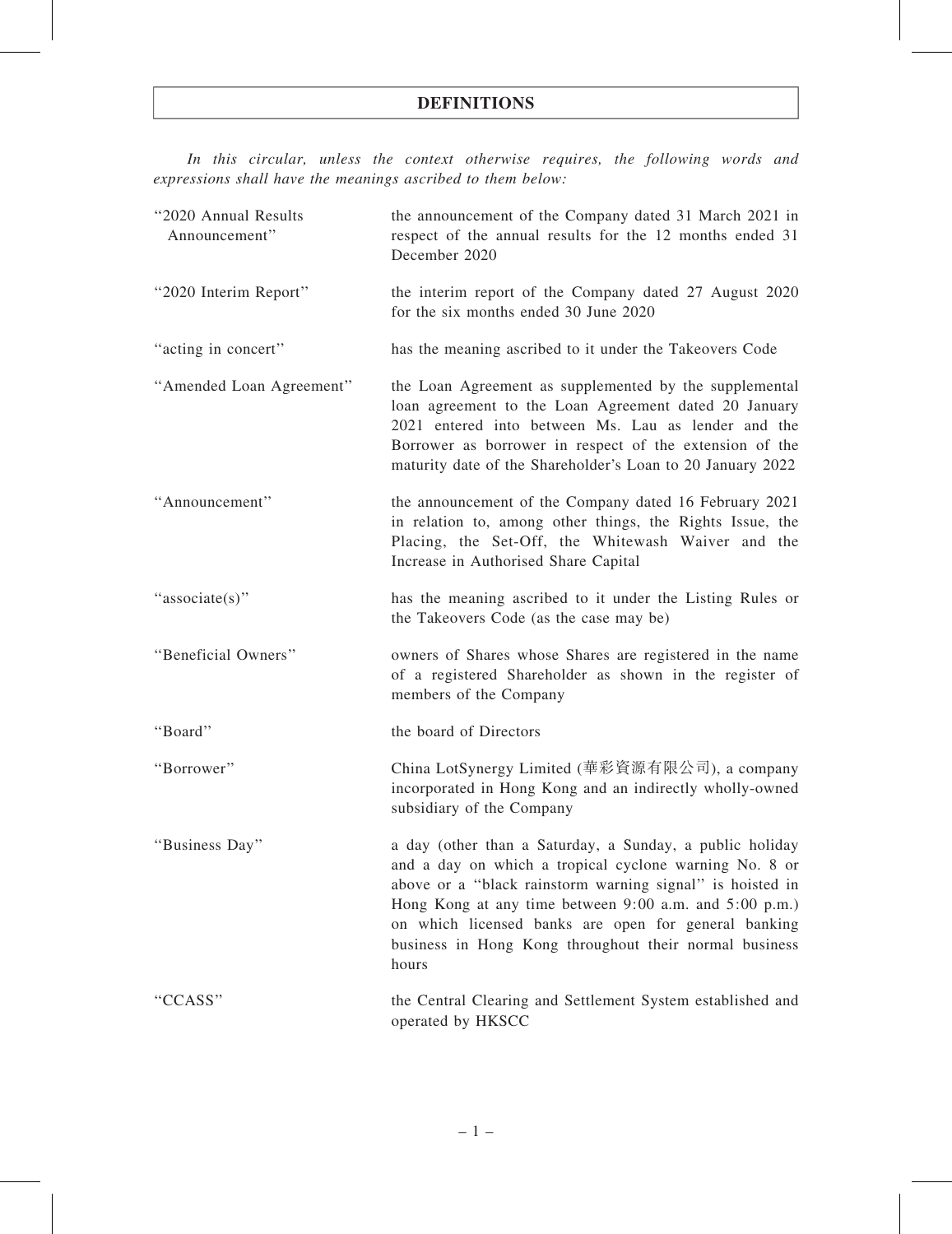# DEFINITIONS

*In this circular, unless the context otherwise requires, the following words and expressions shall have the meanings ascribed to them below:*

| | |
|---|---|
| "2020 Annual Results Announcement" | the announcement of the Company dated 31 March 2021 in respect of the annual results for the 12 months ended 31 December 2020 |
| "2020 Interim Report" | the interim report of the Company dated 27 August 2020 for the six months ended 30 June 2020 |
| "acting in concert" | has the meaning ascribed to it under the Takeovers Code |
| "Amended Loan Agreement" | the Loan Agreement as supplemented by the supplemental loan agreement to the Loan Agreement dated 20 January 2021 entered into between Ms. Lau as lender and the Borrower as borrower in respect of the extension of the maturity date of the Shareholder's Loan to 20 January 2022 |
| "Announcement" | the announcement of the Company dated 16 February 2021 in relation to, among other things, the Rights Issue, the Placing, the Set-Off, the Whitewash Waiver and the Increase in Authorised Share Capital |
| "associate(s)" | has the meaning ascribed to it under the Listing Rules or the Takeovers Code (as the case may be) |
| "Beneficial Owners" | owners of Shares whose Shares are registered in the name of a registered Shareholder as shown in the register of members of the Company |
| "Board" | the board of Directors |
| "Borrower" | China LotSynergy Limited (華彩資源有限公司), a company incorporated in Hong Kong and an indirectly wholly-owned subsidiary of the Company |
| "Business Day" | a day (other than a Saturday, a Sunday, a public holiday and a day on which a tropical cyclone warning No. 8 or above or a "black rainstorm warning signal" is hoisted in Hong Kong at any time between 9:00 a.m. and 5:00 p.m.) on which licensed banks are open for general banking business in Hong Kong throughout their normal business hours |
| "CCASS" | the Central Clearing and Settlement System established and operated by HKSCC |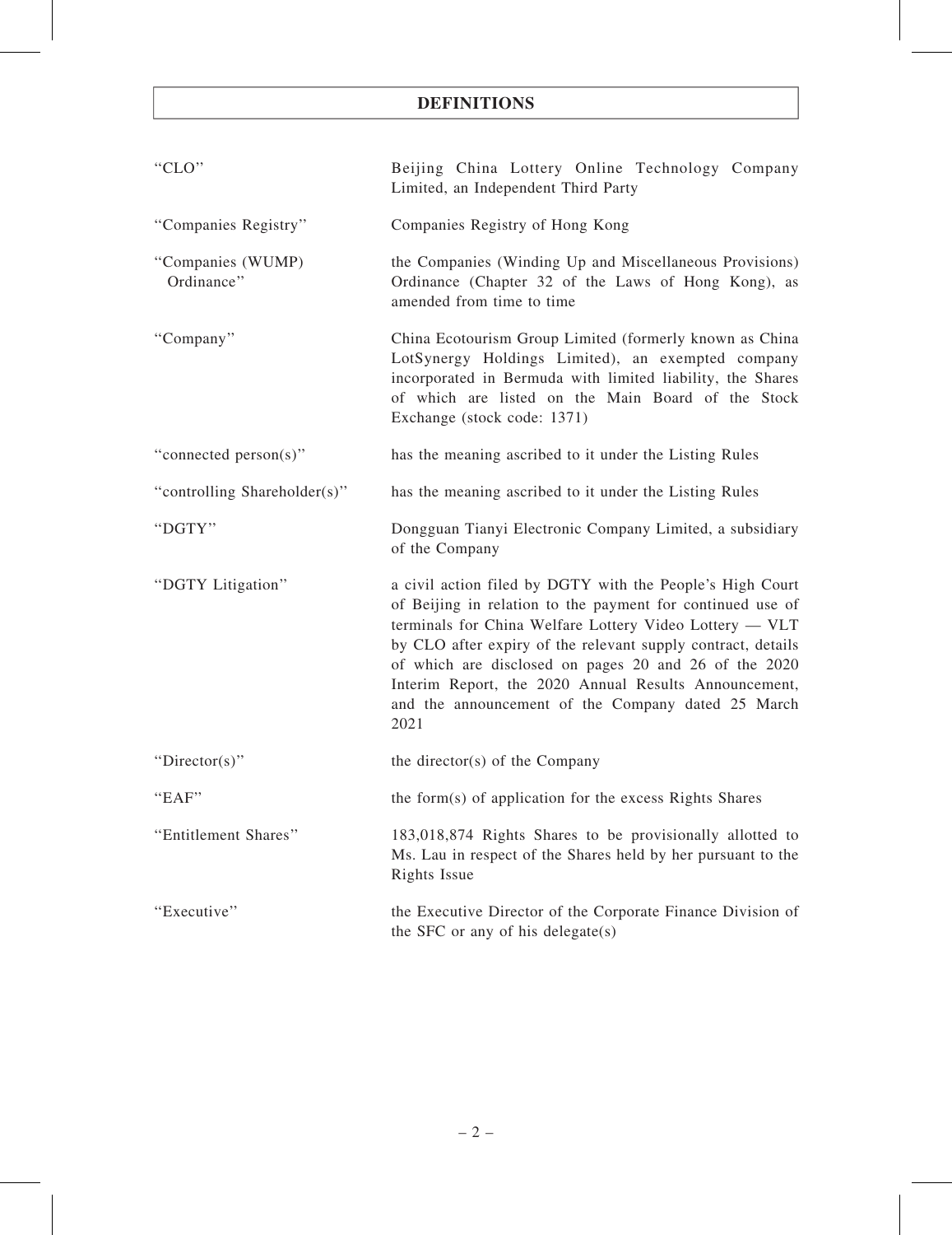# DEFINITIONS

| | |
|---|---|
| "CLO" | Beijing China Lottery Online Technology Company Limited, an Independent Third Party |
| "Companies Registry" | Companies Registry of Hong Kong |
| "Companies (WUMP) Ordinance" | the Companies (Winding Up and Miscellaneous Provisions) Ordinance (Chapter 32 of the Laws of Hong Kong), as amended from time to time |
| "Company" | China Ecotourism Group Limited (formerly known as China LotSynergy Holdings Limited), an exempted company incorporated in Bermuda with limited liability, the Shares of which are listed on the Main Board of the Stock Exchange (stock code: 1371) |
| "connected person(s)" | has the meaning ascribed to it under the Listing Rules |
| "controlling Shareholder(s)" | has the meaning ascribed to it under the Listing Rules |
| "DGTY" | Dongguan Tianyi Electronic Company Limited, a subsidiary of the Company |
| "DGTY Litigation" | a civil action filed by DGTY with the People's High Court of Beijing in relation to the payment for continued use of terminals for China Welfare Lottery Video Lottery — VLT by CLO after expiry of the relevant supply contract, details of which are disclosed on pages 20 and 26 of the 2020 Interim Report, the 2020 Annual Results Announcement, and the announcement of the Company dated 25 March 2021 |
| "Director(s)" | the director(s) of the Company |
| "EAF" | the form(s) of application for the excess Rights Shares |
| "Entitlement Shares" | 183,018,874 Rights Shares to be provisionally allotted to Ms. Lau in respect of the Shares held by her pursuant to the Rights Issue |
| "Executive" | the Executive Director of the Corporate Finance Division of the SFC or any of his delegate(s) |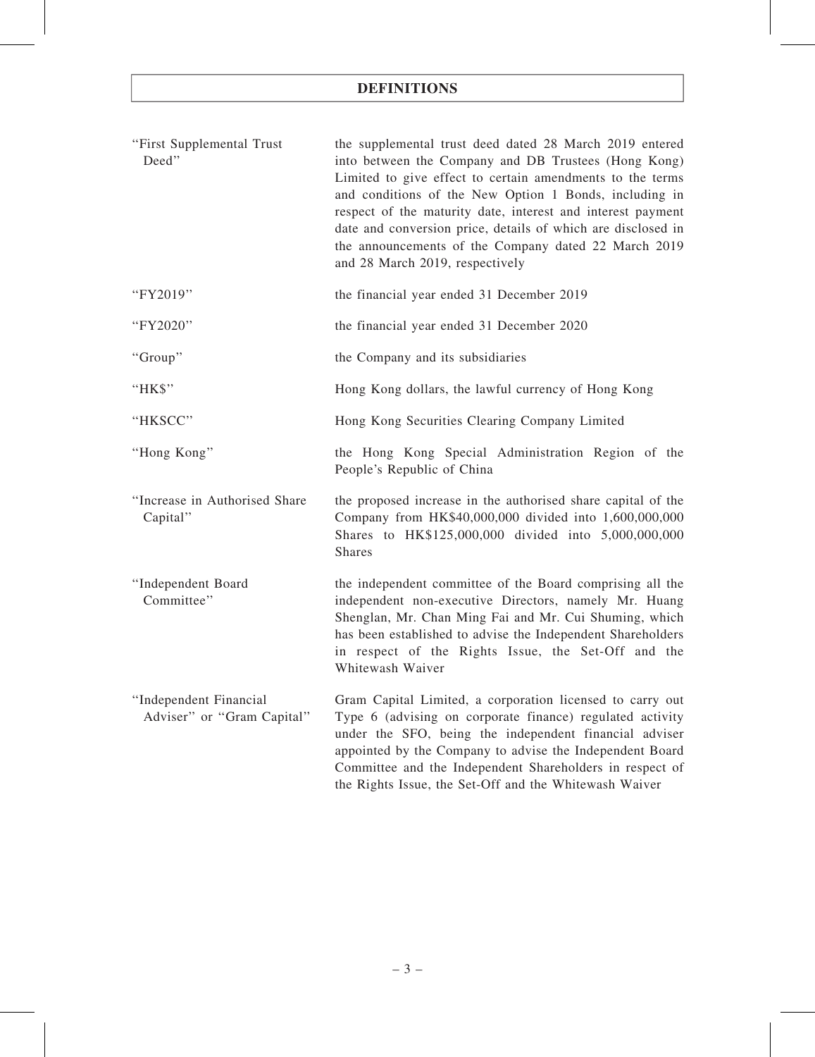## DEFINITIONS

| | |
|---|---|
| "First Supplemental Trust Deed" | the supplemental trust deed dated 28 March 2019 entered into between the Company and DB Trustees (Hong Kong) Limited to give effect to certain amendments to the terms and conditions of the New Option 1 Bonds, including in respect of the maturity date, interest and interest payment date and conversion price, details of which are disclosed in the announcements of the Company dated 22 March 2019 and 28 March 2019, respectively |
| "FY2019" | the financial year ended 31 December 2019 |
| "FY2020" | the financial year ended 31 December 2020 |
| "Group" | the Company and its subsidiaries |
| "HK$" | Hong Kong dollars, the lawful currency of Hong Kong |
| "HKSCC" | Hong Kong Securities Clearing Company Limited |
| "Hong Kong" | the Hong Kong Special Administration Region of the People's Republic of China |
| "Increase in Authorised Share Capital" | the proposed increase in the authorised share capital of the Company from HK$40,000,000 divided into 1,600,000,000 Shares to HK$125,000,000 divided into 5,000,000,000 Shares |
| "Independent Board Committee" | the independent committee of the Board comprising all the independent non-executive Directors, namely Mr. Huang Shenglan, Mr. Chan Ming Fai and Mr. Cui Shuming, which has been established to advise the Independent Shareholders in respect of the Rights Issue, the Set-Off and the Whitewash Waiver |
| "Independent Financial Adviser" or "Gram Capital" | Gram Capital Limited, a corporation licensed to carry out Type 6 (advising on corporate finance) regulated activity under the SFO, being the independent financial adviser appointed by the Company to advise the Independent Board Committee and the Independent Shareholders in respect of the Rights Issue, the Set-Off and the Whitewash Waiver |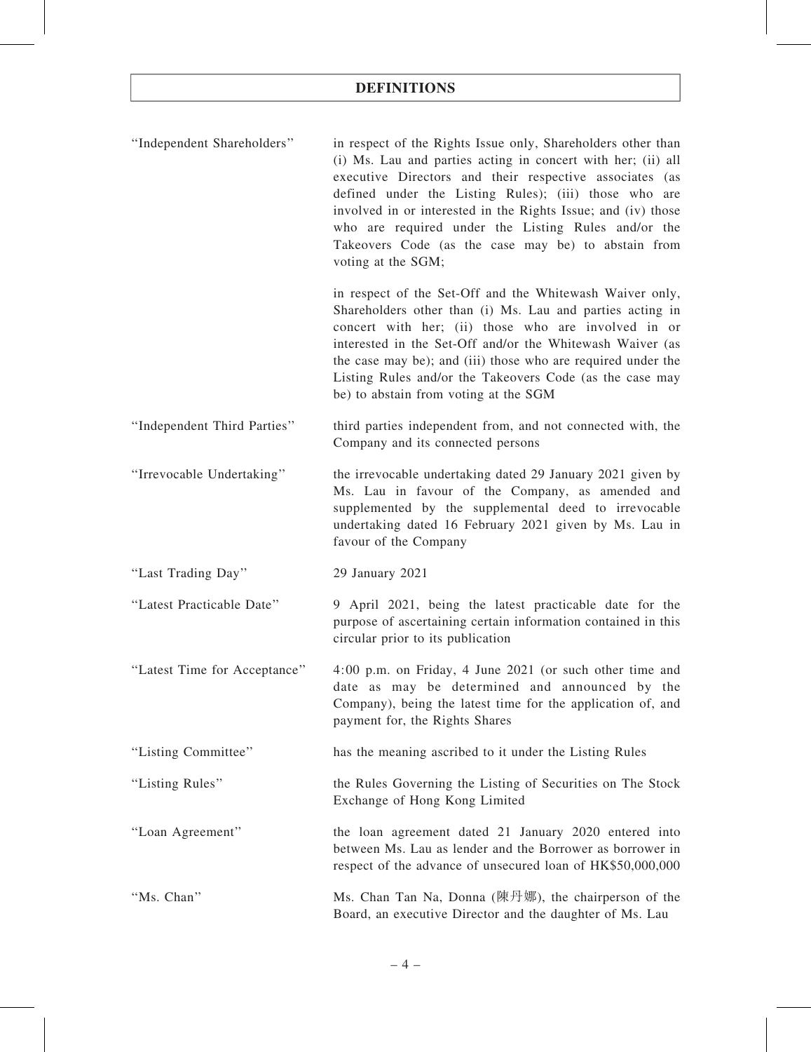## DEFINITIONS

| | |
|---|---|
| "Independent Shareholders" | in respect of the Rights Issue only, Shareholders other than (i) Ms. Lau and parties acting in concert with her; (ii) all executive Directors and their respective associates (as defined under the Listing Rules); (iii) those who are involved in or interested in the Rights Issue; and (iv) those who are required under the Listing Rules and/or the Takeovers Code (as the case may be) to abstain from voting at the SGM;<br><br>in respect of the Set-Off and the Whitewash Waiver only, Shareholders other than (i) Ms. Lau and parties acting in concert with her; (ii) those who are involved in or interested in the Set-Off and/or the Whitewash Waiver (as the case may be); and (iii) those who are required under the Listing Rules and/or the Takeovers Code (as the case may be) to abstain from voting at the SGM |
| "Independent Third Parties" | third parties independent from, and not connected with, the Company and its connected persons |
| "Irrevocable Undertaking" | the irrevocable undertaking dated 29 January 2021 given by Ms. Lau in favour of the Company, as amended and supplemented by the supplemental deed to irrevocable undertaking dated 16 February 2021 given by Ms. Lau in favour of the Company |
| "Last Trading Day" | 29 January 2021 |
| "Latest Practicable Date" | 9 April 2021, being the latest practicable date for the purpose of ascertaining certain information contained in this circular prior to its publication |
| "Latest Time for Acceptance" | 4:00 p.m. on Friday, 4 June 2021 (or such other time and date as may be determined and announced by the Company), being the latest time for the application of, and payment for, the Rights Shares |
| "Listing Committee" | has the meaning ascribed to it under the Listing Rules |
| "Listing Rules" | the Rules Governing the Listing of Securities on The Stock Exchange of Hong Kong Limited |
| "Loan Agreement" | the loan agreement dated 21 January 2020 entered into between Ms. Lau as lender and the Borrower as borrower in respect of the advance of unsecured loan of HK$50,000,000 |
| "Ms. Chan" | Ms. Chan Tan Na, Donna (陳丹娜), the chairperson of the Board, an executive Director and the daughter of Ms. Lau |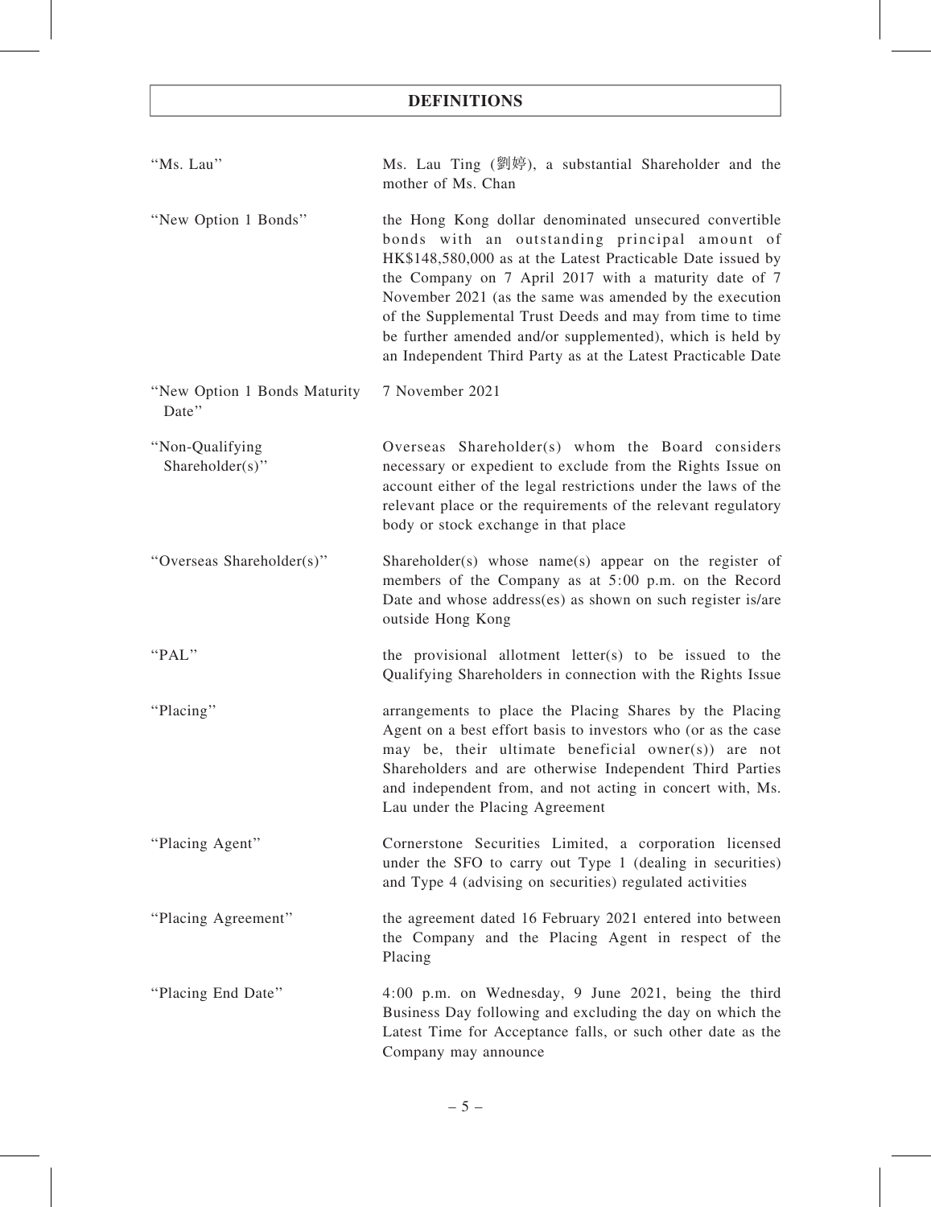# DEFINITIONS

| | |
|---|---|
| "Ms. Lau" | Ms. Lau Ting (劉婷), a substantial Shareholder and the mother of Ms. Chan |
| "New Option 1 Bonds" | the Hong Kong dollar denominated unsecured convertible bonds with an outstanding principal amount of HK$148,580,000 as at the Latest Practicable Date issued by the Company on 7 April 2017 with a maturity date of 7 November 2021 (as the same was amended by the execution of the Supplemental Trust Deeds and may from time to time be further amended and/or supplemented), which is held by an Independent Third Party as at the Latest Practicable Date |
| "New Option 1 Bonds Maturity Date" | 7 November 2021 |
| "Non-Qualifying Shareholder(s)" | Overseas Shareholder(s) whom the Board considers necessary or expedient to exclude from the Rights Issue on account either of the legal restrictions under the laws of the relevant place or the requirements of the relevant regulatory body or stock exchange in that place |
| "Overseas Shareholder(s)" | Shareholder(s) whose name(s) appear on the register of members of the Company as at 5:00 p.m. on the Record Date and whose address(es) as shown on such register is/are outside Hong Kong |
| "PAL" | the provisional allotment letter(s) to be issued to the Qualifying Shareholders in connection with the Rights Issue |
| "Placing" | arrangements to place the Placing Shares by the Placing Agent on a best effort basis to investors who (or as the case may be, their ultimate beneficial owner(s)) are not Shareholders and are otherwise Independent Third Parties and independent from, and not acting in concert with, Ms. Lau under the Placing Agreement |
| "Placing Agent" | Cornerstone Securities Limited, a corporation licensed under the SFO to carry out Type 1 (dealing in securities) and Type 4 (advising on securities) regulated activities |
| "Placing Agreement" | the agreement dated 16 February 2021 entered into between the Company and the Placing Agent in respect of the Placing |
| "Placing End Date" | 4:00 p.m. on Wednesday, 9 June 2021, being the third Business Day following and excluding the day on which the Latest Time for Acceptance falls, or such other date as the Company may announce |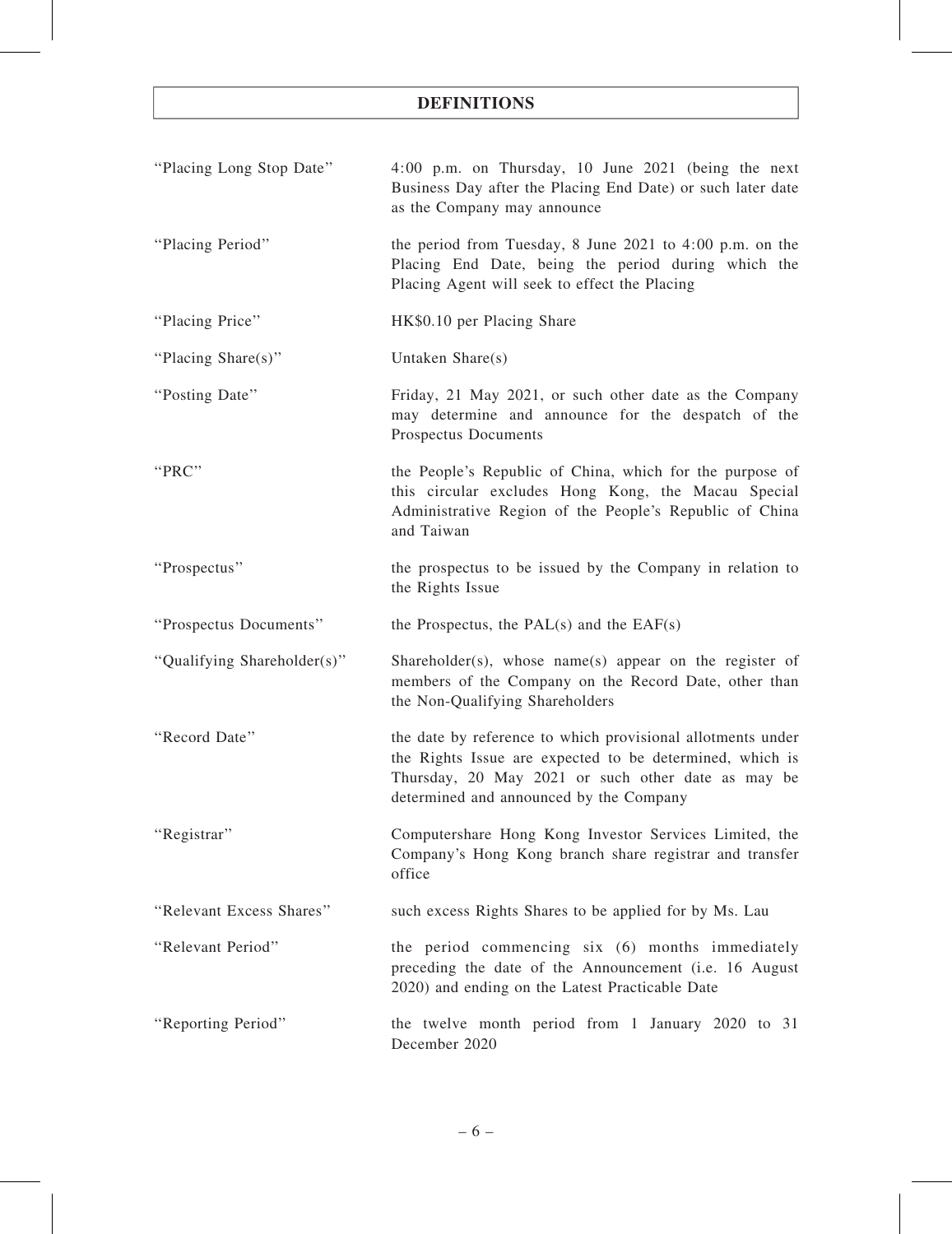# DEFINITIONS

| | |
|---|---|
| "Placing Long Stop Date" | 4:00 p.m. on Thursday, 10 June 2021 (being the next Business Day after the Placing End Date) or such later date as the Company may announce |
| "Placing Period" | the period from Tuesday, 8 June 2021 to 4:00 p.m. on the Placing End Date, being the period during which the Placing Agent will seek to effect the Placing |
| "Placing Price" | HK$0.10 per Placing Share |
| "Placing Share(s)" | Untaken Share(s) |
| "Posting Date" | Friday, 21 May 2021, or such other date as the Company may determine and announce for the despatch of the Prospectus Documents |
| "PRC" | the People's Republic of China, which for the purpose of this circular excludes Hong Kong, the Macau Special Administrative Region of the People's Republic of China and Taiwan |
| "Prospectus" | the prospectus to be issued by the Company in relation to the Rights Issue |
| "Prospectus Documents" | the Prospectus, the PAL(s) and the EAF(s) |
| "Qualifying Shareholder(s)" | Shareholder(s), whose name(s) appear on the register of members of the Company on the Record Date, other than the Non-Qualifying Shareholders |
| "Record Date" | the date by reference to which provisional allotments under the Rights Issue are expected to be determined, which is Thursday, 20 May 2021 or such other date as may be determined and announced by the Company |
| "Registrar" | Computershare Hong Kong Investor Services Limited, the Company's Hong Kong branch share registrar and transfer office |
| "Relevant Excess Shares" | such excess Rights Shares to be applied for by Ms. Lau |
| "Relevant Period" | the period commencing six (6) months immediately preceding the date of the Announcement (i.e. 16 August 2020) and ending on the Latest Practicable Date |
| "Reporting Period" | the twelve month period from 1 January 2020 to 31 December 2020 |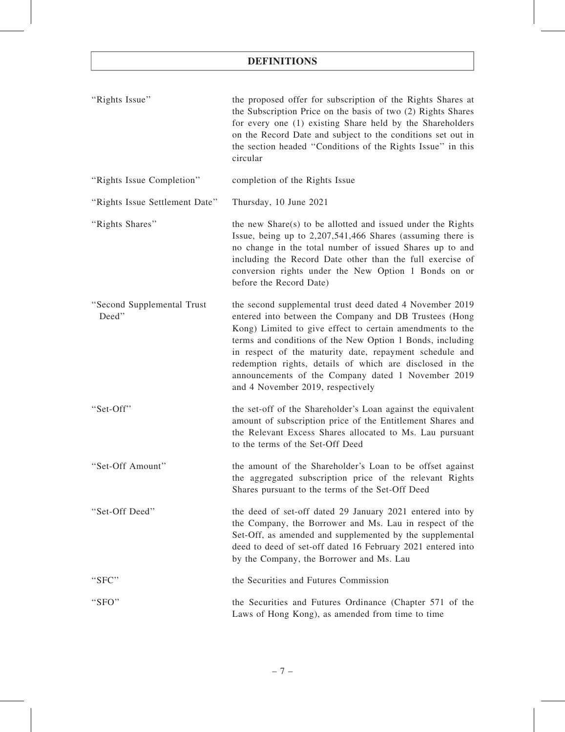# DEFINITIONS

| | |
|---|---|
| "Rights Issue" | the proposed offer for subscription of the Rights Shares at the Subscription Price on the basis of two (2) Rights Shares for every one (1) existing Share held by the Shareholders on the Record Date and subject to the conditions set out in the section headed "Conditions of the Rights Issue" in this circular |
| "Rights Issue Completion" | completion of the Rights Issue |
| "Rights Issue Settlement Date" | Thursday, 10 June 2021 |
| "Rights Shares" | the new Share(s) to be allotted and issued under the Rights Issue, being up to 2,207,541,466 Shares (assuming there is no change in the total number of issued Shares up to and including the Record Date other than the full exercise of conversion rights under the New Option 1 Bonds on or before the Record Date) |
| "Second Supplemental Trust Deed" | the second supplemental trust deed dated 4 November 2019 entered into between the Company and DB Trustees (Hong Kong) Limited to give effect to certain amendments to the terms and conditions of the New Option 1 Bonds, including in respect of the maturity date, repayment schedule and redemption rights, details of which are disclosed in the announcements of the Company dated 1 November 2019 and 4 November 2019, respectively |
| "Set-Off" | the set-off of the Shareholder's Loan against the equivalent amount of subscription price of the Entitlement Shares and the Relevant Excess Shares allocated to Ms. Lau pursuant to the terms of the Set-Off Deed |
| "Set-Off Amount" | the amount of the Shareholder's Loan to be offset against the aggregated subscription price of the relevant Rights Shares pursuant to the terms of the Set-Off Deed |
| "Set-Off Deed" | the deed of set-off dated 29 January 2021 entered into by the Company, the Borrower and Ms. Lau in respect of the Set-Off, as amended and supplemented by the supplemental deed to deed of set-off dated 16 February 2021 entered into by the Company, the Borrower and Ms. Lau |
| "SFC" | the Securities and Futures Commission |
| "SFO" | the Securities and Futures Ordinance (Chapter 571 of the Laws of Hong Kong), as amended from time to time |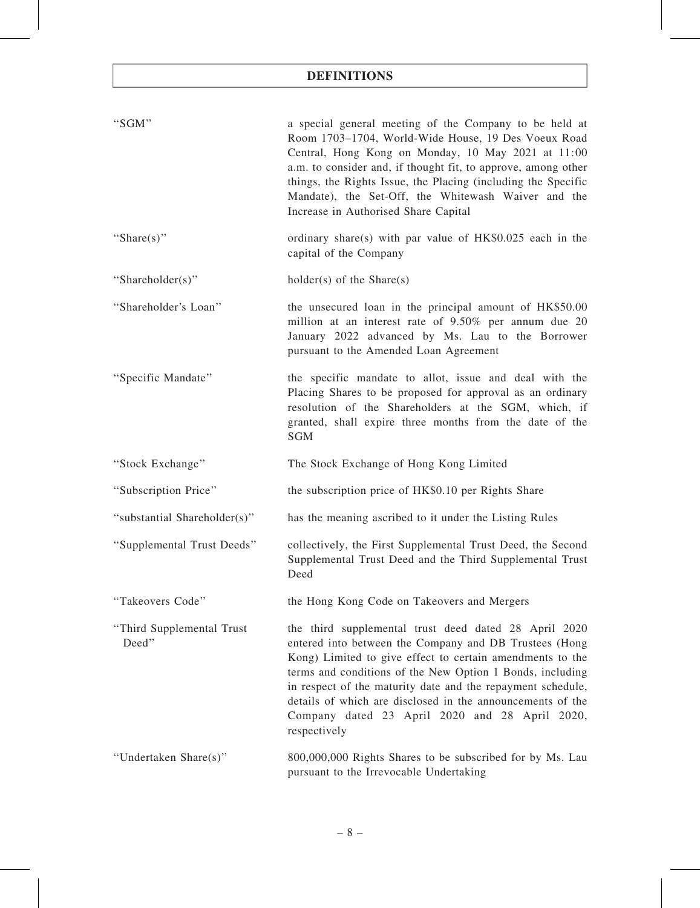# DEFINITIONS

| | |
|---|---|
| "SGM" | a special general meeting of the Company to be held at Room 1703–1704, World-Wide House, 19 Des Voeux Road Central, Hong Kong on Monday, 10 May 2021 at 11:00 a.m. to consider and, if thought fit, to approve, among other things, the Rights Issue, the Placing (including the Specific Mandate), the Set-Off, the Whitewash Waiver and the Increase in Authorised Share Capital |
| "Share(s)" | ordinary share(s) with par value of HK$0.025 each in the capital of the Company |
| "Shareholder(s)" | holder(s) of the Share(s) |
| "Shareholder's Loan" | the unsecured loan in the principal amount of HK$50.00 million at an interest rate of 9.50% per annum due 20 January 2022 advanced by Ms. Lau to the Borrower pursuant to the Amended Loan Agreement |
| "Specific Mandate" | the specific mandate to allot, issue and deal with the Placing Shares to be proposed for approval as an ordinary resolution of the Shareholders at the SGM, which, if granted, shall expire three months from the date of the SGM |
| "Stock Exchange" | The Stock Exchange of Hong Kong Limited |
| "Subscription Price" | the subscription price of HK$0.10 per Rights Share |
| "substantial Shareholder(s)" | has the meaning ascribed to it under the Listing Rules |
| "Supplemental Trust Deeds" | collectively, the First Supplemental Trust Deed, the Second Supplemental Trust Deed and the Third Supplemental Trust Deed |
| "Takeovers Code" | the Hong Kong Code on Takeovers and Mergers |
| "Third Supplemental Trust Deed" | the third supplemental trust deed dated 28 April 2020 entered into between the Company and DB Trustees (Hong Kong) Limited to give effect to certain amendments to the terms and conditions of the New Option 1 Bonds, including in respect of the maturity date and the repayment schedule, details of which are disclosed in the announcements of the Company dated 23 April 2020 and 28 April 2020, respectively |
| "Undertaken Share(s)" | 800,000,000 Rights Shares to be subscribed for by Ms. Lau pursuant to the Irrevocable Undertaking |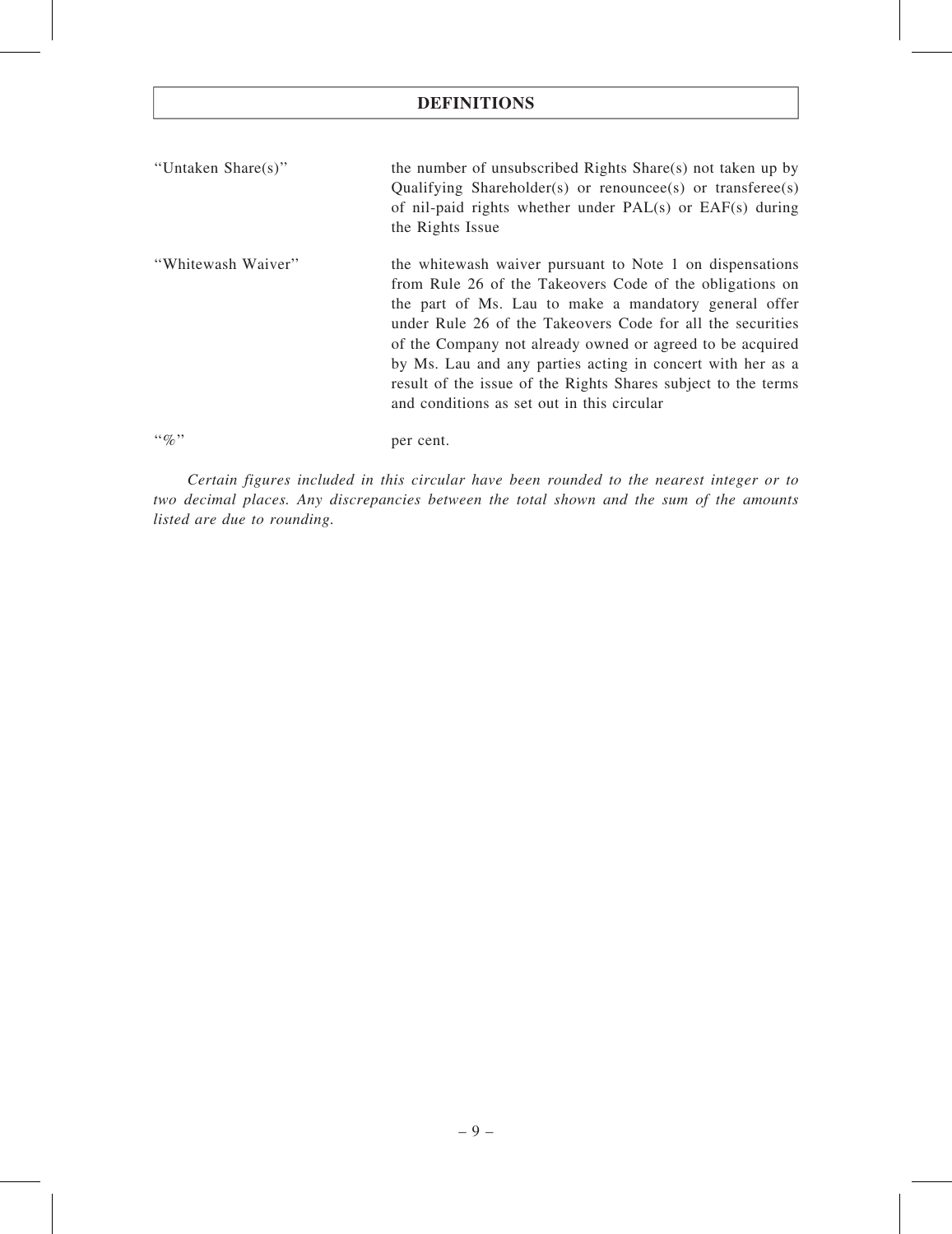## DEFINITIONS

| | |
|---|---|
| "Untaken Share(s)" | the number of unsubscribed Rights Share(s) not taken up by Qualifying Shareholder(s) or renouncee(s) or transferee(s) of nil-paid rights whether under PAL(s) or EAF(s) during the Rights Issue |
| "Whitewash Waiver" | the whitewash waiver pursuant to Note 1 on dispensations from Rule 26 of the Takeovers Code of the obligations on the part of Ms. Lau to make a mandatory general offer under Rule 26 of the Takeovers Code for all the securities of the Company not already owned or agreed to be acquired by Ms. Lau and any parties acting in concert with her as a result of the issue of the Rights Shares subject to the terms and conditions as set out in this circular |
| "%" | per cent. |

*Certain figures included in this circular have been rounded to the nearest integer or to two decimal places. Any discrepancies between the total shown and the sum of the amounts listed are due to rounding.*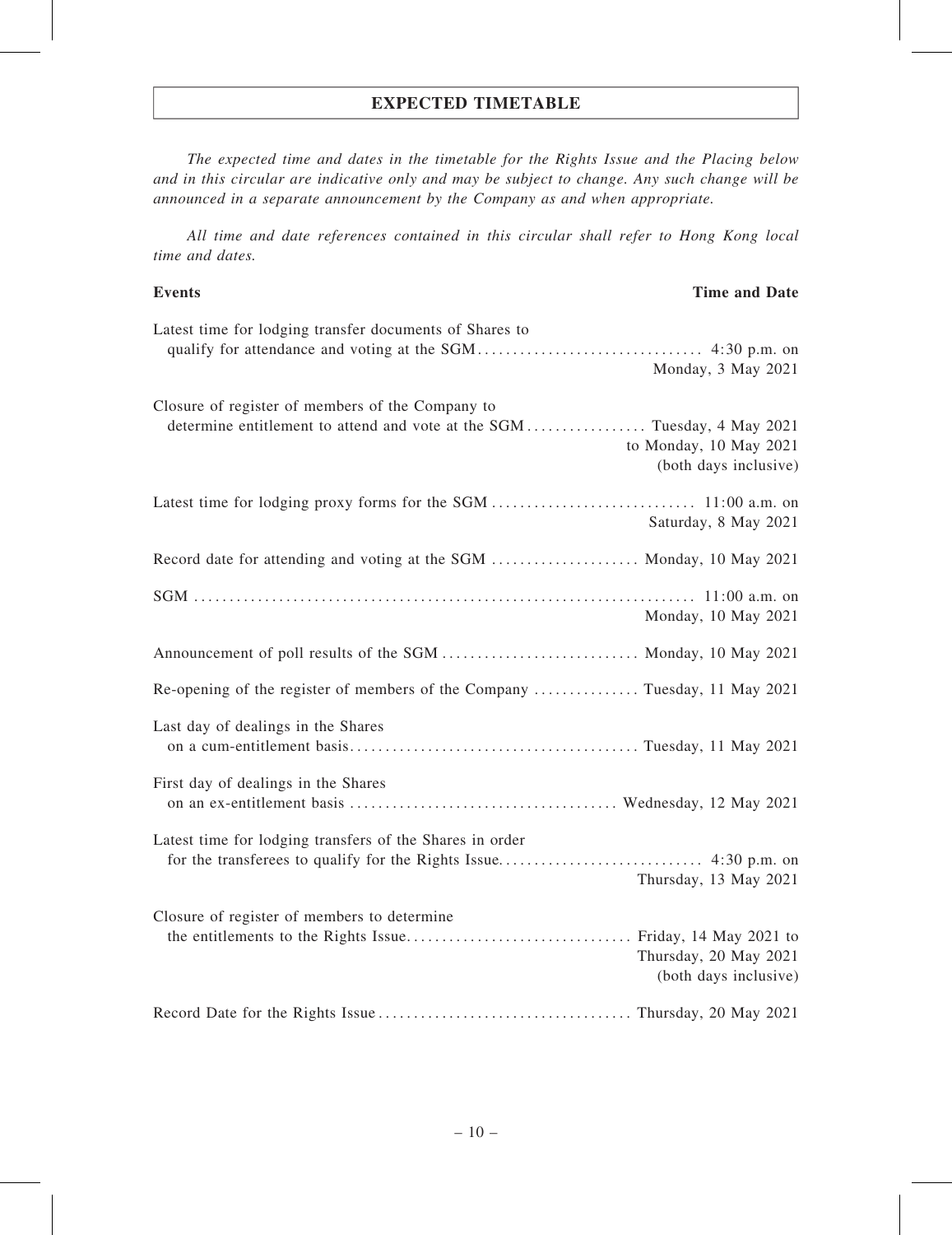# EXPECTED TIMETABLE

*The expected time and dates in the timetable for the Rights Issue and the Placing below and in this circular are indicative only and may be subject to change. Any such change will be announced in a separate announcement by the Company as and when appropriate.*

*All time and date references contained in this circular shall refer to Hong Kong local time and dates.*

| Events | Time and Date |
|---|---|
| Latest time for lodging transfer documents of Shares to qualify for attendance and voting at the SGM | 4:30 p.m. on Monday, 3 May 2021 |
| Closure of register of members of the Company to determine entitlement to attend and vote at the SGM | Tuesday, 4 May 2021 to Monday, 10 May 2021 (both days inclusive) |
| Latest time for lodging proxy forms for the SGM | 11:00 a.m. on Saturday, 8 May 2021 |
| Record date for attending and voting at the SGM | Monday, 10 May 2021 |
| SGM | 11:00 a.m. on Monday, 10 May 2021 |
| Announcement of poll results of the SGM | Monday, 10 May 2021 |
| Re-opening of the register of members of the Company | Tuesday, 11 May 2021 |
| Last day of dealings in the Shares on a cum-entitlement basis | Tuesday, 11 May 2021 |
| First day of dealings in the Shares on an ex-entitlement basis | Wednesday, 12 May 2021 |
| Latest time for lodging transfers of the Shares in order for the transferees to qualify for the Rights Issue | 4:30 p.m. on Thursday, 13 May 2021 |
| Closure of register of members to determine the entitlements to the Rights Issue | Friday, 14 May 2021 to Thursday, 20 May 2021 (both days inclusive) |
| Record Date for the Rights Issue | Thursday, 20 May 2021 |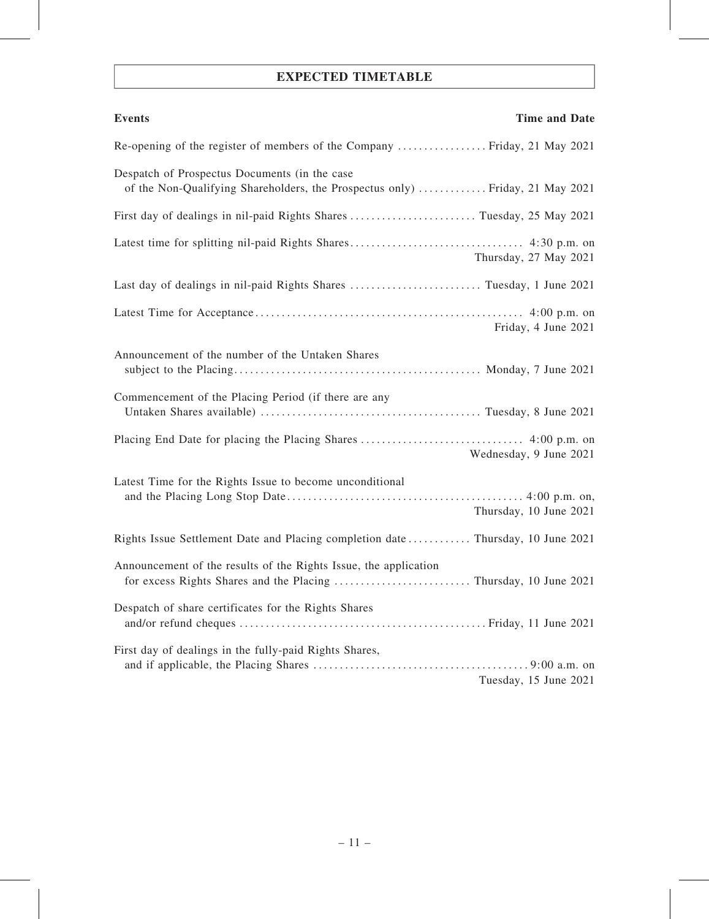# EXPECTED TIMETABLE

| Events | Time and Date |
|---|---|
| Re-opening of the register of members of the Company | Friday, 21 May 2021 |
| Despatch of Prospectus Documents (in the case of the Non-Qualifying Shareholders, the Prospectus only) | Friday, 21 May 2021 |
| First day of dealings in nil-paid Rights Shares | Tuesday, 25 May 2021 |
| Latest time for splitting nil-paid Rights Shares | 4:30 p.m. on Thursday, 27 May 2021 |
| Last day of dealings in nil-paid Rights Shares | Tuesday, 1 June 2021 |
| Latest Time for Acceptance | 4:00 p.m. on Friday, 4 June 2021 |
| Announcement of the number of the Untaken Shares subject to the Placing | Monday, 7 June 2021 |
| Commencement of the Placing Period (if there are any Untaken Shares available) | Tuesday, 8 June 2021 |
| Placing End Date for placing the Placing Shares | 4:00 p.m. on Wednesday, 9 June 2021 |
| Latest Time for the Rights Issue to become unconditional and the Placing Long Stop Date | 4:00 p.m. on, Thursday, 10 June 2021 |
| Rights Issue Settlement Date and Placing completion date | Thursday, 10 June 2021 |
| Announcement of the results of the Rights Issue, the application for excess Rights Shares and the Placing | Thursday, 10 June 2021 |
| Despatch of share certificates for the Rights Shares and/or refund cheques | Friday, 11 June 2021 |
| First day of dealings in the fully-paid Rights Shares, and if applicable, the Placing Shares | 9:00 a.m. on Tuesday, 15 June 2021 |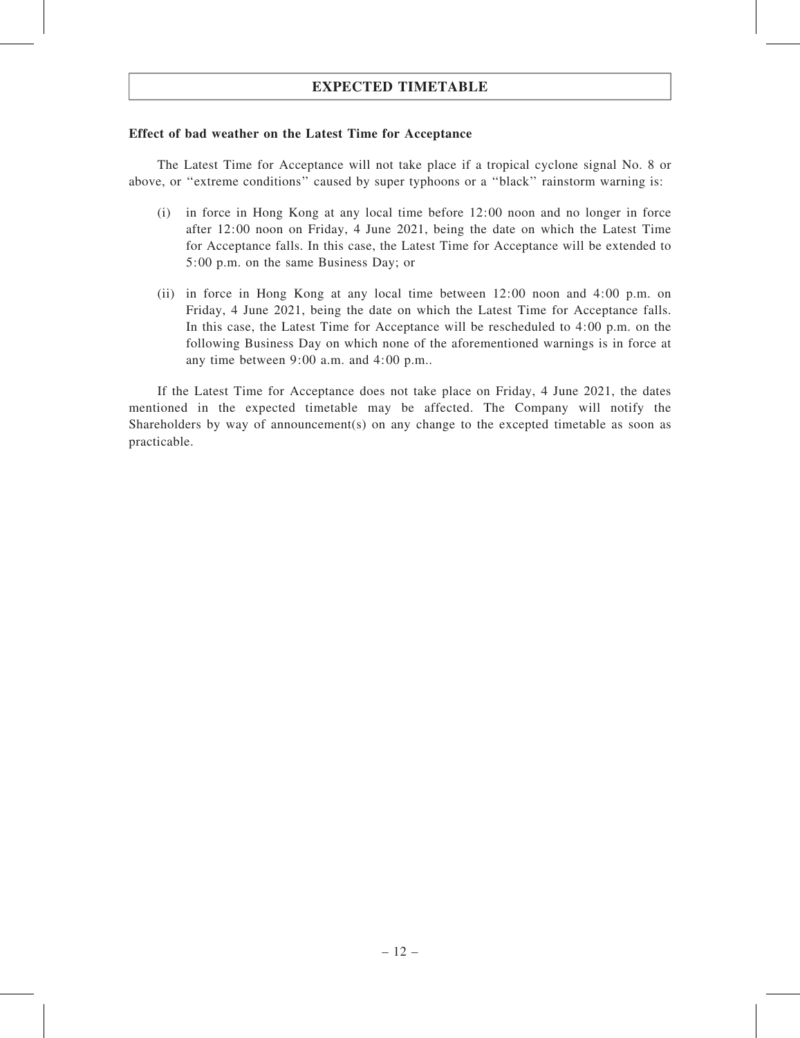# EXPECTED TIMETABLE

**Effect of bad weather on the Latest Time for Acceptance**

The Latest Time for Acceptance will not take place if a tropical cyclone signal No. 8 or above, or ''extreme conditions'' caused by super typhoons or a ''black'' rainstorm warning is:

(i) in force in Hong Kong at any local time before 12:00 noon and no longer in force after 12:00 noon on Friday, 4 June 2021, being the date on which the Latest Time for Acceptance falls. In this case, the Latest Time for Acceptance will be extended to 5:00 p.m. on the same Business Day; or

(ii) in force in Hong Kong at any local time between 12:00 noon and 4:00 p.m. on Friday, 4 June 2021, being the date on which the Latest Time for Acceptance falls. In this case, the Latest Time for Acceptance will be rescheduled to 4:00 p.m. on the following Business Day on which none of the aforementioned warnings is in force at any time between 9:00 a.m. and 4:00 p.m..

If the Latest Time for Acceptance does not take place on Friday, 4 June 2021, the dates mentioned in the expected timetable may be affected. The Company will notify the Shareholders by way of announcement(s) on any change to the excepted timetable as soon as practicable.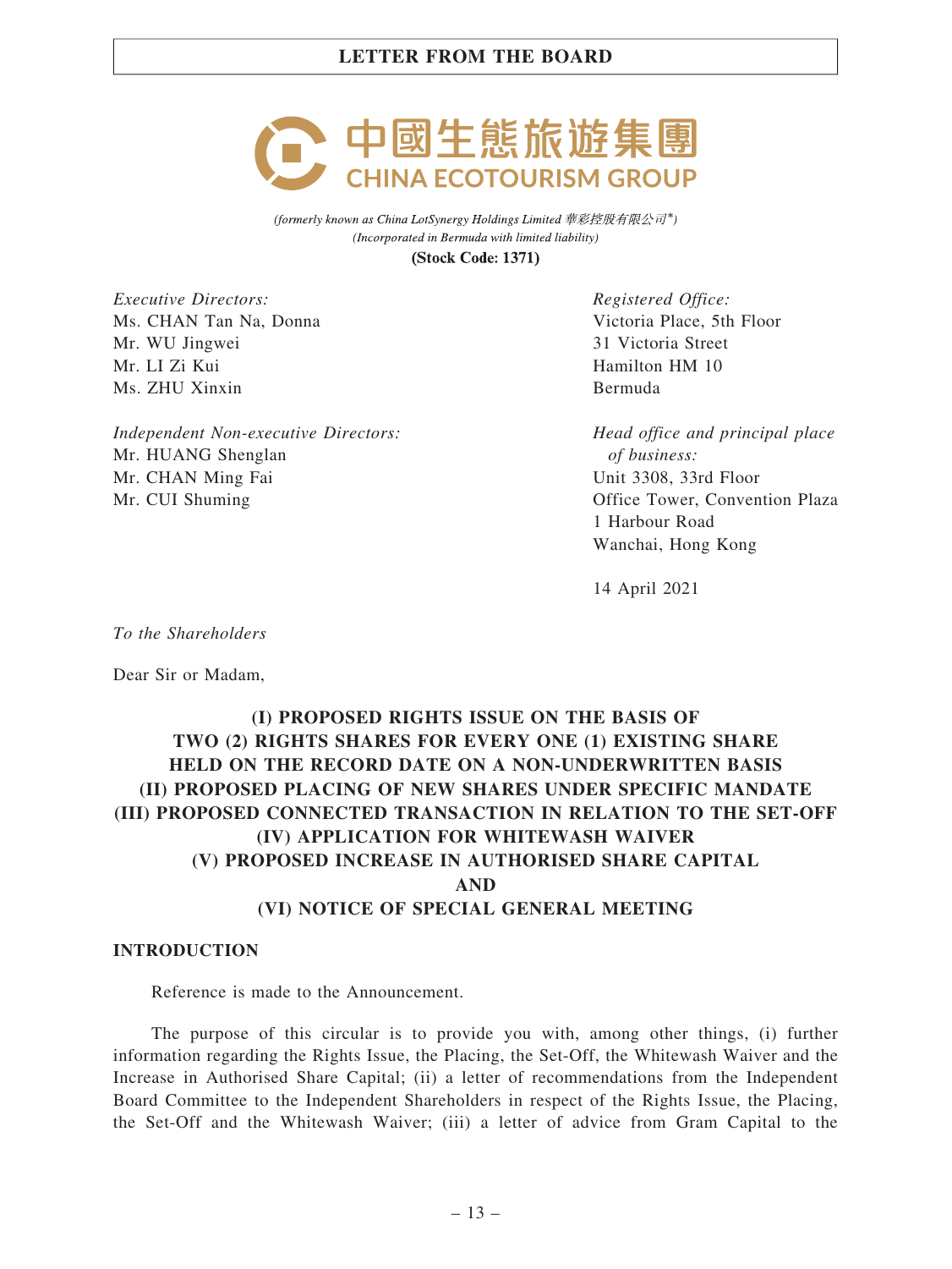中國生態旅遊集團
**CHINA ECOTOURISM GROUP**

*(formerly known as China LotSynergy Holdings Limited 華彩控股有限公司\*)*
*(Incorporated in Bermuda with limited liability)*
**(Stock Code: 1371)**

*Executive Directors:*
Ms. CHAN Tan Na, Donna
Mr. WU Jingwei
Mr. LI Zi Kui
Ms. ZHU Xinxin

*Independent Non-executive Directors:*
Mr. HUANG Shenglan
Mr. CHAN Ming Fai
Mr. CUI Shuming

*Registered Office:*
Victoria Place, 5th Floor
31 Victoria Street
Hamilton HM 10
Bermuda

*Head office and principal place of business:*
Unit 3308, 33rd Floor
Office Tower, Convention Plaza
1 Harbour Road
Wanchai, Hong Kong

14 April 2021

*To the Shareholders*

Dear Sir or Madam,

**(I) PROPOSED RIGHTS ISSUE ON THE BASIS OF TWO (2) RIGHTS SHARES FOR EVERY ONE (1) EXISTING SHARE HELD ON THE RECORD DATE ON A NON-UNDERWRITTEN BASIS**
**(II) PROPOSED PLACING OF NEW SHARES UNDER SPECIFIC MANDATE**
**(III) PROPOSED CONNECTED TRANSACTION IN RELATION TO THE SET-OFF**
**(IV) APPLICATION FOR WHITEWASH WAIVER**
**(V) PROPOSED INCREASE IN AUTHORISED SHARE CAPITAL**
**AND**
**(VI) NOTICE OF SPECIAL GENERAL MEETING**

## INTRODUCTION

Reference is made to the Announcement.

The purpose of this circular is to provide you with, among other things, (i) further information regarding the Rights Issue, the Placing, the Set-Off, the Whitewash Waiver and the Increase in Authorised Share Capital; (ii) a letter of recommendations from the Independent Board Committee to the Independent Shareholders in respect of the Rights Issue, the Placing, the Set-Off and the Whitewash Waiver; (iii) a letter of advice from Gram Capital to the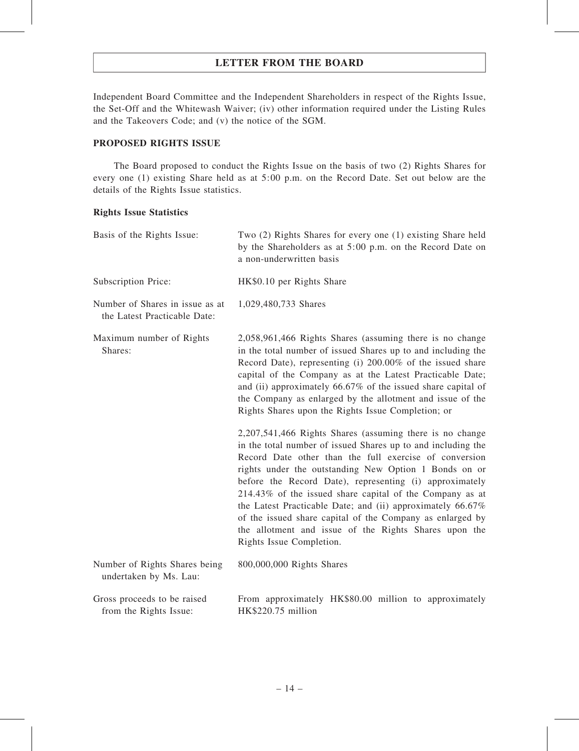Independent Board Committee and the Independent Shareholders in respect of the Rights Issue, the Set-Off and the Whitewash Waiver; (iv) other information required under the Listing Rules and the Takeovers Code; and (v) the notice of the SGM.

## PROPOSED RIGHTS ISSUE

The Board proposed to conduct the Rights Issue on the basis of two (2) Rights Shares for every one (1) existing Share held as at 5:00 p.m. on the Record Date. Set out below are the details of the Rights Issue statistics.

### Rights Issue Statistics

| | |
|---|---|
| Basis of the Rights Issue: | Two (2) Rights Shares for every one (1) existing Share held by the Shareholders as at 5:00 p.m. on the Record Date on a non-underwritten basis |
| Subscription Price: | HK$0.10 per Rights Share |
| Number of Shares in issue as at the Latest Practicable Date: | 1,029,480,733 Shares |
| Maximum number of Rights Shares: | 2,058,961,466 Rights Shares (assuming there is no change in the total number of issued Shares up to and including the Record Date), representing (i) 200.00% of the issued share capital of the Company as at the Latest Practicable Date; and (ii) approximately 66.67% of the issued share capital of the Company as enlarged by the allotment and issue of the Rights Shares upon the Rights Issue Completion; or<br><br>2,207,541,466 Rights Shares (assuming there is no change in the total number of issued Shares up to and including the Record Date other than the full exercise of conversion rights under the outstanding New Option 1 Bonds on or before the Record Date), representing (i) approximately 214.43% of the issued share capital of the Company as at the Latest Practicable Date; and (ii) approximately 66.67% of the issued share capital of the Company as enlarged by the allotment and issue of the Rights Shares upon the Rights Issue Completion. |
| Number of Rights Shares being undertaken by Ms. Lau: | 800,000,000 Rights Shares |
| Gross proceeds to be raised from the Rights Issue: | From approximately HK$80.00 million to approximately HK$220.75 million |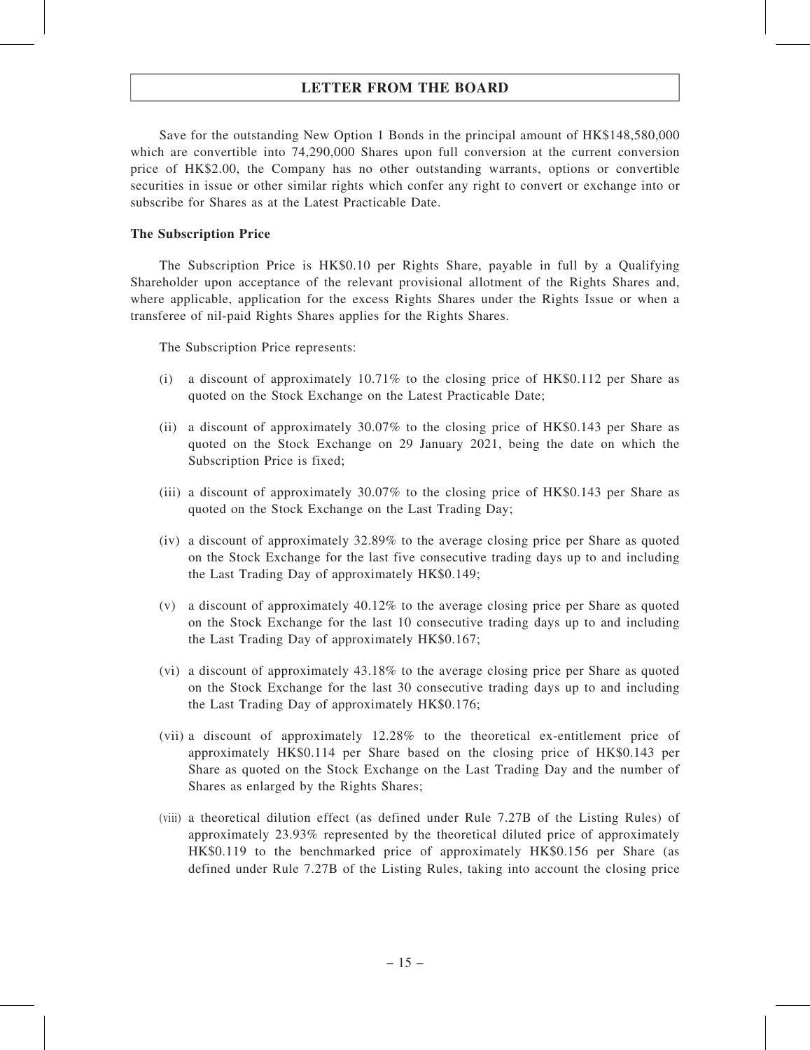Save for the outstanding New Option 1 Bonds in the principal amount of HK$148,580,000 which are convertible into 74,290,000 Shares upon full conversion at the current conversion price of HK$2.00, the Company has no other outstanding warrants, options or convertible securities in issue or other similar rights which confer any right to convert or exchange into or subscribe for Shares as at the Latest Practicable Date.

**The Subscription Price**

The Subscription Price is HK$0.10 per Rights Share, payable in full by a Qualifying Shareholder upon acceptance of the relevant provisional allotment of the Rights Shares and, where applicable, application for the excess Rights Shares under the Rights Issue or when a transferee of nil-paid Rights Shares applies for the Rights Shares.

The Subscription Price represents:

(i) a discount of approximately 10.71% to the closing price of HK$0.112 per Share as quoted on the Stock Exchange on the Latest Practicable Date;

(ii) a discount of approximately 30.07% to the closing price of HK$0.143 per Share as quoted on the Stock Exchange on 29 January 2021, being the date on which the Subscription Price is fixed;

(iii) a discount of approximately 30.07% to the closing price of HK$0.143 per Share as quoted on the Stock Exchange on the Last Trading Day;

(iv) a discount of approximately 32.89% to the average closing price per Share as quoted on the Stock Exchange for the last five consecutive trading days up to and including the Last Trading Day of approximately HK$0.149;

(v) a discount of approximately 40.12% to the average closing price per Share as quoted on the Stock Exchange for the last 10 consecutive trading days up to and including the Last Trading Day of approximately HK$0.167;

(vi) a discount of approximately 43.18% to the average closing price per Share as quoted on the Stock Exchange for the last 30 consecutive trading days up to and including the Last Trading Day of approximately HK$0.176;

(vii) a discount of approximately 12.28% to the theoretical ex-entitlement price of approximately HK$0.114 per Share based on the closing price of HK$0.143 per Share as quoted on the Stock Exchange on the Last Trading Day and the number of Shares as enlarged by the Rights Shares;

(viii) a theoretical dilution effect (as defined under Rule 7.27B of the Listing Rules) of approximately 23.93% represented by the theoretical diluted price of approximately HK$0.119 to the benchmarked price of approximately HK$0.156 per Share (as defined under Rule 7.27B of the Listing Rules, taking into account the closing price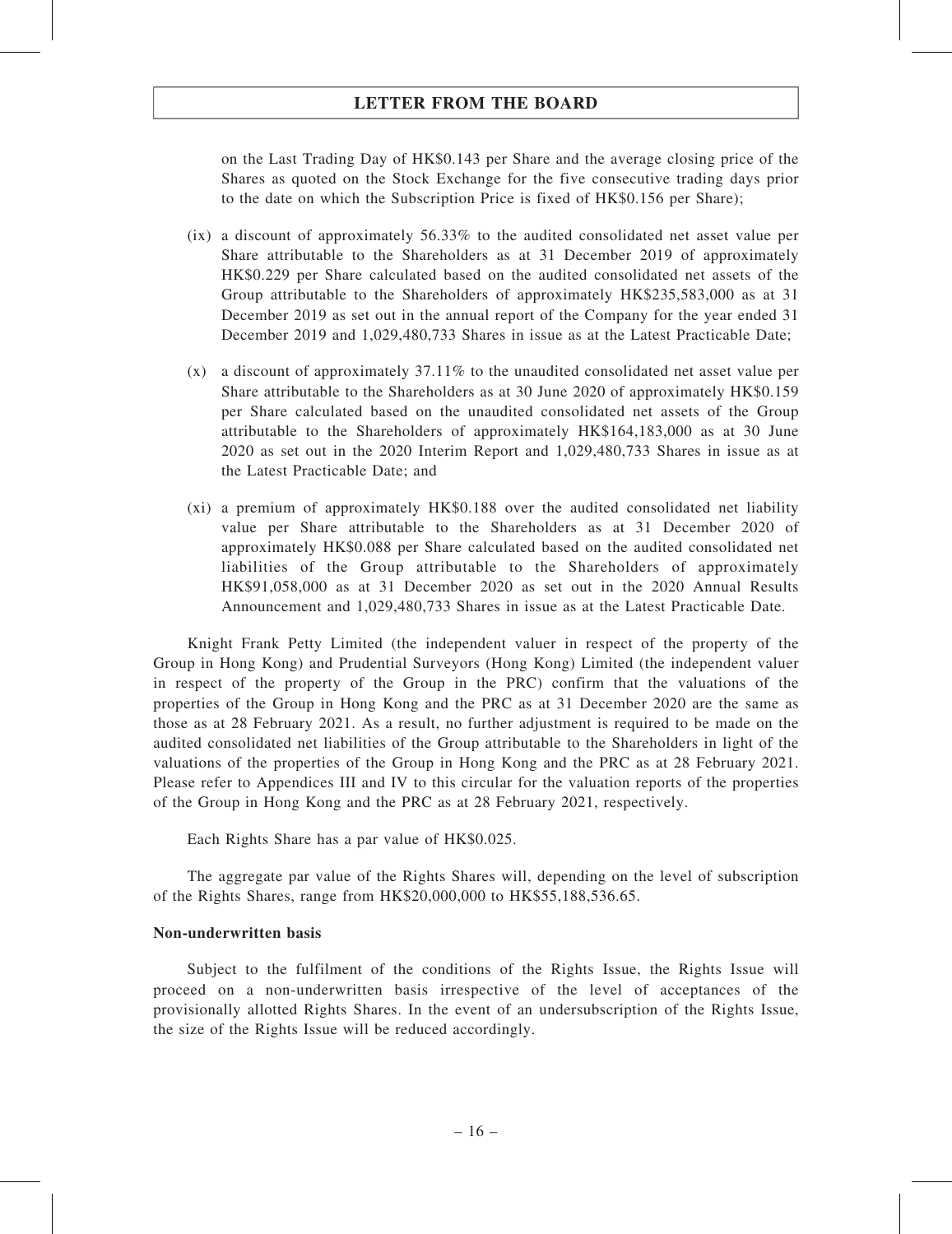on the Last Trading Day of HK$0.143 per Share and the average closing price of the Shares as quoted on the Stock Exchange for the five consecutive trading days prior to the date on which the Subscription Price is fixed of HK$0.156 per Share);

(ix) a discount of approximately 56.33% to the audited consolidated net asset value per Share attributable to the Shareholders as at 31 December 2019 of approximately HK$0.229 per Share calculated based on the audited consolidated net assets of the Group attributable to the Shareholders of approximately HK$235,583,000 as at 31 December 2019 as set out in the annual report of the Company for the year ended 31 December 2019 and 1,029,480,733 Shares in issue as at the Latest Practicable Date;

(x) a discount of approximately 37.11% to the unaudited consolidated net asset value per Share attributable to the Shareholders as at 30 June 2020 of approximately HK$0.159 per Share calculated based on the unaudited consolidated net assets of the Group attributable to the Shareholders of approximately HK$164,183,000 as at 30 June 2020 as set out in the 2020 Interim Report and 1,029,480,733 Shares in issue as at the Latest Practicable Date; and

(xi) a premium of approximately HK$0.188 over the audited consolidated net liability value per Share attributable to the Shareholders as at 31 December 2020 of approximately HK$0.088 per Share calculated based on the audited consolidated net liabilities of the Group attributable to the Shareholders of approximately HK$91,058,000 as at 31 December 2020 as set out in the 2020 Annual Results Announcement and 1,029,480,733 Shares in issue as at the Latest Practicable Date.

Knight Frank Petty Limited (the independent valuer in respect of the property of the Group in Hong Kong) and Prudential Surveyors (Hong Kong) Limited (the independent valuer in respect of the property of the Group in the PRC) confirm that the valuations of the properties of the Group in Hong Kong and the PRC as at 31 December 2020 are the same as those as at 28 February 2021. As a result, no further adjustment is required to be made on the audited consolidated net liabilities of the Group attributable to the Shareholders in light of the valuations of the properties of the Group in Hong Kong and the PRC as at 28 February 2021. Please refer to Appendices III and IV to this circular for the valuation reports of the properties of the Group in Hong Kong and the PRC as at 28 February 2021, respectively.

Each Rights Share has a par value of HK$0.025.

The aggregate par value of the Rights Shares will, depending on the level of subscription of the Rights Shares, range from HK$20,000,000 to HK$55,188,536.65.

**Non-underwritten basis**

Subject to the fulfilment of the conditions of the Rights Issue, the Rights Issue will proceed on a non-underwritten basis irrespective of the level of acceptances of the provisionally allotted Rights Shares. In the event of an undersubscription of the Rights Issue, the size of the Rights Issue will be reduced accordingly.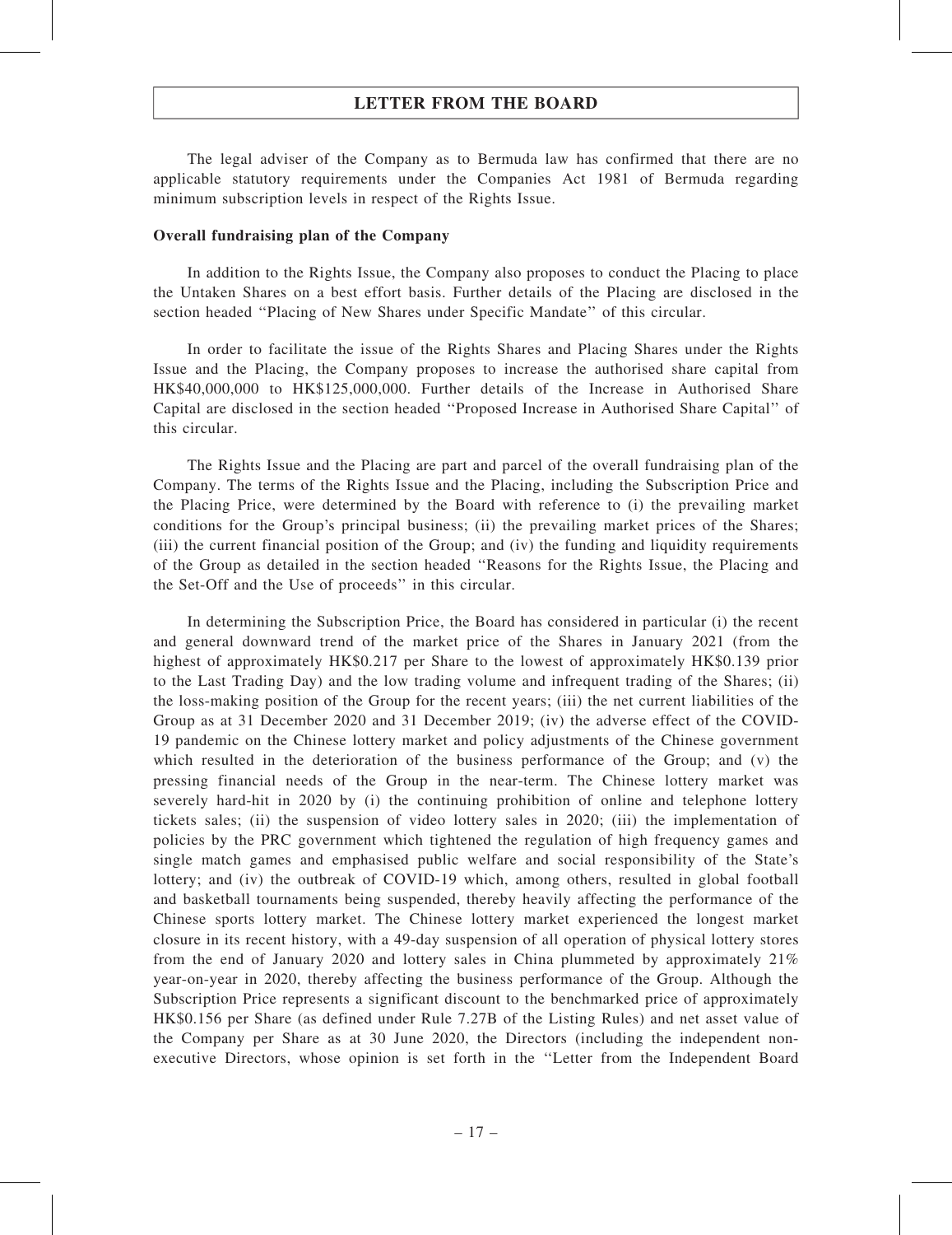The legal adviser of the Company as to Bermuda law has confirmed that there are no applicable statutory requirements under the Companies Act 1981 of Bermuda regarding minimum subscription levels in respect of the Rights Issue.

**Overall fundraising plan of the Company**

In addition to the Rights Issue, the Company also proposes to conduct the Placing to place the Untaken Shares on a best effort basis. Further details of the Placing are disclosed in the section headed ''Placing of New Shares under Specific Mandate'' of this circular.

In order to facilitate the issue of the Rights Shares and Placing Shares under the Rights Issue and the Placing, the Company proposes to increase the authorised share capital from HK$40,000,000 to HK$125,000,000. Further details of the Increase in Authorised Share Capital are disclosed in the section headed ''Proposed Increase in Authorised Share Capital'' of this circular.

The Rights Issue and the Placing are part and parcel of the overall fundraising plan of the Company. The terms of the Rights Issue and the Placing, including the Subscription Price and the Placing Price, were determined by the Board with reference to (i) the prevailing market conditions for the Group's principal business; (ii) the prevailing market prices of the Shares; (iii) the current financial position of the Group; and (iv) the funding and liquidity requirements of the Group as detailed in the section headed ''Reasons for the Rights Issue, the Placing and the Set-Off and the Use of proceeds'' in this circular.

In determining the Subscription Price, the Board has considered in particular (i) the recent and general downward trend of the market price of the Shares in January 2021 (from the highest of approximately HK$0.217 per Share to the lowest of approximately HK$0.139 prior to the Last Trading Day) and the low trading volume and infrequent trading of the Shares; (ii) the loss-making position of the Group for the recent years; (iii) the net current liabilities of the Group as at 31 December 2020 and 31 December 2019; (iv) the adverse effect of the COVID-19 pandemic on the Chinese lottery market and policy adjustments of the Chinese government which resulted in the deterioration of the business performance of the Group; and (v) the pressing financial needs of the Group in the near-term. The Chinese lottery market was severely hard-hit in 2020 by (i) the continuing prohibition of online and telephone lottery tickets sales; (ii) the suspension of video lottery sales in 2020; (iii) the implementation of policies by the PRC government which tightened the regulation of high frequency games and single match games and emphasised public welfare and social responsibility of the State's lottery; and (iv) the outbreak of COVID-19 which, among others, resulted in global football and basketball tournaments being suspended, thereby heavily affecting the performance of the Chinese sports lottery market. The Chinese lottery market experienced the longest market closure in its recent history, with a 49-day suspension of all operation of physical lottery stores from the end of January 2020 and lottery sales in China plummeted by approximately 21% year-on-year in 2020, thereby affecting the business performance of the Group. Although the Subscription Price represents a significant discount to the benchmarked price of approximately HK$0.156 per Share (as defined under Rule 7.27B of the Listing Rules) and net asset value of the Company per Share as at 30 June 2020, the Directors (including the independent non-executive Directors, whose opinion is set forth in the ''Letter from the Independent Board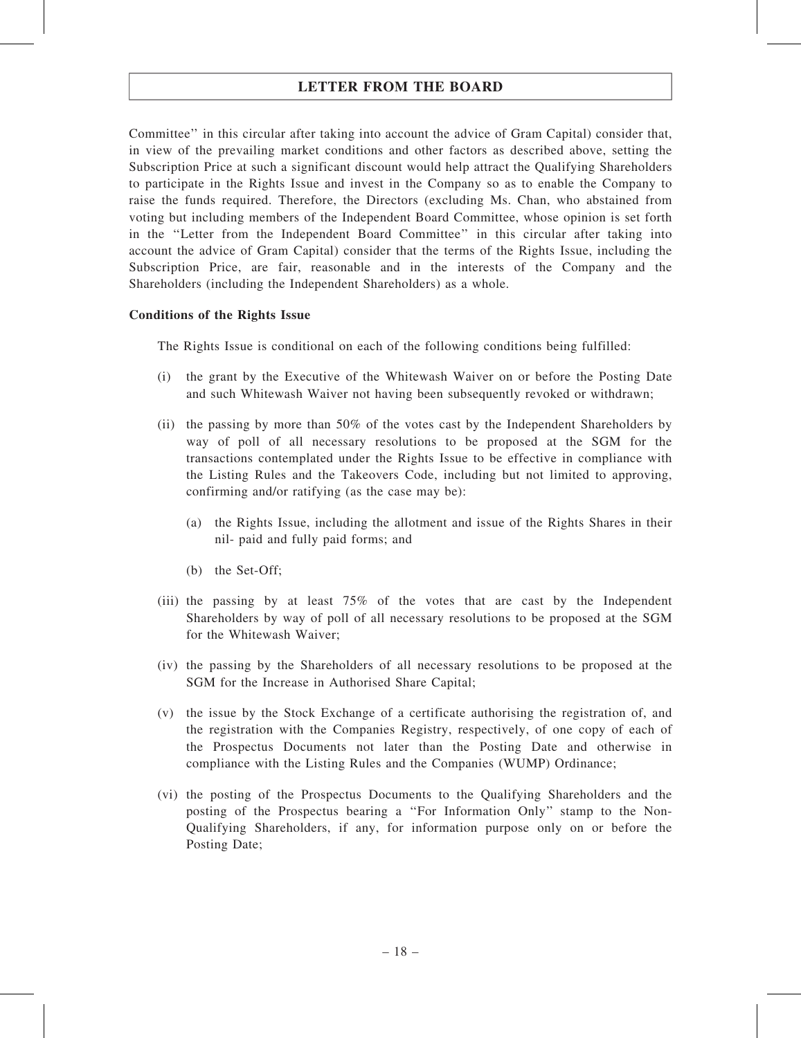Committee'' in this circular after taking into account the advice of Gram Capital) consider that, in view of the prevailing market conditions and other factors as described above, setting the Subscription Price at such a significant discount would help attract the Qualifying Shareholders to participate in the Rights Issue and invest in the Company so as to enable the Company to raise the funds required. Therefore, the Directors (excluding Ms. Chan, who abstained from voting but including members of the Independent Board Committee, whose opinion is set forth in the ''Letter from the Independent Board Committee'' in this circular after taking into account the advice of Gram Capital) consider that the terms of the Rights Issue, including the Subscription Price, are fair, reasonable and in the interests of the Company and the Shareholders (including the Independent Shareholders) as a whole.

**Conditions of the Rights Issue**

The Rights Issue is conditional on each of the following conditions being fulfilled:

(i) the grant by the Executive of the Whitewash Waiver on or before the Posting Date and such Whitewash Waiver not having been subsequently revoked or withdrawn;

(ii) the passing by more than 50% of the votes cast by the Independent Shareholders by way of poll of all necessary resolutions to be proposed at the SGM for the transactions contemplated under the Rights Issue to be effective in compliance with the Listing Rules and the Takeovers Code, including but not limited to approving, confirming and/or ratifying (as the case may be):

  (a) the Rights Issue, including the allotment and issue of the Rights Shares in their nil- paid and fully paid forms; and

  (b) the Set-Off;

(iii) the passing by at least 75% of the votes that are cast by the Independent Shareholders by way of poll of all necessary resolutions to be proposed at the SGM for the Whitewash Waiver;

(iv) the passing by the Shareholders of all necessary resolutions to be proposed at the SGM for the Increase in Authorised Share Capital;

(v) the issue by the Stock Exchange of a certificate authorising the registration of, and the registration with the Companies Registry, respectively, of one copy of each of the Prospectus Documents not later than the Posting Date and otherwise in compliance with the Listing Rules and the Companies (WUMP) Ordinance;

(vi) the posting of the Prospectus Documents to the Qualifying Shareholders and the posting of the Prospectus bearing a ''For Information Only'' stamp to the Non-Qualifying Shareholders, if any, for information purpose only on or before the Posting Date;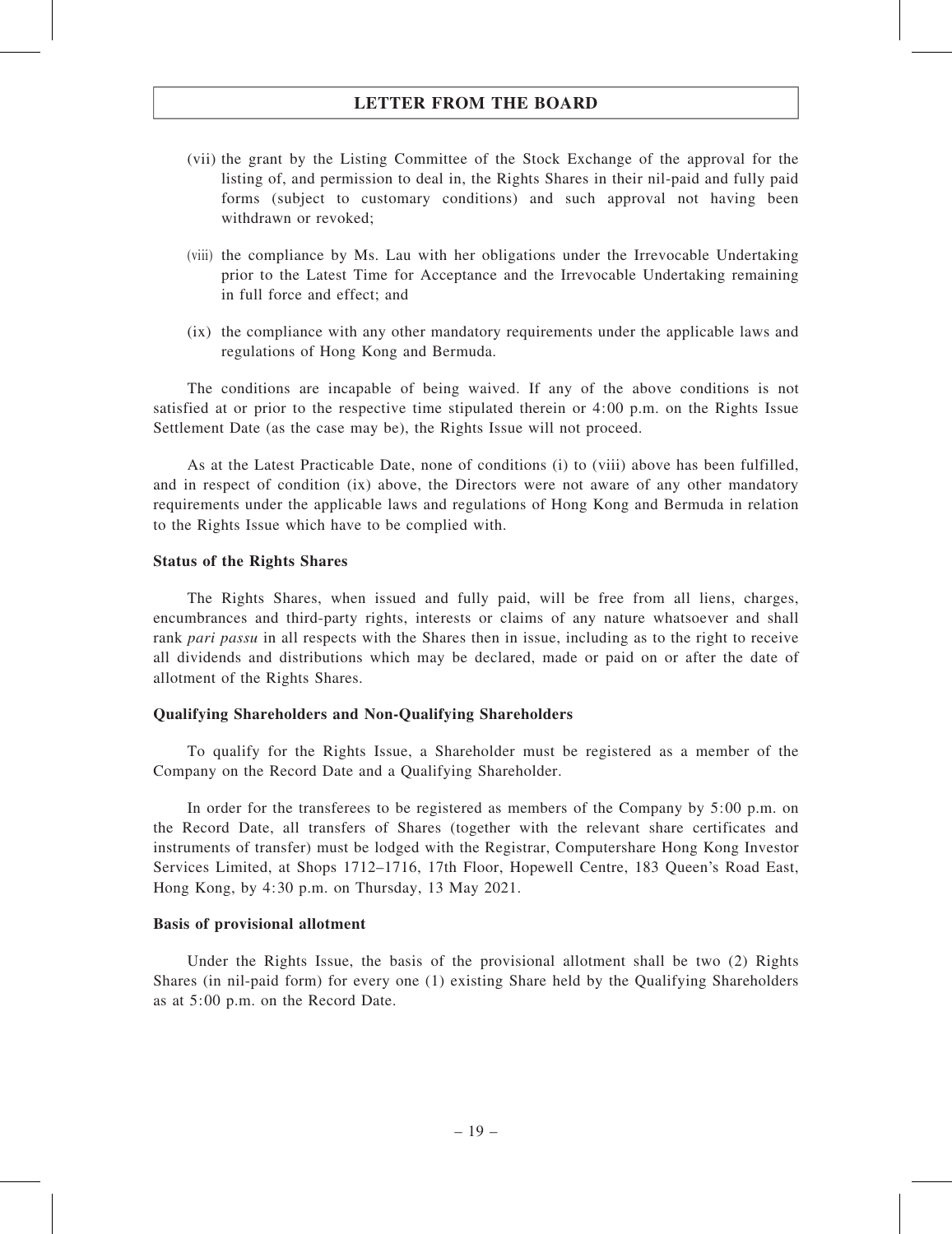(vii) the grant by the Listing Committee of the Stock Exchange of the approval for the listing of, and permission to deal in, the Rights Shares in their nil-paid and fully paid forms (subject to customary conditions) and such approval not having been withdrawn or revoked;

(viii) the compliance by Ms. Lau with her obligations under the Irrevocable Undertaking prior to the Latest Time for Acceptance and the Irrevocable Undertaking remaining in full force and effect; and

(ix) the compliance with any other mandatory requirements under the applicable laws and regulations of Hong Kong and Bermuda.

The conditions are incapable of being waived. If any of the above conditions is not satisfied at or prior to the respective time stipulated therein or 4:00 p.m. on the Rights Issue Settlement Date (as the case may be), the Rights Issue will not proceed.

As at the Latest Practicable Date, none of conditions (i) to (viii) above has been fulfilled, and in respect of condition (ix) above, the Directors were not aware of any other mandatory requirements under the applicable laws and regulations of Hong Kong and Bermuda in relation to the Rights Issue which have to be complied with.

**Status of the Rights Shares**

The Rights Shares, when issued and fully paid, will be free from all liens, charges, encumbrances and third-party rights, interests or claims of any nature whatsoever and shall rank *pari passu* in all respects with the Shares then in issue, including as to the right to receive all dividends and distributions which may be declared, made or paid on or after the date of allotment of the Rights Shares.

**Qualifying Shareholders and Non-Qualifying Shareholders**

To qualify for the Rights Issue, a Shareholder must be registered as a member of the Company on the Record Date and a Qualifying Shareholder.

In order for the transferees to be registered as members of the Company by 5:00 p.m. on the Record Date, all transfers of Shares (together with the relevant share certificates and instruments of transfer) must be lodged with the Registrar, Computershare Hong Kong Investor Services Limited, at Shops 1712–1716, 17th Floor, Hopewell Centre, 183 Queen's Road East, Hong Kong, by 4:30 p.m. on Thursday, 13 May 2021.

**Basis of provisional allotment**

Under the Rights Issue, the basis of the provisional allotment shall be two (2) Rights Shares (in nil-paid form) for every one (1) existing Share held by the Qualifying Shareholders as at 5:00 p.m. on the Record Date.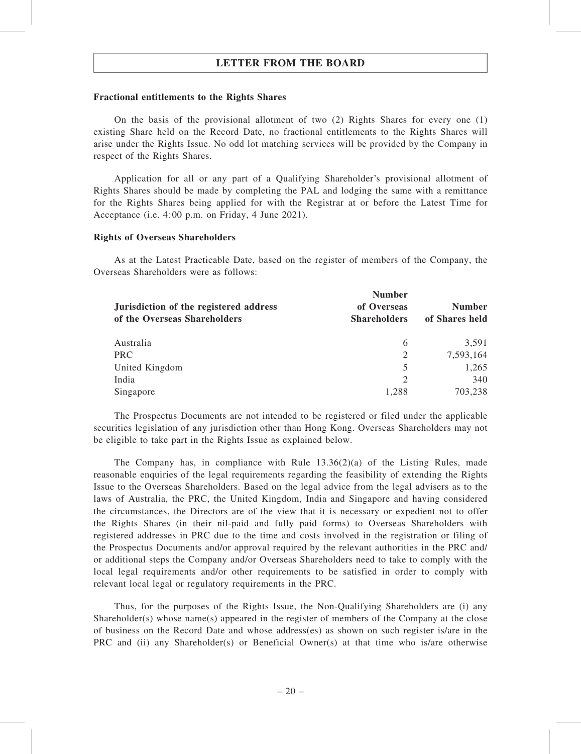**Fractional entitlements to the Rights Shares**

On the basis of the provisional allotment of two (2) Rights Shares for every one (1) existing Share held on the Record Date, no fractional entitlements to the Rights Shares will arise under the Rights Issue. No odd lot matching services will be provided by the Company in respect of the Rights Shares.

Application for all or any part of a Qualifying Shareholder's provisional allotment of Rights Shares should be made by completing the PAL and lodging the same with a remittance for the Rights Shares being applied for with the Registrar at or before the Latest Time for Acceptance (i.e. 4:00 p.m. on Friday, 4 June 2021).

**Rights of Overseas Shareholders**

As at the Latest Practicable Date, based on the register of members of the Company, the Overseas Shareholders were as follows:

| Jurisdiction of the registered address of the Overseas Shareholders | Number of Overseas Shareholders | Number of Shares held |
|---|---|---|
| Australia | 6 | 3,591 |
| PRC | 2 | 7,593,164 |
| United Kingdom | 5 | 1,265 |
| India | 2 | 340 |
| Singapore | 1,288 | 703,238 |

The Prospectus Documents are not intended to be registered or filed under the applicable securities legislation of any jurisdiction other than Hong Kong. Overseas Shareholders may not be eligible to take part in the Rights Issue as explained below.

The Company has, in compliance with Rule 13.36(2)(a) of the Listing Rules, made reasonable enquiries of the legal requirements regarding the feasibility of extending the Rights Issue to the Overseas Shareholders. Based on the legal advice from the legal advisers as to the laws of Australia, the PRC, the United Kingdom, India and Singapore and having considered the circumstances, the Directors are of the view that it is necessary or expedient not to offer the Rights Shares (in their nil-paid and fully paid forms) to Overseas Shareholders with registered addresses in PRC due to the time and costs involved in the registration or filing of the Prospectus Documents and/or approval required by the relevant authorities in the PRC and/ or additional steps the Company and/or Overseas Shareholders need to take to comply with the local legal requirements and/or other requirements to be satisfied in order to comply with relevant local legal or regulatory requirements in the PRC.

Thus, for the purposes of the Rights Issue, the Non-Qualifying Shareholders are (i) any Shareholder(s) whose name(s) appeared in the register of members of the Company at the close of business on the Record Date and whose address(es) as shown on such register is/are in the PRC and (ii) any Shareholder(s) or Beneficial Owner(s) at that time who is/are otherwise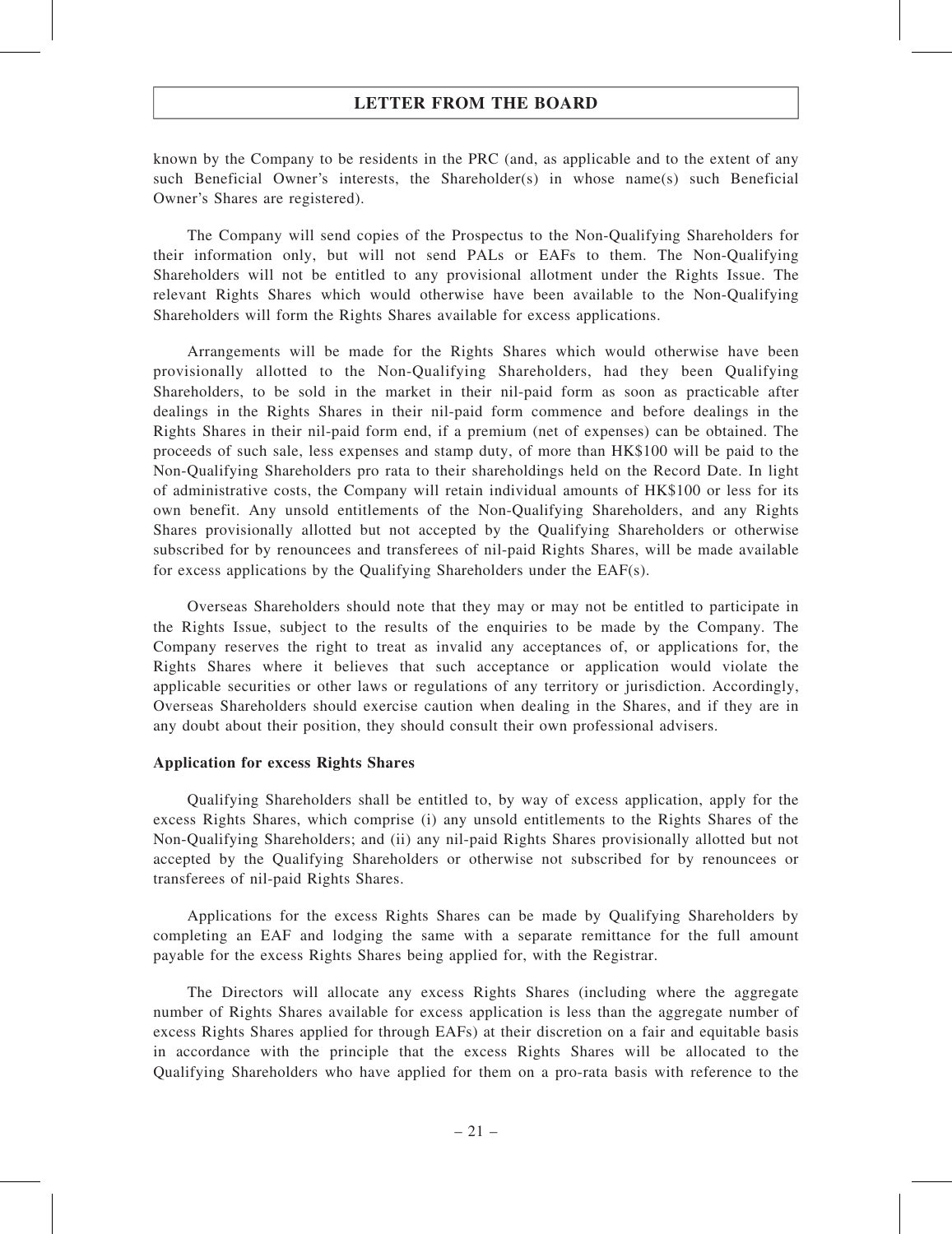known by the Company to be residents in the PRC (and, as applicable and to the extent of any such Beneficial Owner's interests, the Shareholder(s) in whose name(s) such Beneficial Owner's Shares are registered).

The Company will send copies of the Prospectus to the Non-Qualifying Shareholders for their information only, but will not send PALs or EAFs to them. The Non-Qualifying Shareholders will not be entitled to any provisional allotment under the Rights Issue. The relevant Rights Shares which would otherwise have been available to the Non-Qualifying Shareholders will form the Rights Shares available for excess applications.

Arrangements will be made for the Rights Shares which would otherwise have been provisionally allotted to the Non-Qualifying Shareholders, had they been Qualifying Shareholders, to be sold in the market in their nil-paid form as soon as practicable after dealings in the Rights Shares in their nil-paid form commence and before dealings in the Rights Shares in their nil-paid form end, if a premium (net of expenses) can be obtained. The proceeds of such sale, less expenses and stamp duty, of more than HK$100 will be paid to the Non-Qualifying Shareholders pro rata to their shareholdings held on the Record Date. In light of administrative costs, the Company will retain individual amounts of HK$100 or less for its own benefit. Any unsold entitlements of the Non-Qualifying Shareholders, and any Rights Shares provisionally allotted but not accepted by the Qualifying Shareholders or otherwise subscribed for by renouncees and transferees of nil-paid Rights Shares, will be made available for excess applications by the Qualifying Shareholders under the EAF(s).

Overseas Shareholders should note that they may or may not be entitled to participate in the Rights Issue, subject to the results of the enquiries to be made by the Company. The Company reserves the right to treat as invalid any acceptances of, or applications for, the Rights Shares where it believes that such acceptance or application would violate the applicable securities or other laws or regulations of any territory or jurisdiction. Accordingly, Overseas Shareholders should exercise caution when dealing in the Shares, and if they are in any doubt about their position, they should consult their own professional advisers.

**Application for excess Rights Shares**

Qualifying Shareholders shall be entitled to, by way of excess application, apply for the excess Rights Shares, which comprise (i) any unsold entitlements to the Rights Shares of the Non-Qualifying Shareholders; and (ii) any nil-paid Rights Shares provisionally allotted but not accepted by the Qualifying Shareholders or otherwise not subscribed for by renouncees or transferees of nil-paid Rights Shares.

Applications for the excess Rights Shares can be made by Qualifying Shareholders by completing an EAF and lodging the same with a separate remittance for the full amount payable for the excess Rights Shares being applied for, with the Registrar.

The Directors will allocate any excess Rights Shares (including where the aggregate number of Rights Shares available for excess application is less than the aggregate number of excess Rights Shares applied for through EAFs) at their discretion on a fair and equitable basis in accordance with the principle that the excess Rights Shares will be allocated to the Qualifying Shareholders who have applied for them on a pro-rata basis with reference to the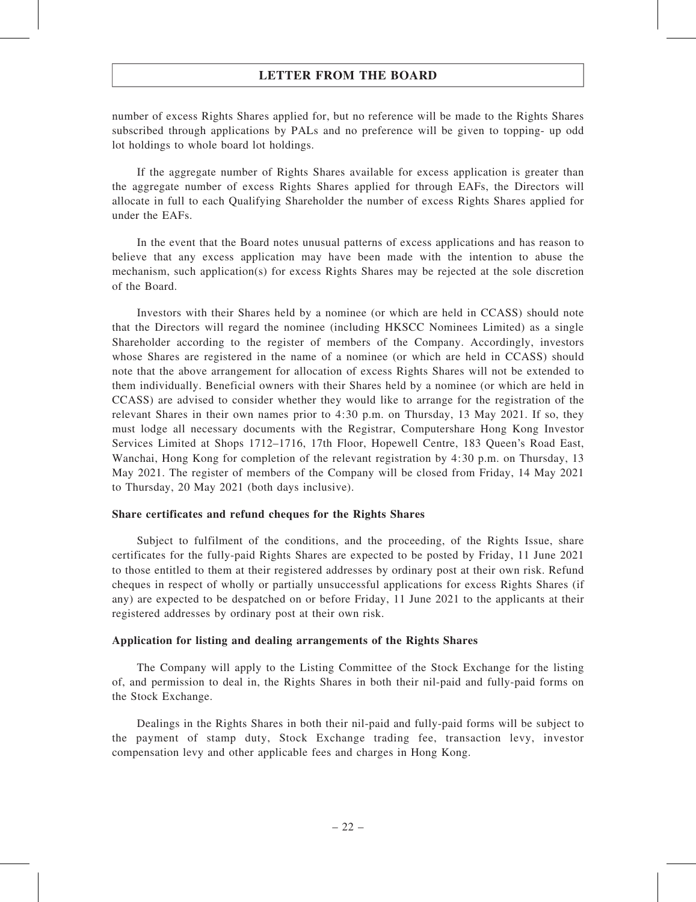number of excess Rights Shares applied for, but no reference will be made to the Rights Shares subscribed through applications by PALs and no preference will be given to topping- up odd lot holdings to whole board lot holdings.

If the aggregate number of Rights Shares available for excess application is greater than the aggregate number of excess Rights Shares applied for through EAFs, the Directors will allocate in full to each Qualifying Shareholder the number of excess Rights Shares applied for under the EAFs.

In the event that the Board notes unusual patterns of excess applications and has reason to believe that any excess application may have been made with the intention to abuse the mechanism, such application(s) for excess Rights Shares may be rejected at the sole discretion of the Board.

Investors with their Shares held by a nominee (or which are held in CCASS) should note that the Directors will regard the nominee (including HKSCC Nominees Limited) as a single Shareholder according to the register of members of the Company. Accordingly, investors whose Shares are registered in the name of a nominee (or which are held in CCASS) should note that the above arrangement for allocation of excess Rights Shares will not be extended to them individually. Beneficial owners with their Shares held by a nominee (or which are held in CCASS) are advised to consider whether they would like to arrange for the registration of the relevant Shares in their own names prior to 4:30 p.m. on Thursday, 13 May 2021. If so, they must lodge all necessary documents with the Registrar, Computershare Hong Kong Investor Services Limited at Shops 1712–1716, 17th Floor, Hopewell Centre, 183 Queen's Road East, Wanchai, Hong Kong for completion of the relevant registration by 4:30 p.m. on Thursday, 13 May 2021. The register of members of the Company will be closed from Friday, 14 May 2021 to Thursday, 20 May 2021 (both days inclusive).

**Share certificates and refund cheques for the Rights Shares**

Subject to fulfilment of the conditions, and the proceeding, of the Rights Issue, share certificates for the fully-paid Rights Shares are expected to be posted by Friday, 11 June 2021 to those entitled to them at their registered addresses by ordinary post at their own risk. Refund cheques in respect of wholly or partially unsuccessful applications for excess Rights Shares (if any) are expected to be despatched on or before Friday, 11 June 2021 to the applicants at their registered addresses by ordinary post at their own risk.

**Application for listing and dealing arrangements of the Rights Shares**

The Company will apply to the Listing Committee of the Stock Exchange for the listing of, and permission to deal in, the Rights Shares in both their nil-paid and fully-paid forms on the Stock Exchange.

Dealings in the Rights Shares in both their nil-paid and fully-paid forms will be subject to the payment of stamp duty, Stock Exchange trading fee, transaction levy, investor compensation levy and other applicable fees and charges in Hong Kong.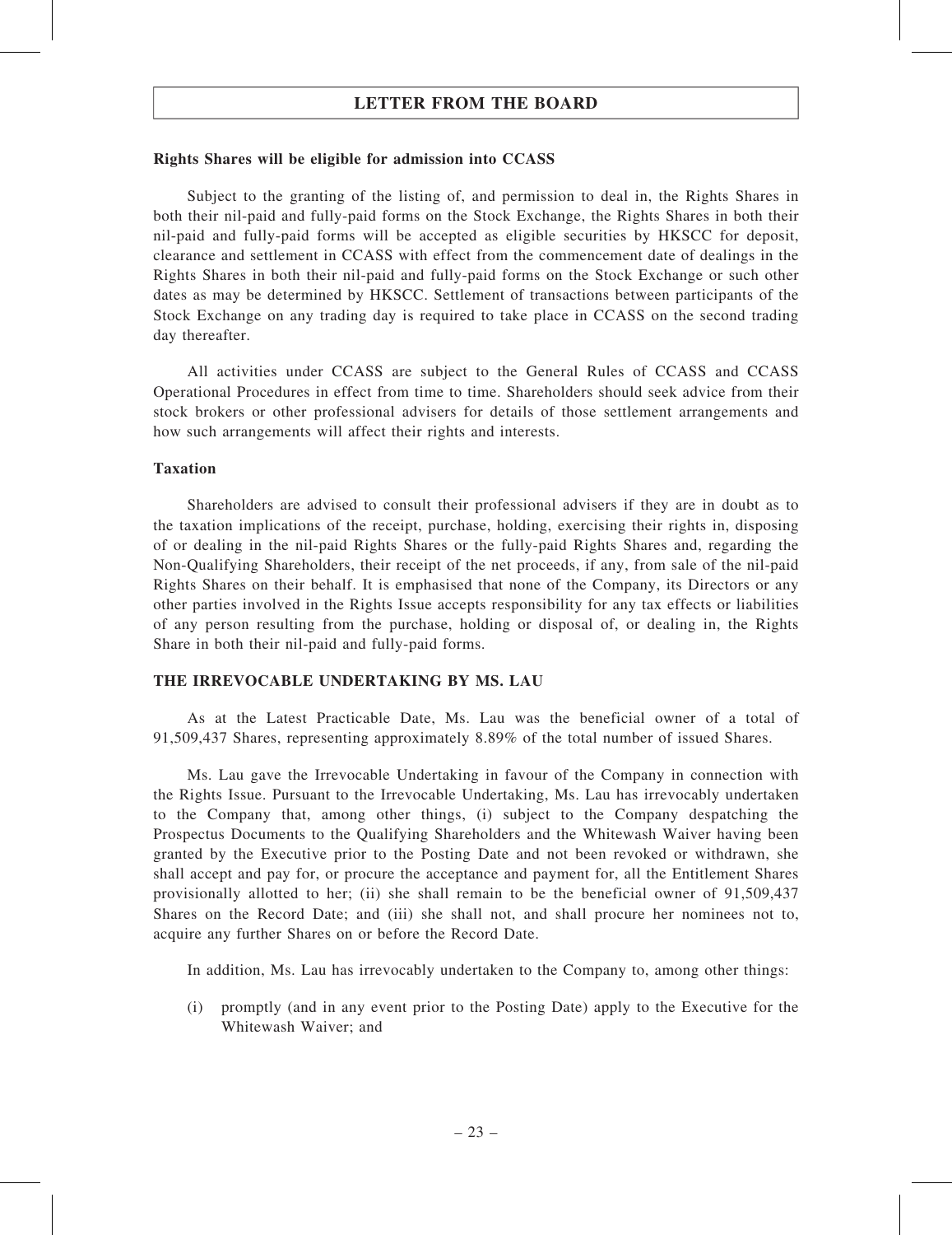**Rights Shares will be eligible for admission into CCASS**

Subject to the granting of the listing of, and permission to deal in, the Rights Shares in both their nil-paid and fully-paid forms on the Stock Exchange, the Rights Shares in both their nil-paid and fully-paid forms will be accepted as eligible securities by HKSCC for deposit, clearance and settlement in CCASS with effect from the commencement date of dealings in the Rights Shares in both their nil-paid and fully-paid forms on the Stock Exchange or such other dates as may be determined by HKSCC. Settlement of transactions between participants of the Stock Exchange on any trading day is required to take place in CCASS on the second trading day thereafter.

All activities under CCASS are subject to the General Rules of CCASS and CCASS Operational Procedures in effect from time to time. Shareholders should seek advice from their stock brokers or other professional advisers for details of those settlement arrangements and how such arrangements will affect their rights and interests.

**Taxation**

Shareholders are advised to consult their professional advisers if they are in doubt as to the taxation implications of the receipt, purchase, holding, exercising their rights in, disposing of or dealing in the nil-paid Rights Shares or the fully-paid Rights Shares and, regarding the Non-Qualifying Shareholders, their receipt of the net proceeds, if any, from sale of the nil-paid Rights Shares on their behalf. It is emphasised that none of the Company, its Directors or any other parties involved in the Rights Issue accepts responsibility for any tax effects or liabilities of any person resulting from the purchase, holding or disposal of, or dealing in, the Rights Share in both their nil-paid and fully-paid forms.

**THE IRREVOCABLE UNDERTAKING BY MS. LAU**

As at the Latest Practicable Date, Ms. Lau was the beneficial owner of a total of 91,509,437 Shares, representing approximately 8.89% of the total number of issued Shares.

Ms. Lau gave the Irrevocable Undertaking in favour of the Company in connection with the Rights Issue. Pursuant to the Irrevocable Undertaking, Ms. Lau has irrevocably undertaken to the Company that, among other things, (i) subject to the Company despatching the Prospectus Documents to the Qualifying Shareholders and the Whitewash Waiver having been granted by the Executive prior to the Posting Date and not been revoked or withdrawn, she shall accept and pay for, or procure the acceptance and payment for, all the Entitlement Shares provisionally allotted to her; (ii) she shall remain to be the beneficial owner of 91,509,437 Shares on the Record Date; and (iii) she shall not, and shall procure her nominees not to, acquire any further Shares on or before the Record Date.

In addition, Ms. Lau has irrevocably undertaken to the Company to, among other things:

(i) promptly (and in any event prior to the Posting Date) apply to the Executive for the Whitewash Waiver; and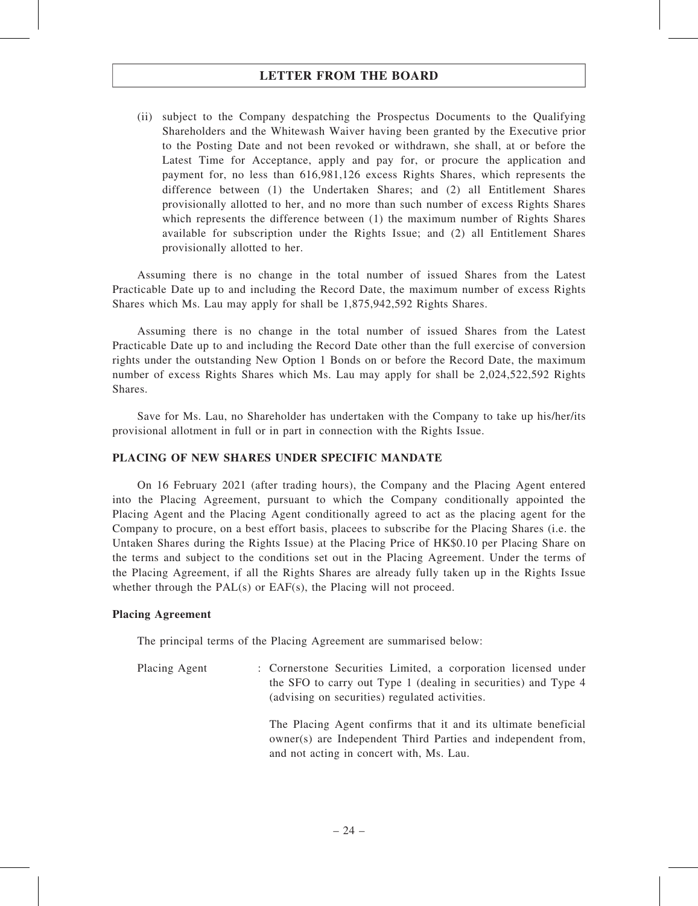(ii) subject to the Company despatching the Prospectus Documents to the Qualifying Shareholders and the Whitewash Waiver having been granted by the Executive prior to the Posting Date and not been revoked or withdrawn, she shall, at or before the Latest Time for Acceptance, apply and pay for, or procure the application and payment for, no less than 616,981,126 excess Rights Shares, which represents the difference between (1) the Undertaken Shares; and (2) all Entitlement Shares provisionally allotted to her, and no more than such number of excess Rights Shares which represents the difference between (1) the maximum number of Rights Shares available for subscription under the Rights Issue; and (2) all Entitlement Shares provisionally allotted to her.

Assuming there is no change in the total number of issued Shares from the Latest Practicable Date up to and including the Record Date, the maximum number of excess Rights Shares which Ms. Lau may apply for shall be 1,875,942,592 Rights Shares.

Assuming there is no change in the total number of issued Shares from the Latest Practicable Date up to and including the Record Date other than the full exercise of conversion rights under the outstanding New Option 1 Bonds on or before the Record Date, the maximum number of excess Rights Shares which Ms. Lau may apply for shall be 2,024,522,592 Rights Shares.

Save for Ms. Lau, no Shareholder has undertaken with the Company to take up his/her/its provisional allotment in full or in part in connection with the Rights Issue.

**PLACING OF NEW SHARES UNDER SPECIFIC MANDATE**

On 16 February 2021 (after trading hours), the Company and the Placing Agent entered into the Placing Agreement, pursuant to which the Company conditionally appointed the Placing Agent and the Placing Agent conditionally agreed to act as the placing agent for the Company to procure, on a best effort basis, placees to subscribe for the Placing Shares (i.e. the Untaken Shares during the Rights Issue) at the Placing Price of HK$0.10 per Placing Share on the terms and subject to the conditions set out in the Placing Agreement. Under the terms of the Placing Agreement, if all the Rights Shares are already fully taken up in the Rights Issue whether through the PAL(s) or EAF(s), the Placing will not proceed.

**Placing Agreement**

The principal terms of the Placing Agreement are summarised below:

Placing Agent : Cornerstone Securities Limited, a corporation licensed under the SFO to carry out Type 1 (dealing in securities) and Type 4 (advising on securities) regulated activities.

The Placing Agent confirms that it and its ultimate beneficial owner(s) are Independent Third Parties and independent from, and not acting in concert with, Ms. Lau.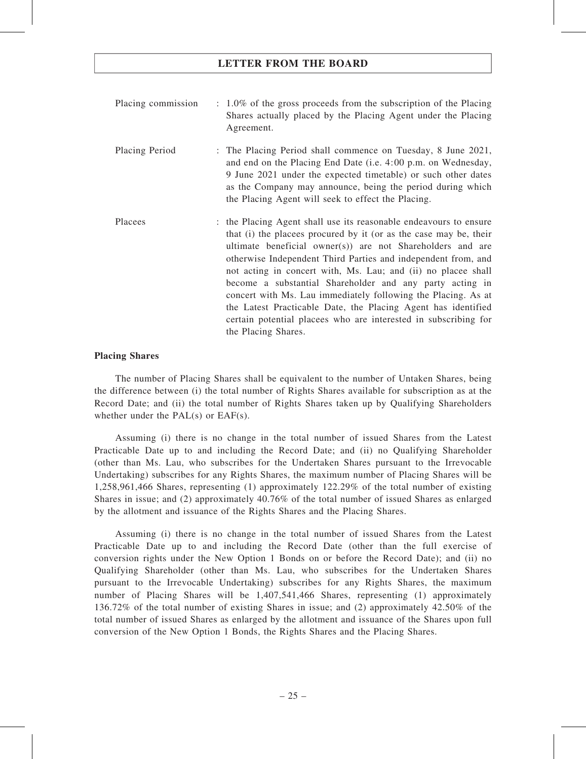| | | |
|---|---|---|
| Placing commission | : | 1.0% of the gross proceeds from the subscription of the Placing Shares actually placed by the Placing Agent under the Placing Agreement. |
| Placing Period | : | The Placing Period shall commence on Tuesday, 8 June 2021, and end on the Placing End Date (i.e. 4:00 p.m. on Wednesday, 9 June 2021 under the expected timetable) or such other dates as the Company may announce, being the period during which the Placing Agent will seek to effect the Placing. |
| Placees | : | the Placing Agent shall use its reasonable endeavours to ensure that (i) the placees procured by it (or as the case may be, their ultimate beneficial owner(s)) are not Shareholders and are otherwise Independent Third Parties and independent from, and not acting in concert with, Ms. Lau; and (ii) no placee shall become a substantial Shareholder and any party acting in concert with Ms. Lau immediately following the Placing. As at the Latest Practicable Date, the Placing Agent has identified certain potential placees who are interested in subscribing for the Placing Shares. |

**Placing Shares**

The number of Placing Shares shall be equivalent to the number of Untaken Shares, being the difference between (i) the total number of Rights Shares available for subscription as at the Record Date; and (ii) the total number of Rights Shares taken up by Qualifying Shareholders whether under the PAL(s) or EAF(s).

Assuming (i) there is no change in the total number of issued Shares from the Latest Practicable Date up to and including the Record Date; and (ii) no Qualifying Shareholder (other than Ms. Lau, who subscribes for the Undertaken Shares pursuant to the Irrevocable Undertaking) subscribes for any Rights Shares, the maximum number of Placing Shares will be 1,258,961,466 Shares, representing (1) approximately 122.29% of the total number of existing Shares in issue; and (2) approximately 40.76% of the total number of issued Shares as enlarged by the allotment and issuance of the Rights Shares and the Placing Shares.

Assuming (i) there is no change in the total number of issued Shares from the Latest Practicable Date up to and including the Record Date (other than the full exercise of conversion rights under the New Option 1 Bonds on or before the Record Date); and (ii) no Qualifying Shareholder (other than Ms. Lau, who subscribes for the Undertaken Shares pursuant to the Irrevocable Undertaking) subscribes for any Rights Shares, the maximum number of Placing Shares will be 1,407,541,466 Shares, representing (1) approximately 136.72% of the total number of existing Shares in issue; and (2) approximately 42.50% of the total number of issued Shares as enlarged by the allotment and issuance of the Shares upon full conversion of the New Option 1 Bonds, the Rights Shares and the Placing Shares.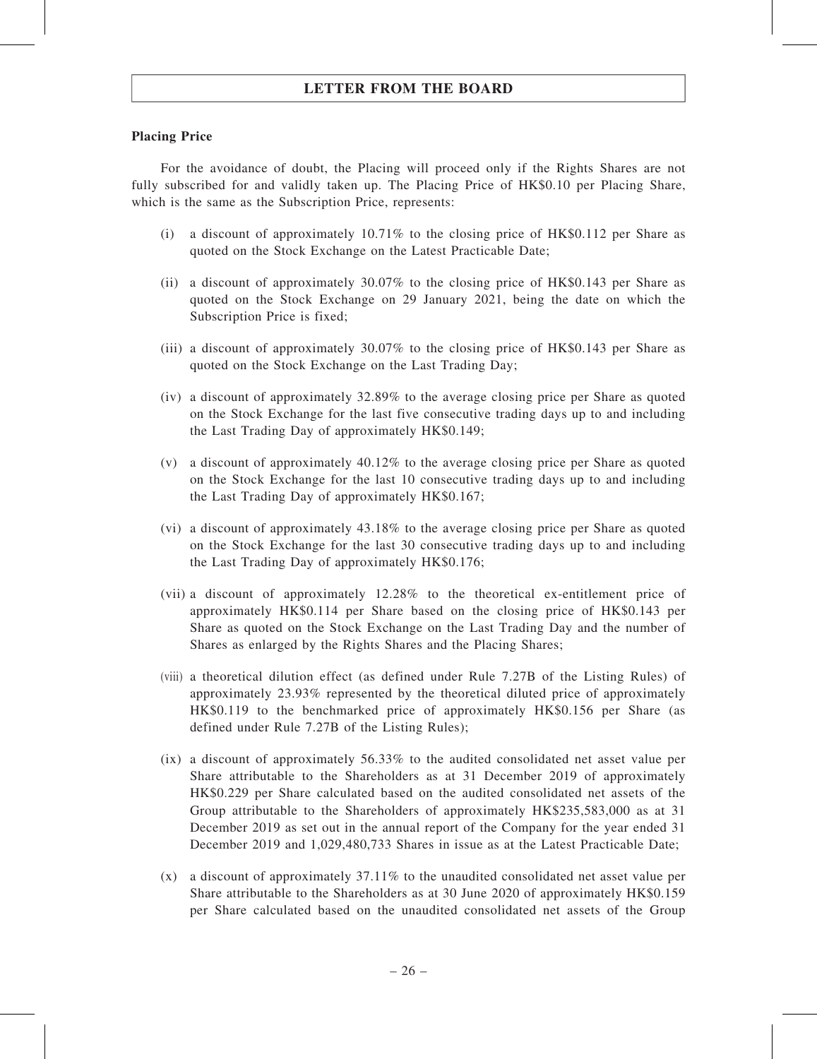## LETTER FROM THE BOARD

**Placing Price**

For the avoidance of doubt, the Placing will proceed only if the Rights Shares are not fully subscribed for and validly taken up. The Placing Price of HK$0.10 per Placing Share, which is the same as the Subscription Price, represents:

(i) a discount of approximately 10.71% to the closing price of HK$0.112 per Share as quoted on the Stock Exchange on the Latest Practicable Date;

(ii) a discount of approximately 30.07% to the closing price of HK$0.143 per Share as quoted on the Stock Exchange on 29 January 2021, being the date on which the Subscription Price is fixed;

(iii) a discount of approximately 30.07% to the closing price of HK$0.143 per Share as quoted on the Stock Exchange on the Last Trading Day;

(iv) a discount of approximately 32.89% to the average closing price per Share as quoted on the Stock Exchange for the last five consecutive trading days up to and including the Last Trading Day of approximately HK$0.149;

(v) a discount of approximately 40.12% to the average closing price per Share as quoted on the Stock Exchange for the last 10 consecutive trading days up to and including the Last Trading Day of approximately HK$0.167;

(vi) a discount of approximately 43.18% to the average closing price per Share as quoted on the Stock Exchange for the last 30 consecutive trading days up to and including the Last Trading Day of approximately HK$0.176;

(vii) a discount of approximately 12.28% to the theoretical ex-entitlement price of approximately HK$0.114 per Share based on the closing price of HK$0.143 per Share as quoted on the Stock Exchange on the Last Trading Day and the number of Shares as enlarged by the Rights Shares and the Placing Shares;

(viii) a theoretical dilution effect (as defined under Rule 7.27B of the Listing Rules) of approximately 23.93% represented by the theoretical diluted price of approximately HK$0.119 to the benchmarked price of approximately HK$0.156 per Share (as defined under Rule 7.27B of the Listing Rules);

(ix) a discount of approximately 56.33% to the audited consolidated net asset value per Share attributable to the Shareholders as at 31 December 2019 of approximately HK$0.229 per Share calculated based on the audited consolidated net assets of the Group attributable to the Shareholders of approximately HK$235,583,000 as at 31 December 2019 as set out in the annual report of the Company for the year ended 31 December 2019 and 1,029,480,733 Shares in issue as at the Latest Practicable Date;

(x) a discount of approximately 37.11% to the unaudited consolidated net asset value per Share attributable to the Shareholders as at 30 June 2020 of approximately HK$0.159 per Share calculated based on the unaudited consolidated net assets of the Group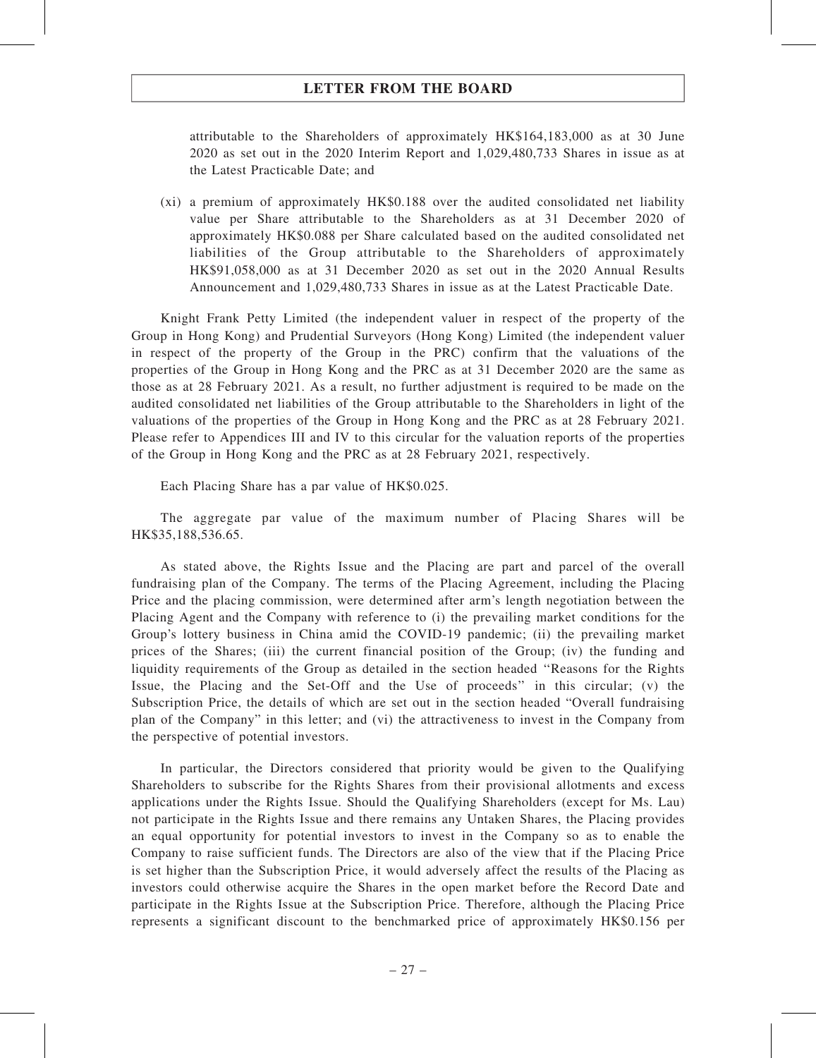attributable to the Shareholders of approximately HK$164,183,000 as at 30 June 2020 as set out in the 2020 Interim Report and 1,029,480,733 Shares in issue as at the Latest Practicable Date; and

(xi) a premium of approximately HK$0.188 over the audited consolidated net liability value per Share attributable to the Shareholders as at 31 December 2020 of approximately HK$0.088 per Share calculated based on the audited consolidated net liabilities of the Group attributable to the Shareholders of approximately HK$91,058,000 as at 31 December 2020 as set out in the 2020 Annual Results Announcement and 1,029,480,733 Shares in issue as at the Latest Practicable Date.

Knight Frank Petty Limited (the independent valuer in respect of the property of the Group in Hong Kong) and Prudential Surveyors (Hong Kong) Limited (the independent valuer in respect of the property of the Group in the PRC) confirm that the valuations of the properties of the Group in Hong Kong and the PRC as at 31 December 2020 are the same as those as at 28 February 2021. As a result, no further adjustment is required to be made on the audited consolidated net liabilities of the Group attributable to the Shareholders in light of the valuations of the properties of the Group in Hong Kong and the PRC as at 28 February 2021. Please refer to Appendices III and IV to this circular for the valuation reports of the properties of the Group in Hong Kong and the PRC as at 28 February 2021, respectively.

Each Placing Share has a par value of HK$0.025.

The aggregate par value of the maximum number of Placing Shares will be HK$35,188,536.65.

As stated above, the Rights Issue and the Placing are part and parcel of the overall fundraising plan of the Company. The terms of the Placing Agreement, including the Placing Price and the placing commission, were determined after arm's length negotiation between the Placing Agent and the Company with reference to (i) the prevailing market conditions for the Group's lottery business in China amid the COVID-19 pandemic; (ii) the prevailing market prices of the Shares; (iii) the current financial position of the Group; (iv) the funding and liquidity requirements of the Group as detailed in the section headed "Reasons for the Rights Issue, the Placing and the Set-Off and the Use of proceeds" in this circular; (v) the Subscription Price, the details of which are set out in the section headed "Overall fundraising plan of the Company" in this letter; and (vi) the attractiveness to invest in the Company from the perspective of potential investors.

In particular, the Directors considered that priority would be given to the Qualifying Shareholders to subscribe for the Rights Shares from their provisional allotments and excess applications under the Rights Issue. Should the Qualifying Shareholders (except for Ms. Lau) not participate in the Rights Issue and there remains any Untaken Shares, the Placing provides an equal opportunity for potential investors to invest in the Company so as to enable the Company to raise sufficient funds. The Directors are also of the view that if the Placing Price is set higher than the Subscription Price, it would adversely affect the results of the Placing as investors could otherwise acquire the Shares in the open market before the Record Date and participate in the Rights Issue at the Subscription Price. Therefore, although the Placing Price represents a significant discount to the benchmarked price of approximately HK$0.156 per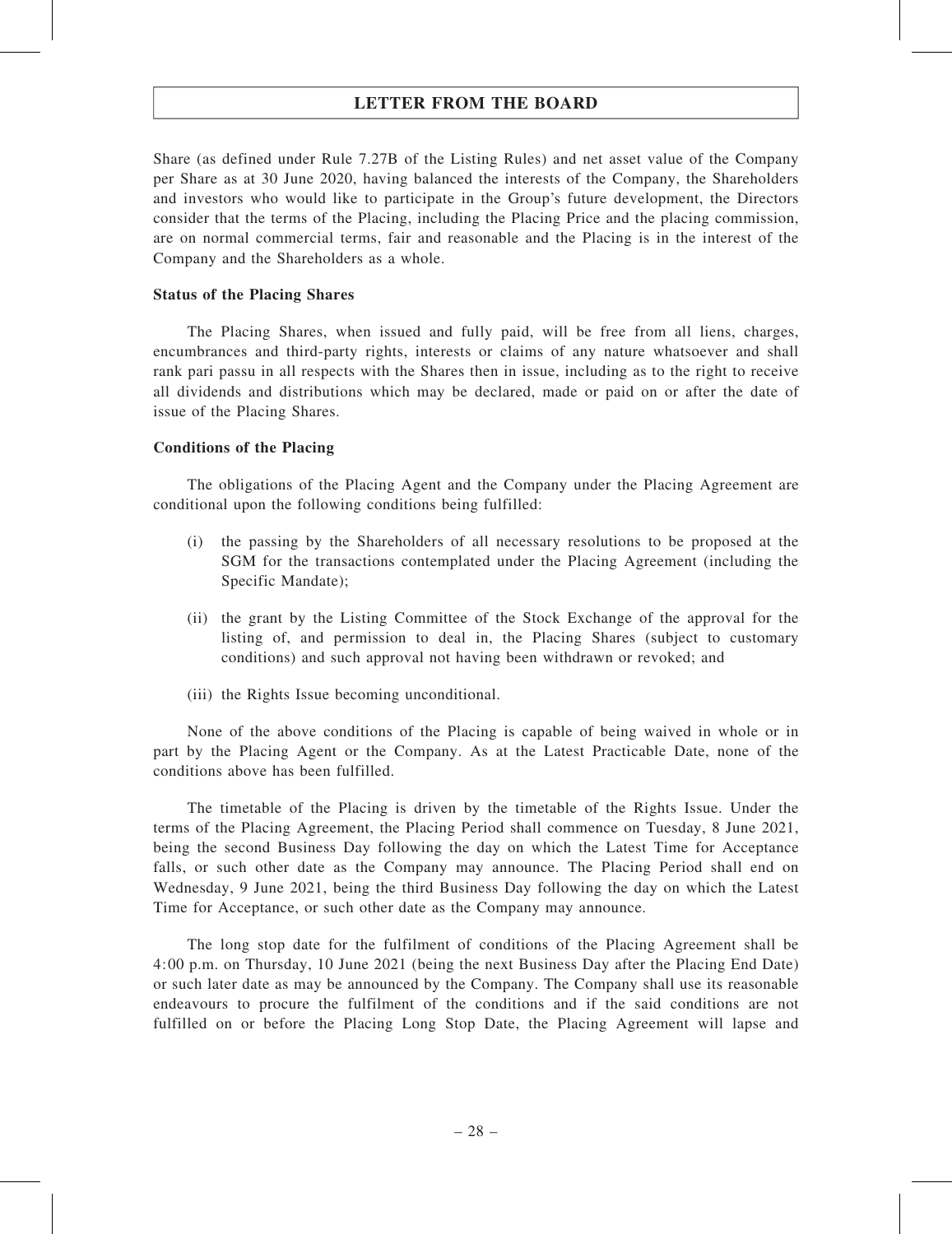Share (as defined under Rule 7.27B of the Listing Rules) and net asset value of the Company per Share as at 30 June 2020, having balanced the interests of the Company, the Shareholders and investors who would like to participate in the Group's future development, the Directors consider that the terms of the Placing, including the Placing Price and the placing commission, are on normal commercial terms, fair and reasonable and the Placing is in the interest of the Company and the Shareholders as a whole.

**Status of the Placing Shares**

The Placing Shares, when issued and fully paid, will be free from all liens, charges, encumbrances and third-party rights, interests or claims of any nature whatsoever and shall rank pari passu in all respects with the Shares then in issue, including as to the right to receive all dividends and distributions which may be declared, made or paid on or after the date of issue of the Placing Shares.

**Conditions of the Placing**

The obligations of the Placing Agent and the Company under the Placing Agreement are conditional upon the following conditions being fulfilled:

(i) the passing by the Shareholders of all necessary resolutions to be proposed at the SGM for the transactions contemplated under the Placing Agreement (including the Specific Mandate);

(ii) the grant by the Listing Committee of the Stock Exchange of the approval for the listing of, and permission to deal in, the Placing Shares (subject to customary conditions) and such approval not having been withdrawn or revoked; and

(iii) the Rights Issue becoming unconditional.

None of the above conditions of the Placing is capable of being waived in whole or in part by the Placing Agent or the Company. As at the Latest Practicable Date, none of the conditions above has been fulfilled.

The timetable of the Placing is driven by the timetable of the Rights Issue. Under the terms of the Placing Agreement, the Placing Period shall commence on Tuesday, 8 June 2021, being the second Business Day following the day on which the Latest Time for Acceptance falls, or such other date as the Company may announce. The Placing Period shall end on Wednesday, 9 June 2021, being the third Business Day following the day on which the Latest Time for Acceptance, or such other date as the Company may announce.

The long stop date for the fulfilment of conditions of the Placing Agreement shall be 4:00 p.m. on Thursday, 10 June 2021 (being the next Business Day after the Placing End Date) or such later date as may be announced by the Company. The Company shall use its reasonable endeavours to procure the fulfilment of the conditions and if the said conditions are not fulfilled on or before the Placing Long Stop Date, the Placing Agreement will lapse and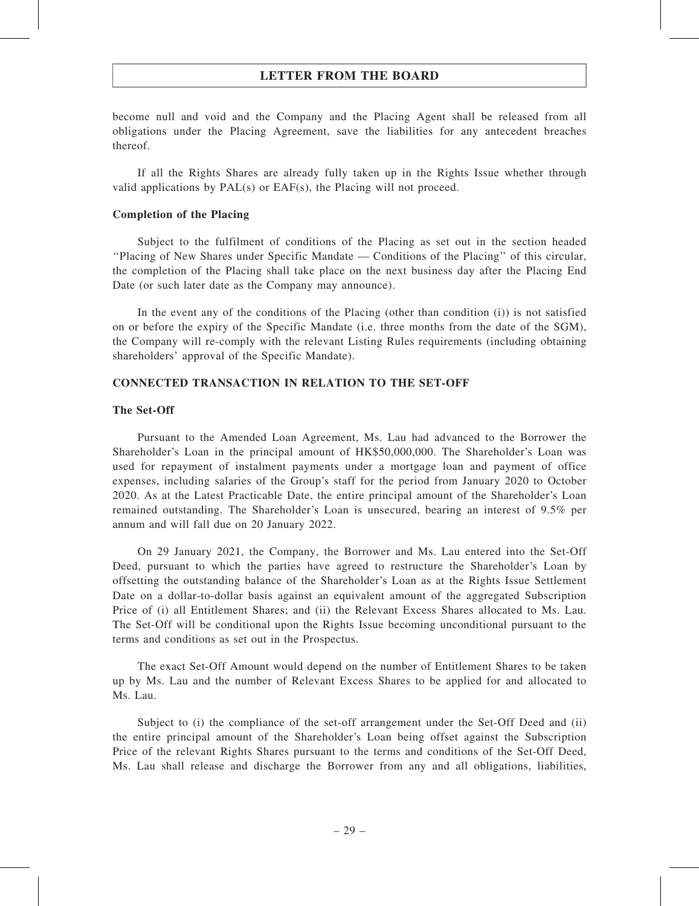become null and void and the Company and the Placing Agent shall be released from all obligations under the Placing Agreement, save the liabilities for any antecedent breaches thereof.

If all the Rights Shares are already fully taken up in the Rights Issue whether through valid applications by PAL(s) or EAF(s), the Placing will not proceed.

**Completion of the Placing**

Subject to the fulfilment of conditions of the Placing as set out in the section headed "Placing of New Shares under Specific Mandate — Conditions of the Placing" of this circular, the completion of the Placing shall take place on the next business day after the Placing End Date (or such later date as the Company may announce).

In the event any of the conditions of the Placing (other than condition (i)) is not satisfied on or before the expiry of the Specific Mandate (i.e. three months from the date of the SGM), the Company will re-comply with the relevant Listing Rules requirements (including obtaining shareholders' approval of the Specific Mandate).

**CONNECTED TRANSACTION IN RELATION TO THE SET-OFF**

**The Set-Off**

Pursuant to the Amended Loan Agreement, Ms. Lau had advanced to the Borrower the Shareholder's Loan in the principal amount of HK$50,000,000. The Shareholder's Loan was used for repayment of instalment payments under a mortgage loan and payment of office expenses, including salaries of the Group's staff for the period from January 2020 to October 2020. As at the Latest Practicable Date, the entire principal amount of the Shareholder's Loan remained outstanding. The Shareholder's Loan is unsecured, bearing an interest of 9.5% per annum and will fall due on 20 January 2022.

On 29 January 2021, the Company, the Borrower and Ms. Lau entered into the Set-Off Deed, pursuant to which the parties have agreed to restructure the Shareholder's Loan by offsetting the outstanding balance of the Shareholder's Loan as at the Rights Issue Settlement Date on a dollar-to-dollar basis against an equivalent amount of the aggregated Subscription Price of (i) all Entitlement Shares; and (ii) the Relevant Excess Shares allocated to Ms. Lau. The Set-Off will be conditional upon the Rights Issue becoming unconditional pursuant to the terms and conditions as set out in the Prospectus.

The exact Set-Off Amount would depend on the number of Entitlement Shares to be taken up by Ms. Lau and the number of Relevant Excess Shares to be applied for and allocated to Ms. Lau.

Subject to (i) the compliance of the set-off arrangement under the Set-Off Deed and (ii) the entire principal amount of the Shareholder's Loan being offset against the Subscription Price of the relevant Rights Shares pursuant to the terms and conditions of the Set-Off Deed, Ms. Lau shall release and discharge the Borrower from any and all obligations, liabilities,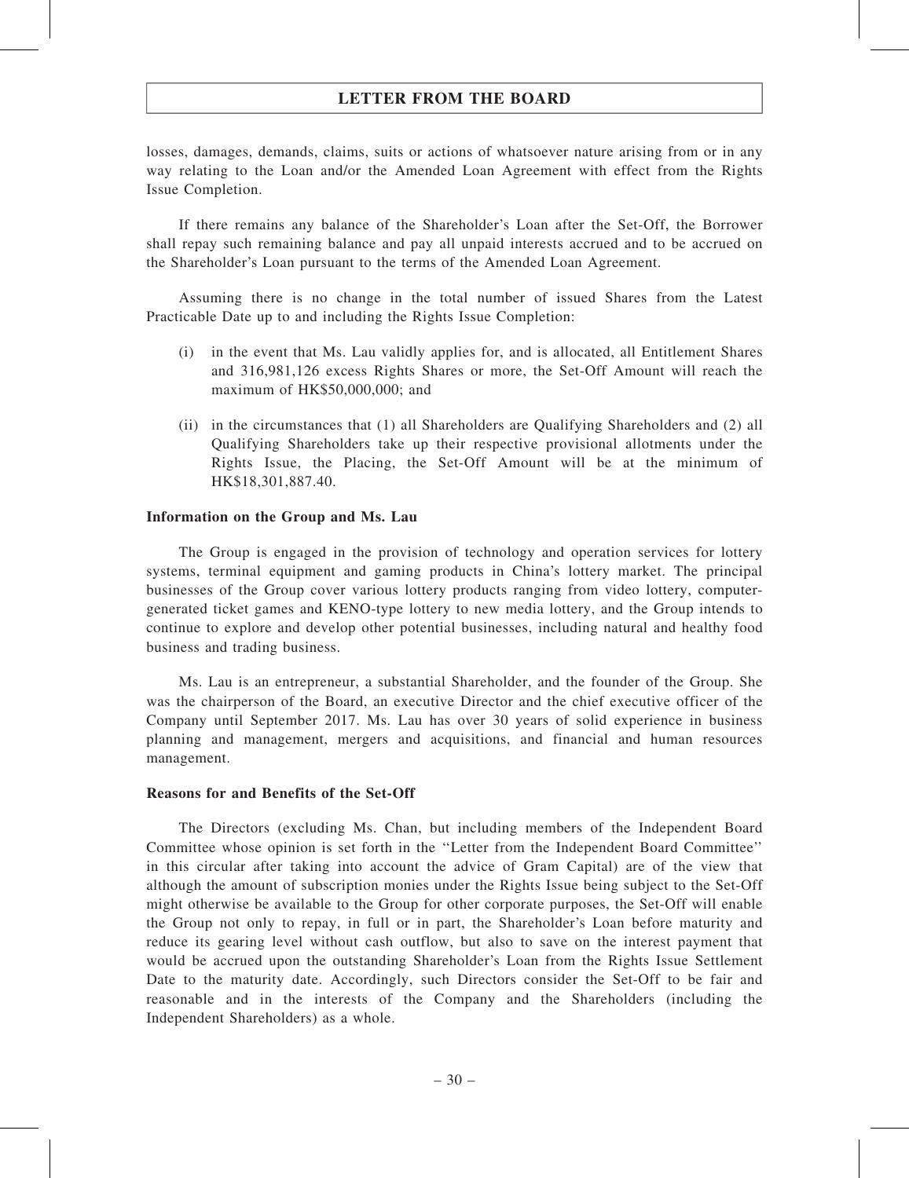losses, damages, demands, claims, suits or actions of whatsoever nature arising from or in any way relating to the Loan and/or the Amended Loan Agreement with effect from the Rights Issue Completion.

If there remains any balance of the Shareholder's Loan after the Set-Off, the Borrower shall repay such remaining balance and pay all unpaid interests accrued and to be accrued on the Shareholder's Loan pursuant to the terms of the Amended Loan Agreement.

Assuming there is no change in the total number of issued Shares from the Latest Practicable Date up to and including the Rights Issue Completion:

(i) in the event that Ms. Lau validly applies for, and is allocated, all Entitlement Shares and 316,981,126 excess Rights Shares or more, the Set-Off Amount will reach the maximum of HK$50,000,000; and

(ii) in the circumstances that (1) all Shareholders are Qualifying Shareholders and (2) all Qualifying Shareholders take up their respective provisional allotments under the Rights Issue, the Placing, the Set-Off Amount will be at the minimum of HK$18,301,887.40.

**Information on the Group and Ms. Lau**

The Group is engaged in the provision of technology and operation services for lottery systems, terminal equipment and gaming products in China's lottery market. The principal businesses of the Group cover various lottery products ranging from video lottery, computer-generated ticket games and KENO-type lottery to new media lottery, and the Group intends to continue to explore and develop other potential businesses, including natural and healthy food business and trading business.

Ms. Lau is an entrepreneur, a substantial Shareholder, and the founder of the Group. She was the chairperson of the Board, an executive Director and the chief executive officer of the Company until September 2017. Ms. Lau has over 30 years of solid experience in business planning and management, mergers and acquisitions, and financial and human resources management.

**Reasons for and Benefits of the Set-Off**

The Directors (excluding Ms. Chan, but including members of the Independent Board Committee whose opinion is set forth in the "Letter from the Independent Board Committee" in this circular after taking into account the advice of Gram Capital) are of the view that although the amount of subscription monies under the Rights Issue being subject to the Set-Off might otherwise be available to the Group for other corporate purposes, the Set-Off will enable the Group not only to repay, in full or in part, the Shareholder's Loan before maturity and reduce its gearing level without cash outflow, but also to save on the interest payment that would be accrued upon the outstanding Shareholder's Loan from the Rights Issue Settlement Date to the maturity date. Accordingly, such Directors consider the Set-Off to be fair and reasonable and in the interests of the Company and the Shareholders (including the Independent Shareholders) as a whole.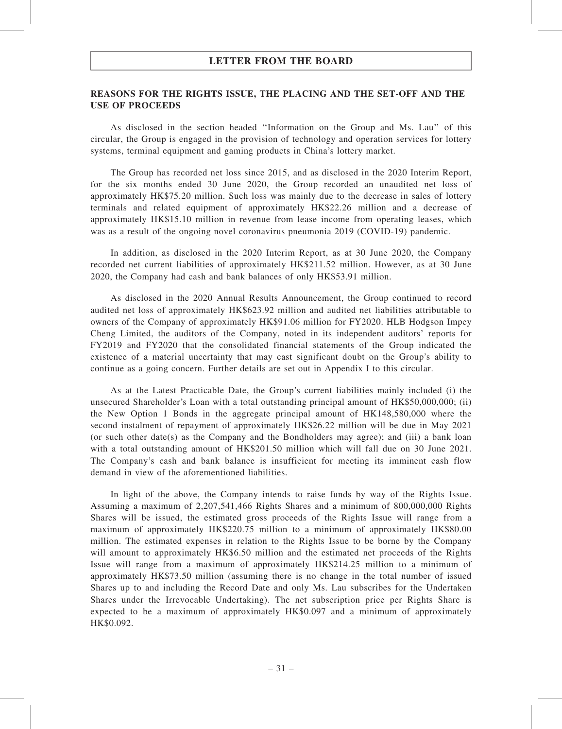## REASONS FOR THE RIGHTS ISSUE, THE PLACING AND THE SET-OFF AND THE USE OF PROCEEDS

As disclosed in the section headed ''Information on the Group and Ms. Lau'' of this circular, the Group is engaged in the provision of technology and operation services for lottery systems, terminal equipment and gaming products in China's lottery market.

The Group has recorded net loss since 2015, and as disclosed in the 2020 Interim Report, for the six months ended 30 June 2020, the Group recorded an unaudited net loss of approximately HK$75.20 million. Such loss was mainly due to the decrease in sales of lottery terminals and related equipment of approximately HK$22.26 million and a decrease of approximately HK$15.10 million in revenue from lease income from operating leases, which was as a result of the ongoing novel coronavirus pneumonia 2019 (COVID-19) pandemic.

In addition, as disclosed in the 2020 Interim Report, as at 30 June 2020, the Company recorded net current liabilities of approximately HK$211.52 million. However, as at 30 June 2020, the Company had cash and bank balances of only HK$53.91 million.

As disclosed in the 2020 Annual Results Announcement, the Group continued to record audited net loss of approximately HK$623.92 million and audited net liabilities attributable to owners of the Company of approximately HK$91.06 million for FY2020. HLB Hodgson Impey Cheng Limited, the auditors of the Company, noted in its independent auditors' reports for FY2019 and FY2020 that the consolidated financial statements of the Group indicated the existence of a material uncertainty that may cast significant doubt on the Group's ability to continue as a going concern. Further details are set out in Appendix I to this circular.

As at the Latest Practicable Date, the Group's current liabilities mainly included (i) the unsecured Shareholder's Loan with a total outstanding principal amount of HK$50,000,000; (ii) the New Option 1 Bonds in the aggregate principal amount of HK148,580,000 where the second instalment of repayment of approximately HK$26.22 million will be due in May 2021 (or such other date(s) as the Company and the Bondholders may agree); and (iii) a bank loan with a total outstanding amount of HK$201.50 million which will fall due on 30 June 2021. The Company's cash and bank balance is insufficient for meeting its imminent cash flow demand in view of the aforementioned liabilities.

In light of the above, the Company intends to raise funds by way of the Rights Issue. Assuming a maximum of 2,207,541,466 Rights Shares and a minimum of 800,000,000 Rights Shares will be issued, the estimated gross proceeds of the Rights Issue will range from a maximum of approximately HK$220.75 million to a minimum of approximately HK$80.00 million. The estimated expenses in relation to the Rights Issue to be borne by the Company will amount to approximately HK$6.50 million and the estimated net proceeds of the Rights Issue will range from a maximum of approximately HK$214.25 million to a minimum of approximately HK$73.50 million (assuming there is no change in the total number of issued Shares up to and including the Record Date and only Ms. Lau subscribes for the Undertaken Shares under the Irrevocable Undertaking). The net subscription price per Rights Share is expected to be a maximum of approximately HK$0.097 and a minimum of approximately HK$0.092.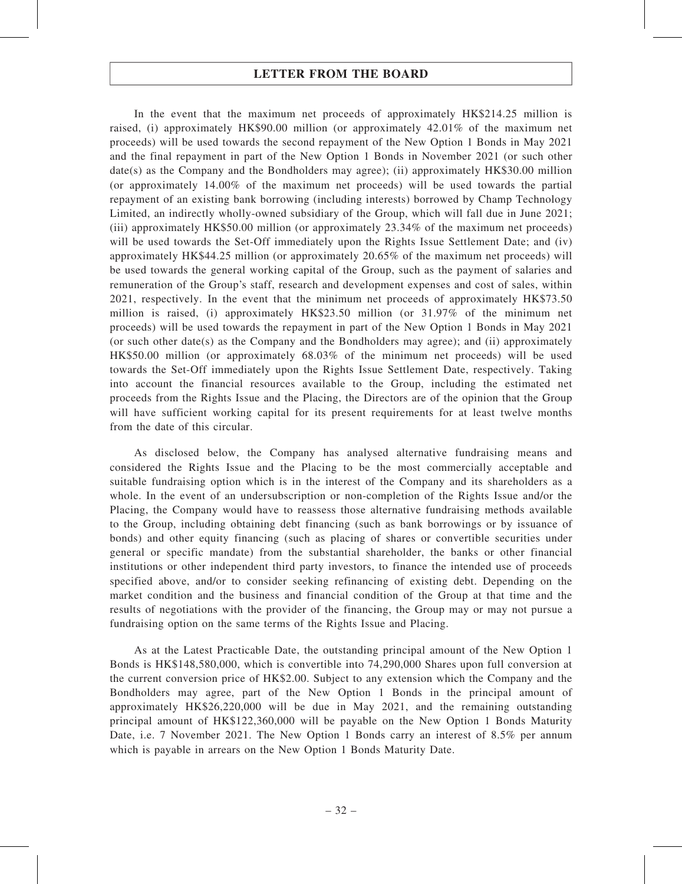In the event that the maximum net proceeds of approximately HK$214.25 million is raised, (i) approximately HK$90.00 million (or approximately 42.01% of the maximum net proceeds) will be used towards the second repayment of the New Option 1 Bonds in May 2021 and the final repayment in part of the New Option 1 Bonds in November 2021 (or such other date(s) as the Company and the Bondholders may agree); (ii) approximately HK$30.00 million (or approximately 14.00% of the maximum net proceeds) will be used towards the partial repayment of an existing bank borrowing (including interests) borrowed by Champ Technology Limited, an indirectly wholly-owned subsidiary of the Group, which will fall due in June 2021; (iii) approximately HK$50.00 million (or approximately 23.34% of the maximum net proceeds) will be used towards the Set-Off immediately upon the Rights Issue Settlement Date; and (iv) approximately HK$44.25 million (or approximately 20.65% of the maximum net proceeds) will be used towards the general working capital of the Group, such as the payment of salaries and remuneration of the Group's staff, research and development expenses and cost of sales, within 2021, respectively. In the event that the minimum net proceeds of approximately HK$73.50 million is raised, (i) approximately HK$23.50 million (or 31.97% of the minimum net proceeds) will be used towards the repayment in part of the New Option 1 Bonds in May 2021 (or such other date(s) as the Company and the Bondholders may agree); and (ii) approximately HK$50.00 million (or approximately 68.03% of the minimum net proceeds) will be used towards the Set-Off immediately upon the Rights Issue Settlement Date, respectively. Taking into account the financial resources available to the Group, including the estimated net proceeds from the Rights Issue and the Placing, the Directors are of the opinion that the Group will have sufficient working capital for its present requirements for at least twelve months from the date of this circular.

As disclosed below, the Company has analysed alternative fundraising means and considered the Rights Issue and the Placing to be the most commercially acceptable and suitable fundraising option which is in the interest of the Company and its shareholders as a whole. In the event of an undersubscription or non-completion of the Rights Issue and/or the Placing, the Company would have to reassess those alternative fundraising methods available to the Group, including obtaining debt financing (such as bank borrowings or by issuance of bonds) and other equity financing (such as placing of shares or convertible securities under general or specific mandate) from the substantial shareholder, the banks or other financial institutions or other independent third party investors, to finance the intended use of proceeds specified above, and/or to consider seeking refinancing of existing debt. Depending on the market condition and the business and financial condition of the Group at that time and the results of negotiations with the provider of the financing, the Group may or may not pursue a fundraising option on the same terms of the Rights Issue and Placing.

As at the Latest Practicable Date, the outstanding principal amount of the New Option 1 Bonds is HK$148,580,000, which is convertible into 74,290,000 Shares upon full conversion at the current conversion price of HK$2.00. Subject to any extension which the Company and the Bondholders may agree, part of the New Option 1 Bonds in the principal amount of approximately HK$26,220,000 will be due in May 2021, and the remaining outstanding principal amount of HK$122,360,000 will be payable on the New Option 1 Bonds Maturity Date, i.e. 7 November 2021. The New Option 1 Bonds carry an interest of 8.5% per annum which is payable in arrears on the New Option 1 Bonds Maturity Date.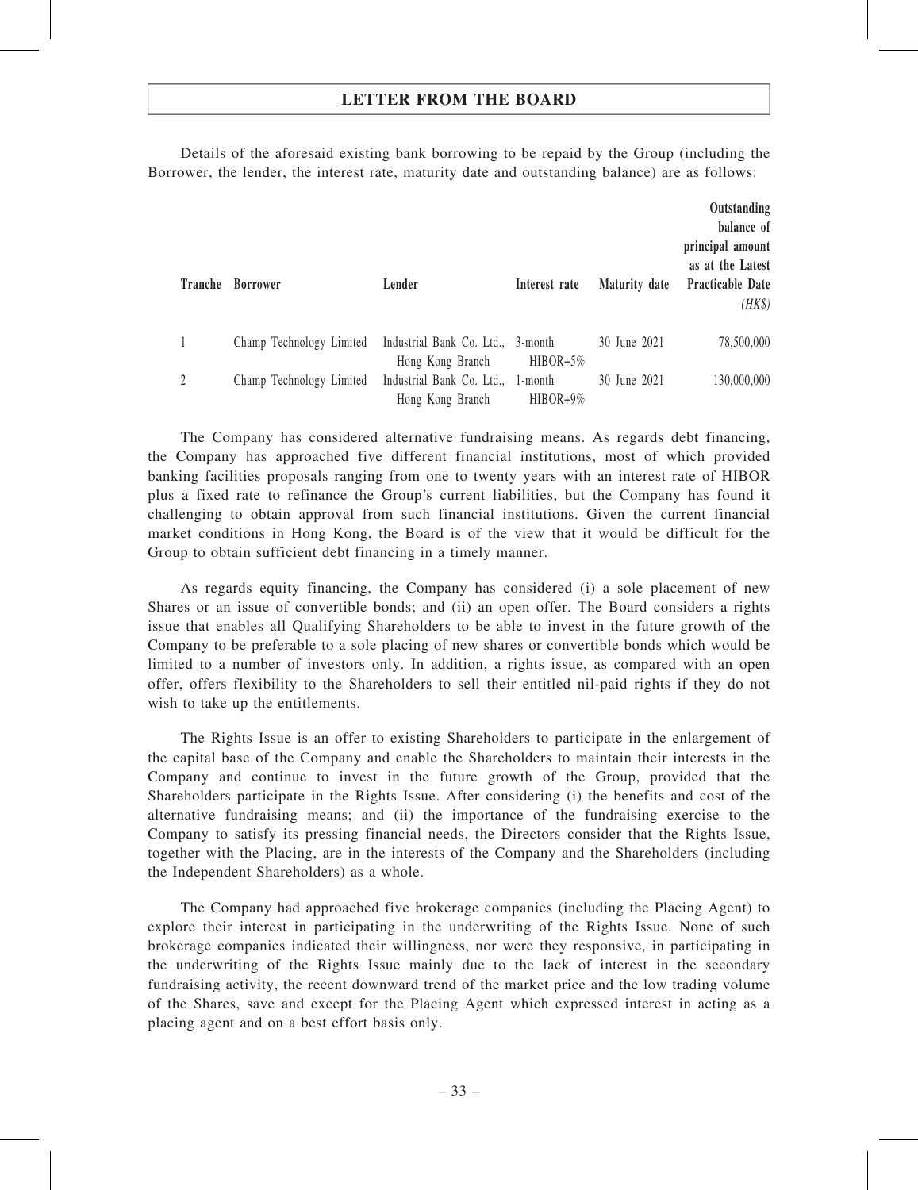## LETTER FROM THE BOARD

Details of the aforesaid existing bank borrowing to be repaid by the Group (including the Borrower, the lender, the interest rate, maturity date and outstanding balance) are as follows:

| Tranche | Borrower | Lender | Interest rate | Maturity date | Outstanding balance of principal amount as at the Latest Practicable Date *(HK$)* |
|---|---|---|---|---|---|
| 1 | Champ Technology Limited | Industrial Bank Co. Ltd., Hong Kong Branch | 3-month HIBOR+5% | 30 June 2021 | 78,500,000 |
| 2 | Champ Technology Limited | Industrial Bank Co. Ltd., Hong Kong Branch | 1-month HIBOR+9% | 30 June 2021 | 130,000,000 |

The Company has considered alternative fundraising means. As regards debt financing, the Company has approached five different financial institutions, most of which provided banking facilities proposals ranging from one to twenty years with an interest rate of HIBOR plus a fixed rate to refinance the Group's current liabilities, but the Company has found it challenging to obtain approval from such financial institutions. Given the current financial market conditions in Hong Kong, the Board is of the view that it would be difficult for the Group to obtain sufficient debt financing in a timely manner.

As regards equity financing, the Company has considered (i) a sole placement of new Shares or an issue of convertible bonds; and (ii) an open offer. The Board considers a rights issue that enables all Qualifying Shareholders to be able to invest in the future growth of the Company to be preferable to a sole placing of new shares or convertible bonds which would be limited to a number of investors only. In addition, a rights issue, as compared with an open offer, offers flexibility to the Shareholders to sell their entitled nil-paid rights if they do not wish to take up the entitlements.

The Rights Issue is an offer to existing Shareholders to participate in the enlargement of the capital base of the Company and enable the Shareholders to maintain their interests in the Company and continue to invest in the future growth of the Group, provided that the Shareholders participate in the Rights Issue. After considering (i) the benefits and cost of the alternative fundraising means; and (ii) the importance of the fundraising exercise to the Company to satisfy its pressing financial needs, the Directors consider that the Rights Issue, together with the Placing, are in the interests of the Company and the Shareholders (including the Independent Shareholders) as a whole.

The Company had approached five brokerage companies (including the Placing Agent) to explore their interest in participating in the underwriting of the Rights Issue. None of such brokerage companies indicated their willingness, nor were they responsive, in participating in the underwriting of the Rights Issue mainly due to the lack of interest in the secondary fundraising activity, the recent downward trend of the market price and the low trading volume of the Shares, save and except for the Placing Agent which expressed interest in acting as a placing agent and on a best effort basis only.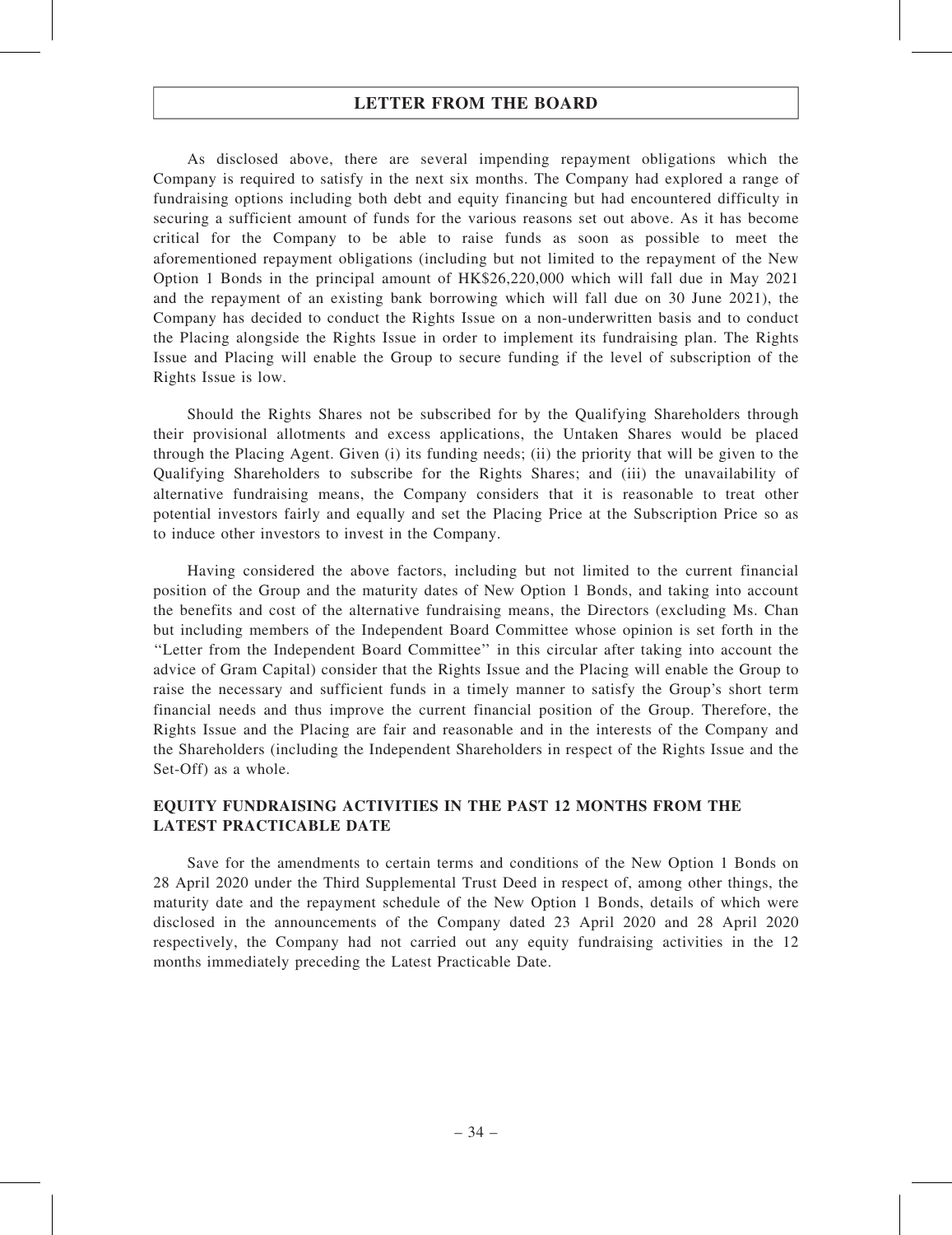As disclosed above, there are several impending repayment obligations which the Company is required to satisfy in the next six months. The Company had explored a range of fundraising options including both debt and equity financing but had encountered difficulty in securing a sufficient amount of funds for the various reasons set out above. As it has become critical for the Company to be able to raise funds as soon as possible to meet the aforementioned repayment obligations (including but not limited to the repayment of the New Option 1 Bonds in the principal amount of HK$26,220,000 which will fall due in May 2021 and the repayment of an existing bank borrowing which will fall due on 30 June 2021), the Company has decided to conduct the Rights Issue on a non-underwritten basis and to conduct the Placing alongside the Rights Issue in order to implement its fundraising plan. The Rights Issue and Placing will enable the Group to secure funding if the level of subscription of the Rights Issue is low.

Should the Rights Shares not be subscribed for by the Qualifying Shareholders through their provisional allotments and excess applications, the Untaken Shares would be placed through the Placing Agent. Given (i) its funding needs; (ii) the priority that will be given to the Qualifying Shareholders to subscribe for the Rights Shares; and (iii) the unavailability of alternative fundraising means, the Company considers that it is reasonable to treat other potential investors fairly and equally and set the Placing Price at the Subscription Price so as to induce other investors to invest in the Company.

Having considered the above factors, including but not limited to the current financial position of the Group and the maturity dates of New Option 1 Bonds, and taking into account the benefits and cost of the alternative fundraising means, the Directors (excluding Ms. Chan but including members of the Independent Board Committee whose opinion is set forth in the "Letter from the Independent Board Committee" in this circular after taking into account the advice of Gram Capital) consider that the Rights Issue and the Placing will enable the Group to raise the necessary and sufficient funds in a timely manner to satisfy the Group's short term financial needs and thus improve the current financial position of the Group. Therefore, the Rights Issue and the Placing are fair and reasonable and in the interests of the Company and the Shareholders (including the Independent Shareholders in respect of the Rights Issue and the Set-Off) as a whole.

## EQUITY FUNDRAISING ACTIVITIES IN THE PAST 12 MONTHS FROM THE LATEST PRACTICABLE DATE

Save for the amendments to certain terms and conditions of the New Option 1 Bonds on 28 April 2020 under the Third Supplemental Trust Deed in respect of, among other things, the maturity date and the repayment schedule of the New Option 1 Bonds, details of which were disclosed in the announcements of the Company dated 23 April 2020 and 28 April 2020 respectively, the Company had not carried out any equity fundraising activities in the 12 months immediately preceding the Latest Practicable Date.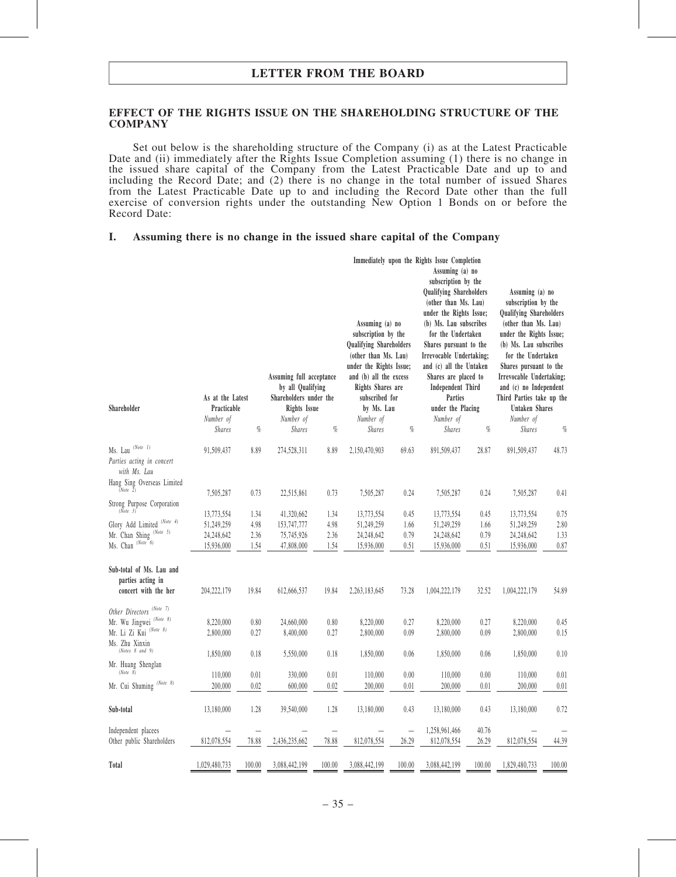## EFFECT OF THE RIGHTS ISSUE ON THE SHAREHOLDING STRUCTURE OF THE COMPANY

Set out below is the shareholding structure of the Company (i) as at the Latest Practicable Date and (ii) immediately after the Rights Issue Completion assuming (1) there is no change in the issued share capital of the Company from the Latest Practicable Date and up to and including the Record Date; and (2) there is no change in the total number of issued Shares from the Latest Practicable Date up to and including the Record Date other than the full exercise of conversion rights under the outstanding New Option 1 Bonds on or before the Record Date:

### I. Assuming there is no change in the issued share capital of the Company

| Shareholder | As at the Latest Practicable | | Immediately upon the Rights Issue Completion | | | | | | | |
|---|---|---|---|---|---|---|---|---|---|---|
| | | | Assuming full acceptance by all Qualifying Shareholders under the Rights Issue | | Assuming (a) no subscription by the Qualifying Shareholders (other than Ms. Lau) under the Rights Issue; and (b) all the excess Rights Shares are subscribed for by Ms. Lau | | Assuming (a) no subscription by the Qualifying Shareholders (other than Ms. Lau) under the Rights Issue; (b) Ms. Lau subscribes for the Undertaken Shares pursuant to the Irrevocable Undertaking; and (c) all the Untaken Shares are placed to Independent Third Parties under the Placing | | Assuming (a) no subscription by the Qualifying Shareholders (other than Ms. Lau) under the Rights Issue; (b) Ms. Lau subscribes for the Undertaken Shares pursuant to the Irrevocable Undertaking; and (c) no Independent Third Parties take up the Untaken Shares | |
| | *Number of Shares* | *%* | *Number of Shares* | *%* | *Number of Shares* | *%* | *Number of Shares* | *%* | *Number of Shares* | *%* |
| Ms. Lau *(Note 1)* | 91,509,437 | 8.89 | 274,528,311 | 8.89 | 2,150,470,903 | 69.63 | 891,509,437 | 28.87 | 891,509,437 | 48.73 |
| *Parties acting in concert with Ms. Lau* | | | | | | | | | | |
| Hang Sing Overseas Limited *(Note 2)* | 7,505,287 | 0.73 | 22,515,861 | 0.73 | 7,505,287 | 0.24 | 7,505,287 | 0.24 | 7,505,287 | 0.41 |
| Strong Purpose Corporation *(Note 3)* | 13,773,554 | 1.34 | 41,320,662 | 1.34 | 13,773,554 | 0.45 | 13,773,554 | 0.45 | 13,773,554 | 0.75 |
| Glory Add Limited *(Note 4)* | 51,249,259 | 4.98 | 153,747,777 | 4.98 | 51,249,259 | 1.66 | 51,249,259 | 1.66 | 51,249,259 | 2.80 |
| Mr. Chan Shing *(Note 5)* | 24,248,642 | 2.36 | 75,745,926 | 2.36 | 24,248,642 | 0.79 | 24,248,642 | 0.79 | 24,248,642 | 1.33 |
| Ms. Chan *(Note 6)* | 15,936,000 | 1.54 | 47,808,000 | 1.54 | 15,936,000 | 0.51 | 15,936,000 | 0.51 | 15,936,000 | 0.87 |
| **Sub-total of Ms. Lau and parties acting in concert with the her** | 204,222,179 | 19.84 | 612,666,537 | 19.84 | 2,263,183,645 | 73.28 | 1,004,222,179 | 32.52 | 1,004,222,179 | 54.89 |
| *Other Directors (Note 7)* | | | | | | | | | | |
| Mr. Wu Jingwei *(Note 8)* | 8,220,000 | 0.80 | 24,660,000 | 0.80 | 8,220,000 | 0.27 | 8,220,000 | 0.27 | 8,220,000 | 0.45 |
| Mr. Li Zi Kui *(Note 8)* | 2,800,000 | 0.27 | 8,400,000 | 0.27 | 2,800,000 | 0.09 | 2,800,000 | 0.09 | 2,800,000 | 0.15 |
| Ms. Zhu Xinxin *(Notes 8 and 9)* | 1,850,000 | 0.18 | 5,550,000 | 0.18 | 1,850,000 | 0.06 | 1,850,000 | 0.06 | 1,850,000 | 0.10 |
| Mr. Huang Shenglan *(Note 8)* | 110,000 | 0.01 | 330,000 | 0.01 | 110,000 | 0.00 | 110,000 | 0.00 | 110,000 | 0.01 |
| Mr. Cui Shuming *(Note 8)* | 200,000 | 0.02 | 600,000 | 0.02 | 200,000 | 0.01 | 200,000 | 0.01 | 200,000 | 0.01 |
| **Sub-total** | 13,180,000 | 1.28 | 39,540,000 | 1.28 | 13,180,000 | 0.43 | 13,180,000 | 0.43 | 13,180,000 | 0.72 |
| Independent placees | – | – | – | – | – | – | 1,258,961,466 | 40.76 | – | – |
| Other public Shareholders | 812,078,554 | 78.88 | 2,436,235,662 | 78.88 | 812,078,554 | 26.29 | 812,078,554 | 26.29 | 812,078,554 | 44.39 |
| **Total** | 1,029,480,733 | 100.00 | 3,088,442,199 | 100.00 | 3,088,442,199 | 100.00 | 3,088,442,199 | 100.00 | 1,829,480,733 | 100.00 |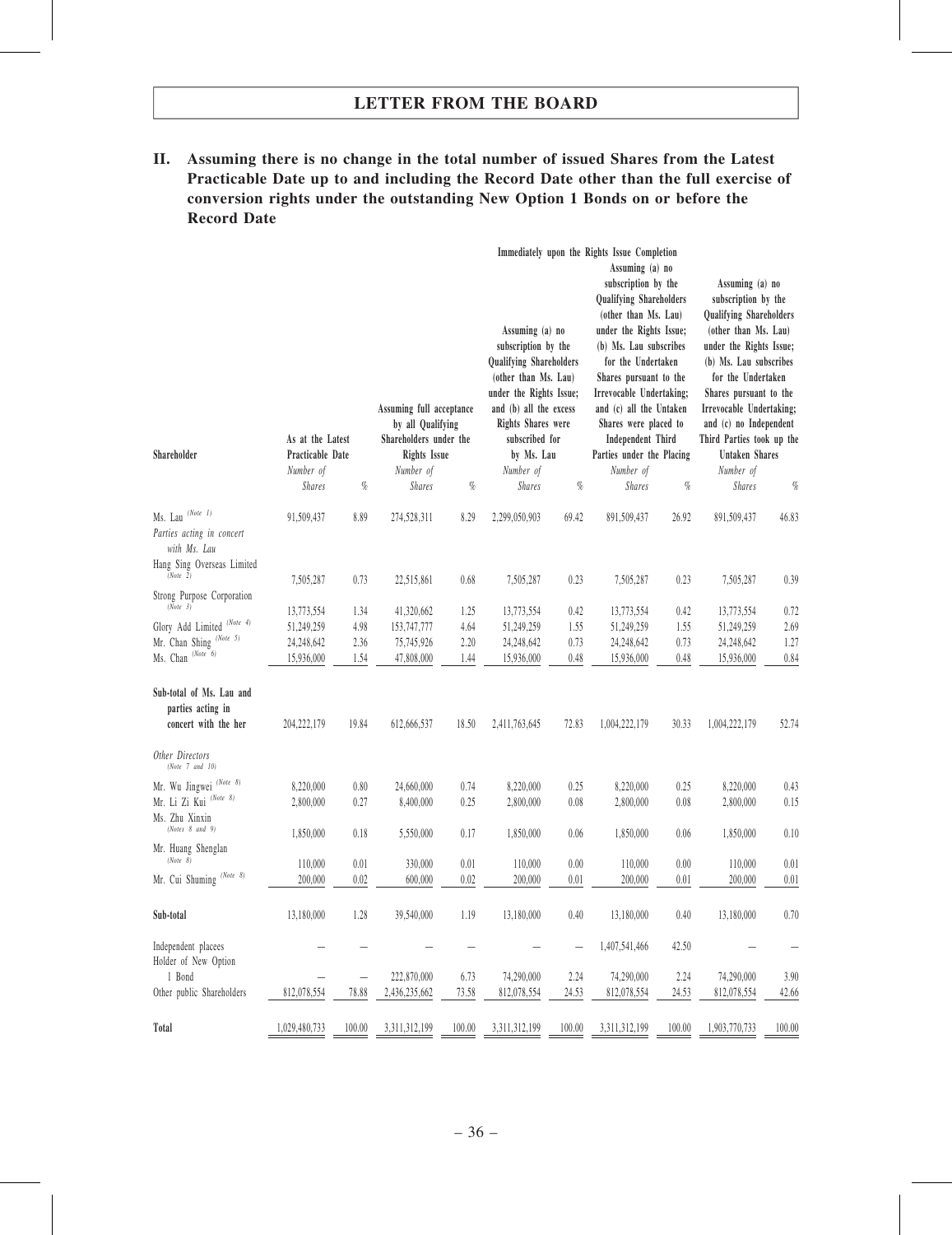**II. Assuming there is no change in the total number of issued Shares from the Latest Practicable Date up to and including the Record Date other than the full exercise of conversion rights under the outstanding New Option 1 Bonds on or before the Record Date**

| Shareholder | As at the Latest Practicable Date | | Assuming full acceptance by all Qualifying Shareholders under the Rights Issue | | Immediately upon the Rights Issue Completion | | | | | |
|---|---|---|---|---|---|---|---|---|---|---|
| | | | | | Assuming (a) no subscription by the Qualifying Shareholders (other than Ms. Lau) under the Rights Issue; and (b) all the excess Rights Shares were subscribed for by Ms. Lau | | Assuming (a) no subscription by the Qualifying Shareholders (other than Ms. Lau) under the Rights Issue; (b) Ms. Lau subscribes for the Undertaken Shares pursuant to the Irrevocable Undertaking; and (c) all the Untaken Shares were placed to Independent Third Parties under the Placing | | Assuming (a) no subscription by the Qualifying Shareholders (other than Ms. Lau) under the Rights Issue; (b) Ms. Lau subscribes for the Undertaken Shares pursuant to the Irrevocable Undertaking; and (c) no Independent Third Parties took up the Untaken Shares | |
| | *Number of Shares* | *%* | *Number of Shares* | *%* | *Number of Shares* | *%* | *Number of Shares* | *%* | *Number of Shares* | *%* |
| Ms. Lau *(Note 1)* | 91,509,437 | 8.89 | 274,528,311 | 8.29 | 2,299,050,903 | 69.42 | 891,509,437 | 26.92 | 891,509,437 | 46.83 |
| *Parties acting in concert with Ms. Lau* | | | | | | | | | | |
| Hang Sing Overseas Limited *(Note 2)* | 7,505,287 | 0.73 | 22,515,861 | 0.68 | 7,505,287 | 0.23 | 7,505,287 | 0.23 | 7,505,287 | 0.39 |
| Strong Purpose Corporation *(Note 3)* | 13,773,554 | 1.34 | 41,320,662 | 1.25 | 13,773,554 | 0.42 | 13,773,554 | 0.42 | 13,773,554 | 0.72 |
| Glory Add Limited *(Note 4)* | 51,249,259 | 4.98 | 153,747,777 | 4.64 | 51,249,259 | 1.55 | 51,249,259 | 1.55 | 51,249,259 | 2.69 |
| Mr. Chan Shing *(Note 5)* | 24,248,642 | 2.36 | 75,745,926 | 2.20 | 24,248,642 | 0.73 | 24,248,642 | 0.73 | 24,248,642 | 1.27 |
| Ms. Chan *(Note 6)* | 15,936,000 | 1.54 | 47,808,000 | 1.44 | 15,936,000 | 0.48 | 15,936,000 | 0.48 | 15,936,000 | 0.84 |
| **Sub-total of Ms. Lau and parties acting in concert with the her** | 204,222,179 | 19.84 | 612,666,537 | 18.50 | 2,411,763,645 | 72.83 | 1,004,222,179 | 30.33 | 1,004,222,179 | 52.74 |
| *Other Directors (Note 7 and 10)* | | | | | | | | | | |
| Mr. Wu Jingwei *(Note 8)* | 8,220,000 | 0.80 | 24,660,000 | 0.74 | 8,220,000 | 0.25 | 8,220,000 | 0.25 | 8,220,000 | 0.43 |
| Mr. Li Zi Kui *(Note 8)* | 2,800,000 | 0.27 | 8,400,000 | 0.25 | 2,800,000 | 0.08 | 2,800,000 | 0.08 | 2,800,000 | 0.15 |
| Ms. Zhu Xinxin *(Notes 8 and 9)* | 1,850,000 | 0.18 | 5,550,000 | 0.17 | 1,850,000 | 0.06 | 1,850,000 | 0.06 | 1,850,000 | 0.10 |
| Mr. Huang Shenglan *(Note 8)* | 110,000 | 0.01 | 330,000 | 0.01 | 110,000 | 0.00 | 110,000 | 0.00 | 110,000 | 0.01 |
| Mr. Cui Shuming *(Note 8)* | 200,000 | 0.02 | 600,000 | 0.02 | 200,000 | 0.01 | 200,000 | 0.01 | 200,000 | 0.01 |
| **Sub-total** | 13,180,000 | 1.28 | 39,540,000 | 1.19 | 13,180,000 | 0.40 | 13,180,000 | 0.40 | 13,180,000 | 0.70 |
| Independent placees | – | – | – | – | – | – | 1,407,541,466 | 42.50 | – | – |
| Holder of New Option 1 Bond | – | – | 222,870,000 | 6.73 | 74,290,000 | 2.24 | 74,290,000 | 2.24 | 74,290,000 | 3.90 |
| Other public Shareholders | 812,078,554 | 78.88 | 2,436,235,662 | 73.58 | 812,078,554 | 24.53 | 812,078,554 | 24.53 | 812,078,554 | 42.66 |
| **Total** | 1,029,480,733 | 100.00 | 3,311,312,199 | 100.00 | 3,311,312,199 | 100.00 | 3,311,312,199 | 100.00 | 1,903,770,733 | 100.00 |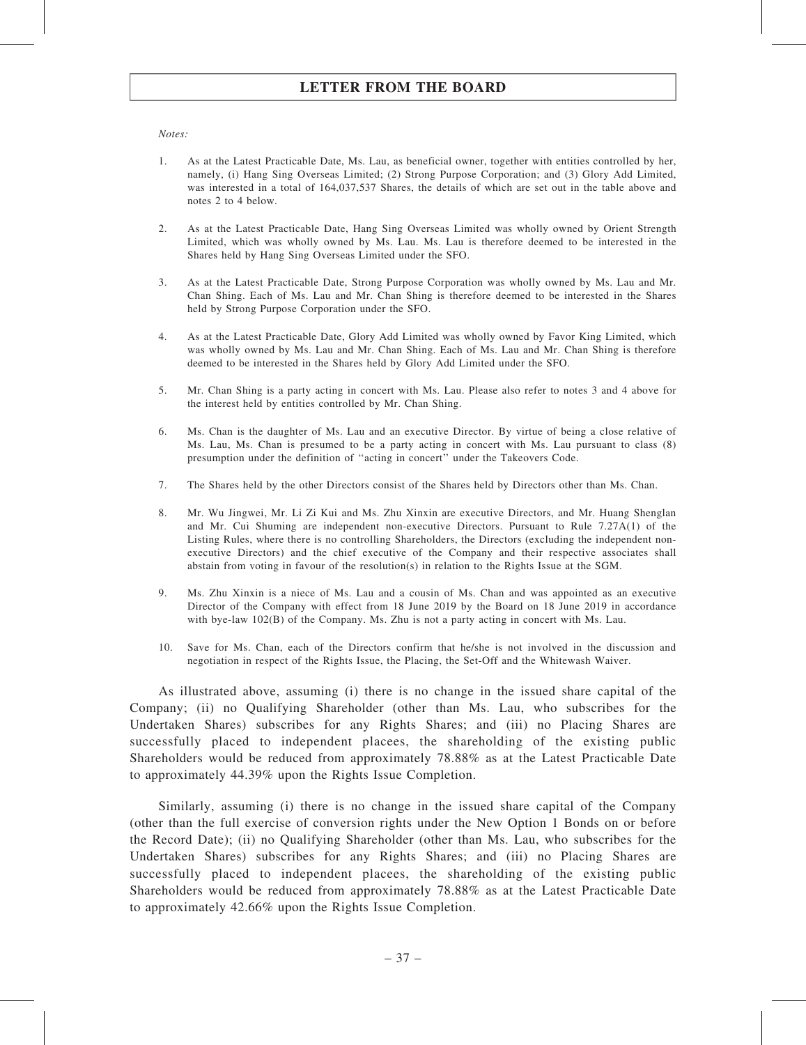*Notes:*

1. As at the Latest Practicable Date, Ms. Lau, as beneficial owner, together with entities controlled by her, namely, (i) Hang Sing Overseas Limited; (2) Strong Purpose Corporation; and (3) Glory Add Limited, was interested in a total of 164,037,537 Shares, the details of which are set out in the table above and notes 2 to 4 below.

2. As at the Latest Practicable Date, Hang Sing Overseas Limited was wholly owned by Orient Strength Limited, which was wholly owned by Ms. Lau. Ms. Lau is therefore deemed to be interested in the Shares held by Hang Sing Overseas Limited under the SFO.

3. As at the Latest Practicable Date, Strong Purpose Corporation was wholly owned by Ms. Lau and Mr. Chan Shing. Each of Ms. Lau and Mr. Chan Shing is therefore deemed to be interested in the Shares held by Strong Purpose Corporation under the SFO.

4. As at the Latest Practicable Date, Glory Add Limited was wholly owned by Favor King Limited, which was wholly owned by Ms. Lau and Mr. Chan Shing. Each of Ms. Lau and Mr. Chan Shing is therefore deemed to be interested in the Shares held by Glory Add Limited under the SFO.

5. Mr. Chan Shing is a party acting in concert with Ms. Lau. Please also refer to notes 3 and 4 above for the interest held by entities controlled by Mr. Chan Shing.

6. Ms. Chan is the daughter of Ms. Lau and an executive Director. By virtue of being a close relative of Ms. Lau, Ms. Chan is presumed to be a party acting in concert with Ms. Lau pursuant to class (8) presumption under the definition of "acting in concert" under the Takeovers Code.

7. The Shares held by the other Directors consist of the Shares held by Directors other than Ms. Chan.

8. Mr. Wu Jingwei, Mr. Li Zi Kui and Ms. Zhu Xinxin are executive Directors, and Mr. Huang Shenglan and Mr. Cui Shuming are independent non-executive Directors. Pursuant to Rule 7.27A(1) of the Listing Rules, where there is no controlling Shareholders, the Directors (excluding the independent non-executive Directors) and the chief executive of the Company and their respective associates shall abstain from voting in favour of the resolution(s) in relation to the Rights Issue at the SGM.

9. Ms. Zhu Xinxin is a niece of Ms. Lau and a cousin of Ms. Chan and was appointed as an executive Director of the Company with effect from 18 June 2019 by the Board on 18 June 2019 in accordance with bye-law 102(B) of the Company. Ms. Zhu is not a party acting in concert with Ms. Lau.

10. Save for Ms. Chan, each of the Directors confirm that he/she is not involved in the discussion and negotiation in respect of the Rights Issue, the Placing, the Set-Off and the Whitewash Waiver.

As illustrated above, assuming (i) there is no change in the issued share capital of the Company; (ii) no Qualifying Shareholder (other than Ms. Lau, who subscribes for the Undertaken Shares) subscribes for any Rights Shares; and (iii) no Placing Shares are successfully placed to independent placees, the shareholding of the existing public Shareholders would be reduced from approximately 78.88% as at the Latest Practicable Date to approximately 44.39% upon the Rights Issue Completion.

Similarly, assuming (i) there is no change in the issued share capital of the Company (other than the full exercise of conversion rights under the New Option 1 Bonds on or before the Record Date); (ii) no Qualifying Shareholder (other than Ms. Lau, who subscribes for the Undertaken Shares) subscribes for any Rights Shares; and (iii) no Placing Shares are successfully placed to independent placees, the shareholding of the existing public Shareholders would be reduced from approximately 78.88% as at the Latest Practicable Date to approximately 42.66% upon the Rights Issue Completion.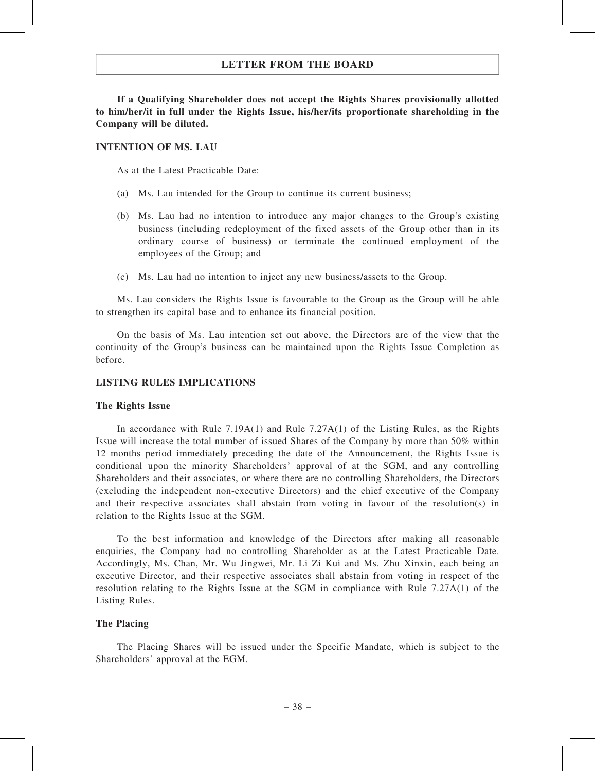**If a Qualifying Shareholder does not accept the Rights Shares provisionally allotted to him/her/it in full under the Rights Issue, his/her/its proportionate shareholding in the Company will be diluted.**

## INTENTION OF MS. LAU

As at the Latest Practicable Date:

(a) Ms. Lau intended for the Group to continue its current business;

(b) Ms. Lau had no intention to introduce any major changes to the Group's existing business (including redeployment of the fixed assets of the Group other than in its ordinary course of business) or terminate the continued employment of the employees of the Group; and

(c) Ms. Lau had no intention to inject any new business/assets to the Group.

Ms. Lau considers the Rights Issue is favourable to the Group as the Group will be able to strengthen its capital base and to enhance its financial position.

On the basis of Ms. Lau intention set out above, the Directors are of the view that the continuity of the Group's business can be maintained upon the Rights Issue Completion as before.

## LISTING RULES IMPLICATIONS

### The Rights Issue

In accordance with Rule 7.19A(1) and Rule 7.27A(1) of the Listing Rules, as the Rights Issue will increase the total number of issued Shares of the Company by more than 50% within 12 months period immediately preceding the date of the Announcement, the Rights Issue is conditional upon the minority Shareholders' approval of at the SGM, and any controlling Shareholders and their associates, or where there are no controlling Shareholders, the Directors (excluding the independent non-executive Directors) and the chief executive of the Company and their respective associates shall abstain from voting in favour of the resolution(s) in relation to the Rights Issue at the SGM.

To the best information and knowledge of the Directors after making all reasonable enquiries, the Company had no controlling Shareholder as at the Latest Practicable Date. Accordingly, Ms. Chan, Mr. Wu Jingwei, Mr. Li Zi Kui and Ms. Zhu Xinxin, each being an executive Director, and their respective associates shall abstain from voting in respect of the resolution relating to the Rights Issue at the SGM in compliance with Rule 7.27A(1) of the Listing Rules.

### The Placing

The Placing Shares will be issued under the Specific Mandate, which is subject to the Shareholders' approval at the EGM.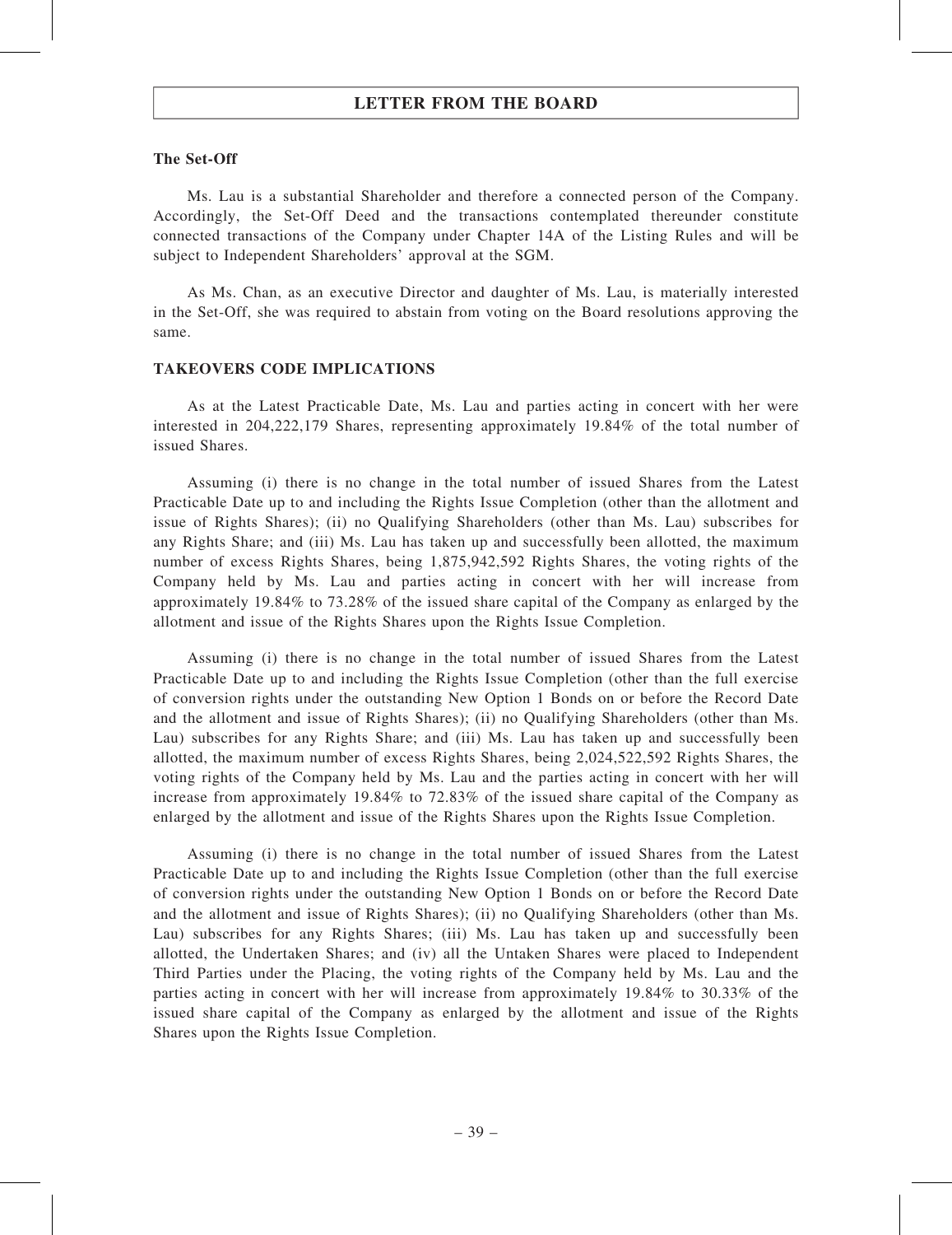**The Set-Off**

Ms. Lau is a substantial Shareholder and therefore a connected person of the Company. Accordingly, the Set-Off Deed and the transactions contemplated thereunder constitute connected transactions of the Company under Chapter 14A of the Listing Rules and will be subject to Independent Shareholders' approval at the SGM.

As Ms. Chan, as an executive Director and daughter of Ms. Lau, is materially interested in the Set-Off, she was required to abstain from voting on the Board resolutions approving the same.

**TAKEOVERS CODE IMPLICATIONS**

As at the Latest Practicable Date, Ms. Lau and parties acting in concert with her were interested in 204,222,179 Shares, representing approximately 19.84% of the total number of issued Shares.

Assuming (i) there is no change in the total number of issued Shares from the Latest Practicable Date up to and including the Rights Issue Completion (other than the allotment and issue of Rights Shares); (ii) no Qualifying Shareholders (other than Ms. Lau) subscribes for any Rights Share; and (iii) Ms. Lau has taken up and successfully been allotted, the maximum number of excess Rights Shares, being 1,875,942,592 Rights Shares, the voting rights of the Company held by Ms. Lau and parties acting in concert with her will increase from approximately 19.84% to 73.28% of the issued share capital of the Company as enlarged by the allotment and issue of the Rights Shares upon the Rights Issue Completion.

Assuming (i) there is no change in the total number of issued Shares from the Latest Practicable Date up to and including the Rights Issue Completion (other than the full exercise of conversion rights under the outstanding New Option 1 Bonds on or before the Record Date and the allotment and issue of Rights Shares); (ii) no Qualifying Shareholders (other than Ms. Lau) subscribes for any Rights Share; and (iii) Ms. Lau has taken up and successfully been allotted, the maximum number of excess Rights Shares, being 2,024,522,592 Rights Shares, the voting rights of the Company held by Ms. Lau and the parties acting in concert with her will increase from approximately 19.84% to 72.83% of the issued share capital of the Company as enlarged by the allotment and issue of the Rights Shares upon the Rights Issue Completion.

Assuming (i) there is no change in the total number of issued Shares from the Latest Practicable Date up to and including the Rights Issue Completion (other than the full exercise of conversion rights under the outstanding New Option 1 Bonds on or before the Record Date and the allotment and issue of Rights Shares); (ii) no Qualifying Shareholders (other than Ms. Lau) subscribes for any Rights Shares; (iii) Ms. Lau has taken up and successfully been allotted, the Undertaken Shares; and (iv) all the Untaken Shares were placed to Independent Third Parties under the Placing, the voting rights of the Company held by Ms. Lau and the parties acting in concert with her will increase from approximately 19.84% to 30.33% of the issued share capital of the Company as enlarged by the allotment and issue of the Rights Shares upon the Rights Issue Completion.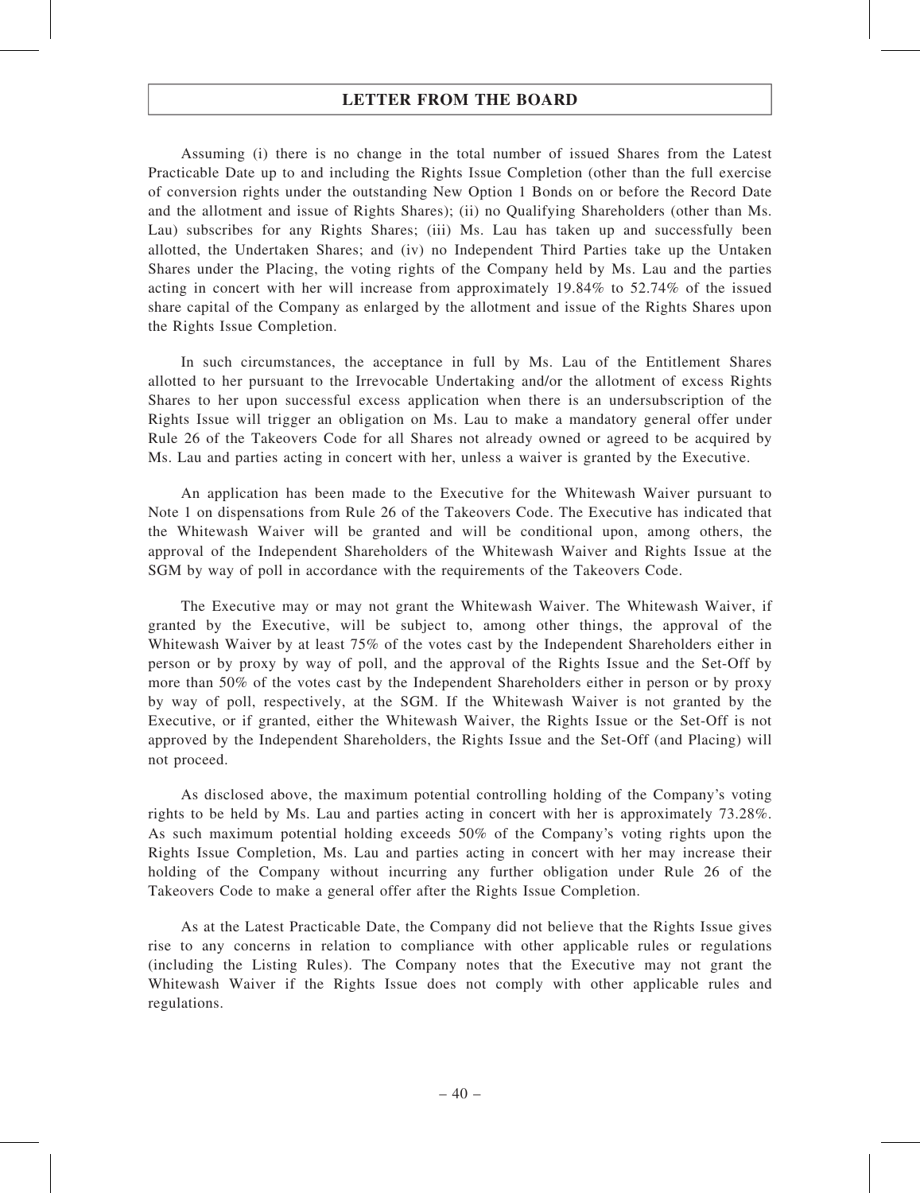Assuming (i) there is no change in the total number of issued Shares from the Latest Practicable Date up to and including the Rights Issue Completion (other than the full exercise of conversion rights under the outstanding New Option 1 Bonds on or before the Record Date and the allotment and issue of Rights Shares); (ii) no Qualifying Shareholders (other than Ms. Lau) subscribes for any Rights Shares; (iii) Ms. Lau has taken up and successfully been allotted, the Undertaken Shares; and (iv) no Independent Third Parties take up the Untaken Shares under the Placing, the voting rights of the Company held by Ms. Lau and the parties acting in concert with her will increase from approximately 19.84% to 52.74% of the issued share capital of the Company as enlarged by the allotment and issue of the Rights Shares upon the Rights Issue Completion.

In such circumstances, the acceptance in full by Ms. Lau of the Entitlement Shares allotted to her pursuant to the Irrevocable Undertaking and/or the allotment of excess Rights Shares to her upon successful excess application when there is an undersubscription of the Rights Issue will trigger an obligation on Ms. Lau to make a mandatory general offer under Rule 26 of the Takeovers Code for all Shares not already owned or agreed to be acquired by Ms. Lau and parties acting in concert with her, unless a waiver is granted by the Executive.

An application has been made to the Executive for the Whitewash Waiver pursuant to Note 1 on dispensations from Rule 26 of the Takeovers Code. The Executive has indicated that the Whitewash Waiver will be granted and will be conditional upon, among others, the approval of the Independent Shareholders of the Whitewash Waiver and Rights Issue at the SGM by way of poll in accordance with the requirements of the Takeovers Code.

The Executive may or may not grant the Whitewash Waiver. The Whitewash Waiver, if granted by the Executive, will be subject to, among other things, the approval of the Whitewash Waiver by at least 75% of the votes cast by the Independent Shareholders either in person or by proxy by way of poll, and the approval of the Rights Issue and the Set-Off by more than 50% of the votes cast by the Independent Shareholders either in person or by proxy by way of poll, respectively, at the SGM. If the Whitewash Waiver is not granted by the Executive, or if granted, either the Whitewash Waiver, the Rights Issue or the Set-Off is not approved by the Independent Shareholders, the Rights Issue and the Set-Off (and Placing) will not proceed.

As disclosed above, the maximum potential controlling holding of the Company's voting rights to be held by Ms. Lau and parties acting in concert with her is approximately 73.28%. As such maximum potential holding exceeds 50% of the Company's voting rights upon the Rights Issue Completion, Ms. Lau and parties acting in concert with her may increase their holding of the Company without incurring any further obligation under Rule 26 of the Takeovers Code to make a general offer after the Rights Issue Completion.

As at the Latest Practicable Date, the Company did not believe that the Rights Issue gives rise to any concerns in relation to compliance with other applicable rules or regulations (including the Listing Rules). The Company notes that the Executive may not grant the Whitewash Waiver if the Rights Issue does not comply with other applicable rules and regulations.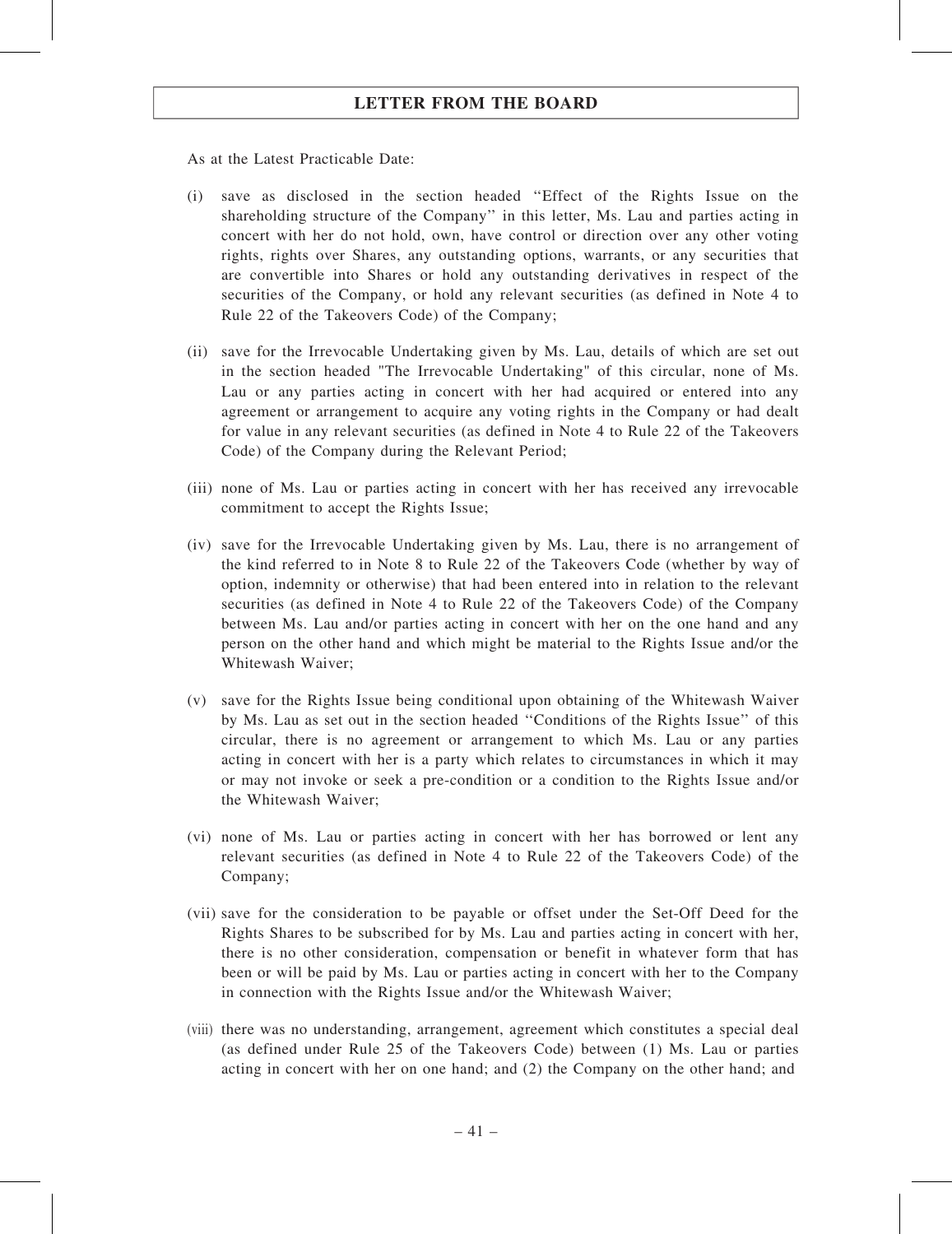As at the Latest Practicable Date:

(i) save as disclosed in the section headed "Effect of the Rights Issue on the shareholding structure of the Company" in this letter, Ms. Lau and parties acting in concert with her do not hold, own, have control or direction over any other voting rights, rights over Shares, any outstanding options, warrants, or any securities that are convertible into Shares or hold any outstanding derivatives in respect of the securities of the Company, or hold any relevant securities (as defined in Note 4 to Rule 22 of the Takeovers Code) of the Company;

(ii) save for the Irrevocable Undertaking given by Ms. Lau, details of which are set out in the section headed "The Irrevocable Undertaking" of this circular, none of Ms. Lau or any parties acting in concert with her had acquired or entered into any agreement or arrangement to acquire any voting rights in the Company or had dealt for value in any relevant securities (as defined in Note 4 to Rule 22 of the Takeovers Code) of the Company during the Relevant Period;

(iii) none of Ms. Lau or parties acting in concert with her has received any irrevocable commitment to accept the Rights Issue;

(iv) save for the Irrevocable Undertaking given by Ms. Lau, there is no arrangement of the kind referred to in Note 8 to Rule 22 of the Takeovers Code (whether by way of option, indemnity or otherwise) that had been entered into in relation to the relevant securities (as defined in Note 4 to Rule 22 of the Takeovers Code) of the Company between Ms. Lau and/or parties acting in concert with her on the one hand and any person on the other hand and which might be material to the Rights Issue and/or the Whitewash Waiver;

(v) save for the Rights Issue being conditional upon obtaining of the Whitewash Waiver by Ms. Lau as set out in the section headed "Conditions of the Rights Issue" of this circular, there is no agreement or arrangement to which Ms. Lau or any parties acting in concert with her is a party which relates to circumstances in which it may or may not invoke or seek a pre-condition or a condition to the Rights Issue and/or the Whitewash Waiver;

(vi) none of Ms. Lau or parties acting in concert with her has borrowed or lent any relevant securities (as defined in Note 4 to Rule 22 of the Takeovers Code) of the Company;

(vii) save for the consideration to be payable or offset under the Set-Off Deed for the Rights Shares to be subscribed for by Ms. Lau and parties acting in concert with her, there is no other consideration, compensation or benefit in whatever form that has been or will be paid by Ms. Lau or parties acting in concert with her to the Company in connection with the Rights Issue and/or the Whitewash Waiver;

(viii) there was no understanding, arrangement, agreement which constitutes a special deal (as defined under Rule 25 of the Takeovers Code) between (1) Ms. Lau or parties acting in concert with her on one hand; and (2) the Company on the other hand; and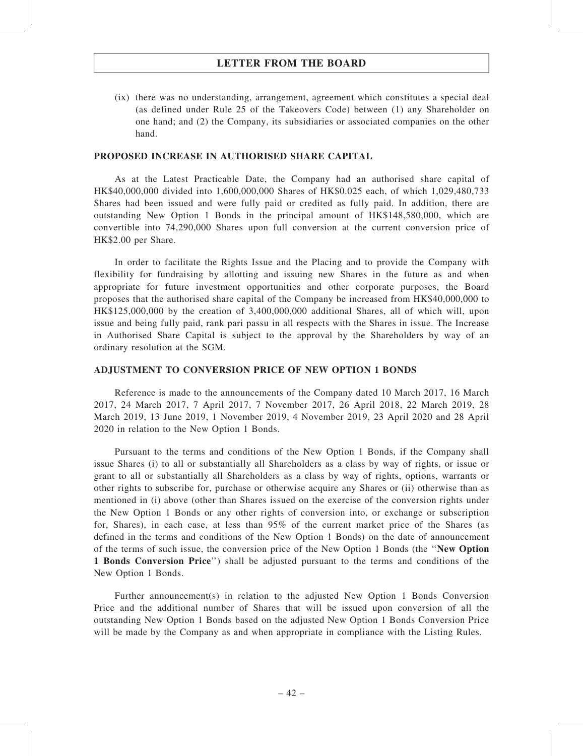(ix) there was no understanding, arrangement, agreement which constitutes a special deal (as defined under Rule 25 of the Takeovers Code) between (1) any Shareholder on one hand; and (2) the Company, its subsidiaries or associated companies on the other hand.

## PROPOSED INCREASE IN AUTHORISED SHARE CAPITAL

As at the Latest Practicable Date, the Company had an authorised share capital of HK$40,000,000 divided into 1,600,000,000 Shares of HK$0.025 each, of which 1,029,480,733 Shares had been issued and were fully paid or credited as fully paid. In addition, there are outstanding New Option 1 Bonds in the principal amount of HK$148,580,000, which are convertible into 74,290,000 Shares upon full conversion at the current conversion price of HK$2.00 per Share.

In order to facilitate the Rights Issue and the Placing and to provide the Company with flexibility for fundraising by allotting and issuing new Shares in the future as and when appropriate for future investment opportunities and other corporate purposes, the Board proposes that the authorised share capital of the Company be increased from HK$40,000,000 to HK$125,000,000 by the creation of 3,400,000,000 additional Shares, all of which will, upon issue and being fully paid, rank pari passu in all respects with the Shares in issue. The Increase in Authorised Share Capital is subject to the approval by the Shareholders by way of an ordinary resolution at the SGM.

## ADJUSTMENT TO CONVERSION PRICE OF NEW OPTION 1 BONDS

Reference is made to the announcements of the Company dated 10 March 2017, 16 March 2017, 24 March 2017, 7 April 2017, 7 November 2017, 26 April 2018, 22 March 2019, 28 March 2019, 13 June 2019, 1 November 2019, 4 November 2019, 23 April 2020 and 28 April 2020 in relation to the New Option 1 Bonds.

Pursuant to the terms and conditions of the New Option 1 Bonds, if the Company shall issue Shares (i) to all or substantially all Shareholders as a class by way of rights, or issue or grant to all or substantially all Shareholders as a class by way of rights, options, warrants or other rights to subscribe for, purchase or otherwise acquire any Shares or (ii) otherwise than as mentioned in (i) above (other than Shares issued on the exercise of the conversion rights under the New Option 1 Bonds or any other rights of conversion into, or exchange or subscription for, Shares), in each case, at less than 95% of the current market price of the Shares (as defined in the terms and conditions of the New Option 1 Bonds) on the date of announcement of the terms of such issue, the conversion price of the New Option 1 Bonds (the "**New Option 1 Bonds Conversion Price**") shall be adjusted pursuant to the terms and conditions of the New Option 1 Bonds.

Further announcement(s) in relation to the adjusted New Option 1 Bonds Conversion Price and the additional number of Shares that will be issued upon conversion of all the outstanding New Option 1 Bonds based on the adjusted New Option 1 Bonds Conversion Price will be made by the Company as and when appropriate in compliance with the Listing Rules.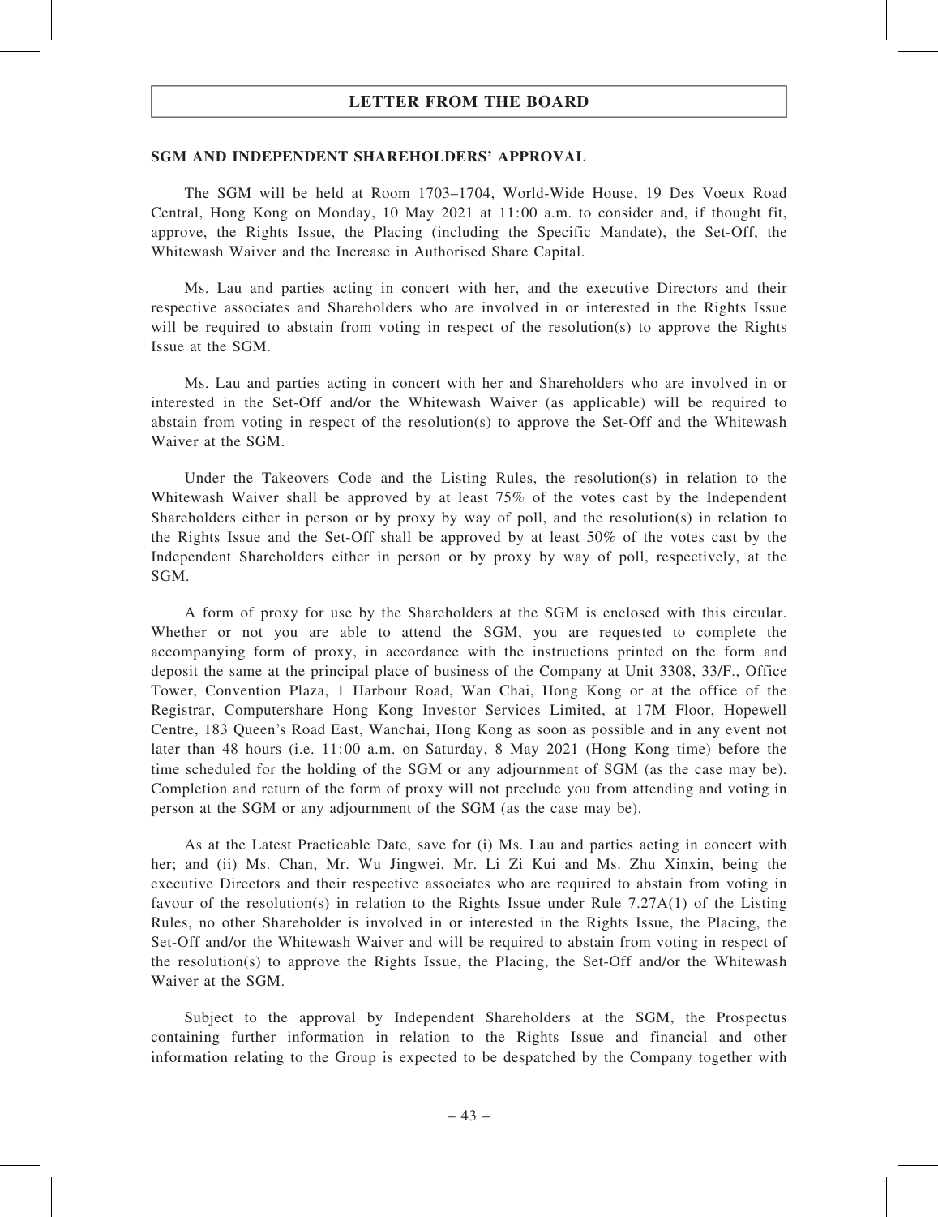## SGM AND INDEPENDENT SHAREHOLDERS' APPROVAL

The SGM will be held at Room 1703–1704, World-Wide House, 19 Des Voeux Road Central, Hong Kong on Monday, 10 May 2021 at 11:00 a.m. to consider and, if thought fit, approve, the Rights Issue, the Placing (including the Specific Mandate), the Set-Off, the Whitewash Waiver and the Increase in Authorised Share Capital.

Ms. Lau and parties acting in concert with her, and the executive Directors and their respective associates and Shareholders who are involved in or interested in the Rights Issue will be required to abstain from voting in respect of the resolution(s) to approve the Rights Issue at the SGM.

Ms. Lau and parties acting in concert with her and Shareholders who are involved in or interested in the Set-Off and/or the Whitewash Waiver (as applicable) will be required to abstain from voting in respect of the resolution(s) to approve the Set-Off and the Whitewash Waiver at the SGM.

Under the Takeovers Code and the Listing Rules, the resolution(s) in relation to the Whitewash Waiver shall be approved by at least 75% of the votes cast by the Independent Shareholders either in person or by proxy by way of poll, and the resolution(s) in relation to the Rights Issue and the Set-Off shall be approved by at least 50% of the votes cast by the Independent Shareholders either in person or by proxy by way of poll, respectively, at the SGM.

A form of proxy for use by the Shareholders at the SGM is enclosed with this circular. Whether or not you are able to attend the SGM, you are requested to complete the accompanying form of proxy, in accordance with the instructions printed on the form and deposit the same at the principal place of business of the Company at Unit 3308, 33/F., Office Tower, Convention Plaza, 1 Harbour Road, Wan Chai, Hong Kong or at the office of the Registrar, Computershare Hong Kong Investor Services Limited, at 17M Floor, Hopewell Centre, 183 Queen's Road East, Wanchai, Hong Kong as soon as possible and in any event not later than 48 hours (i.e. 11:00 a.m. on Saturday, 8 May 2021 (Hong Kong time) before the time scheduled for the holding of the SGM or any adjournment of SGM (as the case may be). Completion and return of the form of proxy will not preclude you from attending and voting in person at the SGM or any adjournment of the SGM (as the case may be).

As at the Latest Practicable Date, save for (i) Ms. Lau and parties acting in concert with her; and (ii) Ms. Chan, Mr. Wu Jingwei, Mr. Li Zi Kui and Ms. Zhu Xinxin, being the executive Directors and their respective associates who are required to abstain from voting in favour of the resolution(s) in relation to the Rights Issue under Rule 7.27A(1) of the Listing Rules, no other Shareholder is involved in or interested in the Rights Issue, the Placing, the Set-Off and/or the Whitewash Waiver and will be required to abstain from voting in respect of the resolution(s) to approve the Rights Issue, the Placing, the Set-Off and/or the Whitewash Waiver at the SGM.

Subject to the approval by Independent Shareholders at the SGM, the Prospectus containing further information in relation to the Rights Issue and financial and other information relating to the Group is expected to be despatched by the Company together with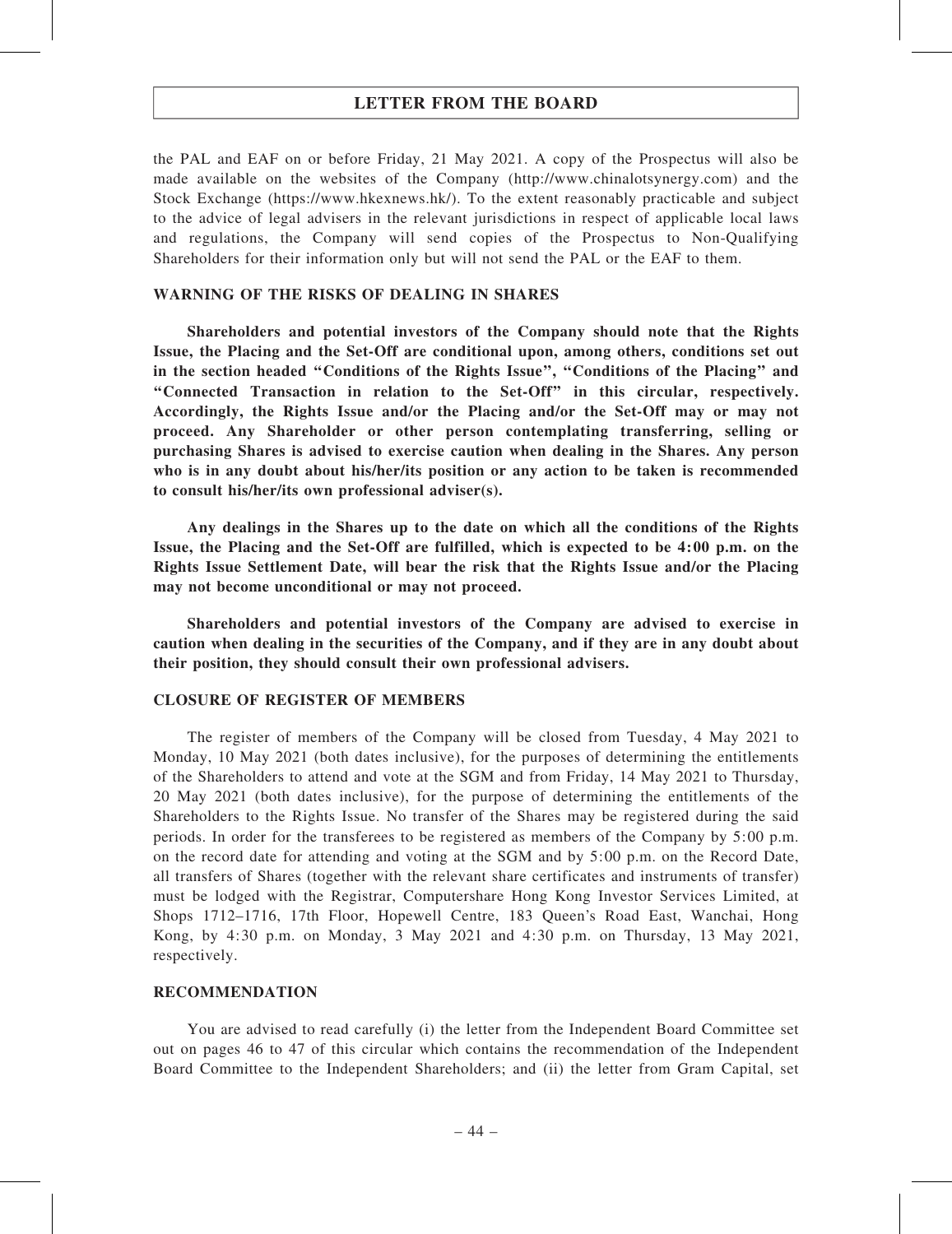the PAL and EAF on or before Friday, 21 May 2021. A copy of the Prospectus will also be made available on the websites of the Company (http://www.chinalotsynergy.com) and the Stock Exchange (https://www.hkexnews.hk/). To the extent reasonably practicable and subject to the advice of legal advisers in the relevant jurisdictions in respect of applicable local laws and regulations, the Company will send copies of the Prospectus to Non-Qualifying Shareholders for their information only but will not send the PAL or the EAF to them.

## WARNING OF THE RISKS OF DEALING IN SHARES

**Shareholders and potential investors of the Company should note that the Rights Issue, the Placing and the Set-Off are conditional upon, among others, conditions set out in the section headed "Conditions of the Rights Issue", "Conditions of the Placing" and "Connected Transaction in relation to the Set-Off" in this circular, respectively. Accordingly, the Rights Issue and/or the Placing and/or the Set-Off may or may not proceed. Any Shareholder or other person contemplating transferring, selling or purchasing Shares is advised to exercise caution when dealing in the Shares. Any person who is in any doubt about his/her/its position or any action to be taken is recommended to consult his/her/its own professional adviser(s).**

**Any dealings in the Shares up to the date on which all the conditions of the Rights Issue, the Placing and the Set-Off are fulfilled, which is expected to be 4:00 p.m. on the Rights Issue Settlement Date, will bear the risk that the Rights Issue and/or the Placing may not become unconditional or may not proceed.**

**Shareholders and potential investors of the Company are advised to exercise in caution when dealing in the securities of the Company, and if they are in any doubt about their position, they should consult their own professional advisers.**

## CLOSURE OF REGISTER OF MEMBERS

The register of members of the Company will be closed from Tuesday, 4 May 2021 to Monday, 10 May 2021 (both dates inclusive), for the purposes of determining the entitlements of the Shareholders to attend and vote at the SGM and from Friday, 14 May 2021 to Thursday, 20 May 2021 (both dates inclusive), for the purpose of determining the entitlements of the Shareholders to the Rights Issue. No transfer of the Shares may be registered during the said periods. In order for the transferees to be registered as members of the Company by 5:00 p.m. on the record date for attending and voting at the SGM and by 5:00 p.m. on the Record Date, all transfers of Shares (together with the relevant share certificates and instruments of transfer) must be lodged with the Registrar, Computershare Hong Kong Investor Services Limited, at Shops 1712–1716, 17th Floor, Hopewell Centre, 183 Queen's Road East, Wanchai, Hong Kong, by 4:30 p.m. on Monday, 3 May 2021 and 4:30 p.m. on Thursday, 13 May 2021, respectively.

## RECOMMENDATION

You are advised to read carefully (i) the letter from the Independent Board Committee set out on pages 46 to 47 of this circular which contains the recommendation of the Independent Board Committee to the Independent Shareholders; and (ii) the letter from Gram Capital, set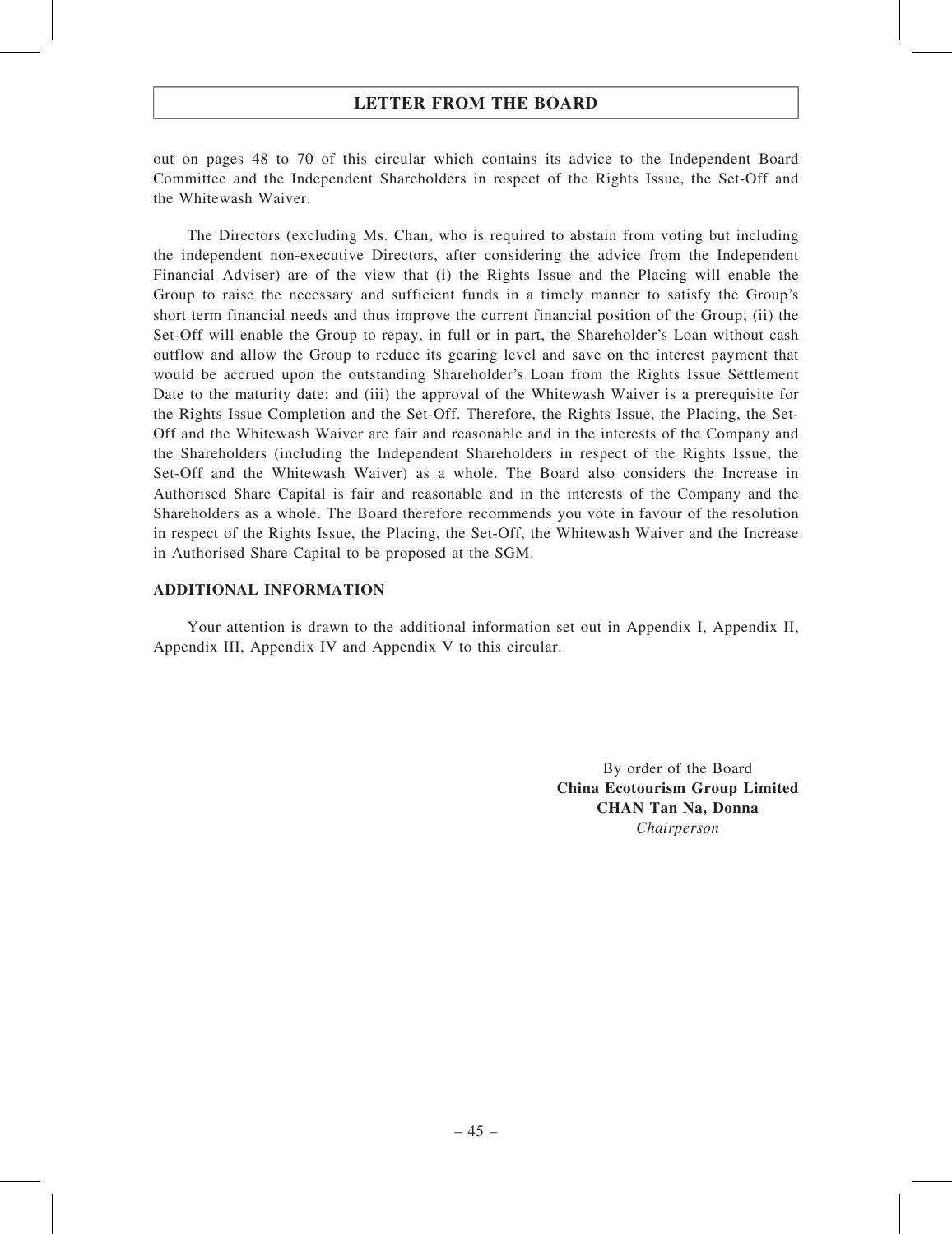out on pages 48 to 70 of this circular which contains its advice to the Independent Board Committee and the Independent Shareholders in respect of the Rights Issue, the Set-Off and the Whitewash Waiver.

The Directors (excluding Ms. Chan, who is required to abstain from voting but including the independent non-executive Directors, after considering the advice from the Independent Financial Adviser) are of the view that (i) the Rights Issue and the Placing will enable the Group to raise the necessary and sufficient funds in a timely manner to satisfy the Group's short term financial needs and thus improve the current financial position of the Group; (ii) the Set-Off will enable the Group to repay, in full or in part, the Shareholder's Loan without cash outflow and allow the Group to reduce its gearing level and save on the interest payment that would be accrued upon the outstanding Shareholder's Loan from the Rights Issue Settlement Date to the maturity date; and (iii) the approval of the Whitewash Waiver is a prerequisite for the Rights Issue Completion and the Set-Off. Therefore, the Rights Issue, the Placing, the Set-Off and the Whitewash Waiver are fair and reasonable and in the interests of the Company and the Shareholders (including the Independent Shareholders in respect of the Rights Issue, the Set-Off and the Whitewash Waiver) as a whole. The Board also considers the Increase in Authorised Share Capital is fair and reasonable and in the interests of the Company and the Shareholders as a whole. The Board therefore recommends you vote in favour of the resolution in respect of the Rights Issue, the Placing, the Set-Off, the Whitewash Waiver and the Increase in Authorised Share Capital to be proposed at the SGM.

## ADDITIONAL INFORMATION

Your attention is drawn to the additional information set out in Appendix I, Appendix II, Appendix III, Appendix IV and Appendix V to this circular.

By order of the Board
**China Ecotourism Group Limited**
**CHAN Tan Na, Donna**
*Chairperson*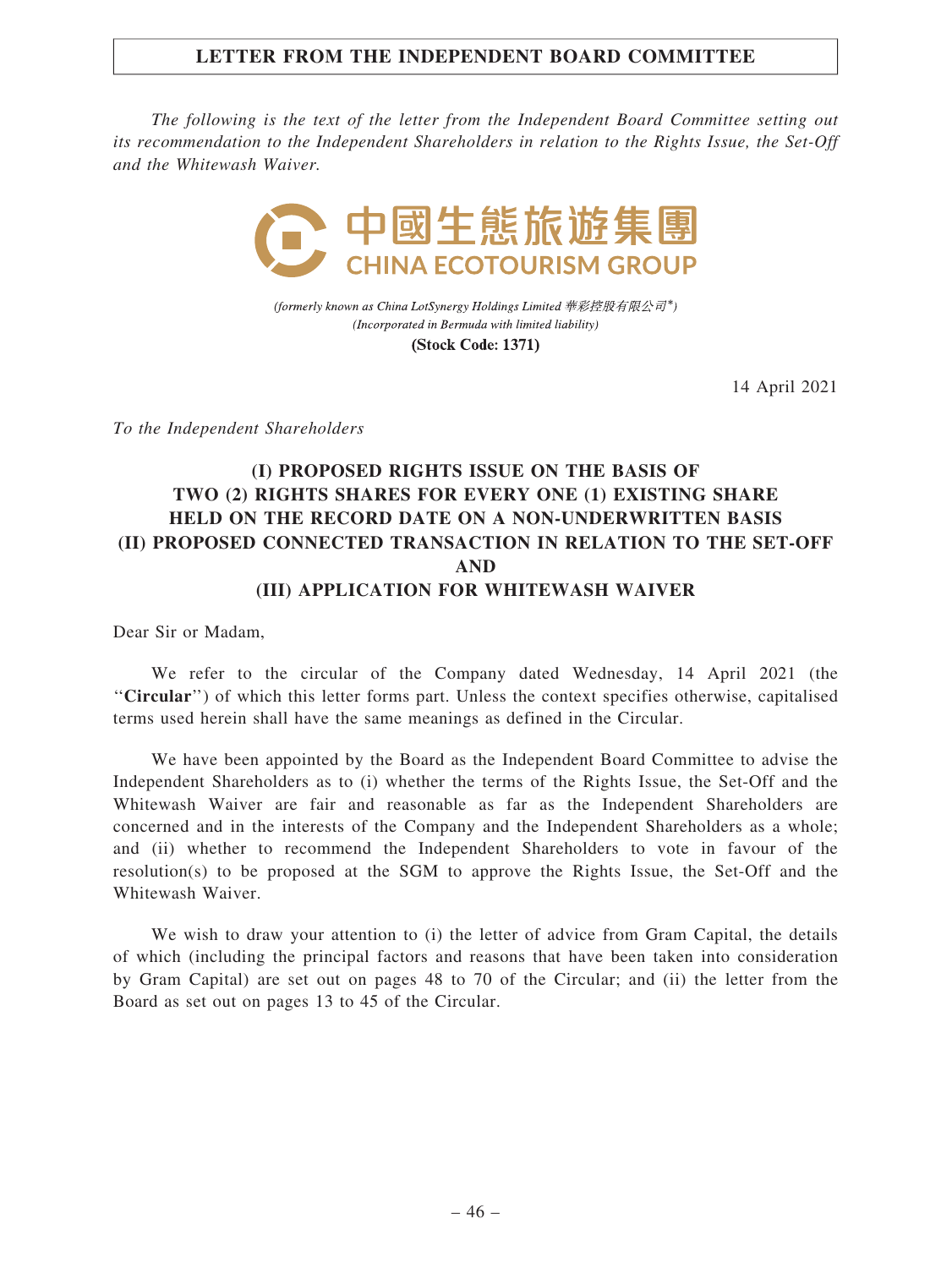## LETTER FROM THE INDEPENDENT BOARD COMMITTEE

*The following is the text of the letter from the Independent Board Committee setting out its recommendation to the Independent Shareholders in relation to the Rights Issue, the Set-Off and the Whitewash Waiver.*

中國生態旅遊集團
CHINA ECOTOURISM GROUP

*(formerly known as China LotSynergy Holdings Limited 華彩控股有限公司\*)*
*(Incorporated in Bermuda with limited liability)*
**(Stock Code: 1371)**

14 April 2021

*To the Independent Shareholders*

**(I) PROPOSED RIGHTS ISSUE ON THE BASIS OF TWO (2) RIGHTS SHARES FOR EVERY ONE (1) EXISTING SHARE HELD ON THE RECORD DATE ON A NON-UNDERWRITTEN BASIS**
**(II) PROPOSED CONNECTED TRANSACTION IN RELATION TO THE SET-OFF AND**
**(III) APPLICATION FOR WHITEWASH WAIVER**

Dear Sir or Madam,

We refer to the circular of the Company dated Wednesday, 14 April 2021 (the "**Circular**") of which this letter forms part. Unless the context specifies otherwise, capitalised terms used herein shall have the same meanings as defined in the Circular.

We have been appointed by the Board as the Independent Board Committee to advise the Independent Shareholders as to (i) whether the terms of the Rights Issue, the Set-Off and the Whitewash Waiver are fair and reasonable as far as the Independent Shareholders are concerned and in the interests of the Company and the Independent Shareholders as a whole; and (ii) whether to recommend the Independent Shareholders to vote in favour of the resolution(s) to be proposed at the SGM to approve the Rights Issue, the Set-Off and the Whitewash Waiver.

We wish to draw your attention to (i) the letter of advice from Gram Capital, the details of which (including the principal factors and reasons that have been taken into consideration by Gram Capital) are set out on pages 48 to 70 of the Circular; and (ii) the letter from the Board as set out on pages 13 to 45 of the Circular.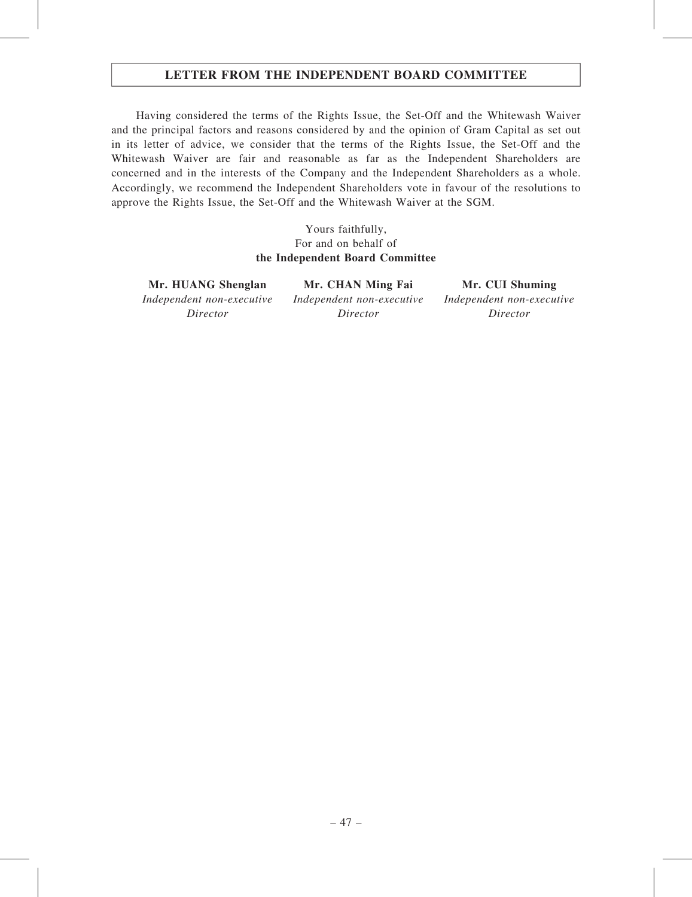## LETTER FROM THE INDEPENDENT BOARD COMMITTEE

Having considered the terms of the Rights Issue, the Set-Off and the Whitewash Waiver and the principal factors and reasons considered by and the opinion of Gram Capital as set out in its letter of advice, we consider that the terms of the Rights Issue, the Set-Off and the Whitewash Waiver are fair and reasonable as far as the Independent Shareholders are concerned and in the interests of the Company and the Independent Shareholders as a whole. Accordingly, we recommend the Independent Shareholders vote in favour of the resolutions to approve the Rights Issue, the Set-Off and the Whitewash Waiver at the SGM.

Yours faithfully,
For and on behalf of
**the Independent Board Committee**

| **Mr. HUANG Shenglan** | **Mr. CHAN Ming Fai** | **Mr. CUI Shuming** |
|---|---|---|
| *Independent non-executive Director* | *Independent non-executive Director* | *Independent non-executive Director* |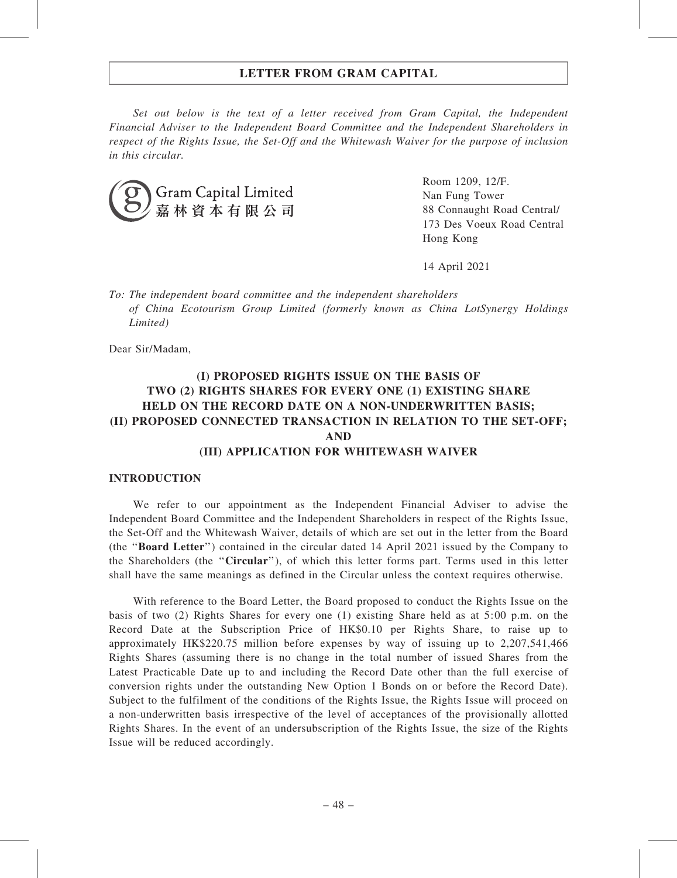## LETTER FROM GRAM CAPITAL

*Set out below is the text of a letter received from Gram Capital, the Independent Financial Adviser to the Independent Board Committee and the Independent Shareholders in respect of the Rights Issue, the Set-Off and the Whitewash Waiver for the purpose of inclusion in this circular.*

Gram Capital Limited
嘉林資本有限公司

Room 1209, 12/F.
Nan Fung Tower
88 Connaught Road Central/
173 Des Voeux Road Central
Hong Kong

14 April 2021

*To: The independent board committee and the independent shareholders of China Ecotourism Group Limited (formerly known as China LotSynergy Holdings Limited)*

Dear Sir/Madam,

# (I) PROPOSED RIGHTS ISSUE ON THE BASIS OF TWO (2) RIGHTS SHARES FOR EVERY ONE (1) EXISTING SHARE HELD ON THE RECORD DATE ON A NON-UNDERWRITTEN BASIS; (II) PROPOSED CONNECTED TRANSACTION IN RELATION TO THE SET-OFF; AND (III) APPLICATION FOR WHITEWASH WAIVER

## INTRODUCTION

We refer to our appointment as the Independent Financial Adviser to advise the Independent Board Committee and the Independent Shareholders in respect of the Rights Issue, the Set-Off and the Whitewash Waiver, details of which are set out in the letter from the Board (the "**Board Letter**") contained in the circular dated 14 April 2021 issued by the Company to the Shareholders (the "**Circular**"), of which this letter forms part. Terms used in this letter shall have the same meanings as defined in the Circular unless the context requires otherwise.

With reference to the Board Letter, the Board proposed to conduct the Rights Issue on the basis of two (2) Rights Shares for every one (1) existing Share held as at 5:00 p.m. on the Record Date at the Subscription Price of HK$0.10 per Rights Share, to raise up to approximately HK$220.75 million before expenses by way of issuing up to 2,207,541,466 Rights Shares (assuming there is no change in the total number of issued Shares from the Latest Practicable Date up to and including the Record Date other than the full exercise of conversion rights under the outstanding New Option 1 Bonds on or before the Record Date). Subject to the fulfilment of the conditions of the Rights Issue, the Rights Issue will proceed on a non-underwritten basis irrespective of the level of acceptances of the provisionally allotted Rights Shares. In the event of an undersubscription of the Rights Issue, the size of the Rights Issue will be reduced accordingly.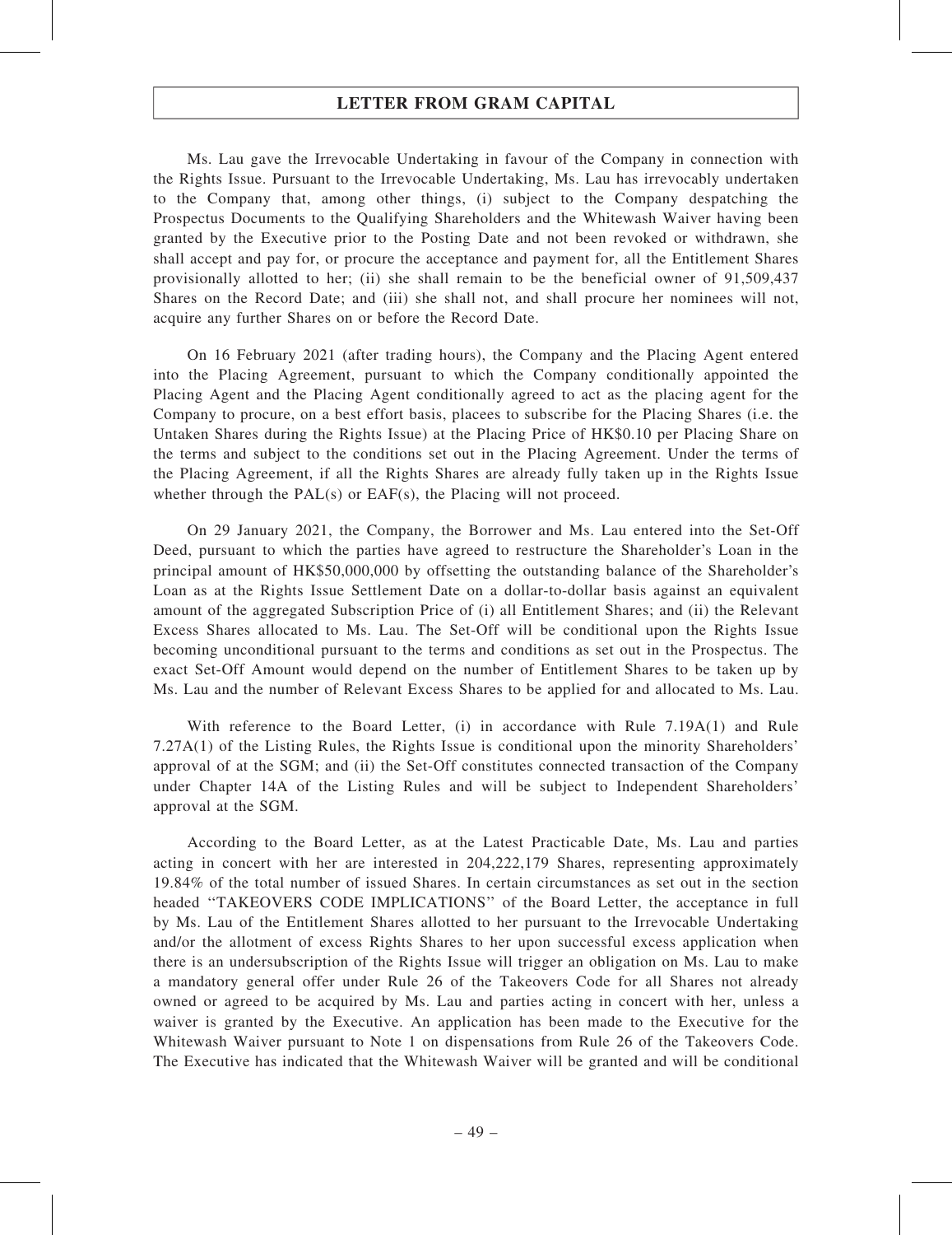Ms. Lau gave the Irrevocable Undertaking in favour of the Company in connection with the Rights Issue. Pursuant to the Irrevocable Undertaking, Ms. Lau has irrevocably undertaken to the Company that, among other things, (i) subject to the Company despatching the Prospectus Documents to the Qualifying Shareholders and the Whitewash Waiver having been granted by the Executive prior to the Posting Date and not been revoked or withdrawn, she shall accept and pay for, or procure the acceptance and payment for, all the Entitlement Shares provisionally allotted to her; (ii) she shall remain to be the beneficial owner of 91,509,437 Shares on the Record Date; and (iii) she shall not, and shall procure her nominees will not, acquire any further Shares on or before the Record Date.

On 16 February 2021 (after trading hours), the Company and the Placing Agent entered into the Placing Agreement, pursuant to which the Company conditionally appointed the Placing Agent and the Placing Agent conditionally agreed to act as the placing agent for the Company to procure, on a best effort basis, placees to subscribe for the Placing Shares (i.e. the Untaken Shares during the Rights Issue) at the Placing Price of HK$0.10 per Placing Share on the terms and subject to the conditions set out in the Placing Agreement. Under the terms of the Placing Agreement, if all the Rights Shares are already fully taken up in the Rights Issue whether through the PAL(s) or EAF(s), the Placing will not proceed.

On 29 January 2021, the Company, the Borrower and Ms. Lau entered into the Set-Off Deed, pursuant to which the parties have agreed to restructure the Shareholder's Loan in the principal amount of HK$50,000,000 by offsetting the outstanding balance of the Shareholder's Loan as at the Rights Issue Settlement Date on a dollar-to-dollar basis against an equivalent amount of the aggregated Subscription Price of (i) all Entitlement Shares; and (ii) the Relevant Excess Shares allocated to Ms. Lau. The Set-Off will be conditional upon the Rights Issue becoming unconditional pursuant to the terms and conditions as set out in the Prospectus. The exact Set-Off Amount would depend on the number of Entitlement Shares to be taken up by Ms. Lau and the number of Relevant Excess Shares to be applied for and allocated to Ms. Lau.

With reference to the Board Letter, (i) in accordance with Rule 7.19A(1) and Rule 7.27A(1) of the Listing Rules, the Rights Issue is conditional upon the minority Shareholders' approval of at the SGM; and (ii) the Set-Off constitutes connected transaction of the Company under Chapter 14A of the Listing Rules and will be subject to Independent Shareholders' approval at the SGM.

According to the Board Letter, as at the Latest Practicable Date, Ms. Lau and parties acting in concert with her are interested in 204,222,179 Shares, representing approximately 19.84% of the total number of issued Shares. In certain circumstances as set out in the section headed "TAKEOVERS CODE IMPLICATIONS" of the Board Letter, the acceptance in full by Ms. Lau of the Entitlement Shares allotted to her pursuant to the Irrevocable Undertaking and/or the allotment of excess Rights Shares to her upon successful excess application when there is an undersubscription of the Rights Issue will trigger an obligation on Ms. Lau to make a mandatory general offer under Rule 26 of the Takeovers Code for all Shares not already owned or agreed to be acquired by Ms. Lau and parties acting in concert with her, unless a waiver is granted by the Executive. An application has been made to the Executive for the Whitewash Waiver pursuant to Note 1 on dispensations from Rule 26 of the Takeovers Code. The Executive has indicated that the Whitewash Waiver will be granted and will be conditional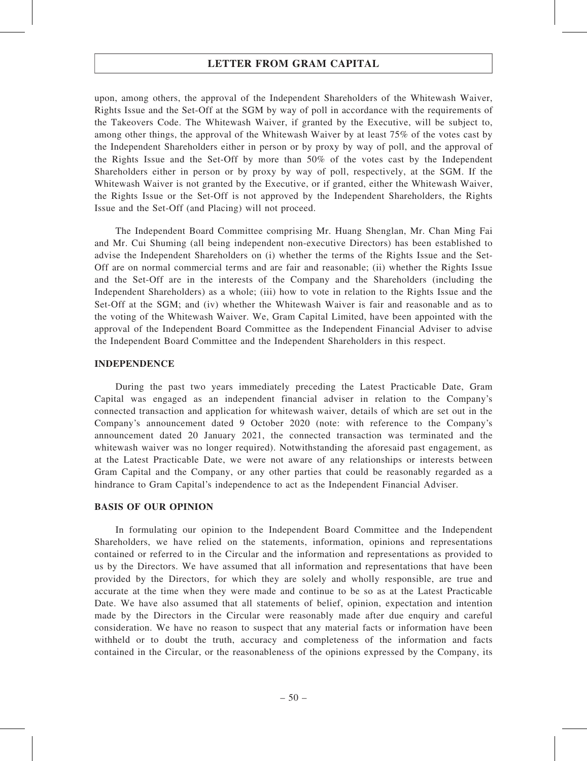upon, among others, the approval of the Independent Shareholders of the Whitewash Waiver, Rights Issue and the Set-Off at the SGM by way of poll in accordance with the requirements of the Takeovers Code. The Whitewash Waiver, if granted by the Executive, will be subject to, among other things, the approval of the Whitewash Waiver by at least 75% of the votes cast by the Independent Shareholders either in person or by proxy by way of poll, and the approval of the Rights Issue and the Set-Off by more than 50% of the votes cast by the Independent Shareholders either in person or by proxy by way of poll, respectively, at the SGM. If the Whitewash Waiver is not granted by the Executive, or if granted, either the Whitewash Waiver, the Rights Issue or the Set-Off is not approved by the Independent Shareholders, the Rights Issue and the Set-Off (and Placing) will not proceed.

The Independent Board Committee comprising Mr. Huang Shenglan, Mr. Chan Ming Fai and Mr. Cui Shuming (all being independent non-executive Directors) has been established to advise the Independent Shareholders on (i) whether the terms of the Rights Issue and the Set-Off are on normal commercial terms and are fair and reasonable; (ii) whether the Rights Issue and the Set-Off are in the interests of the Company and the Shareholders (including the Independent Shareholders) as a whole; (iii) how to vote in relation to the Rights Issue and the Set-Off at the SGM; and (iv) whether the Whitewash Waiver is fair and reasonable and as to the voting of the Whitewash Waiver. We, Gram Capital Limited, have been appointed with the approval of the Independent Board Committee as the Independent Financial Adviser to advise the Independent Board Committee and the Independent Shareholders in this respect.

**INDEPENDENCE**

During the past two years immediately preceding the Latest Practicable Date, Gram Capital was engaged as an independent financial adviser in relation to the Company's connected transaction and application for whitewash waiver, details of which are set out in the Company's announcement dated 9 October 2020 (note: with reference to the Company's announcement dated 20 January 2021, the connected transaction was terminated and the whitewash waiver was no longer required). Notwithstanding the aforesaid past engagement, as at the Latest Practicable Date, we were not aware of any relationships or interests between Gram Capital and the Company, or any other parties that could be reasonably regarded as a hindrance to Gram Capital's independence to act as the Independent Financial Adviser.

**BASIS OF OUR OPINION**

In formulating our opinion to the Independent Board Committee and the Independent Shareholders, we have relied on the statements, information, opinions and representations contained or referred to in the Circular and the information and representations as provided to us by the Directors. We have assumed that all information and representations that have been provided by the Directors, for which they are solely and wholly responsible, are true and accurate at the time when they were made and continue to be so as at the Latest Practicable Date. We have also assumed that all statements of belief, opinion, expectation and intention made by the Directors in the Circular were reasonably made after due enquiry and careful consideration. We have no reason to suspect that any material facts or information have been withheld or to doubt the truth, accuracy and completeness of the information and facts contained in the Circular, or the reasonableness of the opinions expressed by the Company, its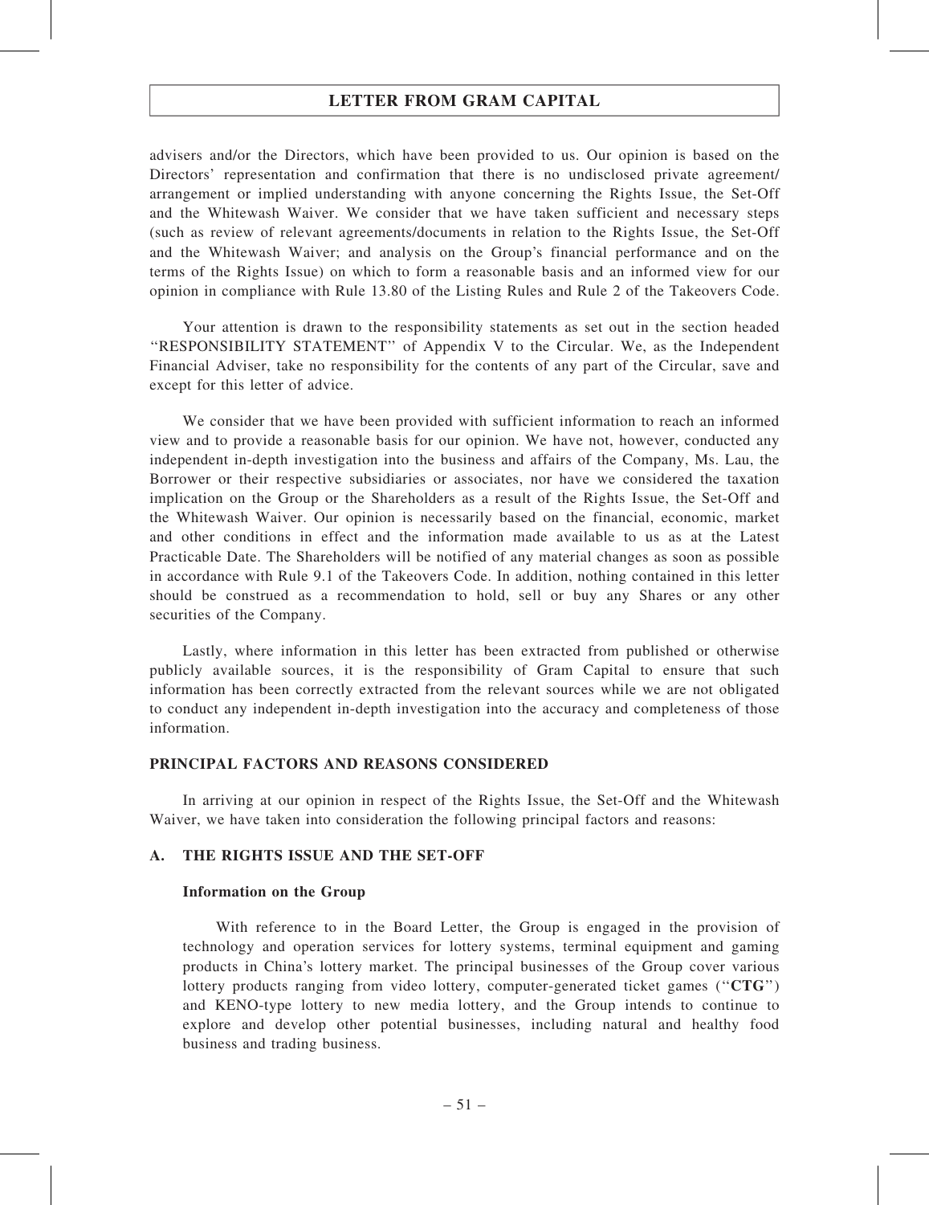advisers and/or the Directors, which have been provided to us. Our opinion is based on the Directors' representation and confirmation that there is no undisclosed private agreement/ arrangement or implied understanding with anyone concerning the Rights Issue, the Set-Off and the Whitewash Waiver. We consider that we have taken sufficient and necessary steps (such as review of relevant agreements/documents in relation to the Rights Issue, the Set-Off and the Whitewash Waiver; and analysis on the Group's financial performance and on the terms of the Rights Issue) on which to form a reasonable basis and an informed view for our opinion in compliance with Rule 13.80 of the Listing Rules and Rule 2 of the Takeovers Code.

Your attention is drawn to the responsibility statements as set out in the section headed "RESPONSIBILITY STATEMENT" of Appendix V to the Circular. We, as the Independent Financial Adviser, take no responsibility for the contents of any part of the Circular, save and except for this letter of advice.

We consider that we have been provided with sufficient information to reach an informed view and to provide a reasonable basis for our opinion. We have not, however, conducted any independent in-depth investigation into the business and affairs of the Company, Ms. Lau, the Borrower or their respective subsidiaries or associates, nor have we considered the taxation implication on the Group or the Shareholders as a result of the Rights Issue, the Set-Off and the Whitewash Waiver. Our opinion is necessarily based on the financial, economic, market and other conditions in effect and the information made available to us as at the Latest Practicable Date. The Shareholders will be notified of any material changes as soon as possible in accordance with Rule 9.1 of the Takeovers Code. In addition, nothing contained in this letter should be construed as a recommendation to hold, sell or buy any Shares or any other securities of the Company.

Lastly, where information in this letter has been extracted from published or otherwise publicly available sources, it is the responsibility of Gram Capital to ensure that such information has been correctly extracted from the relevant sources while we are not obligated to conduct any independent in-depth investigation into the accuracy and completeness of those information.

## PRINCIPAL FACTORS AND REASONS CONSIDERED

In arriving at our opinion in respect of the Rights Issue, the Set-Off and the Whitewash Waiver, we have taken into consideration the following principal factors and reasons:

### A. THE RIGHTS ISSUE AND THE SET-OFF

#### Information on the Group

With reference to in the Board Letter, the Group is engaged in the provision of technology and operation services for lottery systems, terminal equipment and gaming products in China's lottery market. The principal businesses of the Group cover various lottery products ranging from video lottery, computer-generated ticket games ("**CTG**") and KENO-type lottery to new media lottery, and the Group intends to continue to explore and develop other potential businesses, including natural and healthy food business and trading business.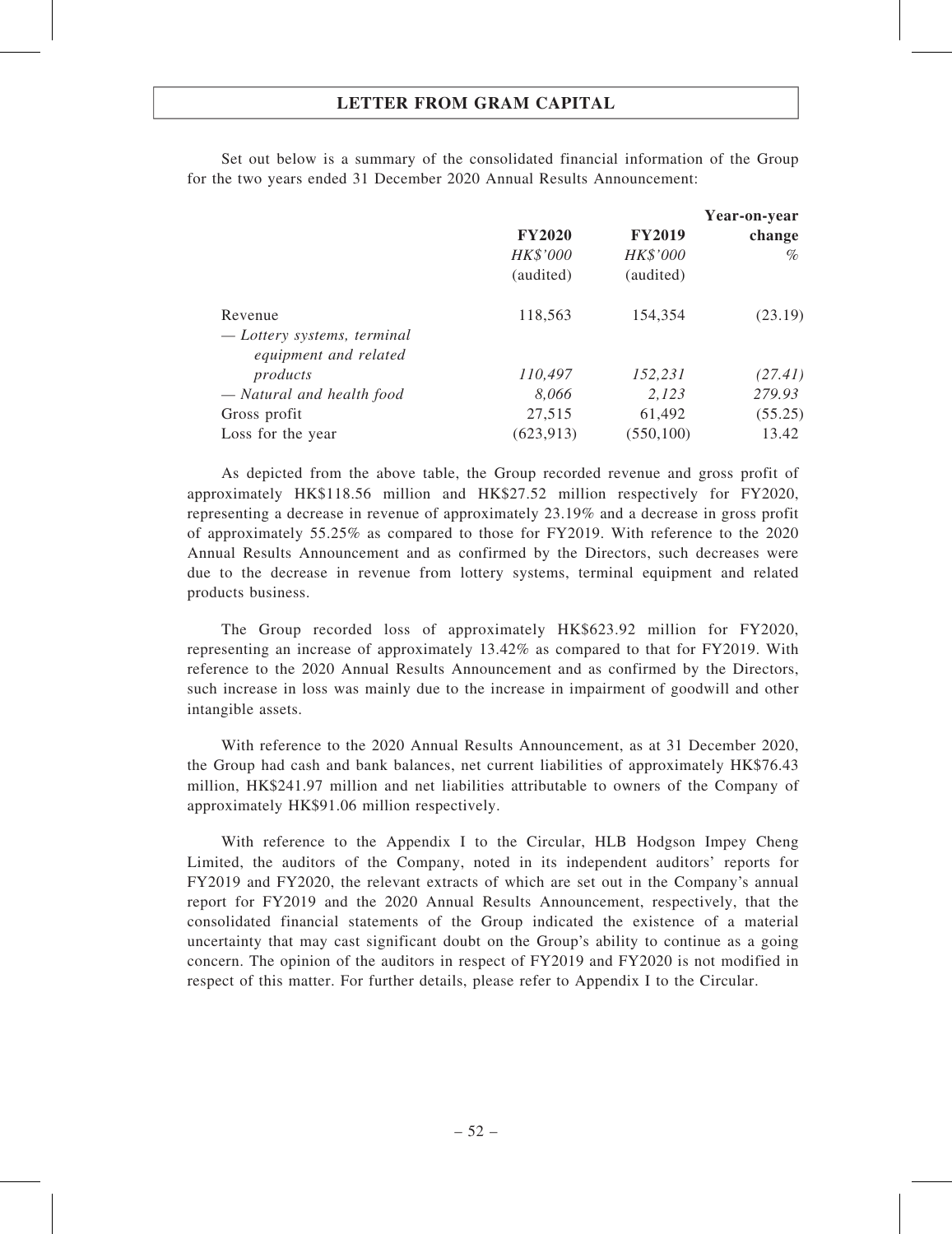Set out below is a summary of the consolidated financial information of the Group for the two years ended 31 December 2020 Annual Results Announcement:

| | FY2020 | FY2019 | Year-on-year change |
|---|---|---|---|
| | *HK$'000* | *HK$'000* | *%* |
| | (audited) | (audited) | |
| Revenue | 118,563 | 154,354 | (23.19) |
| *— Lottery systems, terminal equipment and related products* | *110,497* | *152,231* | *(27.41)* |
| *— Natural and health food* | *8,066* | *2,123* | *279.93* |
| Gross profit | 27,515 | 61,492 | (55.25) |
| Loss for the year | (623,913) | (550,100) | 13.42 |

As depicted from the above table, the Group recorded revenue and gross profit of approximately HK$118.56 million and HK$27.52 million respectively for FY2020, representing a decrease in revenue of approximately 23.19% and a decrease in gross profit of approximately 55.25% as compared to those for FY2019. With reference to the 2020 Annual Results Announcement and as confirmed by the Directors, such decreases were due to the decrease in revenue from lottery systems, terminal equipment and related products business.

The Group recorded loss of approximately HK$623.92 million for FY2020, representing an increase of approximately 13.42% as compared to that for FY2019. With reference to the 2020 Annual Results Announcement and as confirmed by the Directors, such increase in loss was mainly due to the increase in impairment of goodwill and other intangible assets.

With reference to the 2020 Annual Results Announcement, as at 31 December 2020, the Group had cash and bank balances, net current liabilities of approximately HK$76.43 million, HK$241.97 million and net liabilities attributable to owners of the Company of approximately HK$91.06 million respectively.

With reference to the Appendix I to the Circular, HLB Hodgson Impey Cheng Limited, the auditors of the Company, noted in its independent auditors' reports for FY2019 and FY2020, the relevant extracts of which are set out in the Company's annual report for FY2019 and the 2020 Annual Results Announcement, respectively, that the consolidated financial statements of the Group indicated the existence of a material uncertainty that may cast significant doubt on the Group's ability to continue as a going concern. The opinion of the auditors in respect of FY2019 and FY2020 is not modified in respect of this matter. For further details, please refer to Appendix I to the Circular.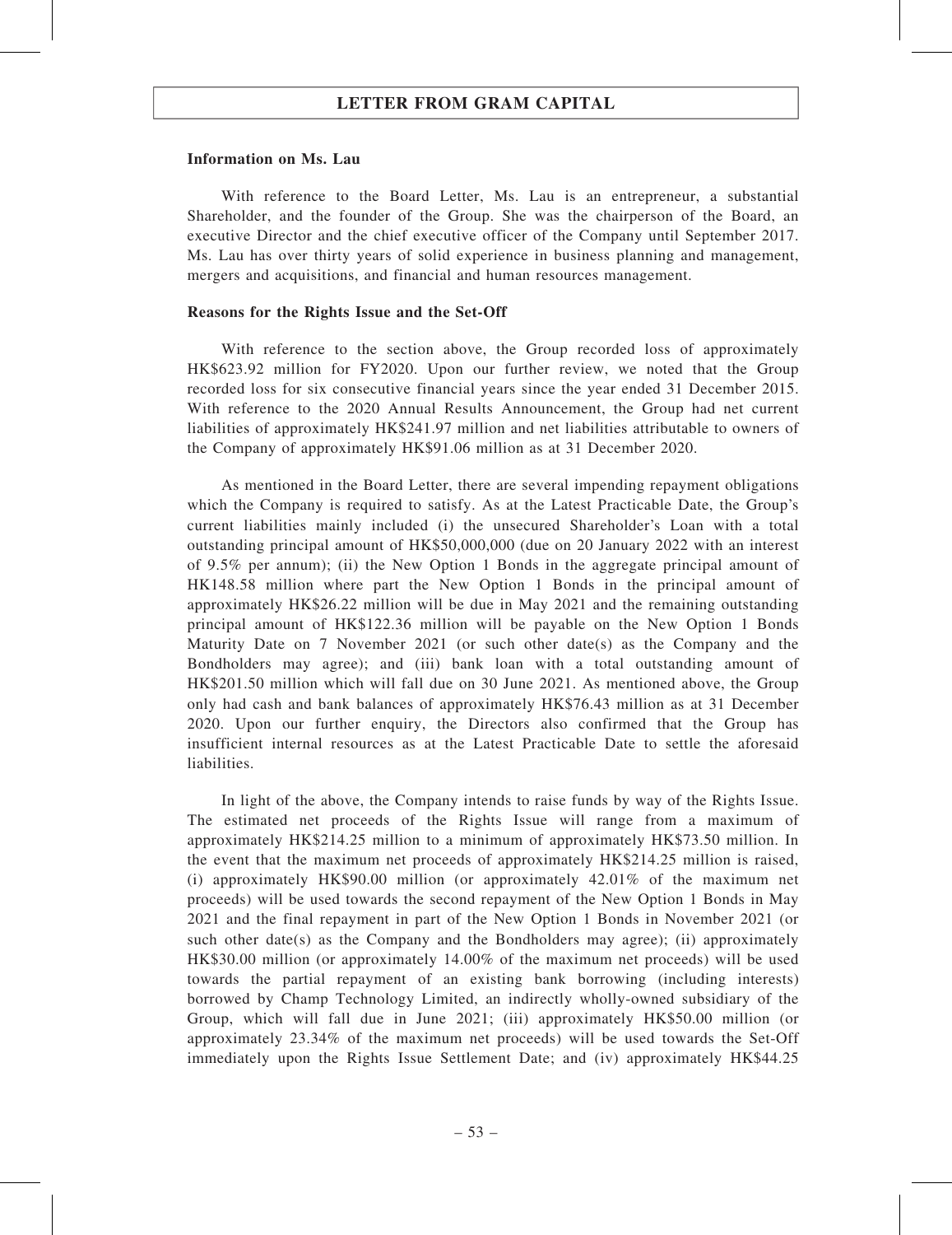**Information on Ms. Lau**

With reference to the Board Letter, Ms. Lau is an entrepreneur, a substantial Shareholder, and the founder of the Group. She was the chairperson of the Board, an executive Director and the chief executive officer of the Company until September 2017. Ms. Lau has over thirty years of solid experience in business planning and management, mergers and acquisitions, and financial and human resources management.

**Reasons for the Rights Issue and the Set-Off**

With reference to the section above, the Group recorded loss of approximately HK$623.92 million for FY2020. Upon our further review, we noted that the Group recorded loss for six consecutive financial years since the year ended 31 December 2015. With reference to the 2020 Annual Results Announcement, the Group had net current liabilities of approximately HK$241.97 million and net liabilities attributable to owners of the Company of approximately HK$91.06 million as at 31 December 2020.

As mentioned in the Board Letter, there are several impending repayment obligations which the Company is required to satisfy. As at the Latest Practicable Date, the Group's current liabilities mainly included (i) the unsecured Shareholder's Loan with a total outstanding principal amount of HK$50,000,000 (due on 20 January 2022 with an interest of 9.5% per annum); (ii) the New Option 1 Bonds in the aggregate principal amount of HK148.58 million where part the New Option 1 Bonds in the principal amount of approximately HK$26.22 million will be due in May 2021 and the remaining outstanding principal amount of HK$122.36 million will be payable on the New Option 1 Bonds Maturity Date on 7 November 2021 (or such other date(s) as the Company and the Bondholders may agree); and (iii) bank loan with a total outstanding amount of HK$201.50 million which will fall due on 30 June 2021. As mentioned above, the Group only had cash and bank balances of approximately HK$76.43 million as at 31 December 2020. Upon our further enquiry, the Directors also confirmed that the Group has insufficient internal resources as at the Latest Practicable Date to settle the aforesaid liabilities.

In light of the above, the Company intends to raise funds by way of the Rights Issue. The estimated net proceeds of the Rights Issue will range from a maximum of approximately HK$214.25 million to a minimum of approximately HK$73.50 million. In the event that the maximum net proceeds of approximately HK$214.25 million is raised, (i) approximately HK$90.00 million (or approximately 42.01% of the maximum net proceeds) will be used towards the second repayment of the New Option 1 Bonds in May 2021 and the final repayment in part of the New Option 1 Bonds in November 2021 (or such other date(s) as the Company and the Bondholders may agree); (ii) approximately HK$30.00 million (or approximately 14.00% of the maximum net proceeds) will be used towards the partial repayment of an existing bank borrowing (including interests) borrowed by Champ Technology Limited, an indirectly wholly-owned subsidiary of the Group, which will fall due in June 2021; (iii) approximately HK$50.00 million (or approximately 23.34% of the maximum net proceeds) will be used towards the Set-Off immediately upon the Rights Issue Settlement Date; and (iv) approximately HK$44.25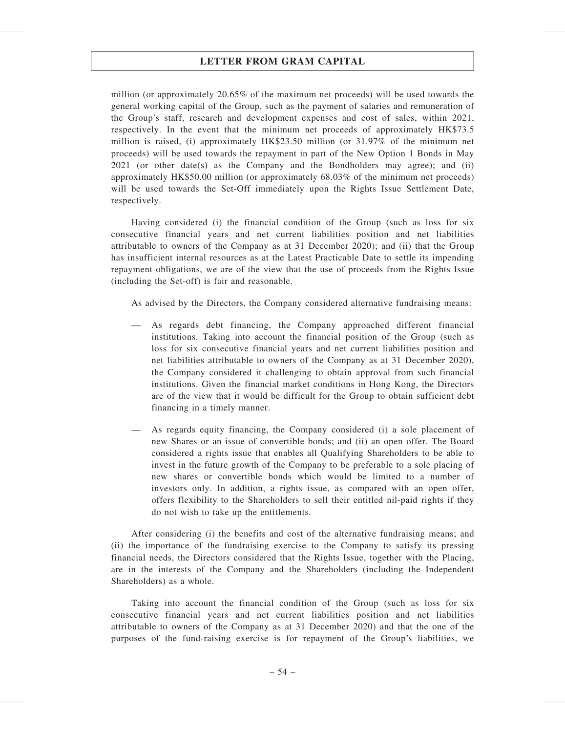million (or approximately 20.65% of the maximum net proceeds) will be used towards the general working capital of the Group, such as the payment of salaries and remuneration of the Group's staff, research and development expenses and cost of sales, within 2021, respectively. In the event that the minimum net proceeds of approximately HK$73.5 million is raised, (i) approximately HK$23.50 million (or 31.97% of the minimum net proceeds) will be used towards the repayment in part of the New Option 1 Bonds in May 2021 (or other date(s) as the Company and the Bondholders may agree); and (ii) approximately HK$50.00 million (or approximately 68.03% of the minimum net proceeds) will be used towards the Set-Off immediately upon the Rights Issue Settlement Date, respectively.

Having considered (i) the financial condition of the Group (such as loss for six consecutive financial years and net current liabilities position and net liabilities attributable to owners of the Company as at 31 December 2020); and (ii) that the Group has insufficient internal resources as at the Latest Practicable Date to settle its impending repayment obligations, we are of the view that the use of proceeds from the Rights Issue (including the Set-off) is fair and reasonable.

As advised by the Directors, the Company considered alternative fundraising means:

— As regards debt financing, the Company approached different financial institutions. Taking into account the financial position of the Group (such as loss for six consecutive financial years and net current liabilities position and net liabilities attributable to owners of the Company as at 31 December 2020), the Company considered it challenging to obtain approval from such financial institutions. Given the financial market conditions in Hong Kong, the Directors are of the view that it would be difficult for the Group to obtain sufficient debt financing in a timely manner.

— As regards equity financing, the Company considered (i) a sole placement of new Shares or an issue of convertible bonds; and (ii) an open offer. The Board considered a rights issue that enables all Qualifying Shareholders to be able to invest in the future growth of the Company to be preferable to a sole placing of new shares or convertible bonds which would be limited to a number of investors only. In addition, a rights issue, as compared with an open offer, offers flexibility to the Shareholders to sell their entitled nil-paid rights if they do not wish to take up the entitlements.

After considering (i) the benefits and cost of the alternative fundraising means; and (ii) the importance of the fundraising exercise to the Company to satisfy its pressing financial needs, the Directors considered that the Rights Issue, together with the Placing, are in the interests of the Company and the Shareholders (including the Independent Shareholders) as a whole.

Taking into account the financial condition of the Group (such as loss for six consecutive financial years and net current liabilities position and net liabilities attributable to owners of the Company as at 31 December 2020) and that the one of the purposes of the fund-raising exercise is for repayment of the Group's liabilities, we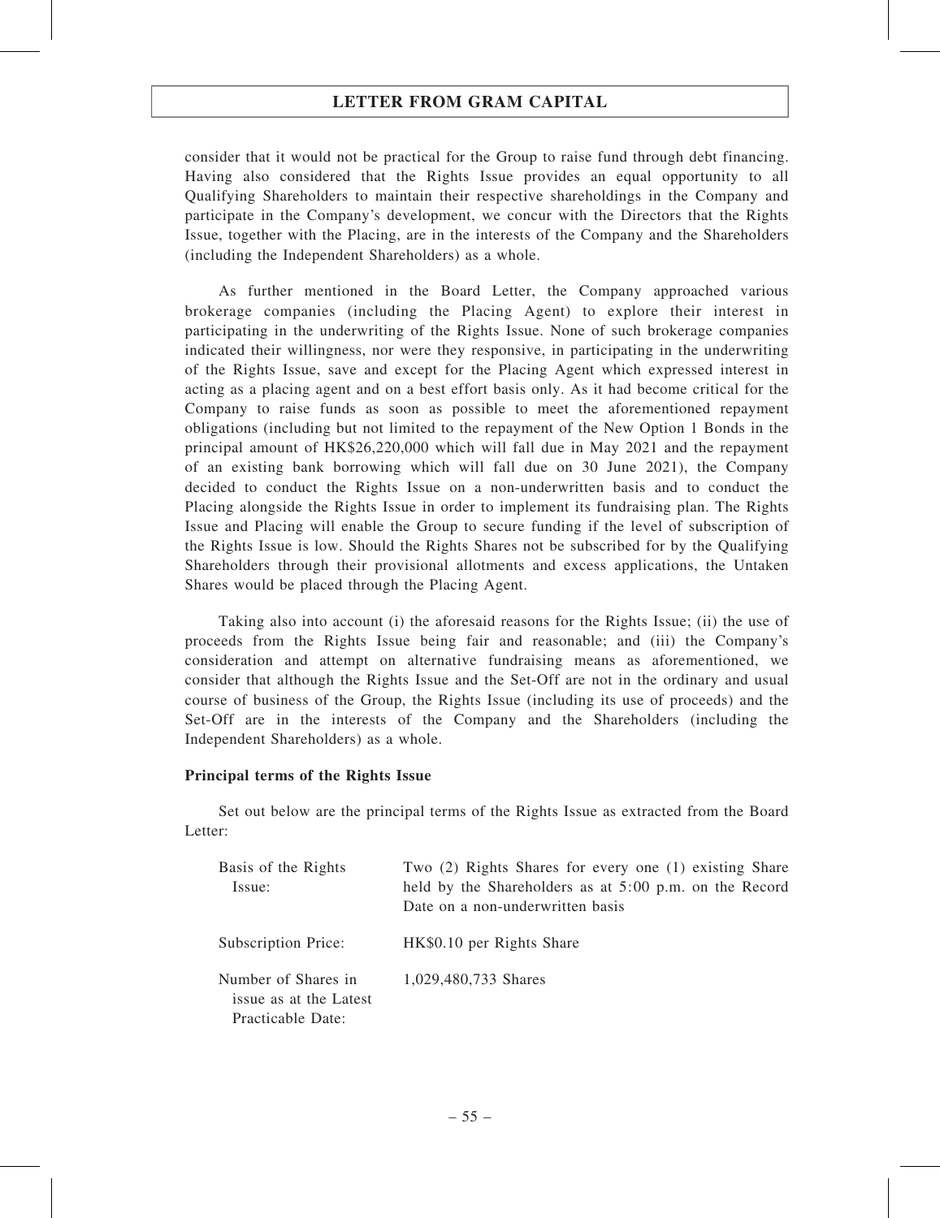consider that it would not be practical for the Group to raise fund through debt financing. Having also considered that the Rights Issue provides an equal opportunity to all Qualifying Shareholders to maintain their respective shareholdings in the Company and participate in the Company's development, we concur with the Directors that the Rights Issue, together with the Placing, are in the interests of the Company and the Shareholders (including the Independent Shareholders) as a whole.

As further mentioned in the Board Letter, the Company approached various brokerage companies (including the Placing Agent) to explore their interest in participating in the underwriting of the Rights Issue. None of such brokerage companies indicated their willingness, nor were they responsive, in participating in the underwriting of the Rights Issue, save and except for the Placing Agent which expressed interest in acting as a placing agent and on a best effort basis only. As it had become critical for the Company to raise funds as soon as possible to meet the aforementioned repayment obligations (including but not limited to the repayment of the New Option 1 Bonds in the principal amount of HK$26,220,000 which will fall due in May 2021 and the repayment of an existing bank borrowing which will fall due on 30 June 2021), the Company decided to conduct the Rights Issue on a non-underwritten basis and to conduct the Placing alongside the Rights Issue in order to implement its fundraising plan. The Rights Issue and Placing will enable the Group to secure funding if the level of subscription of the Rights Issue is low. Should the Rights Shares not be subscribed for by the Qualifying Shareholders through their provisional allotments and excess applications, the Untaken Shares would be placed through the Placing Agent.

Taking also into account (i) the aforesaid reasons for the Rights Issue; (ii) the use of proceeds from the Rights Issue being fair and reasonable; and (iii) the Company's consideration and attempt on alternative fundraising means as aforementioned, we consider that although the Rights Issue and the Set-Off are not in the ordinary and usual course of business of the Group, the Rights Issue (including its use of proceeds) and the Set-Off are in the interests of the Company and the Shareholders (including the Independent Shareholders) as a whole.

**Principal terms of the Rights Issue**

Set out below are the principal terms of the Rights Issue as extracted from the Board Letter:

| | |
|---|---|
| Basis of the Rights Issue: | Two (2) Rights Shares for every one (1) existing Share held by the Shareholders as at 5:00 p.m. on the Record Date on a non-underwritten basis |
| Subscription Price: | HK$0.10 per Rights Share |
| Number of Shares in issue as at the Latest Practicable Date: | 1,029,480,733 Shares |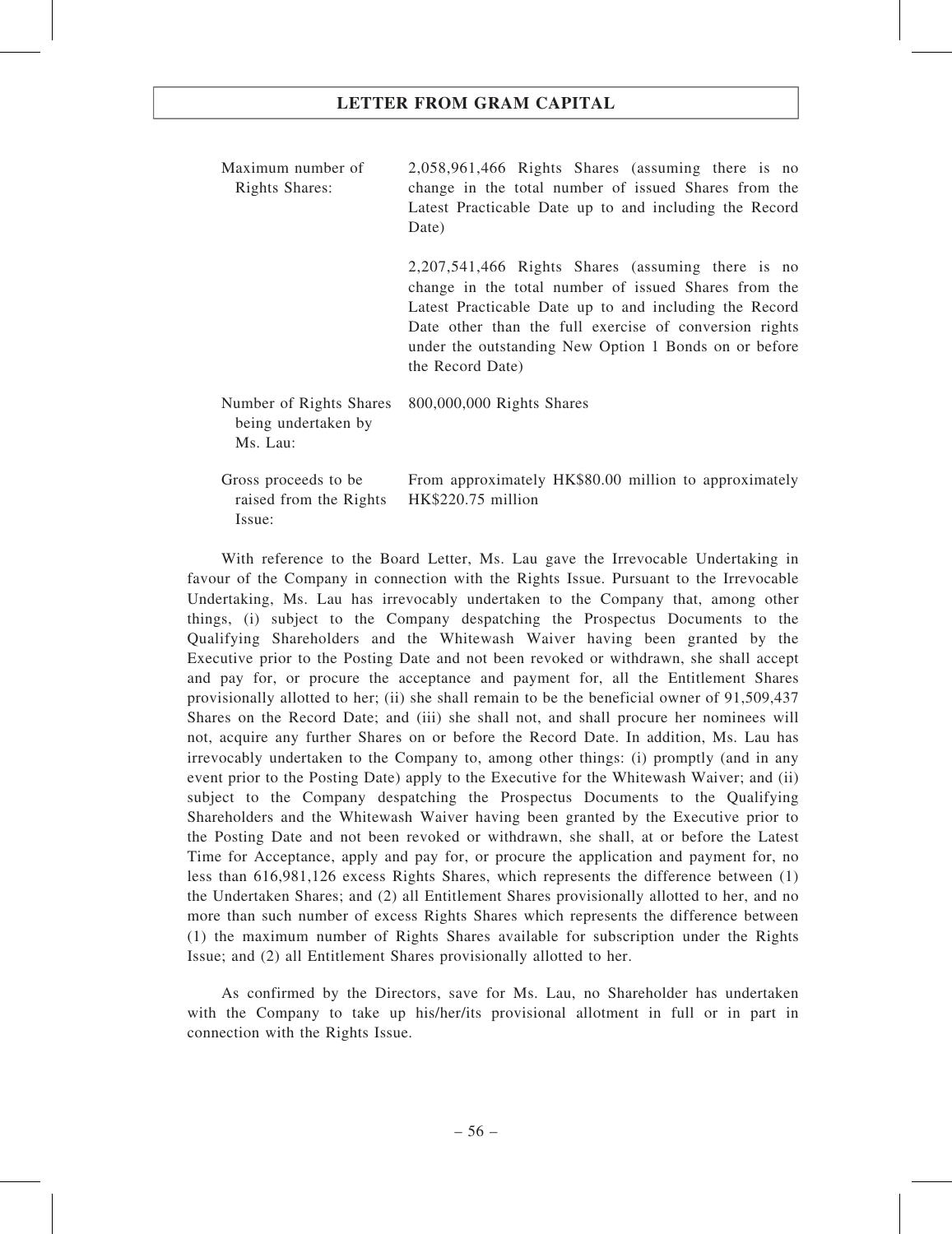| | |
|---|---|
| Maximum number of Rights Shares: | 2,058,961,466 Rights Shares (assuming there is no change in the total number of issued Shares from the Latest Practicable Date up to and including the Record Date) |
| | 2,207,541,466 Rights Shares (assuming there is no change in the total number of issued Shares from the Latest Practicable Date up to and including the Record Date other than the full exercise of conversion rights under the outstanding New Option 1 Bonds on or before the Record Date) |
| Number of Rights Shares being undertaken by Ms. Lau: | 800,000,000 Rights Shares |
| Gross proceeds to be raised from the Rights Issue: | From approximately HK$80.00 million to approximately HK$220.75 million |

With reference to the Board Letter, Ms. Lau gave the Irrevocable Undertaking in favour of the Company in connection with the Rights Issue. Pursuant to the Irrevocable Undertaking, Ms. Lau has irrevocably undertaken to the Company that, among other things, (i) subject to the Company despatching the Prospectus Documents to the Qualifying Shareholders and the Whitewash Waiver having been granted by the Executive prior to the Posting Date and not been revoked or withdrawn, she shall accept and pay for, or procure the acceptance and payment for, all the Entitlement Shares provisionally allotted to her; (ii) she shall remain to be the beneficial owner of 91,509,437 Shares on the Record Date; and (iii) she shall not, and shall procure her nominees will not, acquire any further Shares on or before the Record Date. In addition, Ms. Lau has irrevocably undertaken to the Company to, among other things: (i) promptly (and in any event prior to the Posting Date) apply to the Executive for the Whitewash Waiver; and (ii) subject to the Company despatching the Prospectus Documents to the Qualifying Shareholders and the Whitewash Waiver having been granted by the Executive prior to the Posting Date and not been revoked or withdrawn, she shall, at or before the Latest Time for Acceptance, apply and pay for, or procure the application and payment for, no less than 616,981,126 excess Rights Shares, which represents the difference between (1) the Undertaken Shares; and (2) all Entitlement Shares provisionally allotted to her, and no more than such number of excess Rights Shares which represents the difference between (1) the maximum number of Rights Shares available for subscription under the Rights Issue; and (2) all Entitlement Shares provisionally allotted to her.

As confirmed by the Directors, save for Ms. Lau, no Shareholder has undertaken with the Company to take up his/her/its provisional allotment in full or in part in connection with the Rights Issue.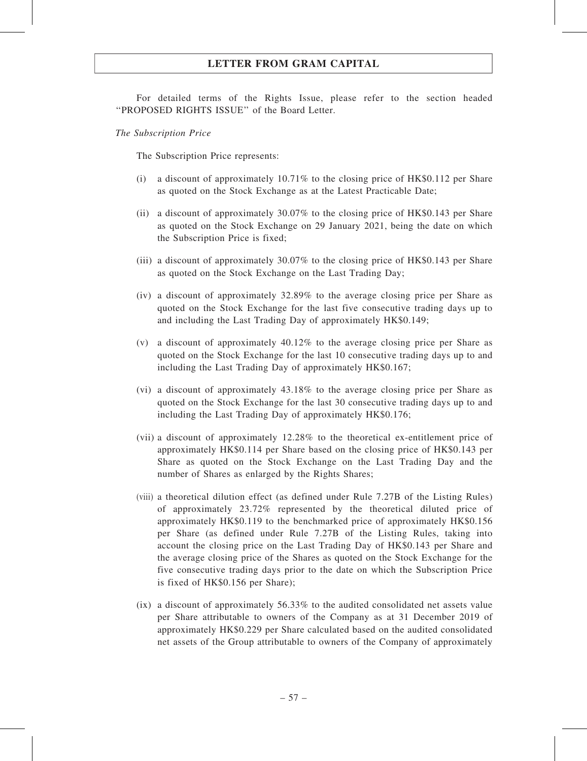For detailed terms of the Rights Issue, please refer to the section headed "PROPOSED RIGHTS ISSUE" of the Board Letter.

*The Subscription Price*

The Subscription Price represents:

(i) a discount of approximately 10.71% to the closing price of HK$0.112 per Share as quoted on the Stock Exchange as at the Latest Practicable Date;

(ii) a discount of approximately 30.07% to the closing price of HK$0.143 per Share as quoted on the Stock Exchange on 29 January 2021, being the date on which the Subscription Price is fixed;

(iii) a discount of approximately 30.07% to the closing price of HK$0.143 per Share as quoted on the Stock Exchange on the Last Trading Day;

(iv) a discount of approximately 32.89% to the average closing price per Share as quoted on the Stock Exchange for the last five consecutive trading days up to and including the Last Trading Day of approximately HK$0.149;

(v) a discount of approximately 40.12% to the average closing price per Share as quoted on the Stock Exchange for the last 10 consecutive trading days up to and including the Last Trading Day of approximately HK$0.167;

(vi) a discount of approximately 43.18% to the average closing price per Share as quoted on the Stock Exchange for the last 30 consecutive trading days up to and including the Last Trading Day of approximately HK$0.176;

(vii) a discount of approximately 12.28% to the theoretical ex-entitlement price of approximately HK$0.114 per Share based on the closing price of HK$0.143 per Share as quoted on the Stock Exchange on the Last Trading Day and the number of Shares as enlarged by the Rights Shares;

(viii) a theoretical dilution effect (as defined under Rule 7.27B of the Listing Rules) of approximately 23.72% represented by the theoretical diluted price of approximately HK$0.119 to the benchmarked price of approximately HK$0.156 per Share (as defined under Rule 7.27B of the Listing Rules, taking into account the closing price on the Last Trading Day of HK$0.143 per Share and the average closing price of the Shares as quoted on the Stock Exchange for the five consecutive trading days prior to the date on which the Subscription Price is fixed of HK$0.156 per Share);

(ix) a discount of approximately 56.33% to the audited consolidated net assets value per Share attributable to owners of the Company as at 31 December 2019 of approximately HK$0.229 per Share calculated based on the audited consolidated net assets of the Group attributable to owners of the Company of approximately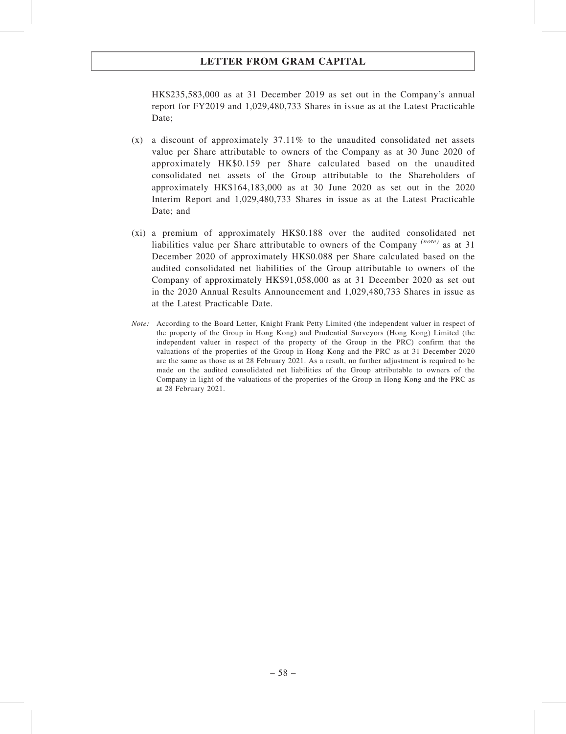HK$235,583,000 as at 31 December 2019 as set out in the Company's annual report for FY2019 and 1,029,480,733 Shares in issue as at the Latest Practicable Date;

(x) a discount of approximately 37.11% to the unaudited consolidated net assets value per Share attributable to owners of the Company as at 30 June 2020 of approximately HK$0.159 per Share calculated based on the unaudited consolidated net assets of the Group attributable to the Shareholders of approximately HK$164,183,000 as at 30 June 2020 as set out in the 2020 Interim Report and 1,029,480,733 Shares in issue as at the Latest Practicable Date; and

(xi) a premium of approximately HK$0.188 over the audited consolidated net liabilities value per Share attributable to owners of the Company *(note)* as at 31 December 2020 of approximately HK$0.088 per Share calculated based on the audited consolidated net liabilities of the Group attributable to owners of the Company of approximately HK$91,058,000 as at 31 December 2020 as set out in the 2020 Annual Results Announcement and 1,029,480,733 Shares in issue as at the Latest Practicable Date.

*Note:* According to the Board Letter, Knight Frank Petty Limited (the independent valuer in respect of the property of the Group in Hong Kong) and Prudential Surveyors (Hong Kong) Limited (the independent valuer in respect of the property of the Group in the PRC) confirm that the valuations of the properties of the Group in Hong Kong and the PRC as at 31 December 2020 are the same as those as at 28 February 2021. As a result, no further adjustment is required to be made on the audited consolidated net liabilities of the Group attributable to owners of the Company in light of the valuations of the properties of the Group in Hong Kong and the PRC as at 28 February 2021.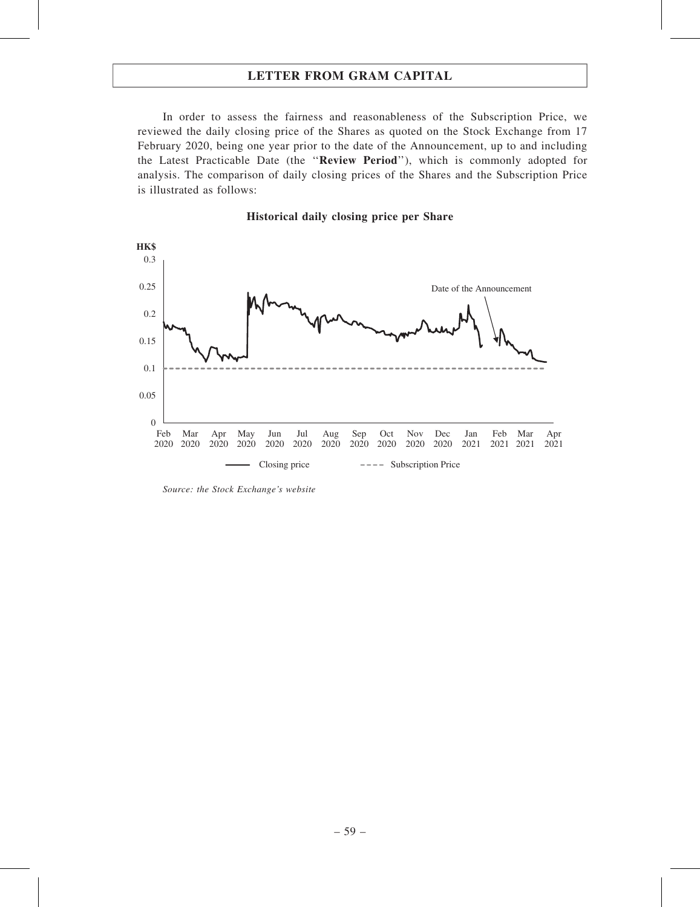# LETTER FROM GRAM CAPITAL

In order to assess the fairness and reasonableness of the Subscription Price, we reviewed the daily closing price of the Shares as quoted on the Stock Exchange from 17 February 2020, being one year prior to the date of the Announcement, up to and including the Latest Practicable Date (the "**Review Period**"), which is commonly adopted for analysis. The comparison of daily closing prices of the Shares and the Subscription Price is illustrated as follows:

**Historical daily closing price per Share**

*Source: the Stock Exchange's website*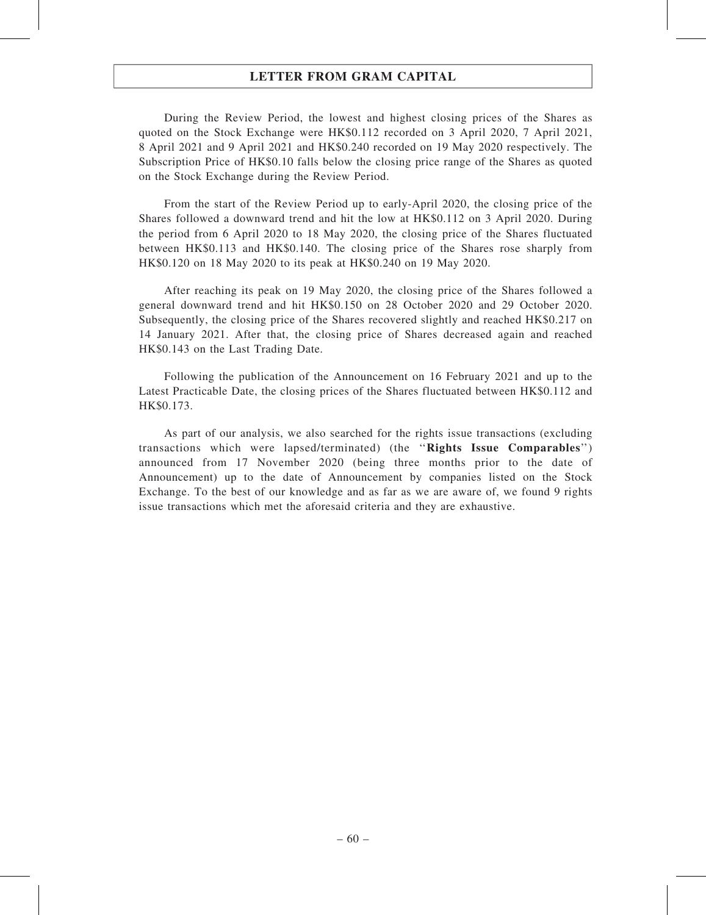During the Review Period, the lowest and highest closing prices of the Shares as quoted on the Stock Exchange were HK$0.112 recorded on 3 April 2020, 7 April 2021, 8 April 2021 and 9 April 2021 and HK$0.240 recorded on 19 May 2020 respectively. The Subscription Price of HK$0.10 falls below the closing price range of the Shares as quoted on the Stock Exchange during the Review Period.

From the start of the Review Period up to early-April 2020, the closing price of the Shares followed a downward trend and hit the low at HK$0.112 on 3 April 2020. During the period from 6 April 2020 to 18 May 2020, the closing price of the Shares fluctuated between HK$0.113 and HK$0.140. The closing price of the Shares rose sharply from HK$0.120 on 18 May 2020 to its peak at HK$0.240 on 19 May 2020.

After reaching its peak on 19 May 2020, the closing price of the Shares followed a general downward trend and hit HK$0.150 on 28 October 2020 and 29 October 2020. Subsequently, the closing price of the Shares recovered slightly and reached HK$0.217 on 14 January 2021. After that, the closing price of Shares decreased again and reached HK$0.143 on the Last Trading Date.

Following the publication of the Announcement on 16 February 2021 and up to the Latest Practicable Date, the closing prices of the Shares fluctuated between HK$0.112 and HK$0.173.

As part of our analysis, we also searched for the rights issue transactions (excluding transactions which were lapsed/terminated) (the ''**Rights Issue Comparables**'') announced from 17 November 2020 (being three months prior to the date of Announcement) up to the date of Announcement by companies listed on the Stock Exchange. To the best of our knowledge and as far as we are aware of, we found 9 rights issue transactions which met the aforesaid criteria and they are exhaustive.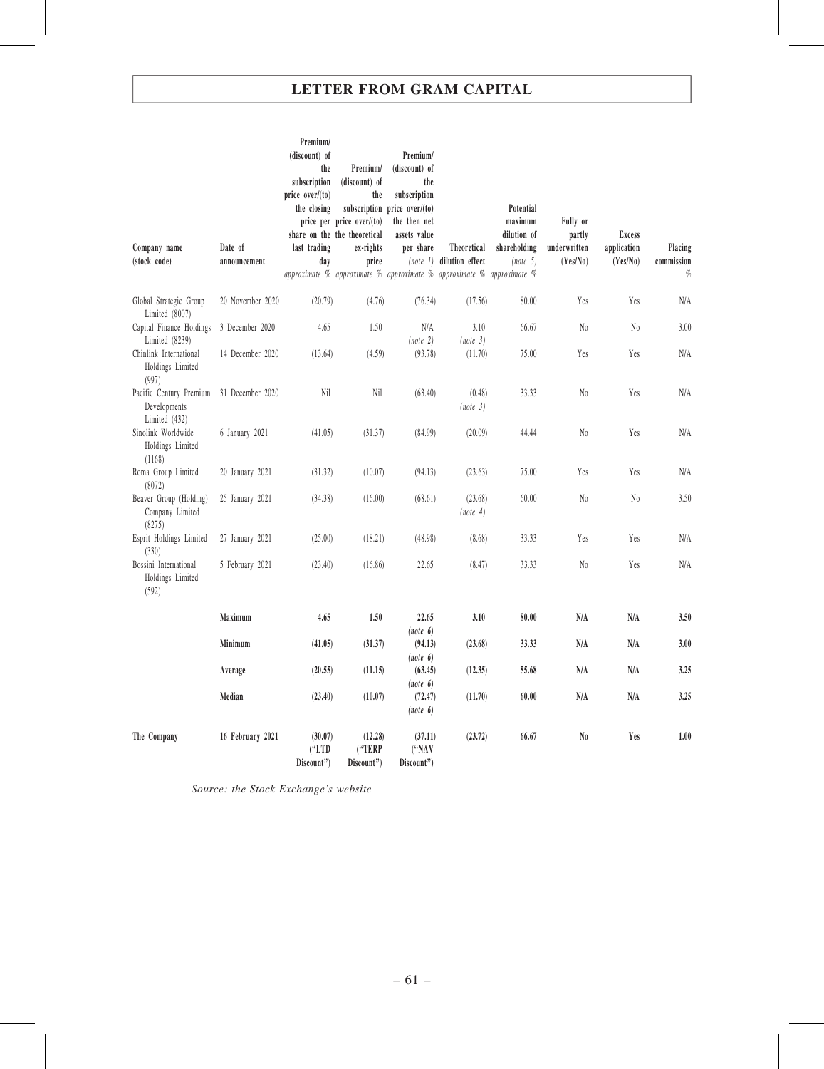| Company name (stock code) | Date of announcement | Premium/ (discount) of the subscription price over/(to) the closing price per share on the last trading day | Premium/ (discount) of the subscription price over/(to) the theoretical ex-rights price | Premium/ (discount) of the subscription price over/(to) the then net assets value per share (note 1) | Theoretical dilution effect | Potential maximum dilution of shareholding (note 5) | Fully or partly underwritten (Yes/No) | Excess application (Yes/No) | Placing commission |
|---|---|---|---|---|---|---|---|---|---|
| | | *approximate %* | *approximate %* | *approximate %* | *approximate %* | *approximate %* | | | *%* |
| Global Strategic Group Limited (8007) | 20 November 2020 | (20.79) | (4.76) | (76.34) | (17.56) | 80.00 | Yes | Yes | N/A |
| Capital Finance Holdings Limited (8239) | 3 December 2020 | 4.65 | 1.50 | N/A *(note 2)* | 3.10 *(note 3)* | 66.67 | No | No | 3.00 |
| Chinlink International Holdings Limited (997) | 14 December 2020 | (13.64) | (4.59) | (93.78) | (11.70) | 75.00 | Yes | Yes | N/A |
| Pacific Century Premium Developments Limited (432) | 31 December 2020 | Nil | Nil | (63.40) | (0.48) *(note 3)* | 33.33 | No | Yes | N/A |
| Sinolink Worldwide Holdings Limited (1168) | 6 January 2021 | (41.05) | (31.37) | (84.99) | (20.09) | 44.44 | No | Yes | N/A |
| Roma Group Limited (8072) | 20 January 2021 | (31.32) | (10.07) | (94.13) | (23.63) | 75.00 | Yes | Yes | N/A |
| Beaver Group (Holding) Company Limited (8275) | 25 January 2021 | (34.38) | (16.00) | (68.61) | (23.68) *(note 4)* | 60.00 | No | No | 3.50 |
| Esprit Holdings Limited (330) | 27 January 2021 | (25.00) | (18.21) | (48.98) | (8.68) | 33.33 | Yes | Yes | N/A |
| Bossini International Holdings Limited (592) | 5 February 2021 | (23.40) | (16.86) | 22.65 | (8.47) | 33.33 | No | Yes | N/A |
| | **Maximum** | **4.65** | **1.50** | **22.65** *(note 6)* | **3.10** | **80.00** | **N/A** | **N/A** | **3.50** |
| | **Minimum** | **(41.05)** | **(31.37)** | **(94.13)** *(note 6)* | **(23.68)** | **33.33** | **N/A** | **N/A** | **3.00** |
| | **Average** | **(20.55)** | **(11.15)** | **(63.45)** *(note 6)* | **(12.35)** | **55.68** | **N/A** | **N/A** | **3.25** |
| | **Median** | **(23.40)** | **(10.07)** | **(72.47)** *(note 6)* | **(11.70)** | **60.00** | **N/A** | **N/A** | **3.25** |
| **The Company** | **16 February 2021** | **(30.07) ("LTD Discount")** | **(12.28) ("TERP Discount")** | **(37.11) ("NAV Discount")** | **(23.72)** | **66.67** | **No** | **Yes** | **1.00** |

*Source: the Stock Exchange's website*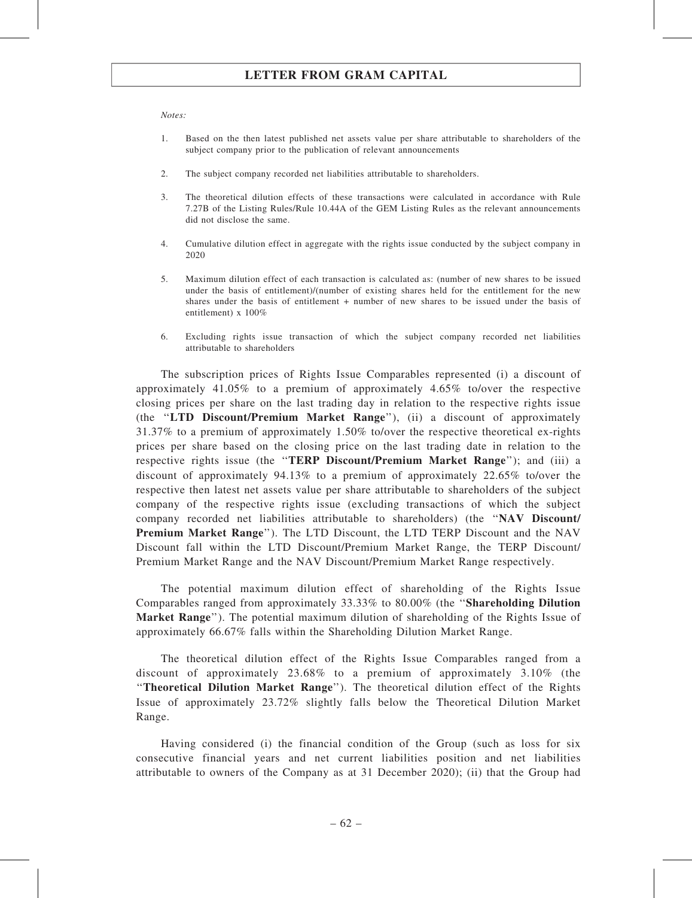*Notes:*

1. Based on the then latest published net assets value per share attributable to shareholders of the subject company prior to the publication of relevant announcements

2. The subject company recorded net liabilities attributable to shareholders.

3. The theoretical dilution effects of these transactions were calculated in accordance with Rule 7.27B of the Listing Rules/Rule 10.44A of the GEM Listing Rules as the relevant announcements did not disclose the same.

4. Cumulative dilution effect in aggregate with the rights issue conducted by the subject company in 2020

5. Maximum dilution effect of each transaction is calculated as: (number of new shares to be issued under the basis of entitlement)/(number of existing shares held for the entitlement for the new shares under the basis of entitlement + number of new shares to be issued under the basis of entitlement) x 100%

6. Excluding rights issue transaction of which the subject company recorded net liabilities attributable to shareholders

The subscription prices of Rights Issue Comparables represented (i) a discount of approximately 41.05% to a premium of approximately 4.65% to/over the respective closing prices per share on the last trading day in relation to the respective rights issue (the "**LTD Discount/Premium Market Range**"), (ii) a discount of approximately 31.37% to a premium of approximately 1.50% to/over the respective theoretical ex-rights prices per share based on the closing price on the last trading date in relation to the respective rights issue (the "**TERP Discount/Premium Market Range**"); and (iii) a discount of approximately 94.13% to a premium of approximately 22.65% to/over the respective then latest net assets value per share attributable to shareholders of the subject company of the respective rights issue (excluding transactions of which the subject company recorded net liabilities attributable to shareholders) (the "**NAV Discount/ Premium Market Range**"). The LTD Discount, the LTD TERP Discount and the NAV Discount fall within the LTD Discount/Premium Market Range, the TERP Discount/ Premium Market Range and the NAV Discount/Premium Market Range respectively.

The potential maximum dilution effect of shareholding of the Rights Issue Comparables ranged from approximately 33.33% to 80.00% (the "**Shareholding Dilution Market Range**"). The potential maximum dilution of shareholding of the Rights Issue of approximately 66.67% falls within the Shareholding Dilution Market Range.

The theoretical dilution effect of the Rights Issue Comparables ranged from a discount of approximately 23.68% to a premium of approximately 3.10% (the "**Theoretical Dilution Market Range**"). The theoretical dilution effect of the Rights Issue of approximately 23.72% slightly falls below the Theoretical Dilution Market Range.

Having considered (i) the financial condition of the Group (such as loss for six consecutive financial years and net current liabilities position and net liabilities attributable to owners of the Company as at 31 December 2020); (ii) that the Group had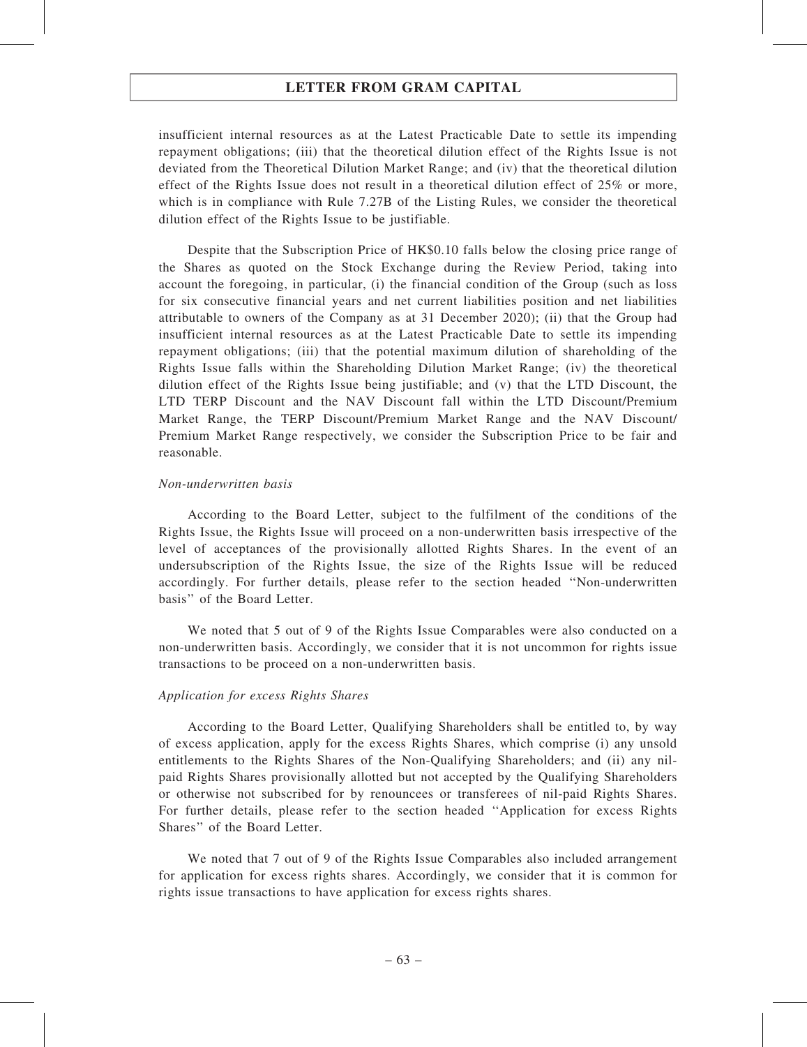insufficient internal resources as at the Latest Practicable Date to settle its impending repayment obligations; (iii) that the theoretical dilution effect of the Rights Issue is not deviated from the Theoretical Dilution Market Range; and (iv) that the theoretical dilution effect of the Rights Issue does not result in a theoretical dilution effect of 25% or more, which is in compliance with Rule 7.27B of the Listing Rules, we consider the theoretical dilution effect of the Rights Issue to be justifiable.

Despite that the Subscription Price of HK$0.10 falls below the closing price range of the Shares as quoted on the Stock Exchange during the Review Period, taking into account the foregoing, in particular, (i) the financial condition of the Group (such as loss for six consecutive financial years and net current liabilities position and net liabilities attributable to owners of the Company as at 31 December 2020); (ii) that the Group had insufficient internal resources as at the Latest Practicable Date to settle its impending repayment obligations; (iii) that the potential maximum dilution of shareholding of the Rights Issue falls within the Shareholding Dilution Market Range; (iv) the theoretical dilution effect of the Rights Issue being justifiable; and (v) that the LTD Discount, the LTD TERP Discount and the NAV Discount fall within the LTD Discount/Premium Market Range, the TERP Discount/Premium Market Range and the NAV Discount/Premium Market Range respectively, we consider the Subscription Price to be fair and reasonable.

*Non-underwritten basis*

According to the Board Letter, subject to the fulfilment of the conditions of the Rights Issue, the Rights Issue will proceed on a non-underwritten basis irrespective of the level of acceptances of the provisionally allotted Rights Shares. In the event of an undersubscription of the Rights Issue, the size of the Rights Issue will be reduced accordingly. For further details, please refer to the section headed "Non-underwritten basis" of the Board Letter.

We noted that 5 out of 9 of the Rights Issue Comparables were also conducted on a non-underwritten basis. Accordingly, we consider that it is not uncommon for rights issue transactions to be proceed on a non-underwritten basis.

*Application for excess Rights Shares*

According to the Board Letter, Qualifying Shareholders shall be entitled to, by way of excess application, apply for the excess Rights Shares, which comprise (i) any unsold entitlements to the Rights Shares of the Non-Qualifying Shareholders; and (ii) any nil-paid Rights Shares provisionally allotted but not accepted by the Qualifying Shareholders or otherwise not subscribed for by renouncees or transferees of nil-paid Rights Shares. For further details, please refer to the section headed "Application for excess Rights Shares" of the Board Letter.

We noted that 7 out of 9 of the Rights Issue Comparables also included arrangement for application for excess rights shares. Accordingly, we consider that it is common for rights issue transactions to have application for excess rights shares.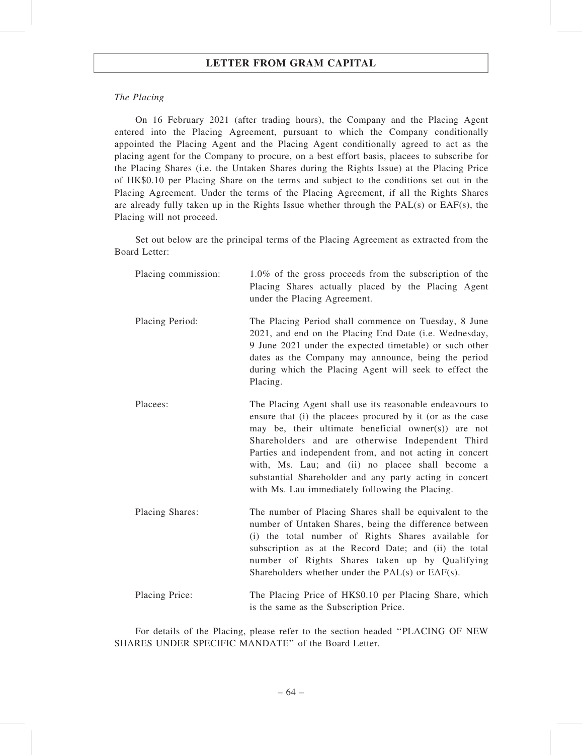*The Placing*

On 16 February 2021 (after trading hours), the Company and the Placing Agent entered into the Placing Agreement, pursuant to which the Company conditionally appointed the Placing Agent and the Placing Agent conditionally agreed to act as the placing agent for the Company to procure, on a best effort basis, placees to subscribe for the Placing Shares (i.e. the Untaken Shares during the Rights Issue) at the Placing Price of HK$0.10 per Placing Share on the terms and subject to the conditions set out in the Placing Agreement. Under the terms of the Placing Agreement, if all the Rights Shares are already fully taken up in the Rights Issue whether through the PAL(s) or EAF(s), the Placing will not proceed.

Set out below are the principal terms of the Placing Agreement as extracted from the Board Letter:

| | |
|---|---|
| Placing commission: | 1.0% of the gross proceeds from the subscription of the Placing Shares actually placed by the Placing Agent under the Placing Agreement. |
| Placing Period: | The Placing Period shall commence on Tuesday, 8 June 2021, and end on the Placing End Date (i.e. Wednesday, 9 June 2021 under the expected timetable) or such other dates as the Company may announce, being the period during which the Placing Agent will seek to effect the Placing. |
| Placees: | The Placing Agent shall use its reasonable endeavours to ensure that (i) the placees procured by it (or as the case may be, their ultimate beneficial owner(s)) are not Shareholders and are otherwise Independent Third Parties and independent from, and not acting in concert with, Ms. Lau; and (ii) no placee shall become a substantial Shareholder and any party acting in concert with Ms. Lau immediately following the Placing. |
| Placing Shares: | The number of Placing Shares shall be equivalent to the number of Untaken Shares, being the difference between (i) the total number of Rights Shares available for subscription as at the Record Date; and (ii) the total number of Rights Shares taken up by Qualifying Shareholders whether under the PAL(s) or EAF(s). |
| Placing Price: | The Placing Price of HK$0.10 per Placing Share, which is the same as the Subscription Price. |

For details of the Placing, please refer to the section headed "PLACING OF NEW SHARES UNDER SPECIFIC MANDATE" of the Board Letter.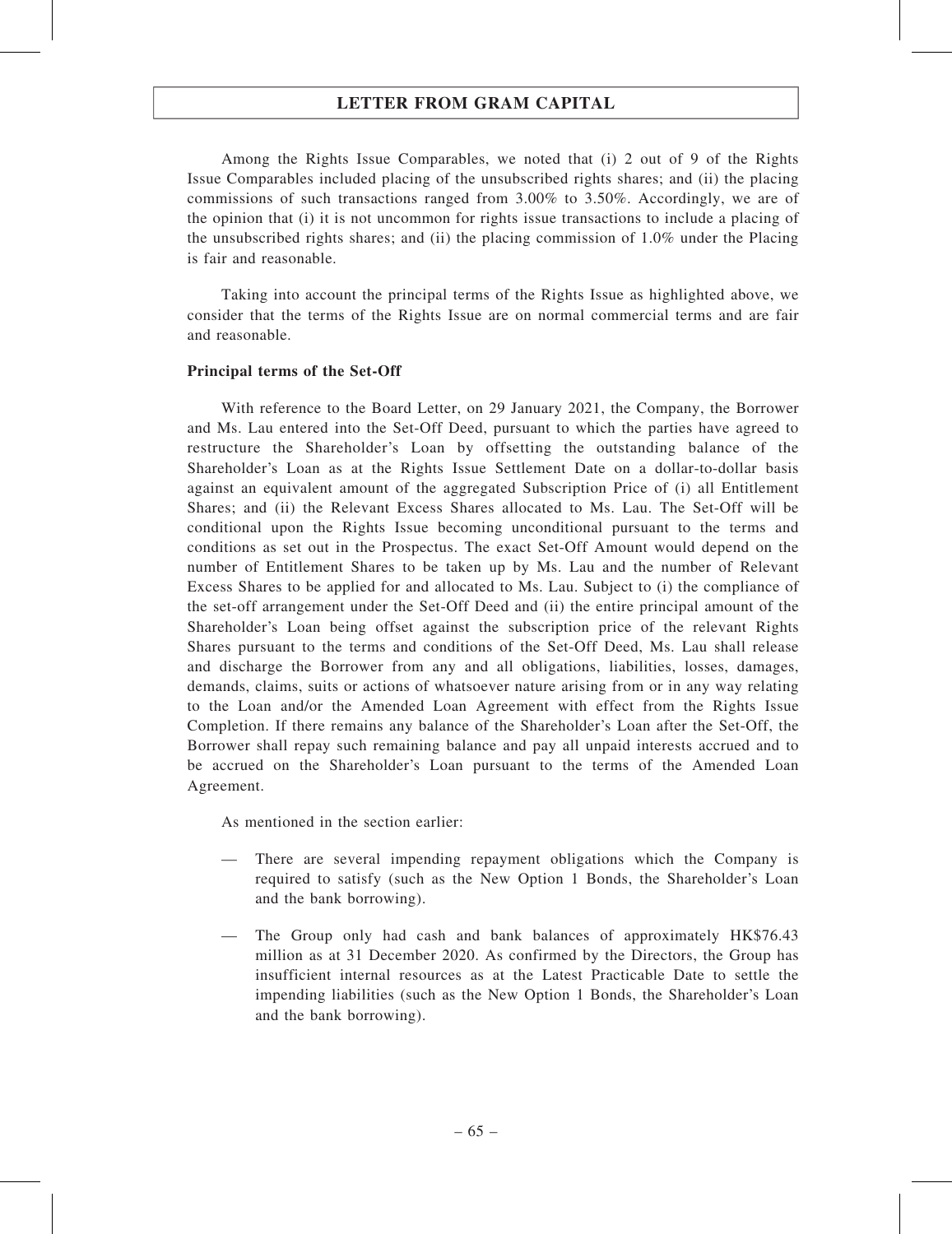Among the Rights Issue Comparables, we noted that (i) 2 out of 9 of the Rights Issue Comparables included placing of the unsubscribed rights shares; and (ii) the placing commissions of such transactions ranged from 3.00% to 3.50%. Accordingly, we are of the opinion that (i) it is not uncommon for rights issue transactions to include a placing of the unsubscribed rights shares; and (ii) the placing commission of 1.0% under the Placing is fair and reasonable.

Taking into account the principal terms of the Rights Issue as highlighted above, we consider that the terms of the Rights Issue are on normal commercial terms and are fair and reasonable.

**Principal terms of the Set-Off**

With reference to the Board Letter, on 29 January 2021, the Company, the Borrower and Ms. Lau entered into the Set-Off Deed, pursuant to which the parties have agreed to restructure the Shareholder's Loan by offsetting the outstanding balance of the Shareholder's Loan as at the Rights Issue Settlement Date on a dollar-to-dollar basis against an equivalent amount of the aggregated Subscription Price of (i) all Entitlement Shares; and (ii) the Relevant Excess Shares allocated to Ms. Lau. The Set-Off will be conditional upon the Rights Issue becoming unconditional pursuant to the terms and conditions as set out in the Prospectus. The exact Set-Off Amount would depend on the number of Entitlement Shares to be taken up by Ms. Lau and the number of Relevant Excess Shares to be applied for and allocated to Ms. Lau. Subject to (i) the compliance of the set-off arrangement under the Set-Off Deed and (ii) the entire principal amount of the Shareholder's Loan being offset against the subscription price of the relevant Rights Shares pursuant to the terms and conditions of the Set-Off Deed, Ms. Lau shall release and discharge the Borrower from any and all obligations, liabilities, losses, damages, demands, claims, suits or actions of whatsoever nature arising from or in any way relating to the Loan and/or the Amended Loan Agreement with effect from the Rights Issue Completion. If there remains any balance of the Shareholder's Loan after the Set-Off, the Borrower shall repay such remaining balance and pay all unpaid interests accrued and to be accrued on the Shareholder's Loan pursuant to the terms of the Amended Loan Agreement.

As mentioned in the section earlier:

— There are several impending repayment obligations which the Company is required to satisfy (such as the New Option 1 Bonds, the Shareholder's Loan and the bank borrowing).

— The Group only had cash and bank balances of approximately HK$76.43 million as at 31 December 2020. As confirmed by the Directors, the Group has insufficient internal resources as at the Latest Practicable Date to settle the impending liabilities (such as the New Option 1 Bonds, the Shareholder's Loan and the bank borrowing).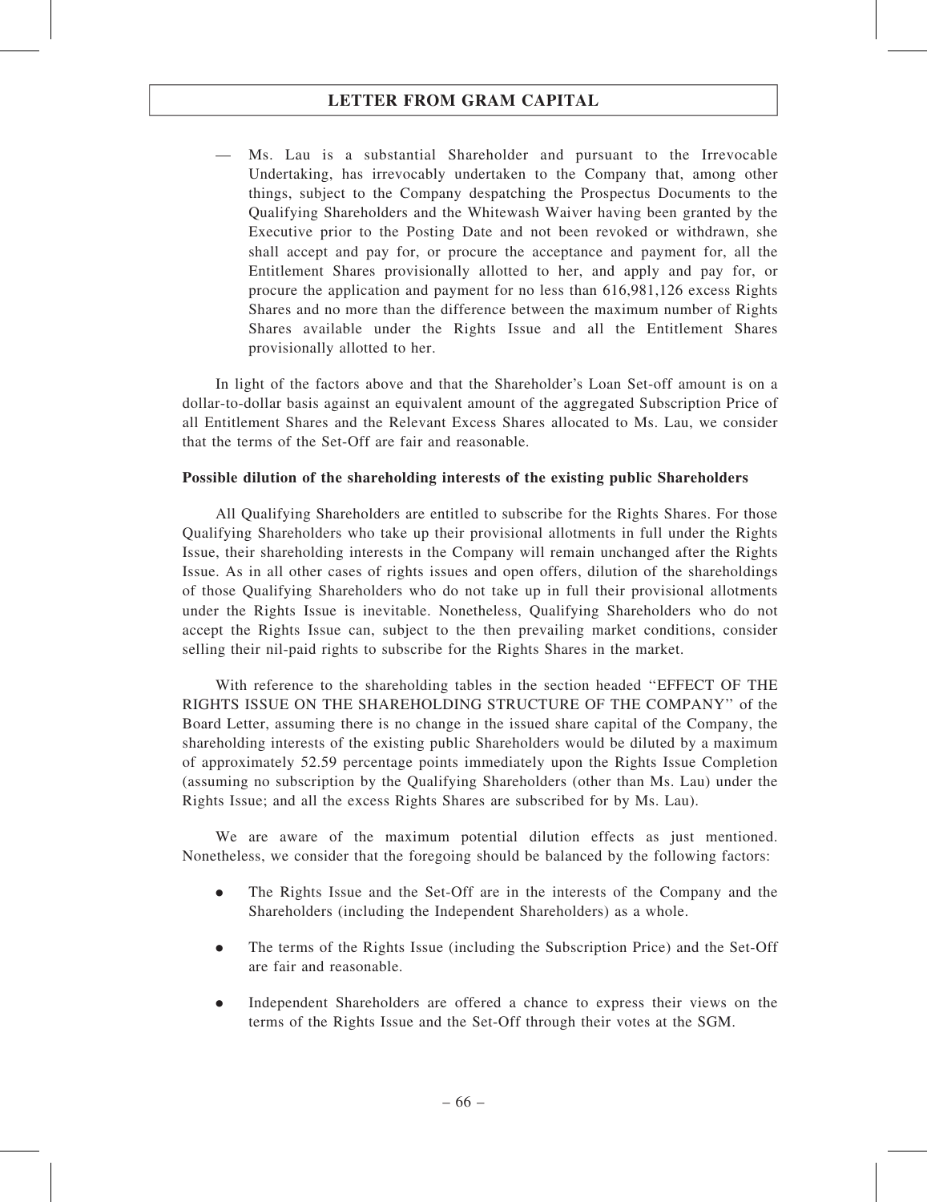— Ms. Lau is a substantial Shareholder and pursuant to the Irrevocable Undertaking, has irrevocably undertaken to the Company that, among other things, subject to the Company despatching the Prospectus Documents to the Qualifying Shareholders and the Whitewash Waiver having been granted by the Executive prior to the Posting Date and not been revoked or withdrawn, she shall accept and pay for, or procure the acceptance and payment for, all the Entitlement Shares provisionally allotted to her, and apply and pay for, or procure the application and payment for no less than 616,981,126 excess Rights Shares and no more than the difference between the maximum number of Rights Shares available under the Rights Issue and all the Entitlement Shares provisionally allotted to her.

In light of the factors above and that the Shareholder's Loan Set-off amount is on a dollar-to-dollar basis against an equivalent amount of the aggregated Subscription Price of all Entitlement Shares and the Relevant Excess Shares allocated to Ms. Lau, we consider that the terms of the Set-Off are fair and reasonable.

**Possible dilution of the shareholding interests of the existing public Shareholders**

All Qualifying Shareholders are entitled to subscribe for the Rights Shares. For those Qualifying Shareholders who take up their provisional allotments in full under the Rights Issue, their shareholding interests in the Company will remain unchanged after the Rights Issue. As in all other cases of rights issues and open offers, dilution of the shareholdings of those Qualifying Shareholders who do not take up in full their provisional allotments under the Rights Issue is inevitable. Nonetheless, Qualifying Shareholders who do not accept the Rights Issue can, subject to the then prevailing market conditions, consider selling their nil-paid rights to subscribe for the Rights Shares in the market.

With reference to the shareholding tables in the section headed "EFFECT OF THE RIGHTS ISSUE ON THE SHAREHOLDING STRUCTURE OF THE COMPANY" of the Board Letter, assuming there is no change in the issued share capital of the Company, the shareholding interests of the existing public Shareholders would be diluted by a maximum of approximately 52.59 percentage points immediately upon the Rights Issue Completion (assuming no subscription by the Qualifying Shareholders (other than Ms. Lau) under the Rights Issue; and all the excess Rights Shares are subscribed for by Ms. Lau).

We are aware of the maximum potential dilution effects as just mentioned. Nonetheless, we consider that the foregoing should be balanced by the following factors:

- The Rights Issue and the Set-Off are in the interests of the Company and the Shareholders (including the Independent Shareholders) as a whole.
- The terms of the Rights Issue (including the Subscription Price) and the Set-Off are fair and reasonable.
- Independent Shareholders are offered a chance to express their views on the terms of the Rights Issue and the Set-Off through their votes at the SGM.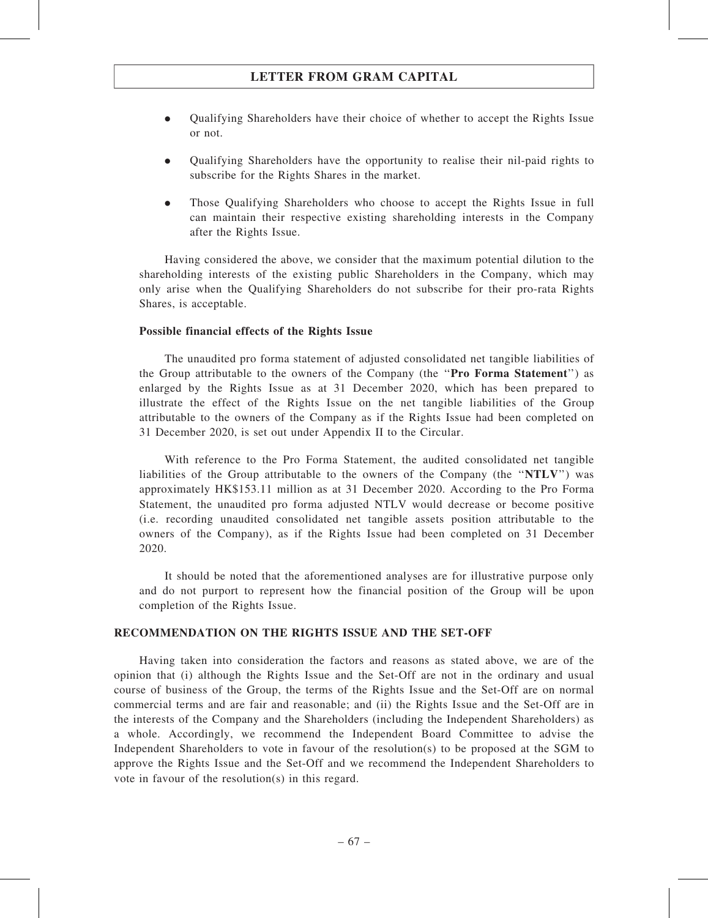- Qualifying Shareholders have their choice of whether to accept the Rights Issue or not.

- Qualifying Shareholders have the opportunity to realise their nil-paid rights to subscribe for the Rights Shares in the market.

- Those Qualifying Shareholders who choose to accept the Rights Issue in full can maintain their respective existing shareholding interests in the Company after the Rights Issue.

Having considered the above, we consider that the maximum potential dilution to the shareholding interests of the existing public Shareholders in the Company, which may only arise when the Qualifying Shareholders do not subscribe for their pro-rata Rights Shares, is acceptable.

**Possible financial effects of the Rights Issue**

The unaudited pro forma statement of adjusted consolidated net tangible liabilities of the Group attributable to the owners of the Company (the "**Pro Forma Statement**") as enlarged by the Rights Issue as at 31 December 2020, which has been prepared to illustrate the effect of the Rights Issue on the net tangible liabilities of the Group attributable to the owners of the Company as if the Rights Issue had been completed on 31 December 2020, is set out under Appendix II to the Circular.

With reference to the Pro Forma Statement, the audited consolidated net tangible liabilities of the Group attributable to the owners of the Company (the "**NTLV**") was approximately HK$153.11 million as at 31 December 2020. According to the Pro Forma Statement, the unaudited pro forma adjusted NTLV would decrease or become positive (i.e. recording unaudited consolidated net tangible assets position attributable to the owners of the Company), as if the Rights Issue had been completed on 31 December 2020.

It should be noted that the aforementioned analyses are for illustrative purpose only and do not purport to represent how the financial position of the Group will be upon completion of the Rights Issue.

## RECOMMENDATION ON THE RIGHTS ISSUE AND THE SET-OFF

Having taken into consideration the factors and reasons as stated above, we are of the opinion that (i) although the Rights Issue and the Set-Off are not in the ordinary and usual course of business of the Group, the terms of the Rights Issue and the Set-Off are on normal commercial terms and are fair and reasonable; and (ii) the Rights Issue and the Set-Off are in the interests of the Company and the Shareholders (including the Independent Shareholders) as a whole. Accordingly, we recommend the Independent Board Committee to advise the Independent Shareholders to vote in favour of the resolution(s) to be proposed at the SGM to approve the Rights Issue and the Set-Off and we recommend the Independent Shareholders to vote in favour of the resolution(s) in this regard.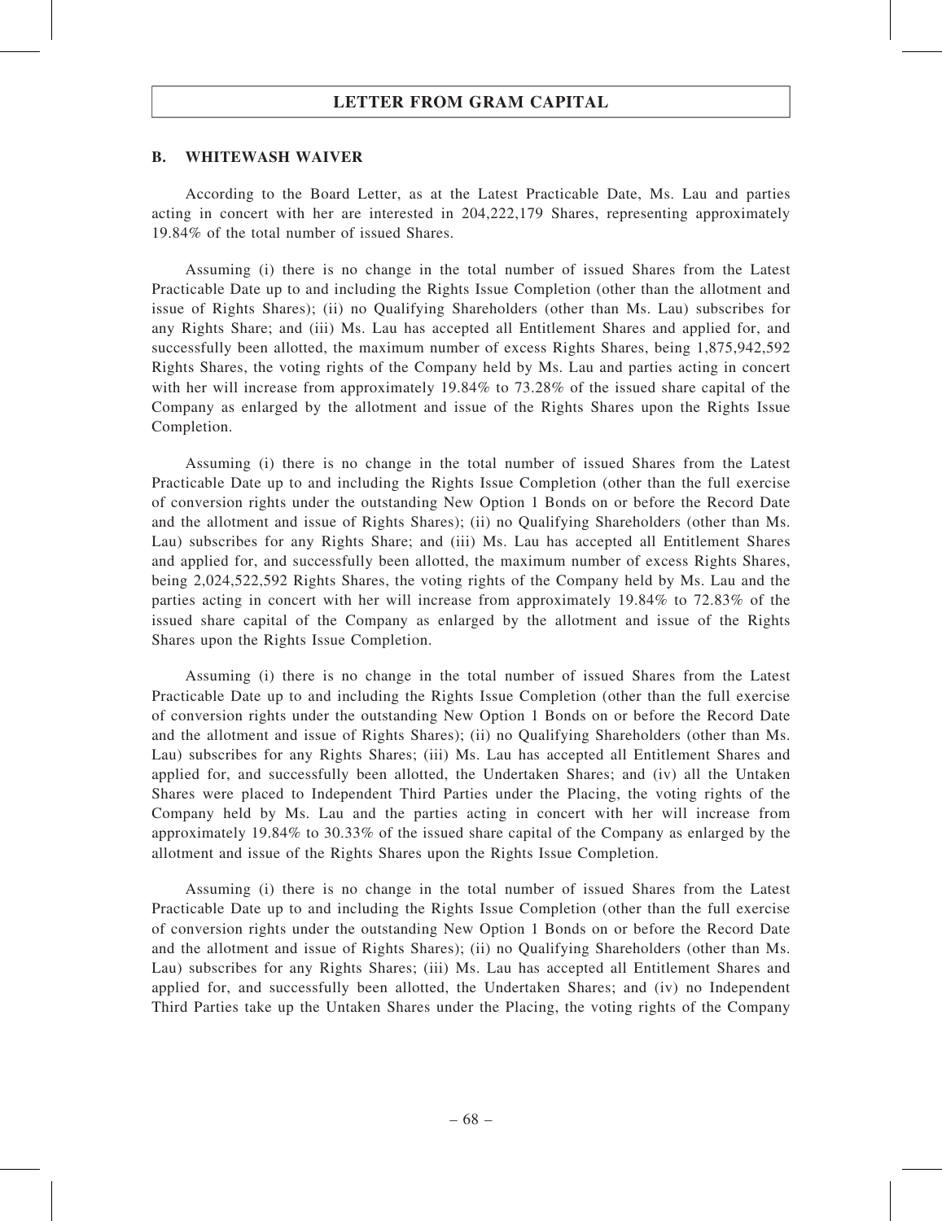### B. WHITEWASH WAIVER

According to the Board Letter, as at the Latest Practicable Date, Ms. Lau and parties acting in concert with her are interested in 204,222,179 Shares, representing approximately 19.84% of the total number of issued Shares.

Assuming (i) there is no change in the total number of issued Shares from the Latest Practicable Date up to and including the Rights Issue Completion (other than the allotment and issue of Rights Shares); (ii) no Qualifying Shareholders (other than Ms. Lau) subscribes for any Rights Share; and (iii) Ms. Lau has accepted all Entitlement Shares and applied for, and successfully been allotted, the maximum number of excess Rights Shares, being 1,875,942,592 Rights Shares, the voting rights of the Company held by Ms. Lau and parties acting in concert with her will increase from approximately 19.84% to 73.28% of the issued share capital of the Company as enlarged by the allotment and issue of the Rights Shares upon the Rights Issue Completion.

Assuming (i) there is no change in the total number of issued Shares from the Latest Practicable Date up to and including the Rights Issue Completion (other than the full exercise of conversion rights under the outstanding New Option 1 Bonds on or before the Record Date and the allotment and issue of Rights Shares); (ii) no Qualifying Shareholders (other than Ms. Lau) subscribes for any Rights Share; and (iii) Ms. Lau has accepted all Entitlement Shares and applied for, and successfully been allotted, the maximum number of excess Rights Shares, being 2,024,522,592 Rights Shares, the voting rights of the Company held by Ms. Lau and the parties acting in concert with her will increase from approximately 19.84% to 72.83% of the issued share capital of the Company as enlarged by the allotment and issue of the Rights Shares upon the Rights Issue Completion.

Assuming (i) there is no change in the total number of issued Shares from the Latest Practicable Date up to and including the Rights Issue Completion (other than the full exercise of conversion rights under the outstanding New Option 1 Bonds on or before the Record Date and the allotment and issue of Rights Shares); (ii) no Qualifying Shareholders (other than Ms. Lau) subscribes for any Rights Shares; (iii) Ms. Lau has accepted all Entitlement Shares and applied for, and successfully been allotted, the Undertaken Shares; and (iv) all the Untaken Shares were placed to Independent Third Parties under the Placing, the voting rights of the Company held by Ms. Lau and the parties acting in concert with her will increase from approximately 19.84% to 30.33% of the issued share capital of the Company as enlarged by the allotment and issue of the Rights Shares upon the Rights Issue Completion.

Assuming (i) there is no change in the total number of issued Shares from the Latest Practicable Date up to and including the Rights Issue Completion (other than the full exercise of conversion rights under the outstanding New Option 1 Bonds on or before the Record Date and the allotment and issue of Rights Shares); (ii) no Qualifying Shareholders (other than Ms. Lau) subscribes for any Rights Shares; (iii) Ms. Lau has accepted all Entitlement Shares and applied for, and successfully been allotted, the Undertaken Shares; and (iv) no Independent Third Parties take up the Untaken Shares under the Placing, the voting rights of the Company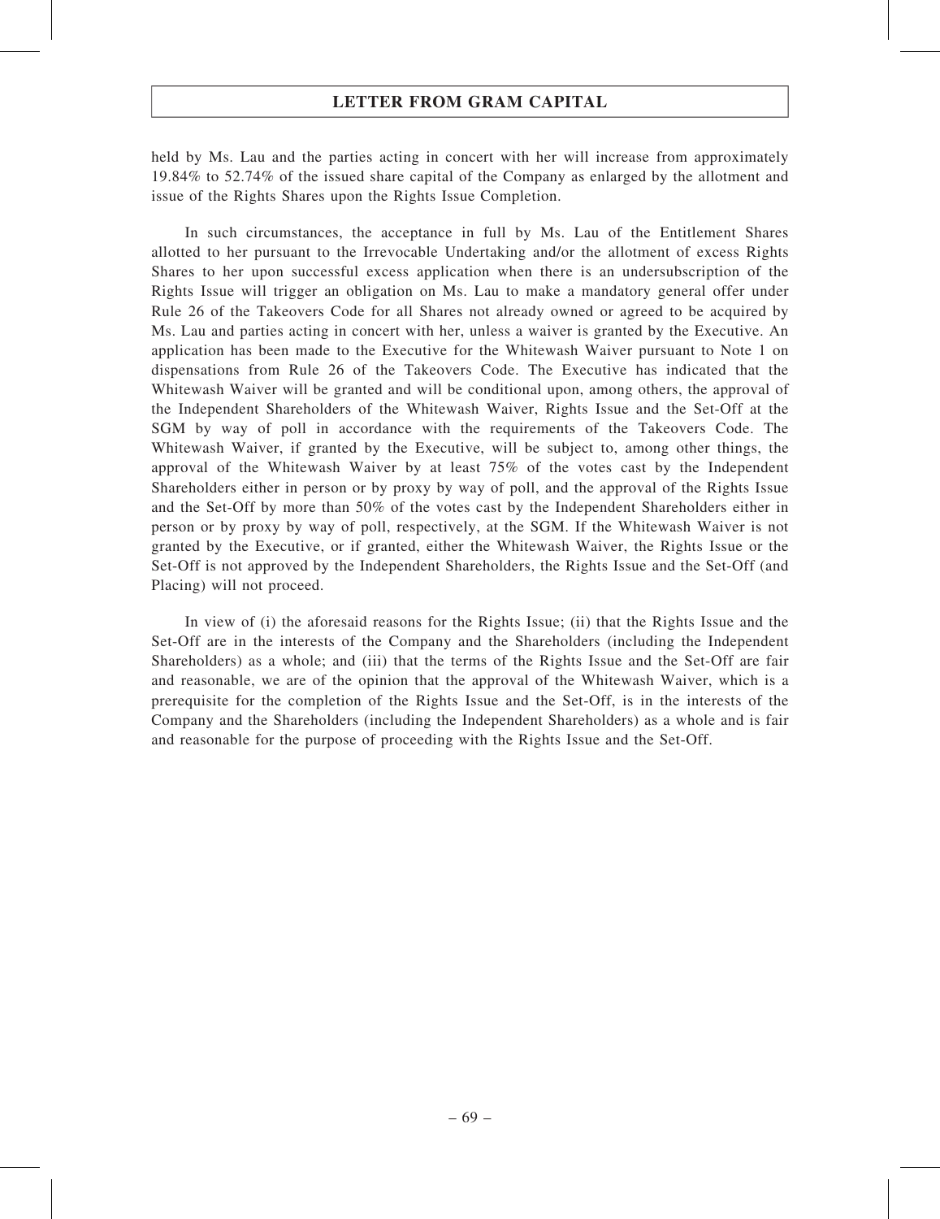held by Ms. Lau and the parties acting in concert with her will increase from approximately 19.84% to 52.74% of the issued share capital of the Company as enlarged by the allotment and issue of the Rights Shares upon the Rights Issue Completion.

In such circumstances, the acceptance in full by Ms. Lau of the Entitlement Shares allotted to her pursuant to the Irrevocable Undertaking and/or the allotment of excess Rights Shares to her upon successful excess application when there is an undersubscription of the Rights Issue will trigger an obligation on Ms. Lau to make a mandatory general offer under Rule 26 of the Takeovers Code for all Shares not already owned or agreed to be acquired by Ms. Lau and parties acting in concert with her, unless a waiver is granted by the Executive. An application has been made to the Executive for the Whitewash Waiver pursuant to Note 1 on dispensations from Rule 26 of the Takeovers Code. The Executive has indicated that the Whitewash Waiver will be granted and will be conditional upon, among others, the approval of the Independent Shareholders of the Whitewash Waiver, Rights Issue and the Set-Off at the SGM by way of poll in accordance with the requirements of the Takeovers Code. The Whitewash Waiver, if granted by the Executive, will be subject to, among other things, the approval of the Whitewash Waiver by at least 75% of the votes cast by the Independent Shareholders either in person or by proxy by way of poll, and the approval of the Rights Issue and the Set-Off by more than 50% of the votes cast by the Independent Shareholders either in person or by proxy by way of poll, respectively, at the SGM. If the Whitewash Waiver is not granted by the Executive, or if granted, either the Whitewash Waiver, the Rights Issue or the Set-Off is not approved by the Independent Shareholders, the Rights Issue and the Set-Off (and Placing) will not proceed.

In view of (i) the aforesaid reasons for the Rights Issue; (ii) that the Rights Issue and the Set-Off are in the interests of the Company and the Shareholders (including the Independent Shareholders) as a whole; and (iii) that the terms of the Rights Issue and the Set-Off are fair and reasonable, we are of the opinion that the approval of the Whitewash Waiver, which is a prerequisite for the completion of the Rights Issue and the Set-Off, is in the interests of the Company and the Shareholders (including the Independent Shareholders) as a whole and is fair and reasonable for the purpose of proceeding with the Rights Issue and the Set-Off.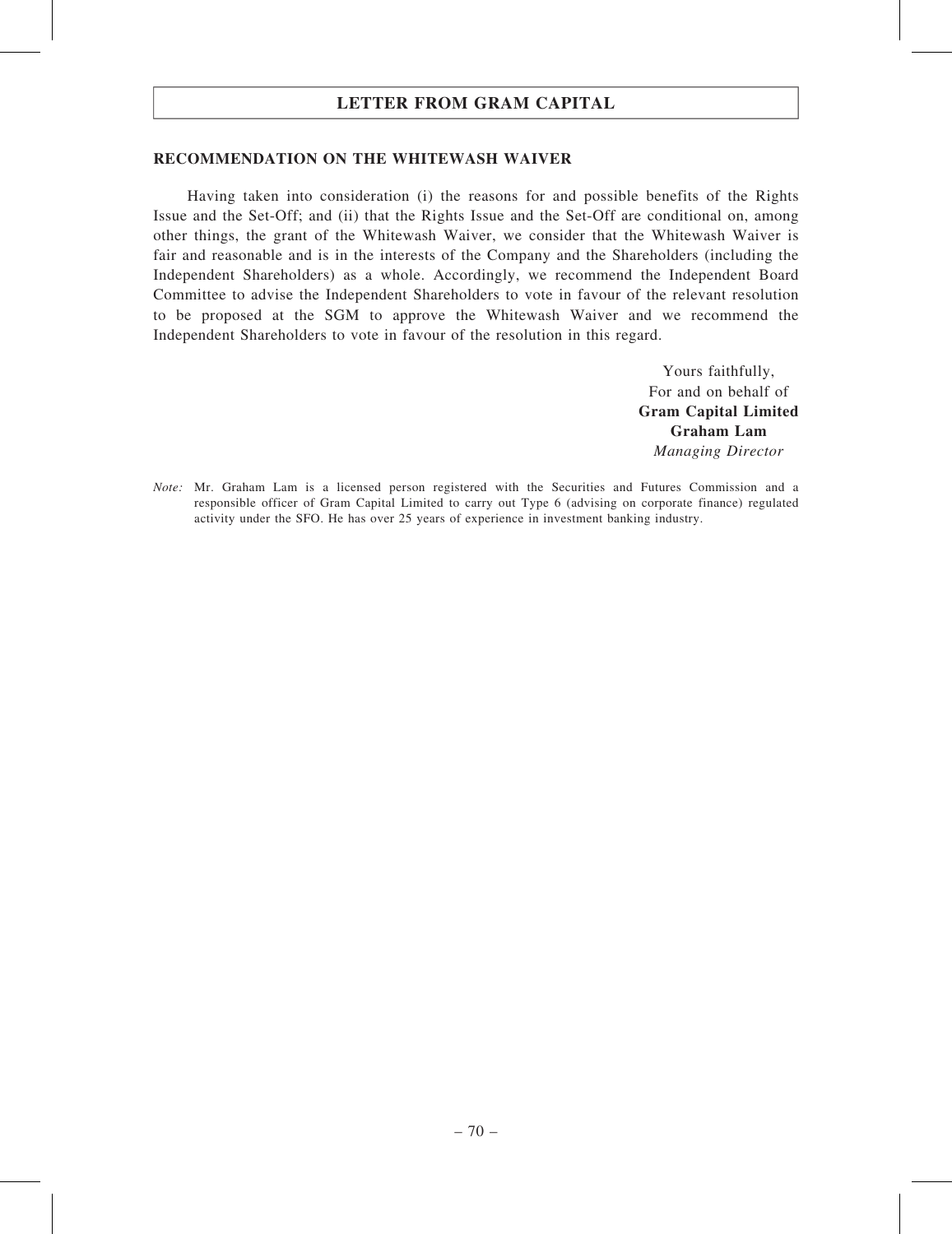## RECOMMENDATION ON THE WHITEWASH WAIVER

Having taken into consideration (i) the reasons for and possible benefits of the Rights Issue and the Set-Off; and (ii) that the Rights Issue and the Set-Off are conditional on, among other things, the grant of the Whitewash Waiver, we consider that the Whitewash Waiver is fair and reasonable and is in the interests of the Company and the Shareholders (including the Independent Shareholders) as a whole. Accordingly, we recommend the Independent Board Committee to advise the Independent Shareholders to vote in favour of the relevant resolution to be proposed at the SGM to approve the Whitewash Waiver and we recommend the Independent Shareholders to vote in favour of the resolution in this regard.

Yours faithfully,
For and on behalf of
**Gram Capital Limited**
**Graham Lam**
*Managing Director*

*Note:* Mr. Graham Lam is a licensed person registered with the Securities and Futures Commission and a responsible officer of Gram Capital Limited to carry out Type 6 (advising on corporate finance) regulated activity under the SFO. He has over 25 years of experience in investment banking industry.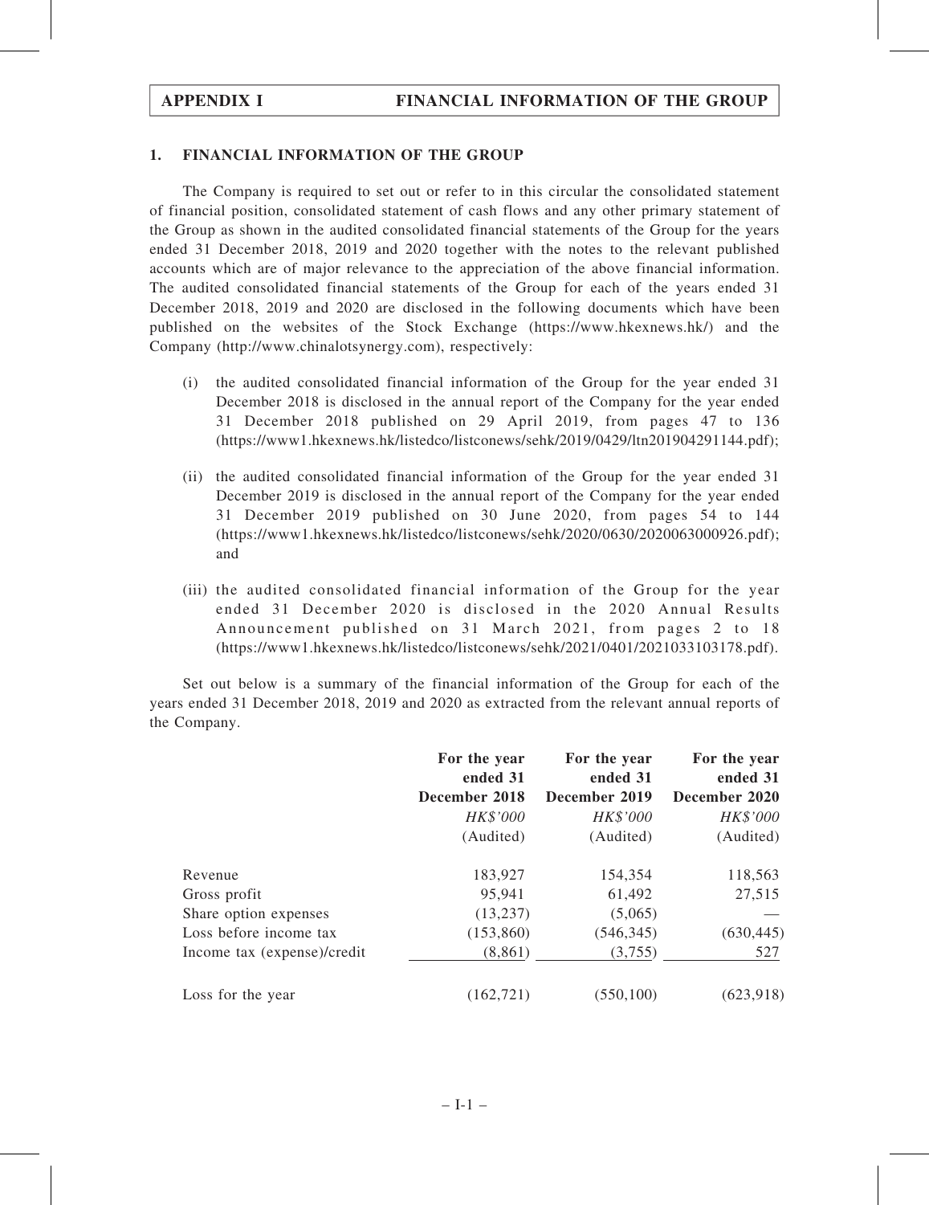## 1. FINANCIAL INFORMATION OF THE GROUP

The Company is required to set out or refer to in this circular the consolidated statement of financial position, consolidated statement of cash flows and any other primary statement of the Group as shown in the audited consolidated financial statements of the Group for the years ended 31 December 2018, 2019 and 2020 together with the notes to the relevant published accounts which are of major relevance to the appreciation of the above financial information. The audited consolidated financial statements of the Group for each of the years ended 31 December 2018, 2019 and 2020 are disclosed in the following documents which have been published on the websites of the Stock Exchange (https://www.hkexnews.hk/) and the Company (http://www.chinalotsynergy.com), respectively:

(i) the audited consolidated financial information of the Group for the year ended 31 December 2018 is disclosed in the annual report of the Company for the year ended 31 December 2018 published on 29 April 2019, from pages 47 to 136 (https://www1.hkexnews.hk/listedco/listconews/sehk/2019/0429/ltn201904291144.pdf);

(ii) the audited consolidated financial information of the Group for the year ended 31 December 2019 is disclosed in the annual report of the Company for the year ended 31 December 2019 published on 30 June 2020, from pages 54 to 144 (https://www1.hkexnews.hk/listedco/listconews/sehk/2020/0630/2020063000926.pdf); and

(iii) the audited consolidated financial information of the Group for the year ended 31 December 2020 is disclosed in the 2020 Annual Results Announcement published on 31 March 2021, from pages 2 to 18 (https://www1.hkexnews.hk/listedco/listconews/sehk/2021/0401/2021033103178.pdf).

Set out below is a summary of the financial information of the Group for each of the years ended 31 December 2018, 2019 and 2020 as extracted from the relevant annual reports of the Company.

| | For the year ended 31 December 2018 | For the year ended 31 December 2019 | For the year ended 31 December 2020 |
|---|---|---|---|
| | *HK$'000* | *HK$'000* | *HK$'000* |
| | (Audited) | (Audited) | (Audited) |
| Revenue | 183,927 | 154,354 | 118,563 |
| Gross profit | 95,941 | 61,492 | 27,515 |
| Share option expenses | (13,237) | (5,065) | — |
| Loss before income tax | (153,860) | (546,345) | (630,445) |
| Income tax (expense)/credit | (8,861) | (3,755) | 527 |
| Loss for the year | (162,721) | (550,100) | (623,918) |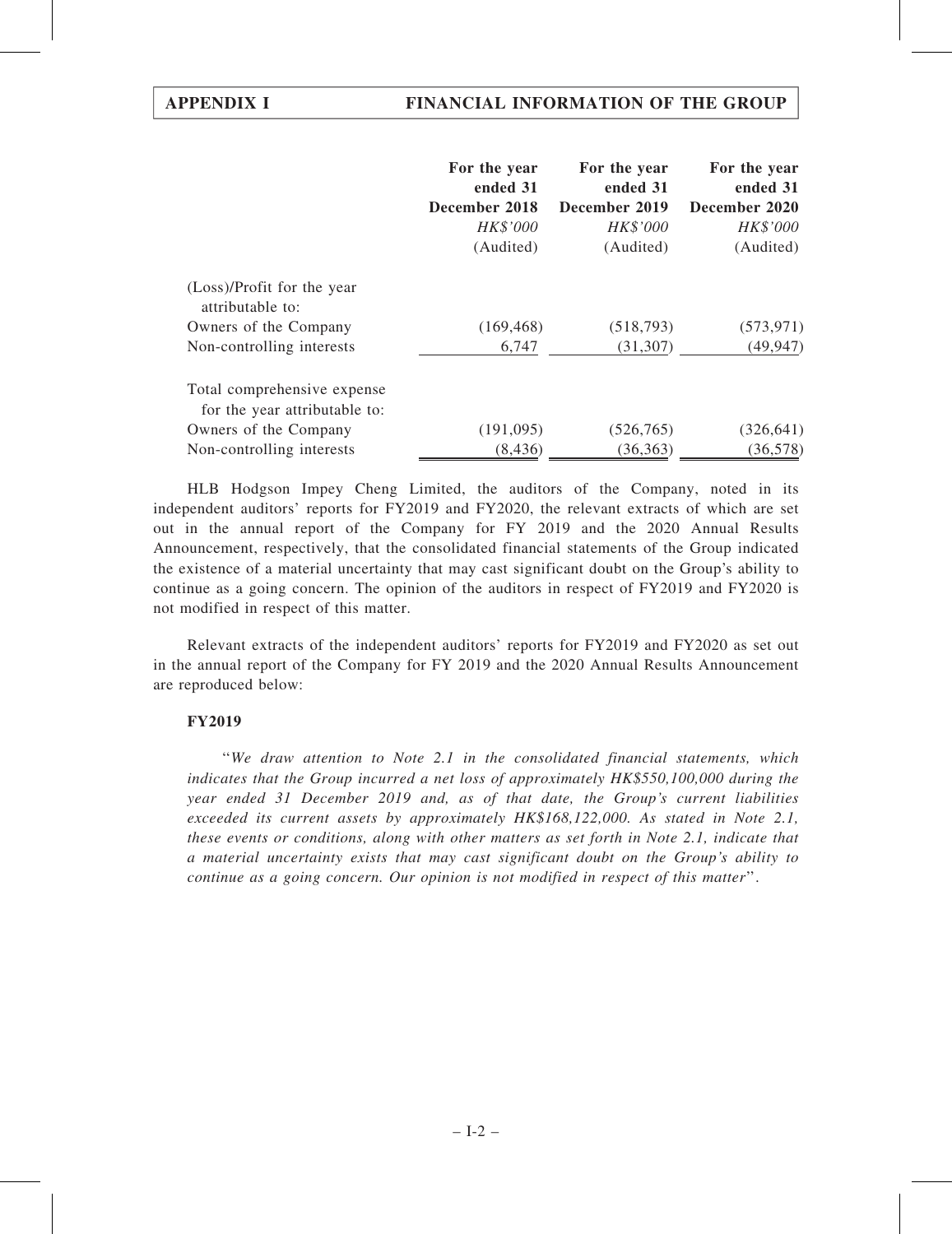| | For the year ended 31 December 2018 | For the year ended 31 December 2019 | For the year ended 31 December 2020 |
|---|---|---|---|
| | *HK$'000* | *HK$'000* | *HK$'000* |
| | (Audited) | (Audited) | (Audited) |
| (Loss)/Profit for the year attributable to: | | | |
| Owners of the Company | (169,468) | (518,793) | (573,971) |
| Non-controlling interests | 6,747 | (31,307) | (49,947) |
| Total comprehensive expense for the year attributable to: | | | |
| Owners of the Company | (191,095) | (526,765) | (326,641) |
| Non-controlling interests | (8,436) | (36,363) | (36,578) |

HLB Hodgson Impey Cheng Limited, the auditors of the Company, noted in its independent auditors' reports for FY2019 and FY2020, the relevant extracts of which are set out in the annual report of the Company for FY 2019 and the 2020 Annual Results Announcement, respectively, that the consolidated financial statements of the Group indicated the existence of a material uncertainty that may cast significant doubt on the Group's ability to continue as a going concern. The opinion of the auditors in respect of FY2019 and FY2020 is not modified in respect of this matter.

Relevant extracts of the independent auditors' reports for FY2019 and FY2020 as set out in the annual report of the Company for FY 2019 and the 2020 Annual Results Announcement are reproduced below:

**FY2019**

"*We draw attention to Note 2.1 in the consolidated financial statements, which indicates that the Group incurred a net loss of approximately HK$550,100,000 during the year ended 31 December 2019 and, as of that date, the Group's current liabilities exceeded its current assets by approximately HK$168,122,000. As stated in Note 2.1, these events or conditions, along with other matters as set forth in Note 2.1, indicate that a material uncertainty exists that may cast significant doubt on the Group's ability to continue as a going concern. Our opinion is not modified in respect of this matter*".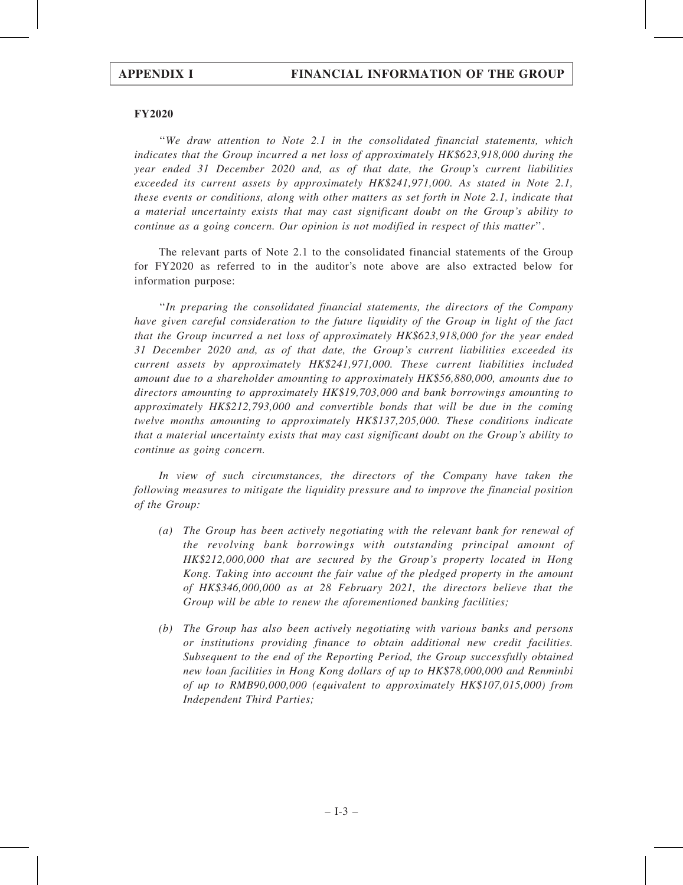**FY2020**

"*We draw attention to Note 2.1 in the consolidated financial statements, which indicates that the Group incurred a net loss of approximately HK$623,918,000 during the year ended 31 December 2020 and, as of that date, the Group's current liabilities exceeded its current assets by approximately HK$241,971,000. As stated in Note 2.1, these events or conditions, along with other matters as set forth in Note 2.1, indicate that a material uncertainty exists that may cast significant doubt on the Group's ability to continue as a going concern. Our opinion is not modified in respect of this matter*".

The relevant parts of Note 2.1 to the consolidated financial statements of the Group for FY2020 as referred to in the auditor's note above are also extracted below for information purpose:

"*In preparing the consolidated financial statements, the directors of the Company have given careful consideration to the future liquidity of the Group in light of the fact that the Group incurred a net loss of approximately HK$623,918,000 for the year ended 31 December 2020 and, as of that date, the Group's current liabilities exceeded its current assets by approximately HK$241,971,000. These current liabilities included amount due to a shareholder amounting to approximately HK$56,880,000, amounts due to directors amounting to approximately HK$19,703,000 and bank borrowings amounting to approximately HK$212,793,000 and convertible bonds that will be due in the coming twelve months amounting to approximately HK$137,205,000. These conditions indicate that a material uncertainty exists that may cast significant doubt on the Group's ability to continue as going concern.*

*In view of such circumstances, the directors of the Company have taken the following measures to mitigate the liquidity pressure and to improve the financial position of the Group:*

*(a) The Group has been actively negotiating with the relevant bank for renewal of the revolving bank borrowings with outstanding principal amount of HK$212,000,000 that are secured by the Group's property located in Hong Kong. Taking into account the fair value of the pledged property in the amount of HK$346,000,000 as at 28 February 2021, the directors believe that the Group will be able to renew the aforementioned banking facilities;*

*(b) The Group has also been actively negotiating with various banks and persons or institutions providing finance to obtain additional new credit facilities. Subsequent to the end of the Reporting Period, the Group successfully obtained new loan facilities in Hong Kong dollars of up to HK$78,000,000 and Renminbi of up to RMB90,000,000 (equivalent to approximately HK$107,015,000) from Independent Third Parties;*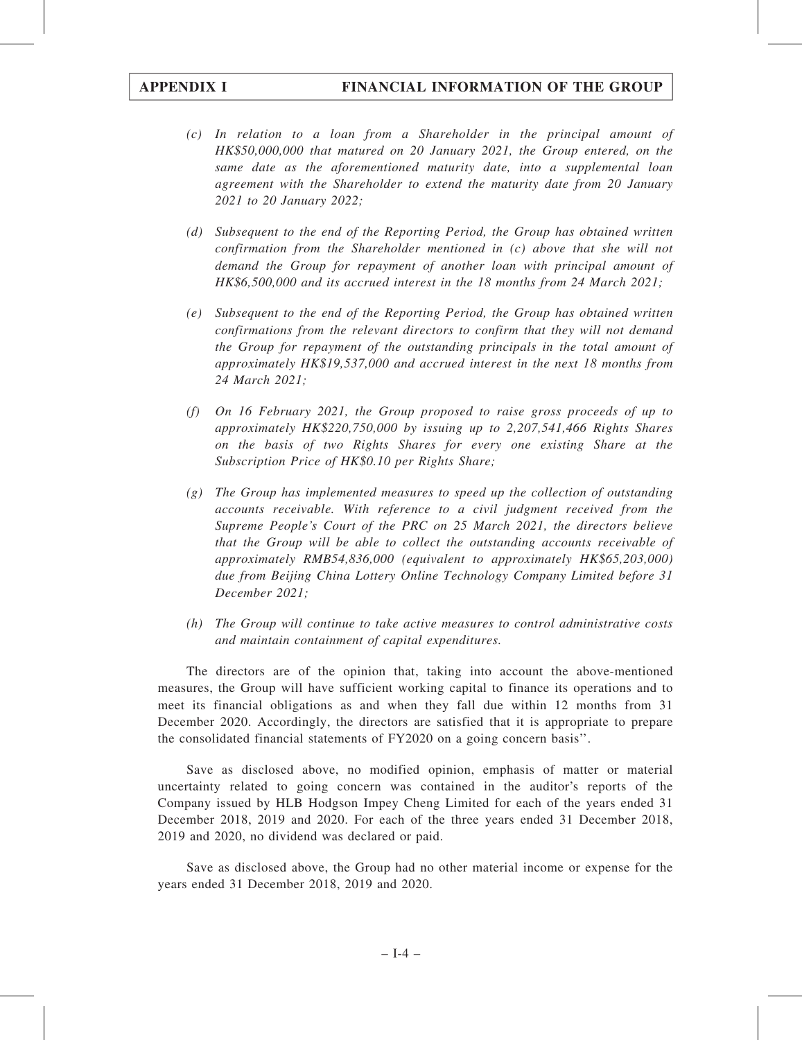*(c) In relation to a loan from a Shareholder in the principal amount of HK$50,000,000 that matured on 20 January 2021, the Group entered, on the same date as the aforementioned maturity date, into a supplemental loan agreement with the Shareholder to extend the maturity date from 20 January 2021 to 20 January 2022;*

*(d) Subsequent to the end of the Reporting Period, the Group has obtained written confirmation from the Shareholder mentioned in (c) above that she will not demand the Group for repayment of another loan with principal amount of HK$6,500,000 and its accrued interest in the 18 months from 24 March 2021;*

*(e) Subsequent to the end of the Reporting Period, the Group has obtained written confirmations from the relevant directors to confirm that they will not demand the Group for repayment of the outstanding principals in the total amount of approximately HK$19,537,000 and accrued interest in the next 18 months from 24 March 2021;*

*(f) On 16 February 2021, the Group proposed to raise gross proceeds of up to approximately HK$220,750,000 by issuing up to 2,207,541,466 Rights Shares on the basis of two Rights Shares for every one existing Share at the Subscription Price of HK$0.10 per Rights Share;*

*(g) The Group has implemented measures to speed up the collection of outstanding accounts receivable. With reference to a civil judgment received from the Supreme People's Court of the PRC on 25 March 2021, the directors believe that the Group will be able to collect the outstanding accounts receivable of approximately RMB54,836,000 (equivalent to approximately HK$65,203,000) due from Beijing China Lottery Online Technology Company Limited before 31 December 2021;*

*(h) The Group will continue to take active measures to control administrative costs and maintain containment of capital expenditures.*

The directors are of the opinion that, taking into account the above-mentioned measures, the Group will have sufficient working capital to finance its operations and to meet its financial obligations as and when they fall due within 12 months from 31 December 2020. Accordingly, the directors are satisfied that it is appropriate to prepare the consolidated financial statements of FY2020 on a going concern basis''.

Save as disclosed above, no modified opinion, emphasis of matter or material uncertainty related to going concern was contained in the auditor's reports of the Company issued by HLB Hodgson Impey Cheng Limited for each of the years ended 31 December 2018, 2019 and 2020. For each of the three years ended 31 December 2018, 2019 and 2020, no dividend was declared or paid.

Save as disclosed above, the Group had no other material income or expense for the years ended 31 December 2018, 2019 and 2020.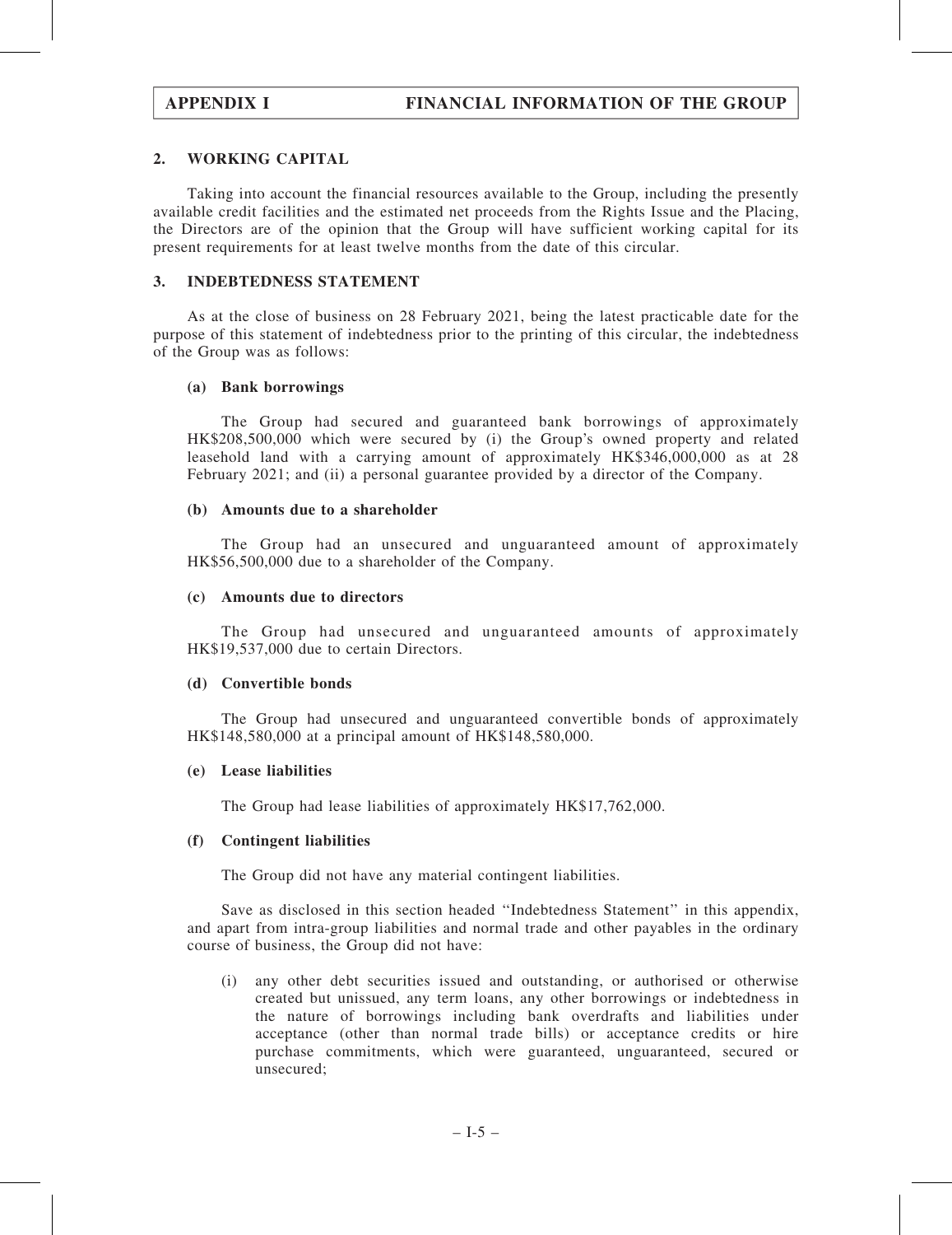## 2. WORKING CAPITAL

Taking into account the financial resources available to the Group, including the presently available credit facilities and the estimated net proceeds from the Rights Issue and the Placing, the Directors are of the opinion that the Group will have sufficient working capital for its present requirements for at least twelve months from the date of this circular.

## 3. INDEBTEDNESS STATEMENT

As at the close of business on 28 February 2021, being the latest practicable date for the purpose of this statement of indebtedness prior to the printing of this circular, the indebtedness of the Group was as follows:

### (a) Bank borrowings

The Group had secured and guaranteed bank borrowings of approximately HK$208,500,000 which were secured by (i) the Group's owned property and related leasehold land with a carrying amount of approximately HK$346,000,000 as at 28 February 2021; and (ii) a personal guarantee provided by a director of the Company.

### (b) Amounts due to a shareholder

The Group had an unsecured and unguaranteed amount of approximately HK$56,500,000 due to a shareholder of the Company.

### (c) Amounts due to directors

The Group had unsecured and unguaranteed amounts of approximately HK$19,537,000 due to certain Directors.

### (d) Convertible bonds

The Group had unsecured and unguaranteed convertible bonds of approximately HK$148,580,000 at a principal amount of HK$148,580,000.

### (e) Lease liabilities

The Group had lease liabilities of approximately HK$17,762,000.

### (f) Contingent liabilities

The Group did not have any material contingent liabilities.

Save as disclosed in this section headed "Indebtedness Statement" in this appendix, and apart from intra-group liabilities and normal trade and other payables in the ordinary course of business, the Group did not have:

(i) any other debt securities issued and outstanding, or authorised or otherwise created but unissued, any term loans, any other borrowings or indebtedness in the nature of borrowings including bank overdrafts and liabilities under acceptance (other than normal trade bills) or acceptance credits or hire purchase commitments, which were guaranteed, unguaranteed, secured or unsecured;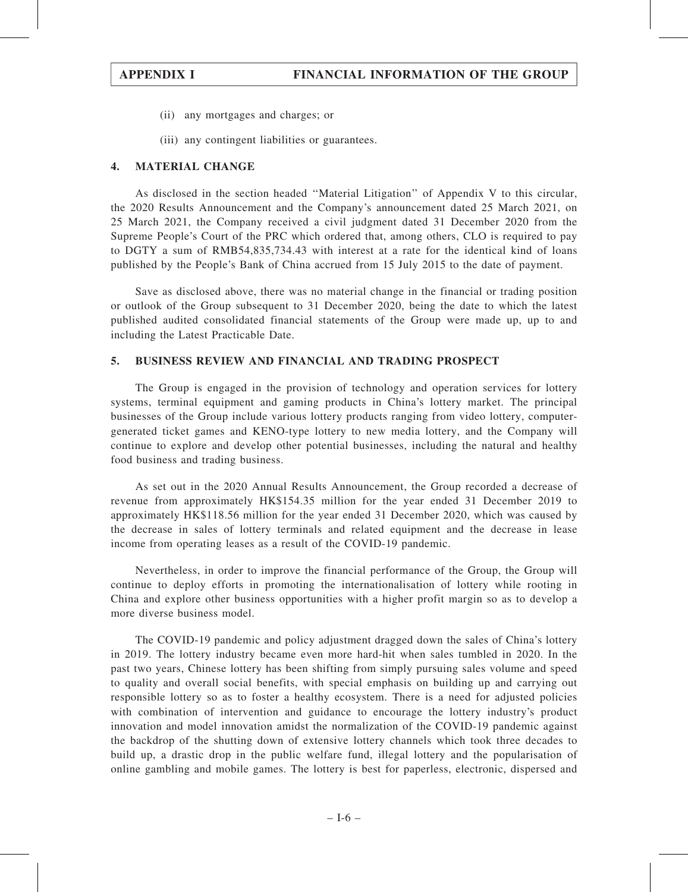(ii) any mortgages and charges; or

(iii) any contingent liabilities or guarantees.

## 4. MATERIAL CHANGE

As disclosed in the section headed "Material Litigation" of Appendix V to this circular, the 2020 Results Announcement and the Company's announcement dated 25 March 2021, on 25 March 2021, the Company received a civil judgment dated 31 December 2020 from the Supreme People's Court of the PRC which ordered that, among others, CLO is required to pay to DGTY a sum of RMB54,835,734.43 with interest at a rate for the identical kind of loans published by the People's Bank of China accrued from 15 July 2015 to the date of payment.

Save as disclosed above, there was no material change in the financial or trading position or outlook of the Group subsequent to 31 December 2020, being the date to which the latest published audited consolidated financial statements of the Group were made up, up to and including the Latest Practicable Date.

## 5. BUSINESS REVIEW AND FINANCIAL AND TRADING PROSPECT

The Group is engaged in the provision of technology and operation services for lottery systems, terminal equipment and gaming products in China's lottery market. The principal businesses of the Group include various lottery products ranging from video lottery, computer-generated ticket games and KENO-type lottery to new media lottery, and the Company will continue to explore and develop other potential businesses, including the natural and healthy food business and trading business.

As set out in the 2020 Annual Results Announcement, the Group recorded a decrease of revenue from approximately HK$154.35 million for the year ended 31 December 2019 to approximately HK$118.56 million for the year ended 31 December 2020, which was caused by the decrease in sales of lottery terminals and related equipment and the decrease in lease income from operating leases as a result of the COVID-19 pandemic.

Nevertheless, in order to improve the financial performance of the Group, the Group will continue to deploy efforts in promoting the internationalisation of lottery while rooting in China and explore other business opportunities with a higher profit margin so as to develop a more diverse business model.

The COVID-19 pandemic and policy adjustment dragged down the sales of China's lottery in 2019. The lottery industry became even more hard-hit when sales tumbled in 2020. In the past two years, Chinese lottery has been shifting from simply pursuing sales volume and speed to quality and overall social benefits, with special emphasis on building up and carrying out responsible lottery so as to foster a healthy ecosystem. There is a need for adjusted policies with combination of intervention and guidance to encourage the lottery industry's product innovation and model innovation amidst the normalization of the COVID-19 pandemic against the backdrop of the shutting down of extensive lottery channels which took three decades to build up, a drastic drop in the public welfare fund, illegal lottery and the popularisation of online gambling and mobile games. The lottery is best for paperless, electronic, dispersed and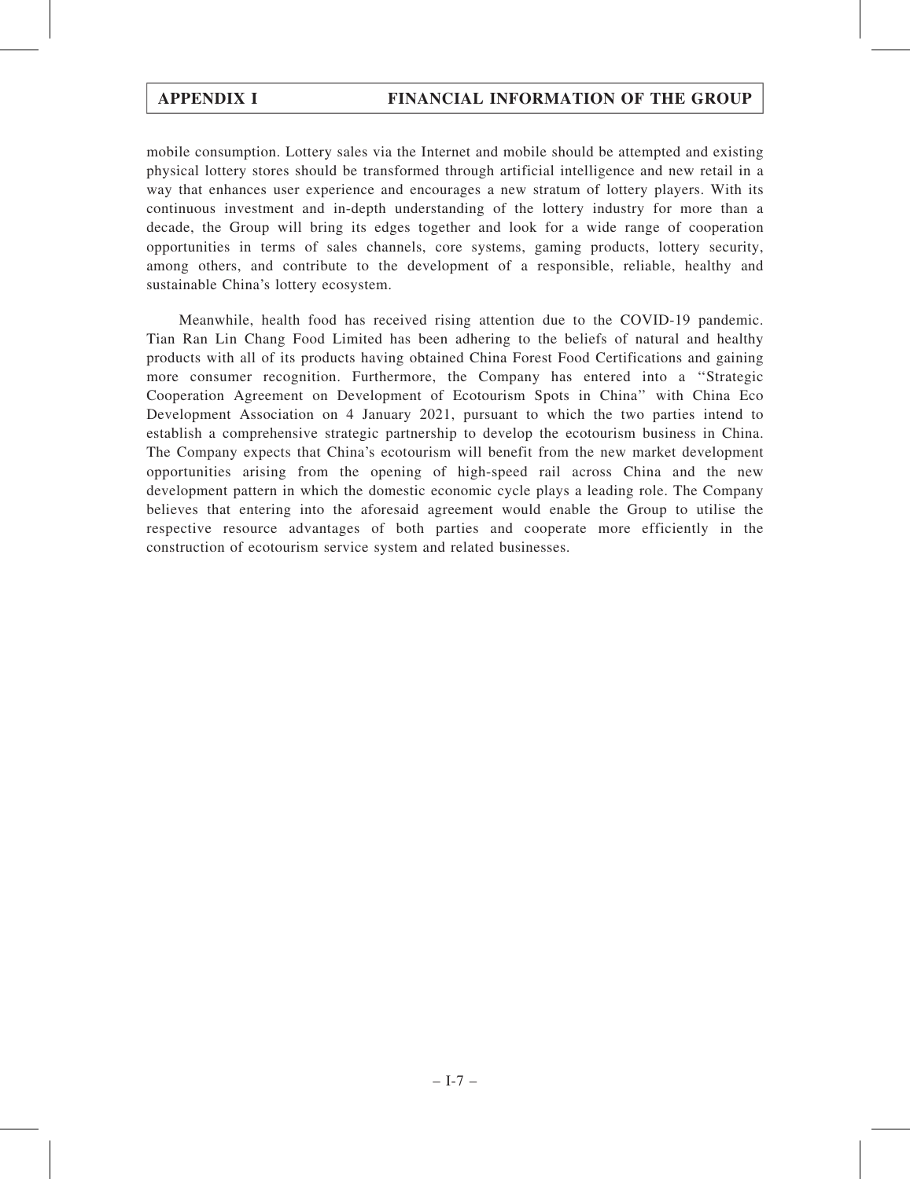mobile consumption. Lottery sales via the Internet and mobile should be attempted and existing physical lottery stores should be transformed through artificial intelligence and new retail in a way that enhances user experience and encourages a new stratum of lottery players. With its continuous investment and in-depth understanding of the lottery industry for more than a decade, the Group will bring its edges together and look for a wide range of cooperation opportunities in terms of sales channels, core systems, gaming products, lottery security, among others, and contribute to the development of a responsible, reliable, healthy and sustainable China's lottery ecosystem.

Meanwhile, health food has received rising attention due to the COVID-19 pandemic. Tian Ran Lin Chang Food Limited has been adhering to the beliefs of natural and healthy products with all of its products having obtained China Forest Food Certifications and gaining more consumer recognition. Furthermore, the Company has entered into a "Strategic Cooperation Agreement on Development of Ecotourism Spots in China" with China Eco Development Association on 4 January 2021, pursuant to which the two parties intend to establish a comprehensive strategic partnership to develop the ecotourism business in China. The Company expects that China's ecotourism will benefit from the new market development opportunities arising from the opening of high-speed rail across China and the new development pattern in which the domestic economic cycle plays a leading role. The Company believes that entering into the aforesaid agreement would enable the Group to utilise the respective resource advantages of both parties and cooperate more efficiently in the construction of ecotourism service system and related businesses.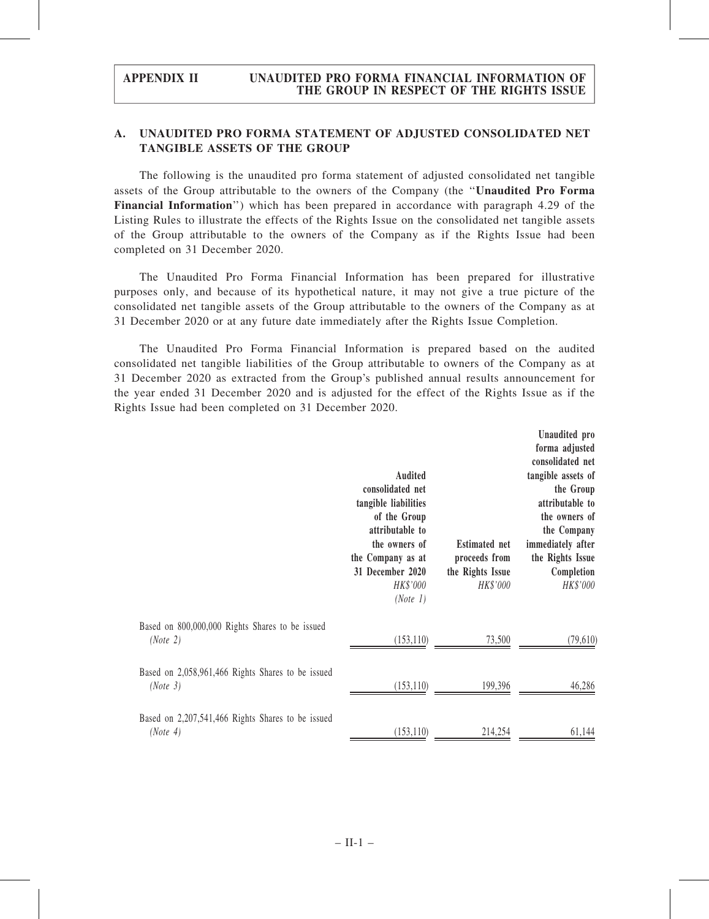## A. UNAUDITED PRO FORMA STATEMENT OF ADJUSTED CONSOLIDATED NET TANGIBLE ASSETS OF THE GROUP

The following is the unaudited pro forma statement of adjusted consolidated net tangible assets of the Group attributable to the owners of the Company (the "**Unaudited Pro Forma Financial Information**") which has been prepared in accordance with paragraph 4.29 of the Listing Rules to illustrate the effects of the Rights Issue on the consolidated net tangible assets of the Group attributable to the owners of the Company as if the Rights Issue had been completed on 31 December 2020.

The Unaudited Pro Forma Financial Information has been prepared for illustrative purposes only, and because of its hypothetical nature, it may not give a true picture of the consolidated net tangible assets of the Group attributable to the owners of the Company as at 31 December 2020 or at any future date immediately after the Rights Issue Completion.

The Unaudited Pro Forma Financial Information is prepared based on the audited consolidated net tangible liabilities of the Group attributable to owners of the Company as at 31 December 2020 as extracted from the Group's published annual results announcement for the year ended 31 December 2020 and is adjusted for the effect of the Rights Issue as if the Rights Issue had been completed on 31 December 2020.

| | Audited consolidated net tangible liabilities of the Group attributable to the owners of the Company as at 31 December 2020 | Estimated net proceeds from the Rights Issue | Unaudited pro forma adjusted consolidated net tangible assets of the Group attributable to the owners of the Company immediately after the Rights Issue Completion |
|---|---|---|---|
| | *HK$'000* | *HK$'000* | *HK$'000* |
| | *(Note 1)* | | |
| Based on 800,000,000 Rights Shares to be issued *(Note 2)* | (153,110) | 73,500 | (79,610) |
| Based on 2,058,961,466 Rights Shares to be issued *(Note 3)* | (153,110) | 199,396 | 46,286 |
| Based on 2,207,541,466 Rights Shares to be issued *(Note 4)* | (153,110) | 214,254 | 61,144 |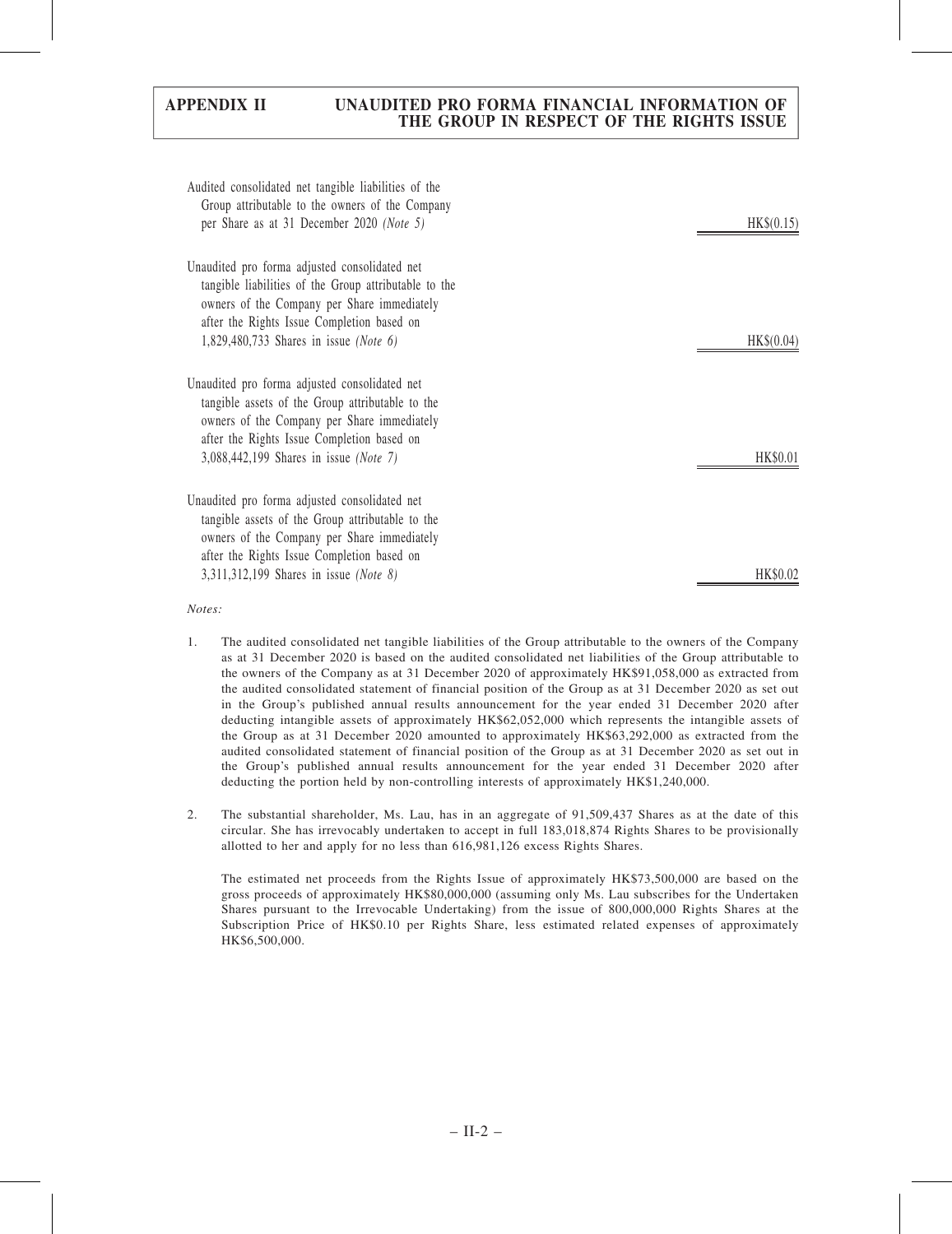| | |
|---|---|
| Audited consolidated net tangible liabilities of the Group attributable to the owners of the Company per Share as at 31 December 2020 *(Note 5)* | HK$(0.15) |
| Unaudited pro forma adjusted consolidated net tangible liabilities of the Group attributable to the owners of the Company per Share immediately after the Rights Issue Completion based on 1,829,480,733 Shares in issue *(Note 6)* | HK$(0.04) |
| Unaudited pro forma adjusted consolidated net tangible assets of the Group attributable to the owners of the Company per Share immediately after the Rights Issue Completion based on 3,088,442,199 Shares in issue *(Note 7)* | HK$0.01 |
| Unaudited pro forma adjusted consolidated net tangible assets of the Group attributable to the owners of the Company per Share immediately after the Rights Issue Completion based on 3,311,312,199 Shares in issue *(Note 8)* | HK$0.02 |

*Notes:*

1. The audited consolidated net tangible liabilities of the Group attributable to the owners of the Company as at 31 December 2020 is based on the audited consolidated net liabilities of the Group attributable to the owners of the Company as at 31 December 2020 of approximately HK$91,058,000 as extracted from the audited consolidated statement of financial position of the Group as at 31 December 2020 as set out in the Group's published annual results announcement for the year ended 31 December 2020 after deducting intangible assets of approximately HK$62,052,000 which represents the intangible assets of the Group as at 31 December 2020 amounted to approximately HK$63,292,000 as extracted from the audited consolidated statement of financial position of the Group as at 31 December 2020 as set out in the Group's published annual results announcement for the year ended 31 December 2020 after deducting the portion held by non-controlling interests of approximately HK$1,240,000.

2. The substantial shareholder, Ms. Lau, has in an aggregate of 91,509,437 Shares as at the date of this circular. She has irrevocably undertaken to accept in full 183,018,874 Rights Shares to be provisionally allotted to her and apply for no less than 616,981,126 excess Rights Shares.

   The estimated net proceeds from the Rights Issue of approximately HK$73,500,000 are based on the gross proceeds of approximately HK$80,000,000 (assuming only Ms. Lau subscribes for the Undertaken Shares pursuant to the Irrevocable Undertaking) from the issue of 800,000,000 Rights Shares at the Subscription Price of HK$0.10 per Rights Share, less estimated related expenses of approximately HK$6,500,000.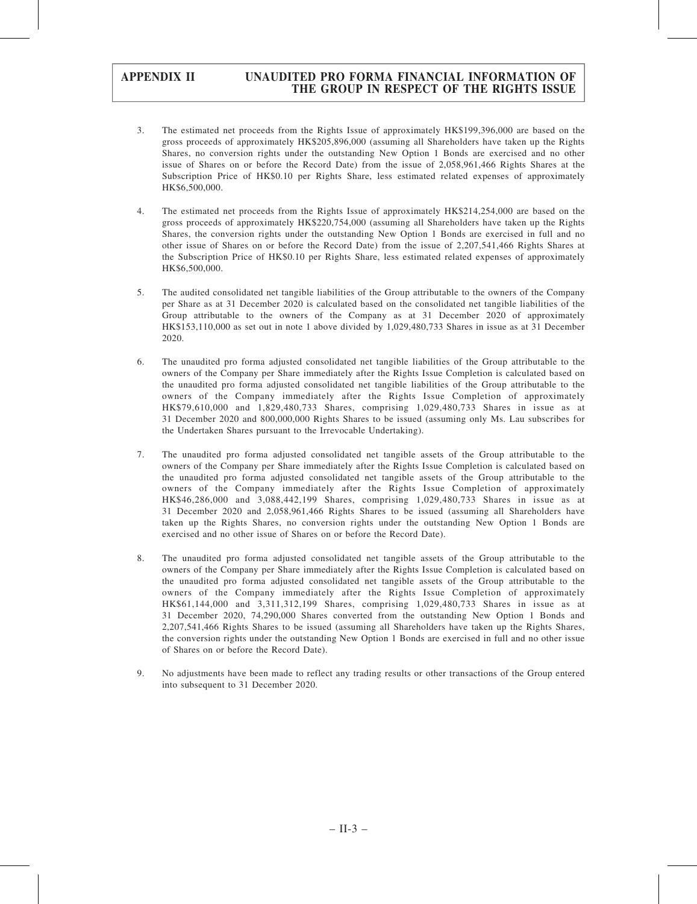3. The estimated net proceeds from the Rights Issue of approximately HK$199,396,000 are based on the gross proceeds of approximately HK$205,896,000 (assuming all Shareholders have taken up the Rights Shares, no conversion rights under the outstanding New Option 1 Bonds are exercised and no other issue of Shares on or before the Record Date) from the issue of 2,058,961,466 Rights Shares at the Subscription Price of HK$0.10 per Rights Share, less estimated related expenses of approximately HK$6,500,000.

4. The estimated net proceeds from the Rights Issue of approximately HK$214,254,000 are based on the gross proceeds of approximately HK$220,754,000 (assuming all Shareholders have taken up the Rights Shares, the conversion rights under the outstanding New Option 1 Bonds are exercised in full and no other issue of Shares on or before the Record Date) from the issue of 2,207,541,466 Rights Shares at the Subscription Price of HK$0.10 per Rights Share, less estimated related expenses of approximately HK$6,500,000.

5. The audited consolidated net tangible liabilities of the Group attributable to the owners of the Company per Share as at 31 December 2020 is calculated based on the consolidated net tangible liabilities of the Group attributable to the owners of the Company as at 31 December 2020 of approximately HK$153,110,000 as set out in note 1 above divided by 1,029,480,733 Shares in issue as at 31 December 2020.

6. The unaudited pro forma adjusted consolidated net tangible liabilities of the Group attributable to the owners of the Company per Share immediately after the Rights Issue Completion is calculated based on the unaudited pro forma adjusted consolidated net tangible liabilities of the Group attributable to the owners of the Company immediately after the Rights Issue Completion of approximately HK$79,610,000 and 1,829,480,733 Shares, comprising 1,029,480,733 Shares in issue as at 31 December 2020 and 800,000,000 Rights Shares to be issued (assuming only Ms. Lau subscribes for the Undertaken Shares pursuant to the Irrevocable Undertaking).

7. The unaudited pro forma adjusted consolidated net tangible assets of the Group attributable to the owners of the Company per Share immediately after the Rights Issue Completion is calculated based on the unaudited pro forma adjusted consolidated net tangible assets of the Group attributable to the owners of the Company immediately after the Rights Issue Completion of approximately HK$46,286,000 and 3,088,442,199 Shares, comprising 1,029,480,733 Shares in issue as at 31 December 2020 and 2,058,961,466 Rights Shares to be issued (assuming all Shareholders have taken up the Rights Shares, no conversion rights under the outstanding New Option 1 Bonds are exercised and no other issue of Shares on or before the Record Date).

8. The unaudited pro forma adjusted consolidated net tangible assets of the Group attributable to the owners of the Company per Share immediately after the Rights Issue Completion is calculated based on the unaudited pro forma adjusted consolidated net tangible assets of the Group attributable to the owners of the Company immediately after the Rights Issue Completion of approximately HK$61,144,000 and 3,311,312,199 Shares, comprising 1,029,480,733 Shares in issue as at 31 December 2020, 74,290,000 Shares converted from the outstanding New Option 1 Bonds and 2,207,541,466 Rights Shares to be issued (assuming all Shareholders have taken up the Rights Shares, the conversion rights under the outstanding New Option 1 Bonds are exercised in full and no other issue of Shares on or before the Record Date).

9. No adjustments have been made to reflect any trading results or other transactions of the Group entered into subsequent to 31 December 2020.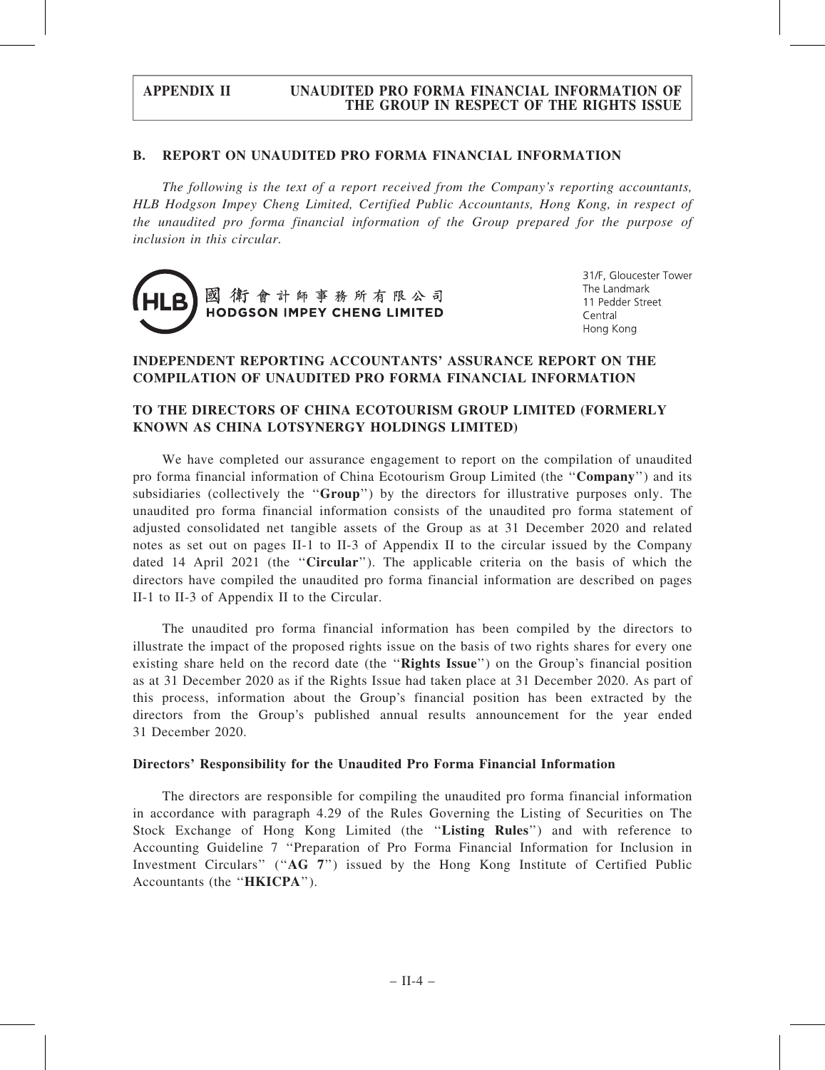## B. REPORT ON UNAUDITED PRO FORMA FINANCIAL INFORMATION

*The following is the text of a report received from the Company's reporting accountants, HLB Hodgson Impey Cheng Limited, Certified Public Accountants, Hong Kong, in respect of the unaudited pro forma financial information of the Group prepared for the purpose of inclusion in this circular.*

HLB 國衛會計師事務所有限公司
HODGSON IMPEY CHENG LIMITED

31/F, Gloucester Tower
The Landmark
11 Pedder Street
Central
Hong Kong

### INDEPENDENT REPORTING ACCOUNTANTS' ASSURANCE REPORT ON THE COMPILATION OF UNAUDITED PRO FORMA FINANCIAL INFORMATION

### TO THE DIRECTORS OF CHINA ECOTOURISM GROUP LIMITED (FORMERLY KNOWN AS CHINA LOTSYNERGY HOLDINGS LIMITED)

We have completed our assurance engagement to report on the compilation of unaudited pro forma financial information of China Ecotourism Group Limited (the "**Company**") and its subsidiaries (collectively the "**Group**") by the directors for illustrative purposes only. The unaudited pro forma financial information consists of the unaudited pro forma statement of adjusted consolidated net tangible assets of the Group as at 31 December 2020 and related notes as set out on pages II-1 to II-3 of Appendix II to the circular issued by the Company dated 14 April 2021 (the "**Circular**"). The applicable criteria on the basis of which the directors have compiled the unaudited pro forma financial information are described on pages II-1 to II-3 of Appendix II to the Circular.

The unaudited pro forma financial information has been compiled by the directors to illustrate the impact of the proposed rights issue on the basis of two rights shares for every one existing share held on the record date (the "**Rights Issue**") on the Group's financial position as at 31 December 2020 as if the Rights Issue had taken place at 31 December 2020. As part of this process, information about the Group's financial position has been extracted by the directors from the Group's published annual results announcement for the year ended 31 December 2020.

**Directors' Responsibility for the Unaudited Pro Forma Financial Information**

The directors are responsible for compiling the unaudited pro forma financial information in accordance with paragraph 4.29 of the Rules Governing the Listing of Securities on The Stock Exchange of Hong Kong Limited (the "**Listing Rules**") and with reference to Accounting Guideline 7 "Preparation of Pro Forma Financial Information for Inclusion in Investment Circulars" ("**AG 7**") issued by the Hong Kong Institute of Certified Public Accountants (the "**HKICPA**").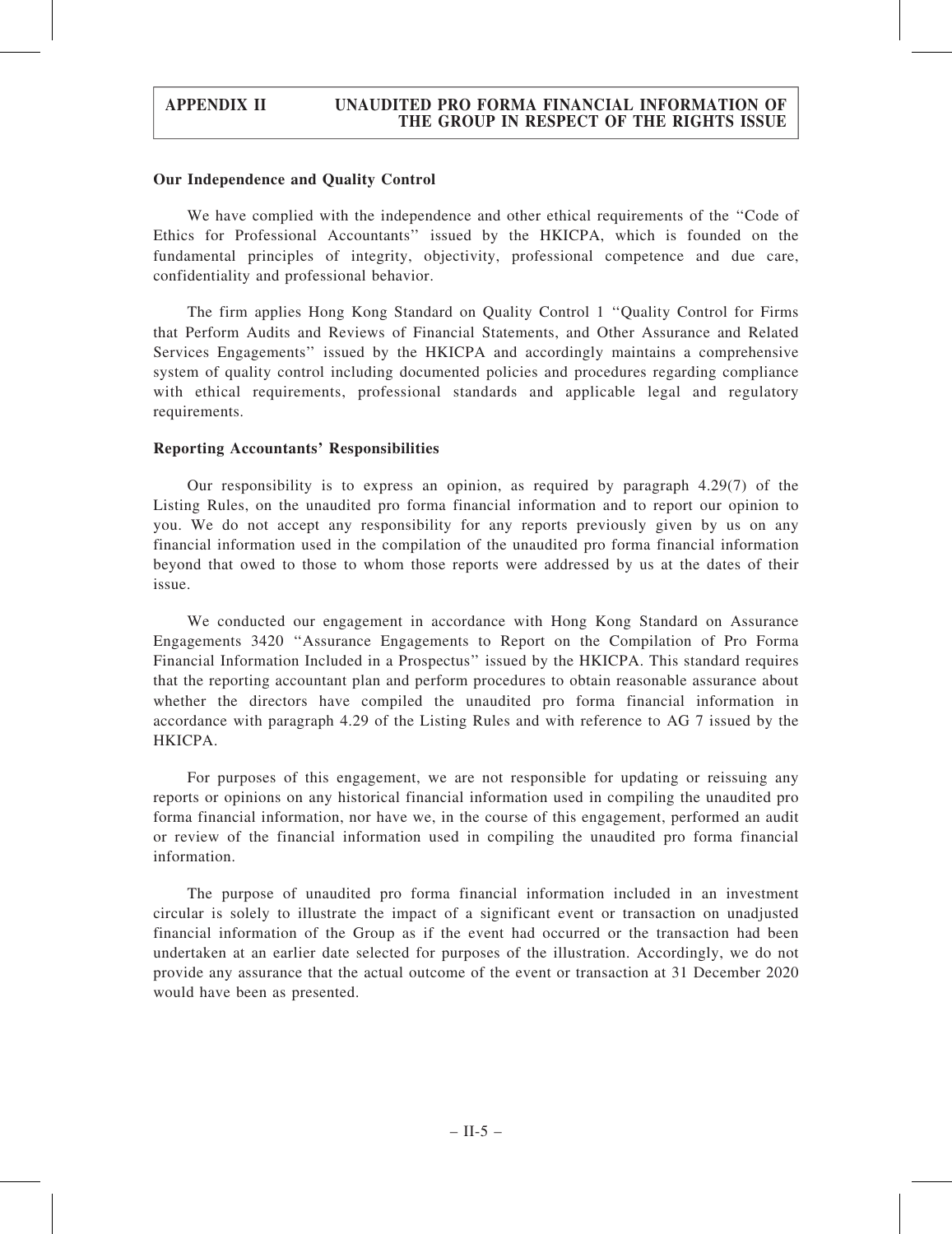**Our Independence and Quality Control**

We have complied with the independence and other ethical requirements of the ''Code of Ethics for Professional Accountants'' issued by the HKICPA, which is founded on the fundamental principles of integrity, objectivity, professional competence and due care, confidentiality and professional behavior.

The firm applies Hong Kong Standard on Quality Control 1 ''Quality Control for Firms that Perform Audits and Reviews of Financial Statements, and Other Assurance and Related Services Engagements'' issued by the HKICPA and accordingly maintains a comprehensive system of quality control including documented policies and procedures regarding compliance with ethical requirements, professional standards and applicable legal and regulatory requirements.

**Reporting Accountants' Responsibilities**

Our responsibility is to express an opinion, as required by paragraph 4.29(7) of the Listing Rules, on the unaudited pro forma financial information and to report our opinion to you. We do not accept any responsibility for any reports previously given by us on any financial information used in the compilation of the unaudited pro forma financial information beyond that owed to those to whom those reports were addressed by us at the dates of their issue.

We conducted our engagement in accordance with Hong Kong Standard on Assurance Engagements 3420 ''Assurance Engagements to Report on the Compilation of Pro Forma Financial Information Included in a Prospectus'' issued by the HKICPA. This standard requires that the reporting accountant plan and perform procedures to obtain reasonable assurance about whether the directors have compiled the unaudited pro forma financial information in accordance with paragraph 4.29 of the Listing Rules and with reference to AG 7 issued by the HKICPA.

For purposes of this engagement, we are not responsible for updating or reissuing any reports or opinions on any historical financial information used in compiling the unaudited pro forma financial information, nor have we, in the course of this engagement, performed an audit or review of the financial information used in compiling the unaudited pro forma financial information.

The purpose of unaudited pro forma financial information included in an investment circular is solely to illustrate the impact of a significant event or transaction on unadjusted financial information of the Group as if the event had occurred or the transaction had been undertaken at an earlier date selected for purposes of the illustration. Accordingly, we do not provide any assurance that the actual outcome of the event or transaction at 31 December 2020 would have been as presented.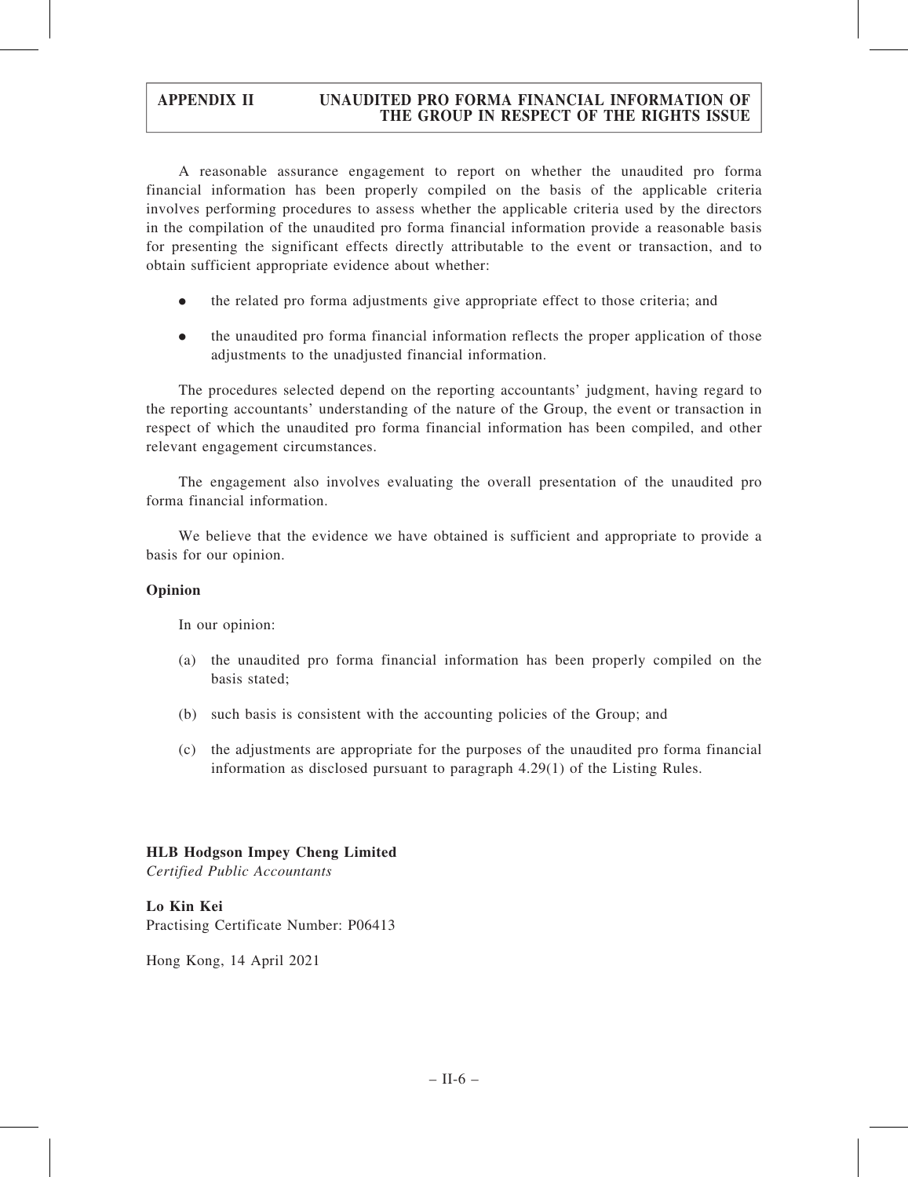A reasonable assurance engagement to report on whether the unaudited pro forma financial information has been properly compiled on the basis of the applicable criteria involves performing procedures to assess whether the applicable criteria used by the directors in the compilation of the unaudited pro forma financial information provide a reasonable basis for presenting the significant effects directly attributable to the event or transaction, and to obtain sufficient appropriate evidence about whether:

- the related pro forma adjustments give appropriate effect to those criteria; and
- the unaudited pro forma financial information reflects the proper application of those adjustments to the unadjusted financial information.

The procedures selected depend on the reporting accountants' judgment, having regard to the reporting accountants' understanding of the nature of the Group, the event or transaction in respect of which the unaudited pro forma financial information has been compiled, and other relevant engagement circumstances.

The engagement also involves evaluating the overall presentation of the unaudited pro forma financial information.

We believe that the evidence we have obtained is sufficient and appropriate to provide a basis for our opinion.

**Opinion**

In our opinion:

(a) the unaudited pro forma financial information has been properly compiled on the basis stated;

(b) such basis is consistent with the accounting policies of the Group; and

(c) the adjustments are appropriate for the purposes of the unaudited pro forma financial information as disclosed pursuant to paragraph 4.29(1) of the Listing Rules.

**HLB Hodgson Impey Cheng Limited**
*Certified Public Accountants*

**Lo Kin Kei**
Practising Certificate Number: P06413

Hong Kong, 14 April 2021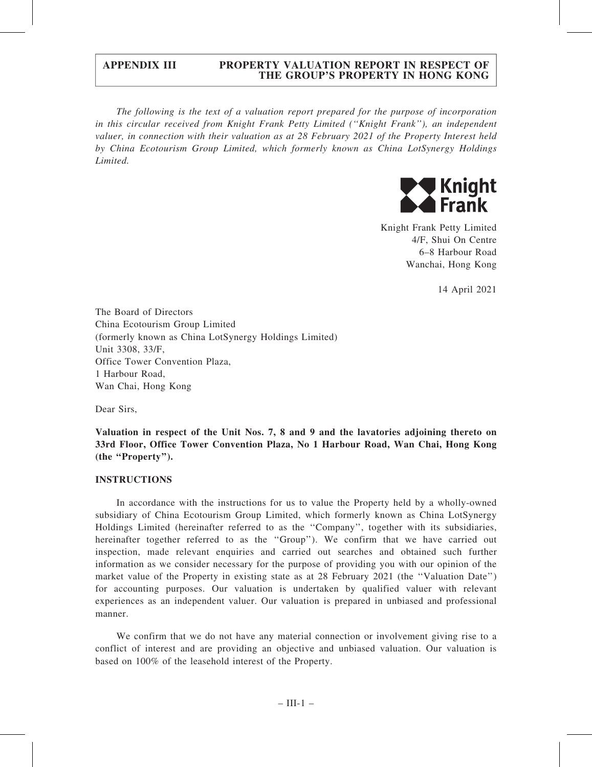# APPENDIX III PROPERTY VALUATION REPORT IN RESPECT OF THE GROUP'S PROPERTY IN HONG KONG

*The following is the text of a valuation report prepared for the purpose of incorporation in this circular received from Knight Frank Petty Limited (''Knight Frank''), an independent valuer, in connection with their valuation as at 28 February 2021 of the Property Interest held by China Ecotourism Group Limited, which formerly known as China LotSynergy Holdings Limited.*

Knight Frank

Knight Frank Petty Limited
4/F, Shui On Centre
6–8 Harbour Road
Wanchai, Hong Kong

14 April 2021

The Board of Directors
China Ecotourism Group Limited
(formerly known as China LotSynergy Holdings Limited)
Unit 3308, 33/F,
Office Tower Convention Plaza,
1 Harbour Road,
Wan Chai, Hong Kong

Dear Sirs,

**Valuation in respect of the Unit Nos. 7, 8 and 9 and the lavatories adjoining thereto on 33rd Floor, Office Tower Convention Plaza, No 1 Harbour Road, Wan Chai, Hong Kong (the "Property").**

**INSTRUCTIONS**

In accordance with the instructions for us to value the Property held by a wholly-owned subsidiary of China Ecotourism Group Limited, which formerly known as China LotSynergy Holdings Limited (hereinafter referred to as the ''Company'', together with its subsidiaries, hereinafter together referred to as the ''Group''). We confirm that we have carried out inspection, made relevant enquiries and carried out searches and obtained such further information as we consider necessary for the purpose of providing you with our opinion of the market value of the Property in existing state as at 28 February 2021 (the ''Valuation Date'') for accounting purposes. Our valuation is undertaken by qualified valuer with relevant experiences as an independent valuer. Our valuation is prepared in unbiased and professional manner.

We confirm that we do not have any material connection or involvement giving rise to a conflict of interest and are providing an objective and unbiased valuation. Our valuation is based on 100% of the leasehold interest of the Property.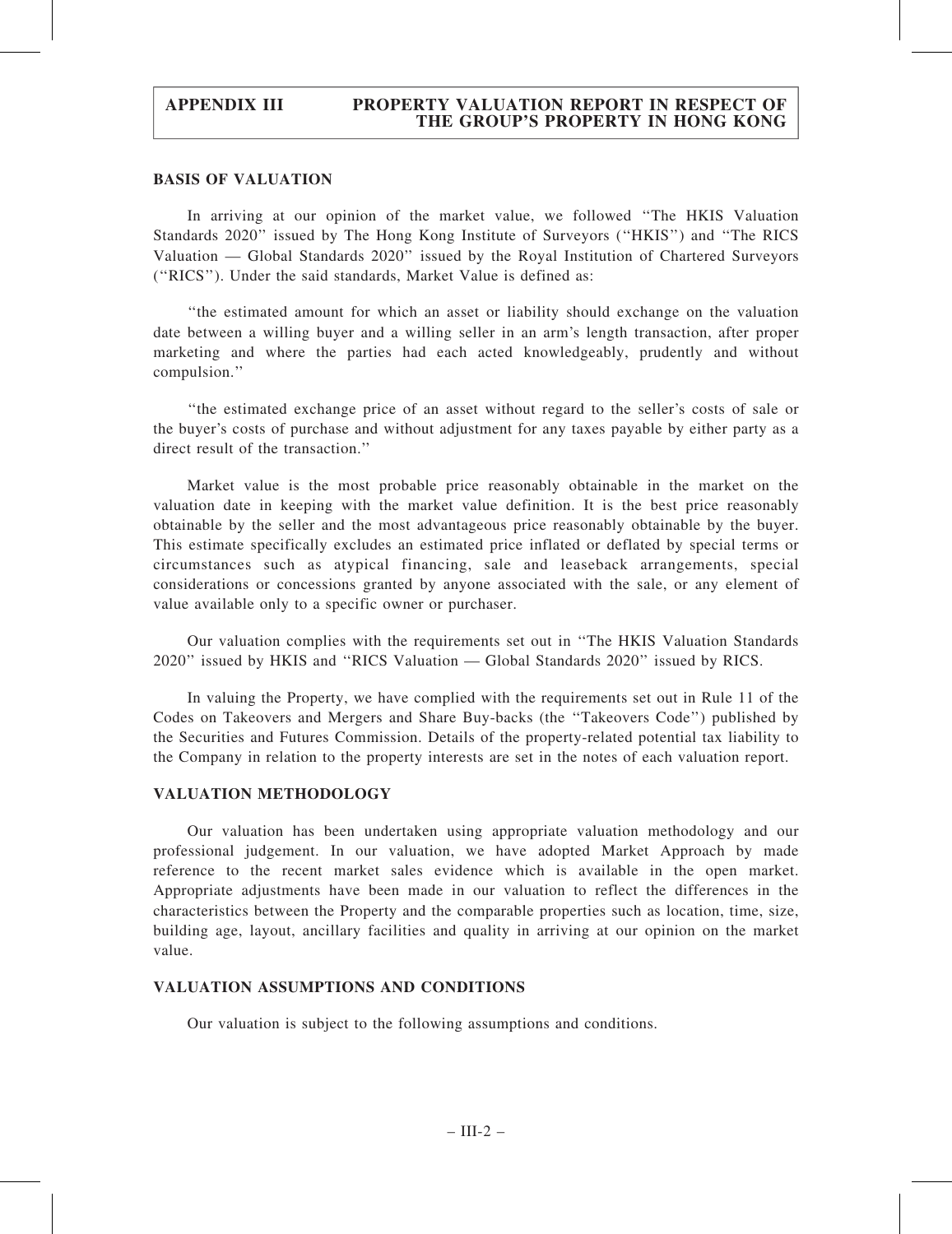## BASIS OF VALUATION

In arriving at our opinion of the market value, we followed ''The HKIS Valuation Standards 2020'' issued by The Hong Kong Institute of Surveyors (''HKIS'') and ''The RICS Valuation — Global Standards 2020'' issued by the Royal Institution of Chartered Surveyors (''RICS''). Under the said standards, Market Value is defined as:

''the estimated amount for which an asset or liability should exchange on the valuation date between a willing buyer and a willing seller in an arm's length transaction, after proper marketing and where the parties had each acted knowledgeably, prudently and without compulsion.''

''the estimated exchange price of an asset without regard to the seller's costs of sale or the buyer's costs of purchase and without adjustment for any taxes payable by either party as a direct result of the transaction.''

Market value is the most probable price reasonably obtainable in the market on the valuation date in keeping with the market value definition. It is the best price reasonably obtainable by the seller and the most advantageous price reasonably obtainable by the buyer. This estimate specifically excludes an estimated price inflated or deflated by special terms or circumstances such as atypical financing, sale and leaseback arrangements, special considerations or concessions granted by anyone associated with the sale, or any element of value available only to a specific owner or purchaser.

Our valuation complies with the requirements set out in ''The HKIS Valuation Standards 2020'' issued by HKIS and ''RICS Valuation — Global Standards 2020'' issued by RICS.

In valuing the Property, we have complied with the requirements set out in Rule 11 of the Codes on Takeovers and Mergers and Share Buy-backs (the ''Takeovers Code'') published by the Securities and Futures Commission. Details of the property-related potential tax liability to the Company in relation to the property interests are set in the notes of each valuation report.

## VALUATION METHODOLOGY

Our valuation has been undertaken using appropriate valuation methodology and our professional judgement. In our valuation, we have adopted Market Approach by made reference to the recent market sales evidence which is available in the open market. Appropriate adjustments have been made in our valuation to reflect the differences in the characteristics between the Property and the comparable properties such as location, time, size, building age, layout, ancillary facilities and quality in arriving at our opinion on the market value.

## VALUATION ASSUMPTIONS AND CONDITIONS

Our valuation is subject to the following assumptions and conditions.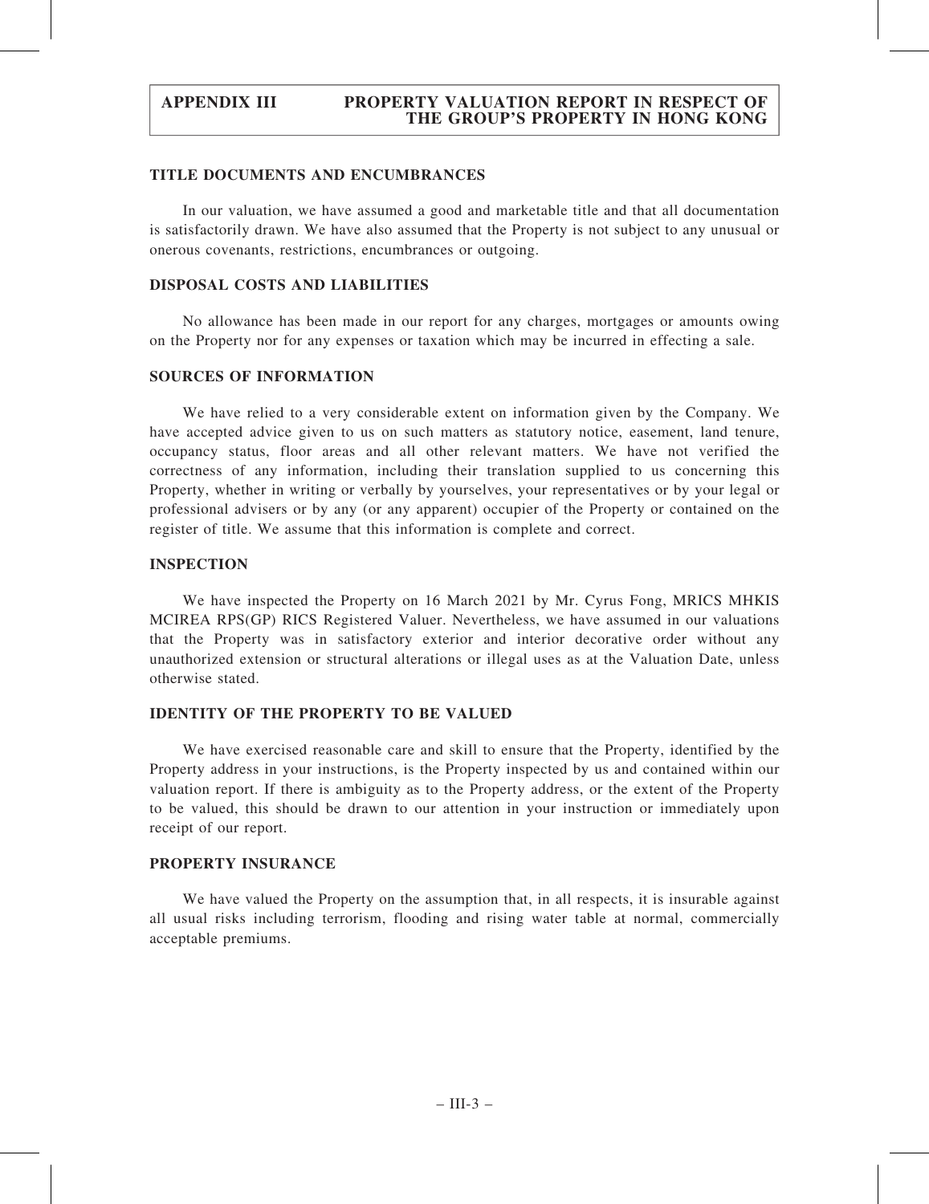## TITLE DOCUMENTS AND ENCUMBRANCES

In our valuation, we have assumed a good and marketable title and that all documentation is satisfactorily drawn. We have also assumed that the Property is not subject to any unusual or onerous covenants, restrictions, encumbrances or outgoing.

## DISPOSAL COSTS AND LIABILITIES

No allowance has been made in our report for any charges, mortgages or amounts owing on the Property nor for any expenses or taxation which may be incurred in effecting a sale.

## SOURCES OF INFORMATION

We have relied to a very considerable extent on information given by the Company. We have accepted advice given to us on such matters as statutory notice, easement, land tenure, occupancy status, floor areas and all other relevant matters. We have not verified the correctness of any information, including their translation supplied to us concerning this Property, whether in writing or verbally by yourselves, your representatives or by your legal or professional advisers or by any (or any apparent) occupier of the Property or contained on the register of title. We assume that this information is complete and correct.

## INSPECTION

We have inspected the Property on 16 March 2021 by Mr. Cyrus Fong, MRICS MHKIS MCIREA RPS(GP) RICS Registered Valuer. Nevertheless, we have assumed in our valuations that the Property was in satisfactory exterior and interior decorative order without any unauthorized extension or structural alterations or illegal uses as at the Valuation Date, unless otherwise stated.

## IDENTITY OF THE PROPERTY TO BE VALUED

We have exercised reasonable care and skill to ensure that the Property, identified by the Property address in your instructions, is the Property inspected by us and contained within our valuation report. If there is ambiguity as to the Property address, or the extent of the Property to be valued, this should be drawn to our attention in your instruction or immediately upon receipt of our report.

## PROPERTY INSURANCE

We have valued the Property on the assumption that, in all respects, it is insurable against all usual risks including terrorism, flooding and rising water table at normal, commercially acceptable premiums.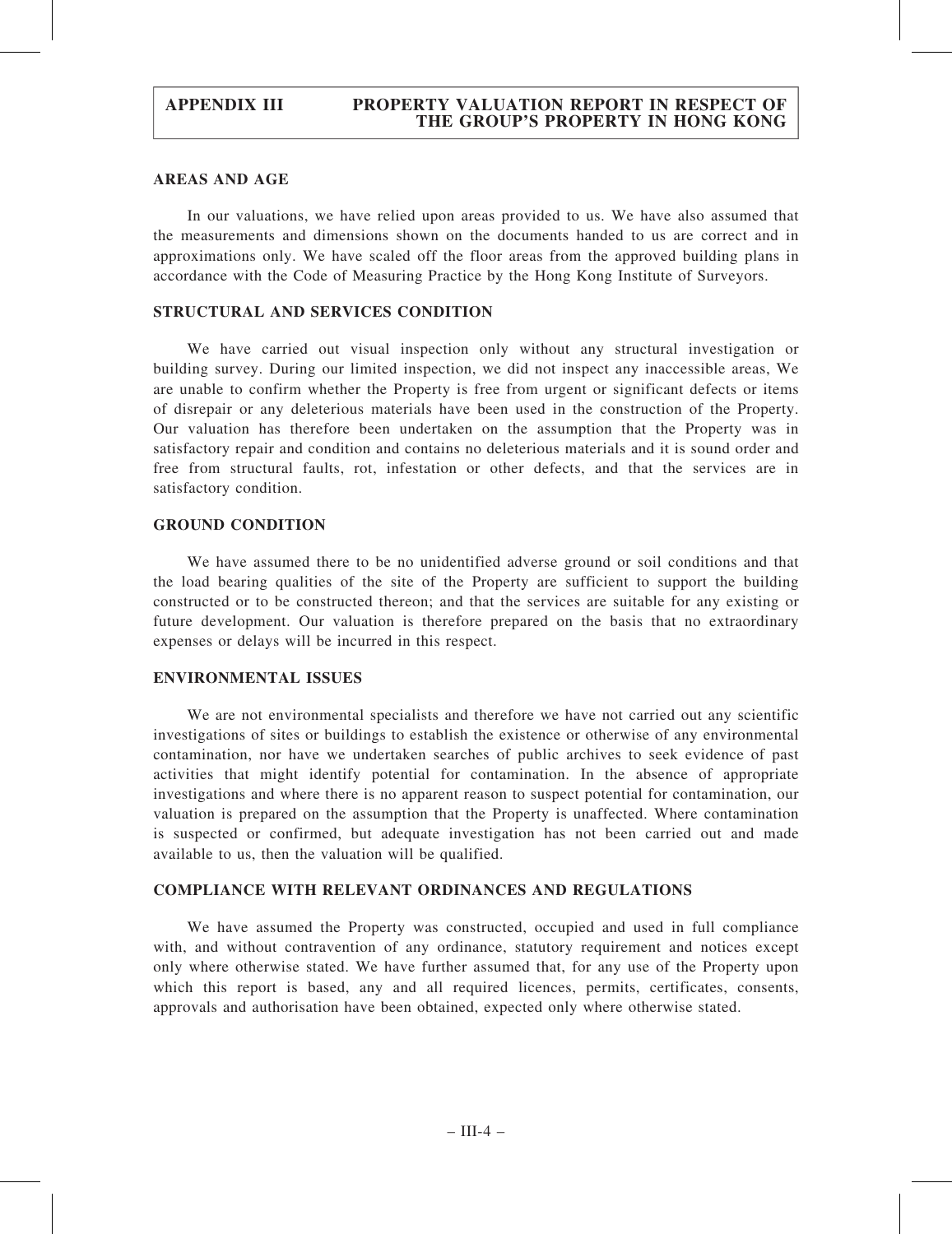## AREAS AND AGE

In our valuations, we have relied upon areas provided to us. We have also assumed that the measurements and dimensions shown on the documents handed to us are correct and in approximations only. We have scaled off the floor areas from the approved building plans in accordance with the Code of Measuring Practice by the Hong Kong Institute of Surveyors.

## STRUCTURAL AND SERVICES CONDITION

We have carried out visual inspection only without any structural investigation or building survey. During our limited inspection, we did not inspect any inaccessible areas, We are unable to confirm whether the Property is free from urgent or significant defects or items of disrepair or any deleterious materials have been used in the construction of the Property. Our valuation has therefore been undertaken on the assumption that the Property was in satisfactory repair and condition and contains no deleterious materials and it is sound order and free from structural faults, rot, infestation or other defects, and that the services are in satisfactory condition.

## GROUND CONDITION

We have assumed there to be no unidentified adverse ground or soil conditions and that the load bearing qualities of the site of the Property are sufficient to support the building constructed or to be constructed thereon; and that the services are suitable for any existing or future development. Our valuation is therefore prepared on the basis that no extraordinary expenses or delays will be incurred in this respect.

## ENVIRONMENTAL ISSUES

We are not environmental specialists and therefore we have not carried out any scientific investigations of sites or buildings to establish the existence or otherwise of any environmental contamination, nor have we undertaken searches of public archives to seek evidence of past activities that might identify potential for contamination. In the absence of appropriate investigations and where there is no apparent reason to suspect potential for contamination, our valuation is prepared on the assumption that the Property is unaffected. Where contamination is suspected or confirmed, but adequate investigation has not been carried out and made available to us, then the valuation will be qualified.

## COMPLIANCE WITH RELEVANT ORDINANCES AND REGULATIONS

We have assumed the Property was constructed, occupied and used in full compliance with, and without contravention of any ordinance, statutory requirement and notices except only where otherwise stated. We have further assumed that, for any use of the Property upon which this report is based, any and all required licences, permits, certificates, consents, approvals and authorisation have been obtained, expected only where otherwise stated.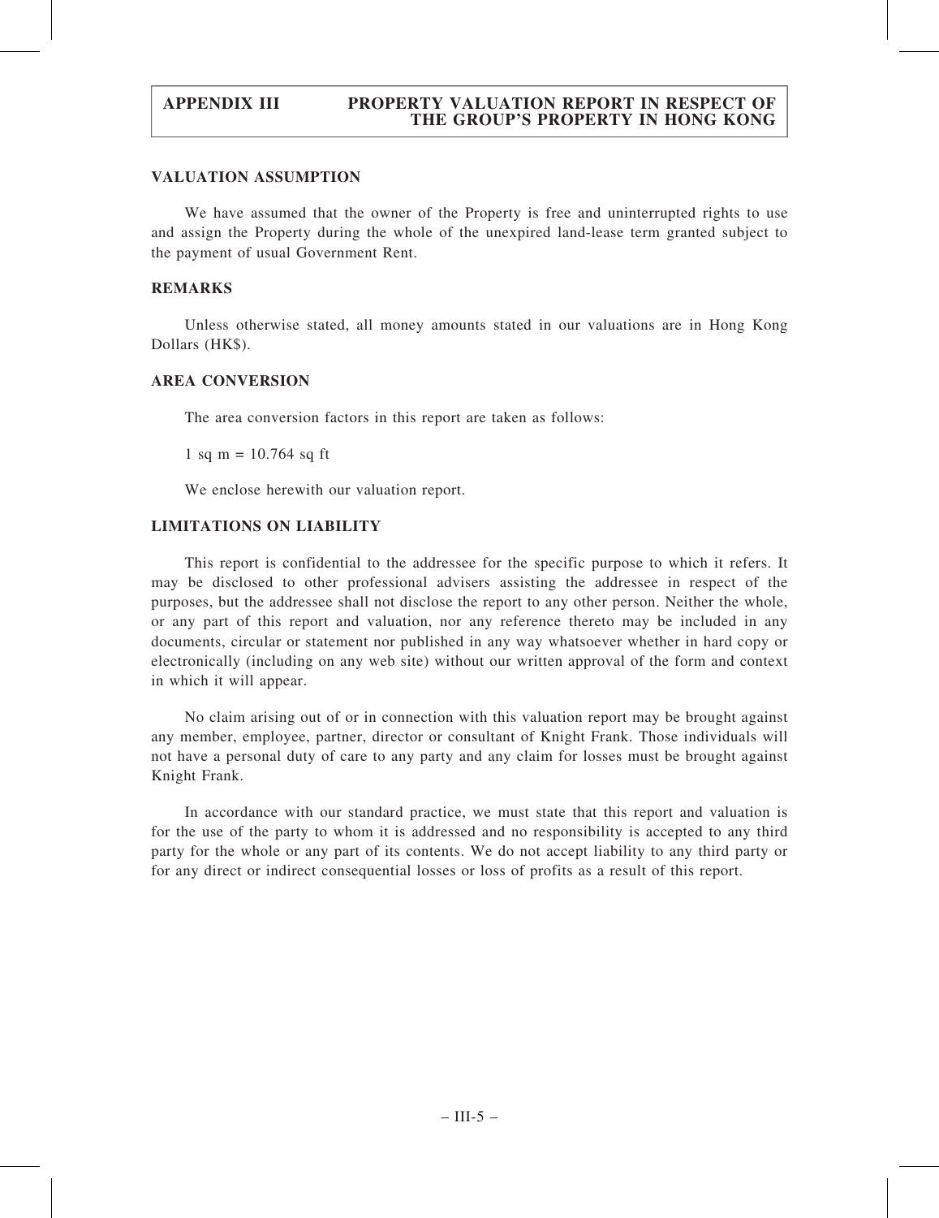## VALUATION ASSUMPTION

We have assumed that the owner of the Property is free and uninterrupted rights to use and assign the Property during the whole of the unexpired land-lease term granted subject to the payment of usual Government Rent.

## REMARKS

Unless otherwise stated, all money amounts stated in our valuations are in Hong Kong Dollars (HK$).

## AREA CONVERSION

The area conversion factors in this report are taken as follows:

1 sq m = 10.764 sq ft

We enclose herewith our valuation report.

## LIMITATIONS ON LIABILITY

This report is confidential to the addressee for the specific purpose to which it refers. It may be disclosed to other professional advisers assisting the addressee in respect of the purposes, but the addressee shall not disclose the report to any other person. Neither the whole, or any part of this report and valuation, nor any reference thereto may be included in any documents, circular or statement nor published in any way whatsoever whether in hard copy or electronically (including on any web site) without our written approval of the form and context in which it will appear.

No claim arising out of or in connection with this valuation report may be brought against any member, employee, partner, director or consultant of Knight Frank. Those individuals will not have a personal duty of care to any party and any claim for losses must be brought against Knight Frank.

In accordance with our standard practice, we must state that this report and valuation is for the use of the party to whom it is addressed and no responsibility is accepted to any third party for the whole or any part of its contents. We do not accept liability to any third party or for any direct or indirect consequential losses or loss of profits as a result of this report.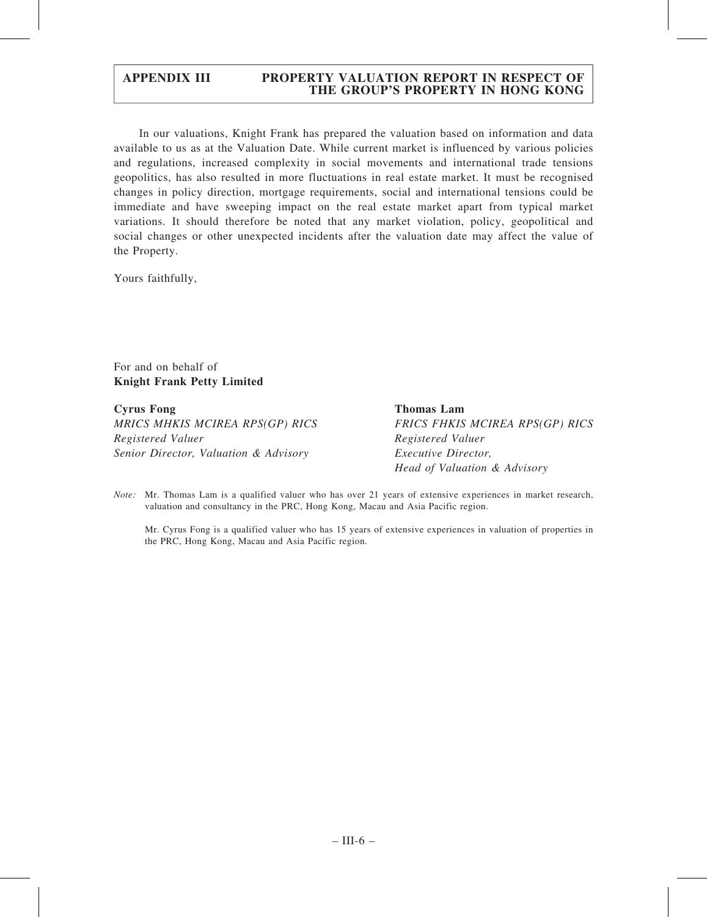In our valuations, Knight Frank has prepared the valuation based on information and data available to us as at the Valuation Date. While current market is influenced by various policies and regulations, increased complexity in social movements and international trade tensions geopolitics, has also resulted in more fluctuations in real estate market. It must be recognised changes in policy direction, mortgage requirements, social and international tensions could be immediate and have sweeping impact on the real estate market apart from typical market variations. It should therefore be noted that any market violation, policy, geopolitical and social changes or other unexpected incidents after the valuation date may affect the value of the Property.

Yours faithfully,

For and on behalf of
**Knight Frank Petty Limited**

**Cyrus Fong**
*MRICS MHKIS MCIREA RPS(GP) RICS Registered Valuer*
*Senior Director, Valuation & Advisory*

**Thomas Lam**
*FRICS FHKIS MCIREA RPS(GP) RICS Registered Valuer*
*Executive Director,*
*Head of Valuation & Advisory*

*Note:* Mr. Thomas Lam is a qualified valuer who has over 21 years of extensive experiences in market research, valuation and consultancy in the PRC, Hong Kong, Macau and Asia Pacific region.

Mr. Cyrus Fong is a qualified valuer who has 15 years of extensive experiences in valuation of properties in the PRC, Hong Kong, Macau and Asia Pacific region.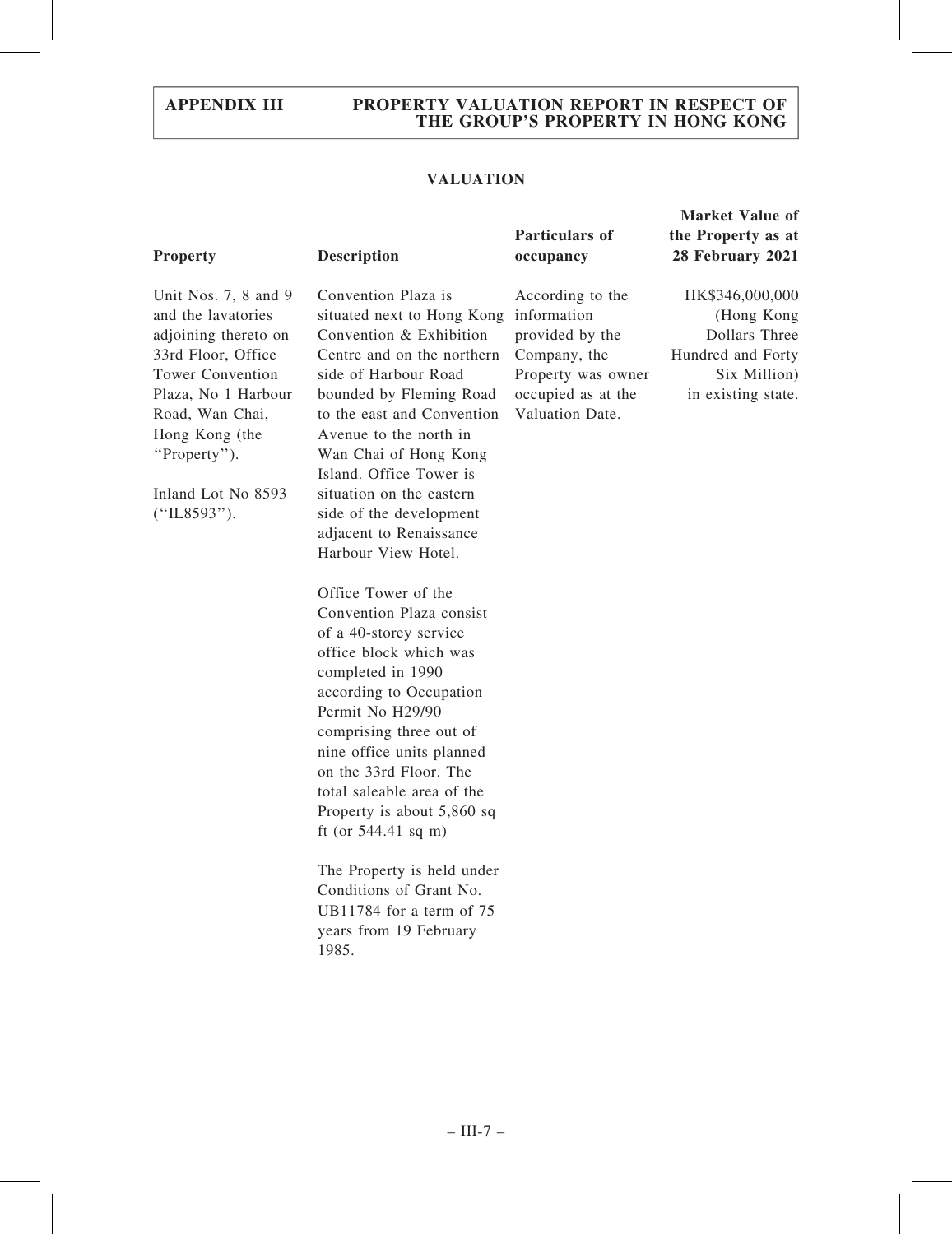## VALUATION

| Property | Description | Particulars of occupancy | Market Value of the Property as at 28 February 2021 |
|---|---|---|---|
| Unit Nos. 7, 8 and 9 and the lavatories adjoining thereto on 33rd Floor, Office Tower Convention Plaza, No 1 Harbour Road, Wan Chai, Hong Kong (the "Property").<br><br>Inland Lot No 8593 ("IL8593"). | Convention Plaza is situated next to Hong Kong Convention & Exhibition Centre and on the northern side of Harbour Road bounded by Fleming Road to the east and Convention Avenue to the north in Wan Chai of Hong Kong Island. Office Tower is situation on the eastern side of the development adjacent to Renaissance Harbour View Hotel.<br><br>Office Tower of the Convention Plaza consist of a 40-storey service office block which was completed in 1990 according to Occupation Permit No H29/90 comprising three out of nine office units planned on the 33rd Floor. The total saleable area of the Property is about 5,860 sq ft (or 544.41 sq m)<br><br>The Property is held under Conditions of Grant No. UB11784 for a term of 75 years from 19 February 1985. | According to the information provided by the Company, the Property was owner occupied as at the Valuation Date. | HK$346,000,000 (Hong Kong Dollars Three Hundred and Forty Six Million) in existing state. |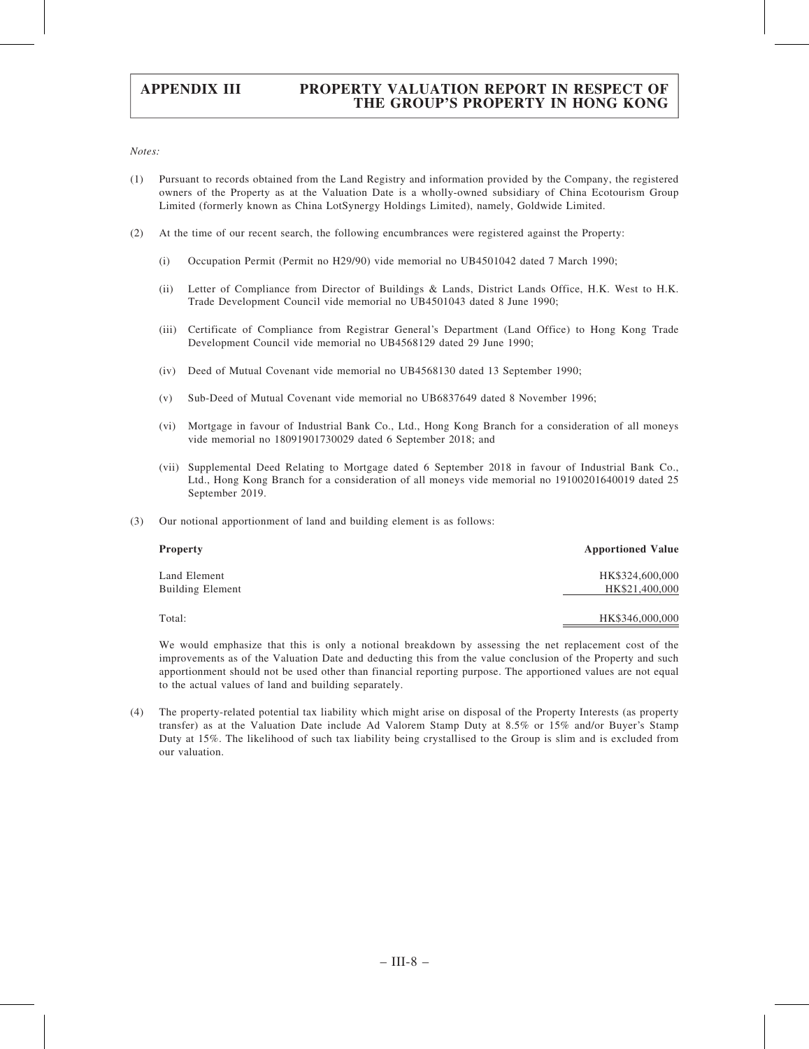*Notes:*

(1) Pursuant to records obtained from the Land Registry and information provided by the Company, the registered owners of the Property as at the Valuation Date is a wholly-owned subsidiary of China Ecotourism Group Limited (formerly known as China LotSynergy Holdings Limited), namely, Goldwide Limited.

(2) At the time of our recent search, the following encumbrances were registered against the Property:

(i) Occupation Permit (Permit no H29/90) vide memorial no UB4501042 dated 7 March 1990;

(ii) Letter of Compliance from Director of Buildings & Lands, District Lands Office, H.K. West to H.K. Trade Development Council vide memorial no UB4501043 dated 8 June 1990;

(iii) Certificate of Compliance from Registrar General's Department (Land Office) to Hong Kong Trade Development Council vide memorial no UB4568129 dated 29 June 1990;

(iv) Deed of Mutual Covenant vide memorial no UB4568130 dated 13 September 1990;

(v) Sub-Deed of Mutual Covenant vide memorial no UB6837649 dated 8 November 1996;

(vi) Mortgage in favour of Industrial Bank Co., Ltd., Hong Kong Branch for a consideration of all moneys vide memorial no 18091901730029 dated 6 September 2018; and

(vii) Supplemental Deed Relating to Mortgage dated 6 September 2018 in favour of Industrial Bank Co., Ltd., Hong Kong Branch for a consideration of all moneys vide memorial no 19100201640019 dated 25 September 2019.

(3) Our notional apportionment of land and building element is as follows:

| Property | Apportioned Value |
|---|---|
| Land Element | HK$324,600,000 |
| Building Element | HK$21,400,000 |
| Total: | HK$346,000,000 |

We would emphasize that this is only a notional breakdown by assessing the net replacement cost of the improvements as of the Valuation Date and deducting this from the value conclusion of the Property and such apportionment should not be used other than financial reporting purpose. The apportioned values are not equal to the actual values of land and building separately.

(4) The property-related potential tax liability which might arise on disposal of the Property Interests (as property transfer) as at the Valuation Date include Ad Valorem Stamp Duty at 8.5% or 15% and/or Buyer's Stamp Duty at 15%. The likelihood of such tax liability being crystallised to the Group is slim and is excluded from our valuation.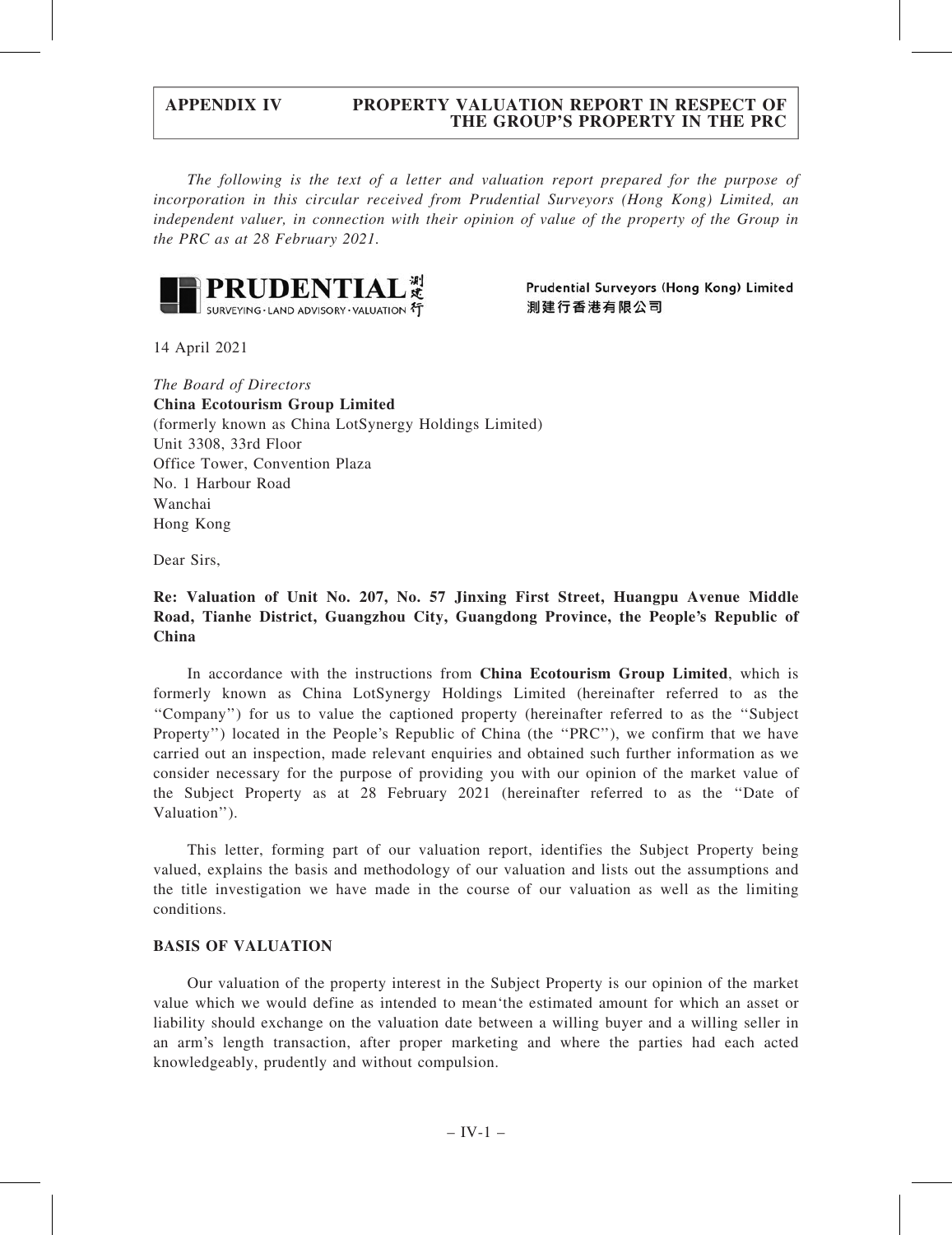*The following is the text of a letter and valuation report prepared for the purpose of incorporation in this circular received from Prudential Surveyors (Hong Kong) Limited, an independent valuer, in connection with their opinion of value of the property of the Group in the PRC as at 28 February 2021.*

**PRUDENTIAL** 測建行
SURVEYING · LAND ADVISORY · VALUATION

Prudential Surveyors (Hong Kong) Limited
測建行香港有限公司

14 April 2021

*The Board of Directors*
**China Ecotourism Group Limited**
(formerly known as China LotSynergy Holdings Limited)
Unit 3308, 33rd Floor
Office Tower, Convention Plaza
No. 1 Harbour Road
Wanchai
Hong Kong

Dear Sirs,

**Re: Valuation of Unit No. 207, No. 57 Jinxing First Street, Huangpu Avenue Middle Road, Tianhe District, Guangzhou City, Guangdong Province, the People's Republic of China**

In accordance with the instructions from **China Ecotourism Group Limited**, which is formerly known as China LotSynergy Holdings Limited (hereinafter referred to as the ''Company'') for us to value the captioned property (hereinafter referred to as the ''Subject Property'') located in the People's Republic of China (the ''PRC''), we confirm that we have carried out an inspection, made relevant enquiries and obtained such further information as we consider necessary for the purpose of providing you with our opinion of the market value of the Subject Property as at 28 February 2021 (hereinafter referred to as the ''Date of Valuation'').

This letter, forming part of our valuation report, identifies the Subject Property being valued, explains the basis and methodology of our valuation and lists out the assumptions and the title investigation we have made in the course of our valuation as well as the limiting conditions.

**BASIS OF VALUATION**

Our valuation of the property interest in the Subject Property is our opinion of the market value which we would define as intended to mean'the estimated amount for which an asset or liability should exchange on the valuation date between a willing buyer and a willing seller in an arm's length transaction, after proper marketing and where the parties had each acted knowledgeably, prudently and without compulsion.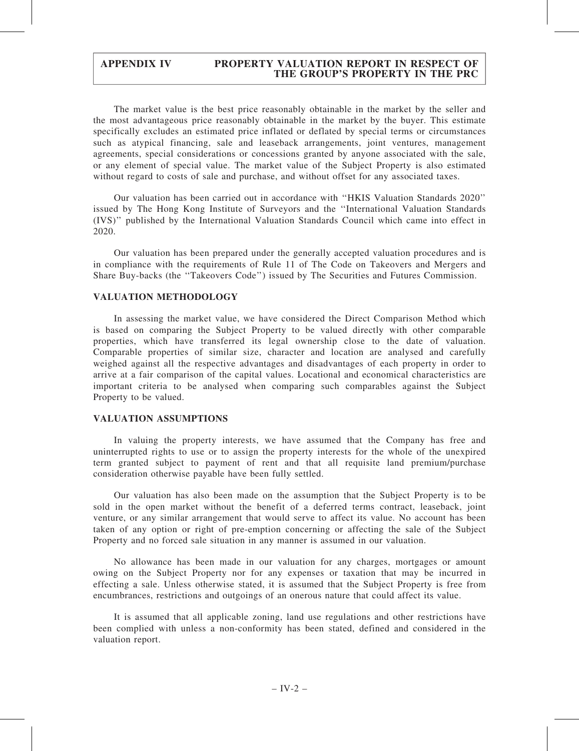The market value is the best price reasonably obtainable in the market by the seller and the most advantageous price reasonably obtainable in the market by the buyer. This estimate specifically excludes an estimated price inflated or deflated by special terms or circumstances such as atypical financing, sale and leaseback arrangements, joint ventures, management agreements, special considerations or concessions granted by anyone associated with the sale, or any element of special value. The market value of the Subject Property is also estimated without regard to costs of sale and purchase, and without offset for any associated taxes.

Our valuation has been carried out in accordance with ''HKIS Valuation Standards 2020'' issued by The Hong Kong Institute of Surveyors and the ''International Valuation Standards (IVS)'' published by the International Valuation Standards Council which came into effect in 2020.

Our valuation has been prepared under the generally accepted valuation procedures and is in compliance with the requirements of Rule 11 of The Code on Takeovers and Mergers and Share Buy-backs (the ''Takeovers Code'') issued by The Securities and Futures Commission.

## VALUATION METHODOLOGY

In assessing the market value, we have considered the Direct Comparison Method which is based on comparing the Subject Property to be valued directly with other comparable properties, which have transferred its legal ownership close to the date of valuation. Comparable properties of similar size, character and location are analysed and carefully weighed against all the respective advantages and disadvantages of each property in order to arrive at a fair comparison of the capital values. Locational and economical characteristics are important criteria to be analysed when comparing such comparables against the Subject Property to be valued.

## VALUATION ASSUMPTIONS

In valuing the property interests, we have assumed that the Company has free and uninterrupted rights to use or to assign the property interests for the whole of the unexpired term granted subject to payment of rent and that all requisite land premium/purchase consideration otherwise payable have been fully settled.

Our valuation has also been made on the assumption that the Subject Property is to be sold in the open market without the benefit of a deferred terms contract, leaseback, joint venture, or any similar arrangement that would serve to affect its value. No account has been taken of any option or right of pre-emption concerning or affecting the sale of the Subject Property and no forced sale situation in any manner is assumed in our valuation.

No allowance has been made in our valuation for any charges, mortgages or amount owing on the Subject Property nor for any expenses or taxation that may be incurred in effecting a sale. Unless otherwise stated, it is assumed that the Subject Property is free from encumbrances, restrictions and outgoings of an onerous nature that could affect its value.

It is assumed that all applicable zoning, land use regulations and other restrictions have been complied with unless a non-conformity has been stated, defined and considered in the valuation report.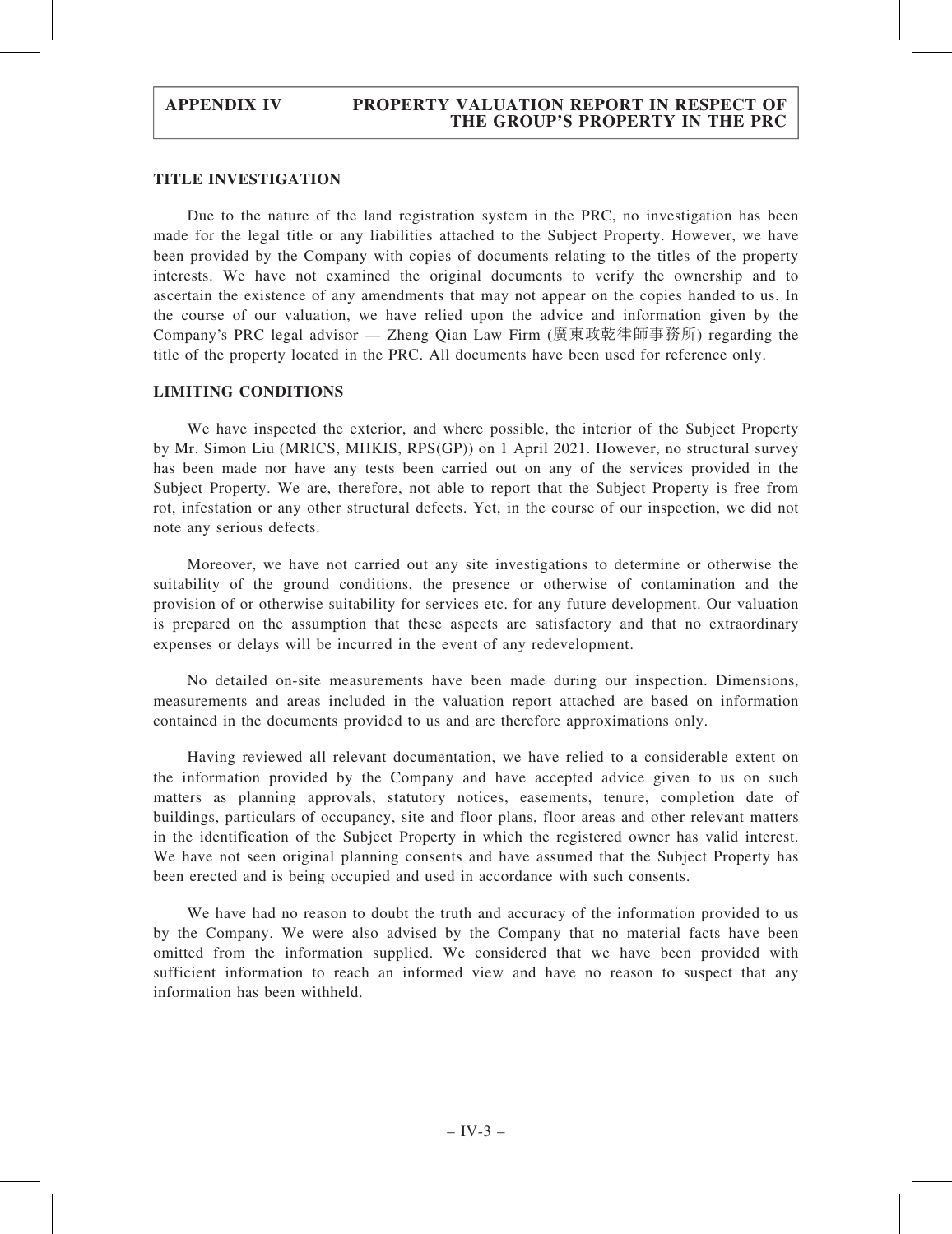## TITLE INVESTIGATION

Due to the nature of the land registration system in the PRC, no investigation has been made for the legal title or any liabilities attached to the Subject Property. However, we have been provided by the Company with copies of documents relating to the titles of the property interests. We have not examined the original documents to verify the ownership and to ascertain the existence of any amendments that may not appear on the copies handed to us. In the course of our valuation, we have relied upon the advice and information given by the Company's PRC legal advisor — Zheng Qian Law Firm (廣東政乾律師事務所) regarding the title of the property located in the PRC. All documents have been used for reference only.

## LIMITING CONDITIONS

We have inspected the exterior, and where possible, the interior of the Subject Property by Mr. Simon Liu (MRICS, MHKIS, RPS(GP)) on 1 April 2021. However, no structural survey has been made nor have any tests been carried out on any of the services provided in the Subject Property. We are, therefore, not able to report that the Subject Property is free from rot, infestation or any other structural defects. Yet, in the course of our inspection, we did not note any serious defects.

Moreover, we have not carried out any site investigations to determine or otherwise the suitability of the ground conditions, the presence or otherwise of contamination and the provision of or otherwise suitability for services etc. for any future development. Our valuation is prepared on the assumption that these aspects are satisfactory and that no extraordinary expenses or delays will be incurred in the event of any redevelopment.

No detailed on-site measurements have been made during our inspection. Dimensions, measurements and areas included in the valuation report attached are based on information contained in the documents provided to us and are therefore approximations only.

Having reviewed all relevant documentation, we have relied to a considerable extent on the information provided by the Company and have accepted advice given to us on such matters as planning approvals, statutory notices, easements, tenure, completion date of buildings, particulars of occupancy, site and floor plans, floor areas and other relevant matters in the identification of the Subject Property in which the registered owner has valid interest. We have not seen original planning consents and have assumed that the Subject Property has been erected and is being occupied and used in accordance with such consents.

We have had no reason to doubt the truth and accuracy of the information provided to us by the Company. We were also advised by the Company that no material facts have been omitted from the information supplied. We considered that we have been provided with sufficient information to reach an informed view and have no reason to suspect that any information has been withheld.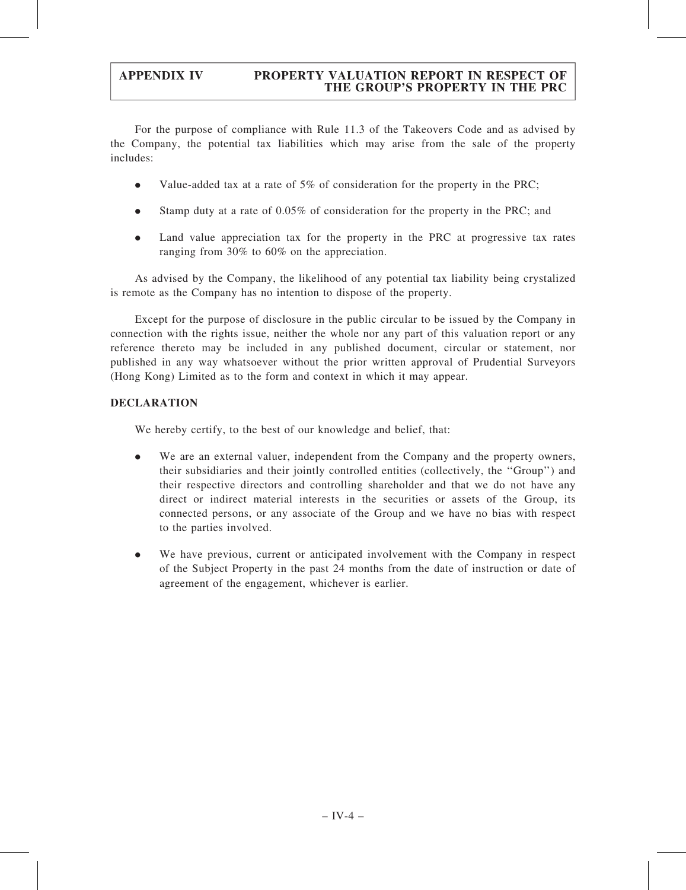For the purpose of compliance with Rule 11.3 of the Takeovers Code and as advised by the Company, the potential tax liabilities which may arise from the sale of the property includes:

- Value-added tax at a rate of 5% of consideration for the property in the PRC;
- Stamp duty at a rate of 0.05% of consideration for the property in the PRC; and
- Land value appreciation tax for the property in the PRC at progressive tax rates ranging from 30% to 60% on the appreciation.

As advised by the Company, the likelihood of any potential tax liability being crystalized is remote as the Company has no intention to dispose of the property.

Except for the purpose of disclosure in the public circular to be issued by the Company in connection with the rights issue, neither the whole nor any part of this valuation report or any reference thereto may be included in any published document, circular or statement, nor published in any way whatsoever without the prior written approval of Prudential Surveyors (Hong Kong) Limited as to the form and context in which it may appear.

**DECLARATION**

We hereby certify, to the best of our knowledge and belief, that:

- We are an external valuer, independent from the Company and the property owners, their subsidiaries and their jointly controlled entities (collectively, the ''Group'') and their respective directors and controlling shareholder and that we do not have any direct or indirect material interests in the securities or assets of the Group, its connected persons, or any associate of the Group and we have no bias with respect to the parties involved.
- We have previous, current or anticipated involvement with the Company in respect of the Subject Property in the past 24 months from the date of instruction or date of agreement of the engagement, whichever is earlier.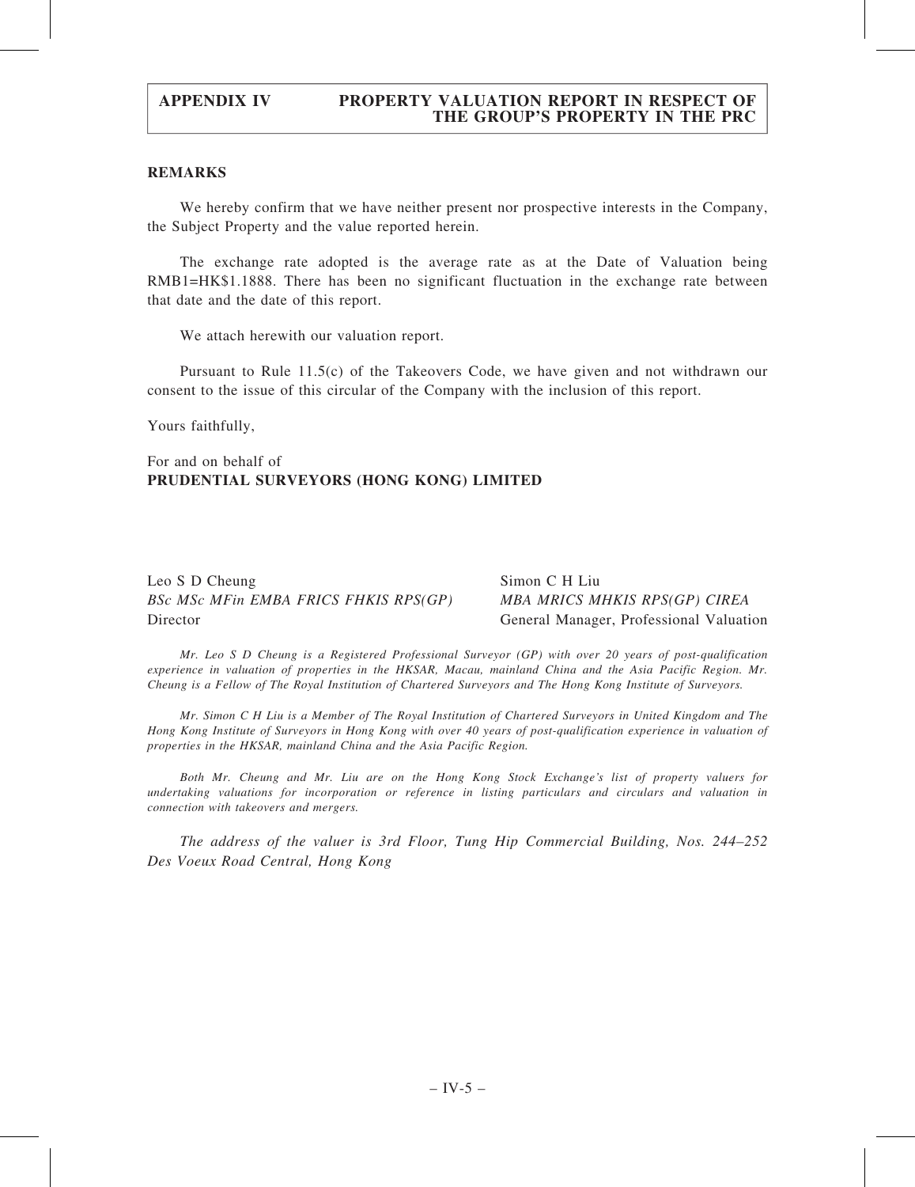**REMARKS**

We hereby confirm that we have neither present nor prospective interests in the Company, the Subject Property and the value reported herein.

The exchange rate adopted is the average rate as at the Date of Valuation being RMB1=HK$1.1888. There has been no significant fluctuation in the exchange rate between that date and the date of this report.

We attach herewith our valuation report.

Pursuant to Rule 11.5(c) of the Takeovers Code, we have given and not withdrawn our consent to the issue of this circular of the Company with the inclusion of this report.

Yours faithfully,

For and on behalf of
**PRUDENTIAL SURVEYORS (HONG KONG) LIMITED**

Leo S D Cheung
*BSc MSc MFin EMBA FRICS FHKIS RPS(GP)*
Director

Simon C H Liu
*MBA MRICS MHKIS RPS(GP) CIREA*
General Manager, Professional Valuation

*Mr. Leo S D Cheung is a Registered Professional Surveyor (GP) with over 20 years of post-qualification experience in valuation of properties in the HKSAR, Macau, mainland China and the Asia Pacific Region. Mr. Cheung is a Fellow of The Royal Institution of Chartered Surveyors and The Hong Kong Institute of Surveyors.*

*Mr. Simon C H Liu is a Member of The Royal Institution of Chartered Surveyors in United Kingdom and The Hong Kong Institute of Surveyors in Hong Kong with over 40 years of post-qualification experience in valuation of properties in the HKSAR, mainland China and the Asia Pacific Region.*

*Both Mr. Cheung and Mr. Liu are on the Hong Kong Stock Exchange's list of property valuers for undertaking valuations for incorporation or reference in listing particulars and circulars and valuation in connection with takeovers and mergers.*

*The address of the valuer is 3rd Floor, Tung Hip Commercial Building, Nos. 244–252 Des Voeux Road Central, Hong Kong*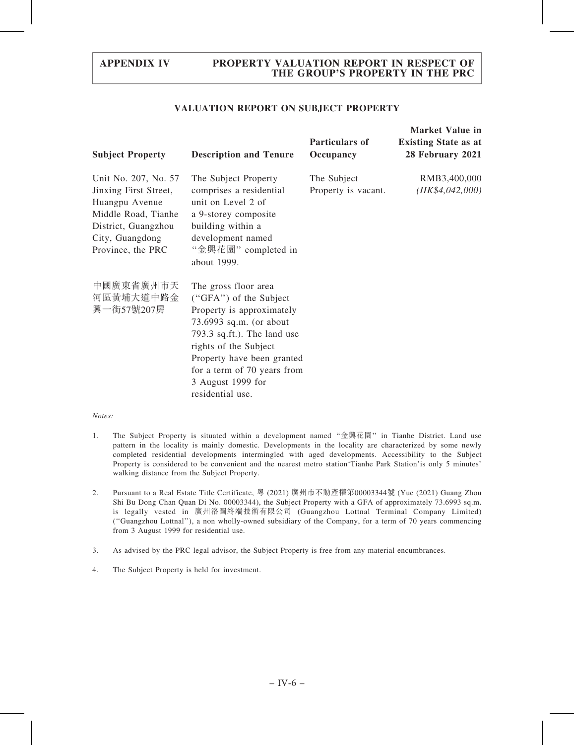## VALUATION REPORT ON SUBJECT PROPERTY

| Subject Property | Description and Tenure | Particulars of Occupancy | Market Value in Existing State as at 28 February 2021 |
|---|---|---|---|
| Unit No. 207, No. 57 Jinxing First Street, Huangpu Avenue Middle Road, Tianhe District, Guangzhou City, Guangdong Province, the PRC<br><br>中國廣東省廣州市天河區黃埔大道中路金興一街57號207房 | The Subject Property comprises a residential unit on Level 2 of a 9-storey composite building within a development named "金興花園" completed in about 1999.<br><br>The gross floor area ("GFA") of the Subject Property is approximately 73.6993 sq.m. (or about 793.3 sq.ft.). The land use rights of the Subject Property have been granted for a term of 70 years from 3 August 1999 for residential use. | The Subject Property is vacant. | RMB3,400,000<br>*(HK$4,042,000)* |

*Notes:*

1. The Subject Property is situated within a development named "金興花園" in Tianhe District. Land use pattern in the locality is mainly domestic. Developments in the locality are characterized by some newly completed residential developments intermingled with aged developments. Accessibility to the Subject Property is considered to be convenient and the nearest metro station'Tianhe Park Station'is only 5 minutes' walking distance from the Subject Property.

2. Pursuant to a Real Estate Title Certificate, 粵 (2021) 廣州市不動產權第00003344號 (Yue (2021) Guang Zhou Shi Bu Dong Chan Quan Di No. 00003344), the Subject Property with a GFA of approximately 73.6993 sq.m. is legally vested in 廣州洛圖終端技術有限公司 (Guangzhou Lottnal Terminal Company Limited) ("Guangzhou Lottnal"), a non wholly-owned subsidiary of the Company, for a term of 70 years commencing from 3 August 1999 for residential use.

3. As advised by the PRC legal advisor, the Subject Property is free from any material encumbrances.

4. The Subject Property is held for investment.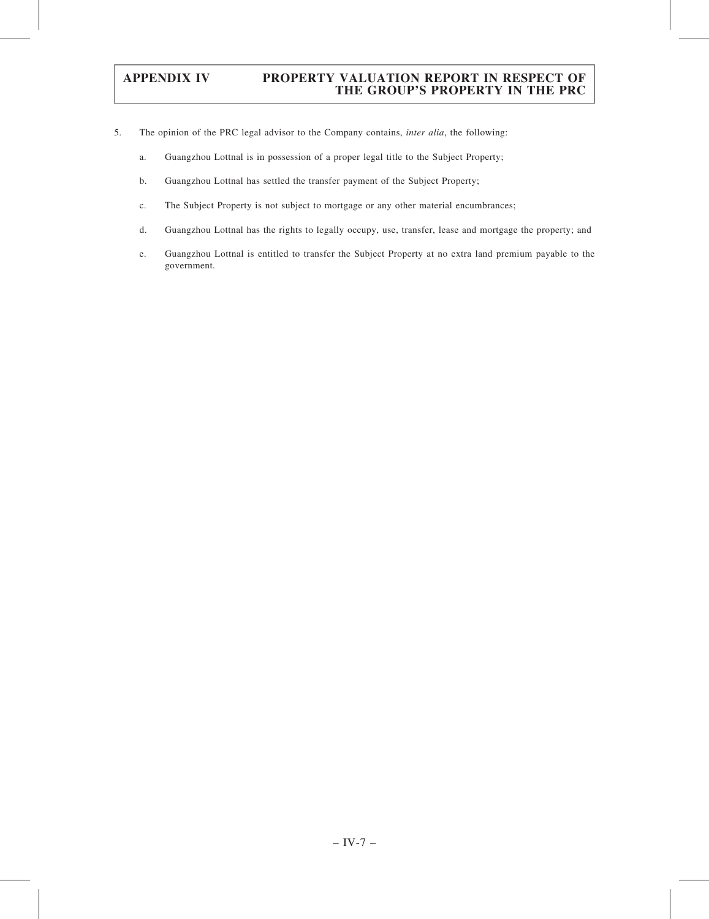5. The opinion of the PRC legal advisor to the Company contains, *inter alia*, the following:

   a. Guangzhou Lottnal is in possession of a proper legal title to the Subject Property;

   b. Guangzhou Lottnal has settled the transfer payment of the Subject Property;

   c. The Subject Property is not subject to mortgage or any other material encumbrances;

   d. Guangzhou Lottnal has the rights to legally occupy, use, transfer, lease and mortgage the property; and

   e. Guangzhou Lottnal is entitled to transfer the Subject Property at no extra land premium payable to the government.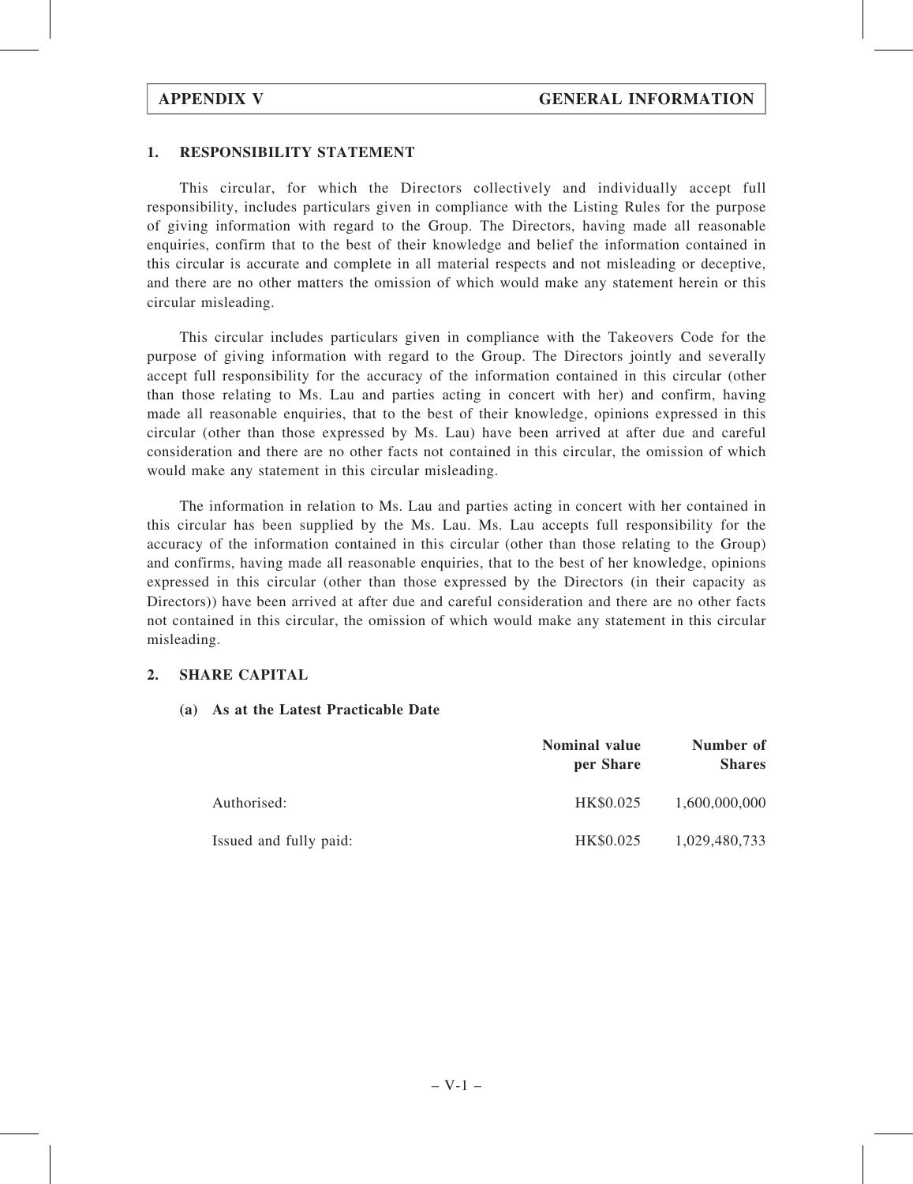# APPENDIX V — GENERAL INFORMATION

## 1. RESPONSIBILITY STATEMENT

This circular, for which the Directors collectively and individually accept full responsibility, includes particulars given in compliance with the Listing Rules for the purpose of giving information with regard to the Group. The Directors, having made all reasonable enquiries, confirm that to the best of their knowledge and belief the information contained in this circular is accurate and complete in all material respects and not misleading or deceptive, and there are no other matters the omission of which would make any statement herein or this circular misleading.

This circular includes particulars given in compliance with the Takeovers Code for the purpose of giving information with regard to the Group. The Directors jointly and severally accept full responsibility for the accuracy of the information contained in this circular (other than those relating to Ms. Lau and parties acting in concert with her) and confirm, having made all reasonable enquiries, that to the best of their knowledge, opinions expressed in this circular (other than those expressed by Ms. Lau) have been arrived at after due and careful consideration and there are no other facts not contained in this circular, the omission of which would make any statement in this circular misleading.

The information in relation to Ms. Lau and parties acting in concert with her contained in this circular has been supplied by the Ms. Lau. Ms. Lau accepts full responsibility for the accuracy of the information contained in this circular (other than those relating to the Group) and confirms, having made all reasonable enquiries, that to the best of her knowledge, opinions expressed in this circular (other than those expressed by the Directors (in their capacity as Directors)) have been arrived at after due and careful consideration and there are no other facts not contained in this circular, the omission of which would make any statement in this circular misleading.

## 2. SHARE CAPITAL

### (a) As at the Latest Practicable Date

| | Nominal value per Share | Number of Shares |
|---|---|---|
| Authorised: | HK$0.025 | 1,600,000,000 |
| Issued and fully paid: | HK$0.025 | 1,029,480,733 |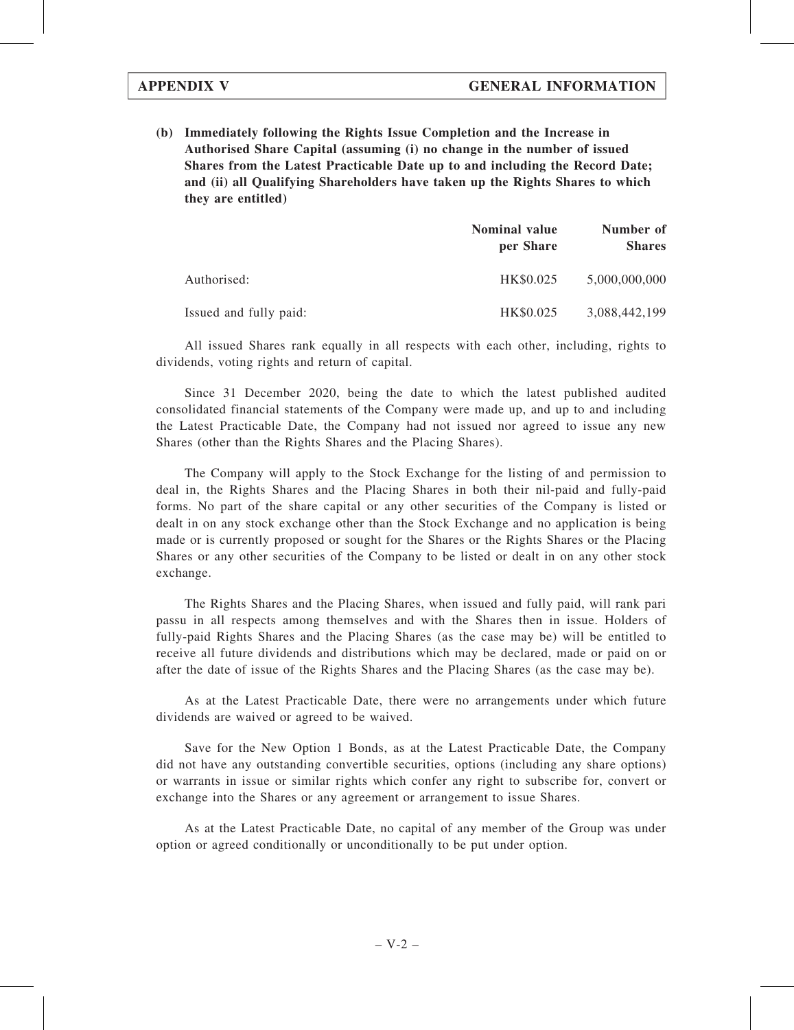**(b) Immediately following the Rights Issue Completion and the Increase in Authorised Share Capital (assuming (i) no change in the number of issued Shares from the Latest Practicable Date up to and including the Record Date; and (ii) all Qualifying Shareholders have taken up the Rights Shares to which they are entitled)**

| | Nominal value per Share | Number of Shares |
|---|---|---|
| Authorised: | HK$0.025 | 5,000,000,000 |
| Issued and fully paid: | HK$0.025 | 3,088,442,199 |

All issued Shares rank equally in all respects with each other, including, rights to dividends, voting rights and return of capital.

Since 31 December 2020, being the date to which the latest published audited consolidated financial statements of the Company were made up, and up to and including the Latest Practicable Date, the Company had not issued nor agreed to issue any new Shares (other than the Rights Shares and the Placing Shares).

The Company will apply to the Stock Exchange for the listing of and permission to deal in, the Rights Shares and the Placing Shares in both their nil-paid and fully-paid forms. No part of the share capital or any other securities of the Company is listed or dealt in on any stock exchange other than the Stock Exchange and no application is being made or is currently proposed or sought for the Shares or the Rights Shares or the Placing Shares or any other securities of the Company to be listed or dealt in on any other stock exchange.

The Rights Shares and the Placing Shares, when issued and fully paid, will rank pari passu in all respects among themselves and with the Shares then in issue. Holders of fully-paid Rights Shares and the Placing Shares (as the case may be) will be entitled to receive all future dividends and distributions which may be declared, made or paid on or after the date of issue of the Rights Shares and the Placing Shares (as the case may be).

As at the Latest Practicable Date, there were no arrangements under which future dividends are waived or agreed to be waived.

Save for the New Option 1 Bonds, as at the Latest Practicable Date, the Company did not have any outstanding convertible securities, options (including any share options) or warrants in issue or similar rights which confer any right to subscribe for, convert or exchange into the Shares or any agreement or arrangement to issue Shares.

As at the Latest Practicable Date, no capital of any member of the Group was under option or agreed conditionally or unconditionally to be put under option.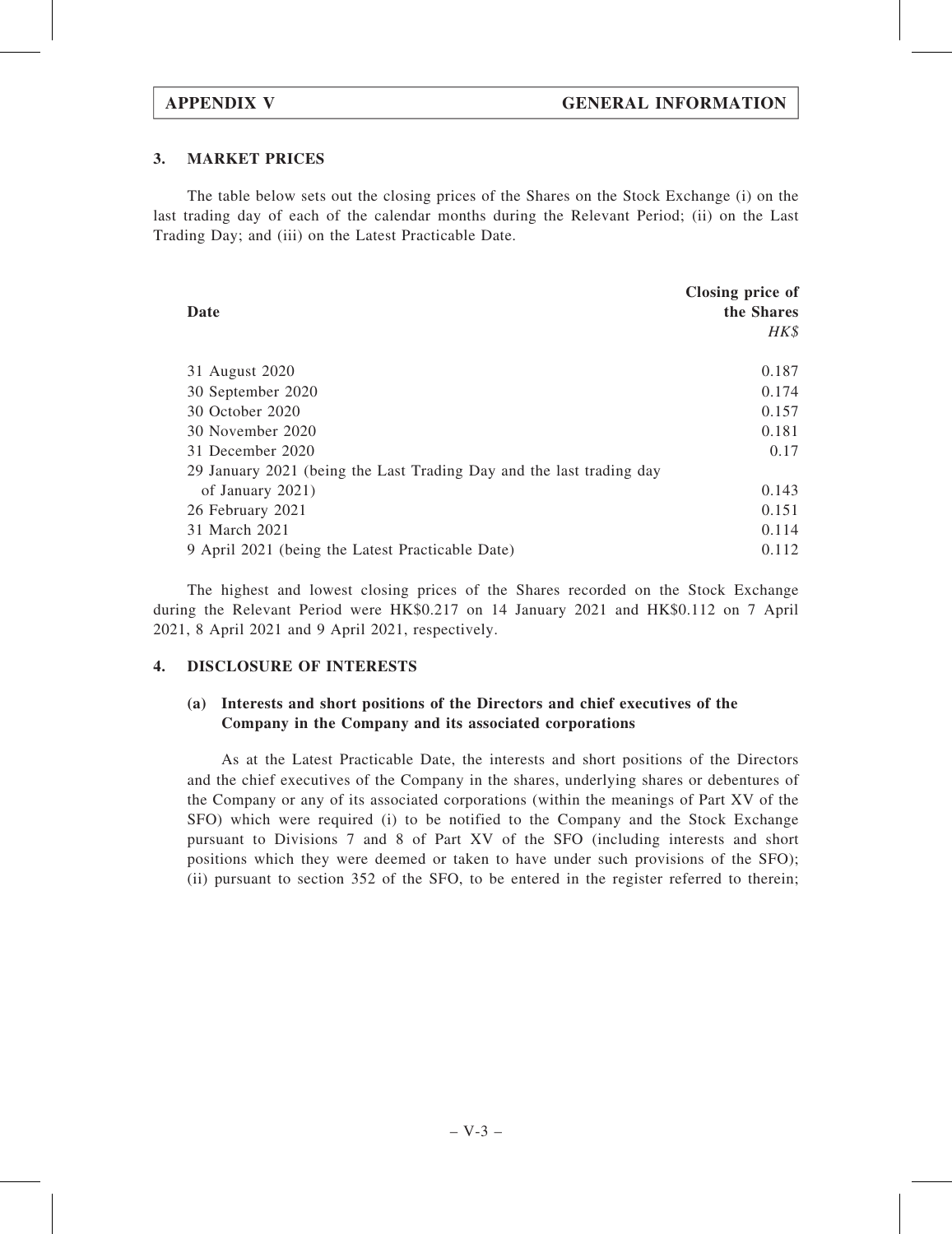## 3. MARKET PRICES

The table below sets out the closing prices of the Shares on the Stock Exchange (i) on the last trading day of each of the calendar months during the Relevant Period; (ii) on the Last Trading Day; and (iii) on the Latest Practicable Date.

| Date | Closing price of the Shares *HK$* |
|---|---|
| 31 August 2020 | 0.187 |
| 30 September 2020 | 0.174 |
| 30 October 2020 | 0.157 |
| 30 November 2020 | 0.181 |
| 31 December 2020 | 0.17 |
| 29 January 2021 (being the Last Trading Day and the last trading day of January 2021) | 0.143 |
| 26 February 2021 | 0.151 |
| 31 March 2021 | 0.114 |
| 9 April 2021 (being the Latest Practicable Date) | 0.112 |

The highest and lowest closing prices of the Shares recorded on the Stock Exchange during the Relevant Period were HK$0.217 on 14 January 2021 and HK$0.112 on 7 April 2021, 8 April 2021 and 9 April 2021, respectively.

## 4. DISCLOSURE OF INTERESTS

### (a) Interests and short positions of the Directors and chief executives of the Company in the Company and its associated corporations

As at the Latest Practicable Date, the interests and short positions of the Directors and the chief executives of the Company in the shares, underlying shares or debentures of the Company or any of its associated corporations (within the meanings of Part XV of the SFO) which were required (i) to be notified to the Company and the Stock Exchange pursuant to Divisions 7 and 8 of Part XV of the SFO (including interests and short positions which they were deemed or taken to have under such provisions of the SFO); (ii) pursuant to section 352 of the SFO, to be entered in the register referred to therein;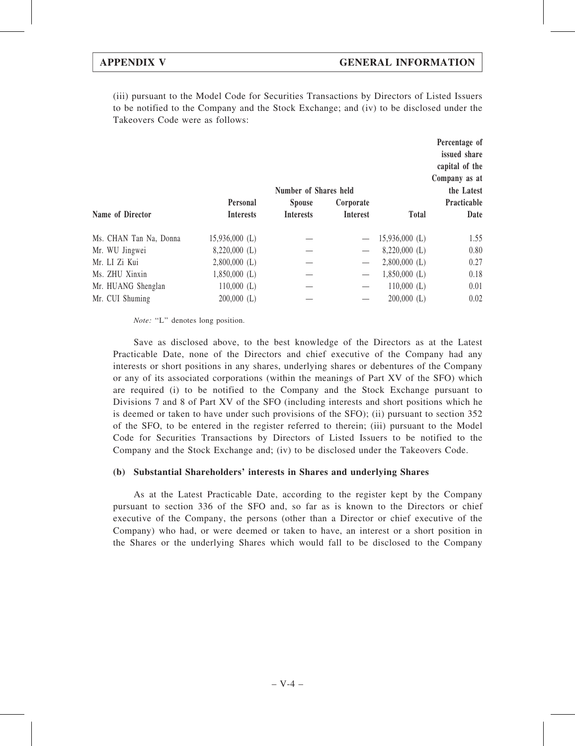(iii) pursuant to the Model Code for Securities Transactions by Directors of Listed Issuers to be notified to the Company and the Stock Exchange; and (iv) to be disclosed under the Takeovers Code were as follows:

| Name of Director | Number of Shares held | | | | Percentage of issued share capital of the Company as at the Latest Practicable Date |
|---|---|---|---|---|---|
| | Personal Interests | Spouse Interests | Corporate Interest | Total | |
| Ms. CHAN Tan Na, Donna | 15,936,000 (L) | — | — | 15,936,000 (L) | 1.55 |
| Mr. WU Jingwei | 8,220,000 (L) | — | — | 8,220,000 (L) | 0.80 |
| Mr. LI Zi Kui | 2,800,000 (L) | — | — | 2,800,000 (L) | 0.27 |
| Ms. ZHU Xinxin | 1,850,000 (L) | — | — | 1,850,000 (L) | 0.18 |
| Mr. HUANG Shenglan | 110,000 (L) | — | — | 110,000 (L) | 0.01 |
| Mr. CUI Shuming | 200,000 (L) | — | — | 200,000 (L) | 0.02 |

*Note:* "L" denotes long position.

Save as disclosed above, to the best knowledge of the Directors as at the Latest Practicable Date, none of the Directors and chief executive of the Company had any interests or short positions in any shares, underlying shares or debentures of the Company or any of its associated corporations (within the meanings of Part XV of the SFO) which are required (i) to be notified to the Company and the Stock Exchange pursuant to Divisions 7 and 8 of Part XV of the SFO (including interests and short positions which he is deemed or taken to have under such provisions of the SFO); (ii) pursuant to section 352 of the SFO, to be entered in the register referred to therein; (iii) pursuant to the Model Code for Securities Transactions by Directors of Listed Issuers to be notified to the Company and the Stock Exchange and; (iv) to be disclosed under the Takeovers Code.

**(b) Substantial Shareholders' interests in Shares and underlying Shares**

As at the Latest Practicable Date, according to the register kept by the Company pursuant to section 336 of the SFO and, so far as is known to the Directors or chief executive of the Company, the persons (other than a Director or chief executive of the Company) who had, or were deemed or taken to have, an interest or a short position in the Shares or the underlying Shares which would fall to be disclosed to the Company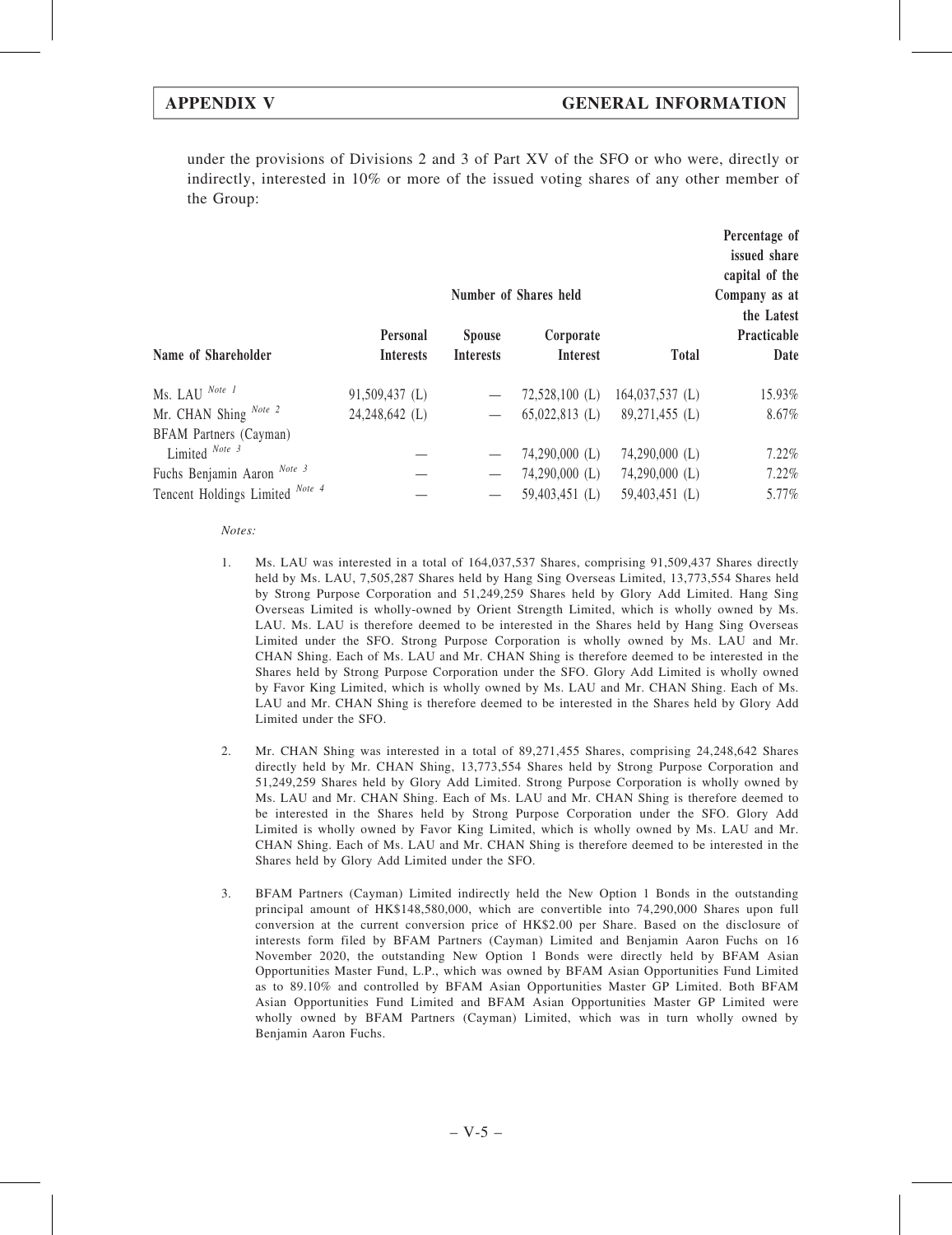under the provisions of Divisions 2 and 3 of Part XV of the SFO or who were, directly or indirectly, interested in 10% or more of the issued voting shares of any other member of the Group:

| Name of Shareholder | Number of Shares held | | | | Percentage of issued share capital of the Company as at the Latest Practicable Date |
|---|---|---|---|---|---|
| | Personal Interests | Spouse Interests | Corporate Interest | Total | |
| Ms. LAU Note 1 | 91,509,437 (L) | — | 72,528,100 (L) | 164,037,537 (L) | 15.93% |
| Mr. CHAN Shing Note 2 | 24,248,642 (L) | — | 65,022,813 (L) | 89,271,455 (L) | 8.67% |
| BFAM Partners (Cayman) Limited Note 3 | — | — | 74,290,000 (L) | 74,290,000 (L) | 7.22% |
| Fuchs Benjamin Aaron Note 3 | — | — | 74,290,000 (L) | 74,290,000 (L) | 7.22% |
| Tencent Holdings Limited Note 4 | — | — | 59,403,451 (L) | 59,403,451 (L) | 5.77% |

*Notes:*

1. Ms. LAU was interested in a total of 164,037,537 Shares, comprising 91,509,437 Shares directly held by Ms. LAU, 7,505,287 Shares held by Hang Sing Overseas Limited, 13,773,554 Shares held by Strong Purpose Corporation and 51,249,259 Shares held by Glory Add Limited. Hang Sing Overseas Limited is wholly-owned by Orient Strength Limited, which is wholly owned by Ms. LAU. Ms. LAU is therefore deemed to be interested in the Shares held by Hang Sing Overseas Limited under the SFO. Strong Purpose Corporation is wholly owned by Ms. LAU and Mr. CHAN Shing. Each of Ms. LAU and Mr. CHAN Shing is therefore deemed to be interested in the Shares held by Strong Purpose Corporation under the SFO. Glory Add Limited is wholly owned by Favor King Limited, which is wholly owned by Ms. LAU and Mr. CHAN Shing. Each of Ms. LAU and Mr. CHAN Shing is therefore deemed to be interested in the Shares held by Glory Add Limited under the SFO.

2. Mr. CHAN Shing was interested in a total of 89,271,455 Shares, comprising 24,248,642 Shares directly held by Mr. CHAN Shing, 13,773,554 Shares held by Strong Purpose Corporation and 51,249,259 Shares held by Glory Add Limited. Strong Purpose Corporation is wholly owned by Ms. LAU and Mr. CHAN Shing. Each of Ms. LAU and Mr. CHAN Shing is therefore deemed to be interested in the Shares held by Strong Purpose Corporation under the SFO. Glory Add Limited is wholly owned by Favor King Limited, which is wholly owned by Ms. LAU and Mr. CHAN Shing. Each of Ms. LAU and Mr. CHAN Shing is therefore deemed to be interested in the Shares held by Glory Add Limited under the SFO.

3. BFAM Partners (Cayman) Limited indirectly held the New Option 1 Bonds in the outstanding principal amount of HK$148,580,000, which are convertible into 74,290,000 Shares upon full conversion at the current conversion price of HK$2.00 per Share. Based on the disclosure of interests form filed by BFAM Partners (Cayman) Limited and Benjamin Aaron Fuchs on 16 November 2020, the outstanding New Option 1 Bonds were directly held by BFAM Asian Opportunities Master Fund, L.P., which was owned by BFAM Asian Opportunities Fund Limited as to 89.10% and controlled by BFAM Asian Opportunities Master GP Limited. Both BFAM Asian Opportunities Fund Limited and BFAM Asian Opportunities Master GP Limited were wholly owned by BFAM Partners (Cayman) Limited, which was in turn wholly owned by Benjamin Aaron Fuchs.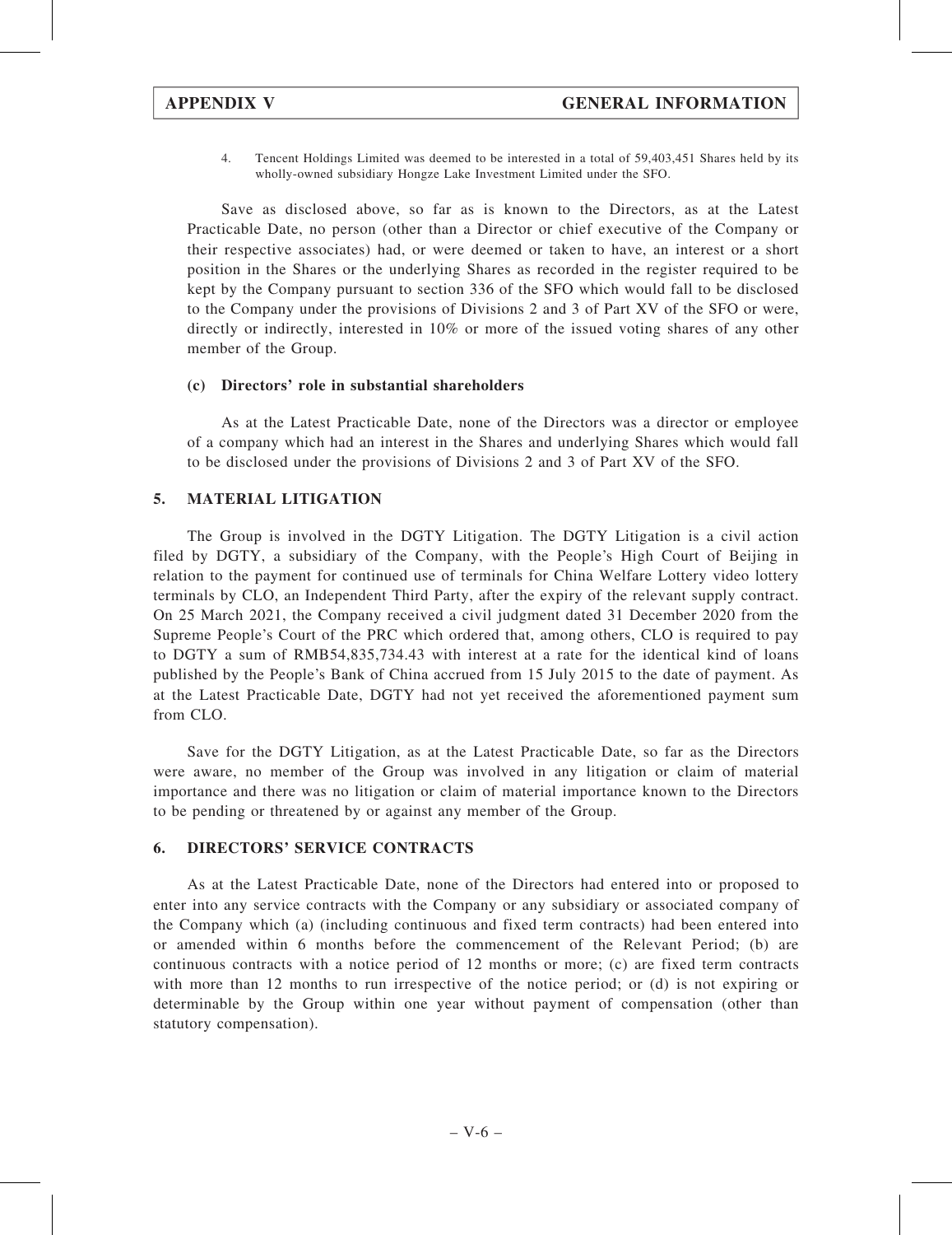4. Tencent Holdings Limited was deemed to be interested in a total of 59,403,451 Shares held by its wholly-owned subsidiary Hongze Lake Investment Limited under the SFO.

Save as disclosed above, so far as is known to the Directors, as at the Latest Practicable Date, no person (other than a Director or chief executive of the Company or their respective associates) had, or were deemed or taken to have, an interest or a short position in the Shares or the underlying Shares as recorded in the register required to be kept by the Company pursuant to section 336 of the SFO which would fall to be disclosed to the Company under the provisions of Divisions 2 and 3 of Part XV of the SFO or were, directly or indirectly, interested in 10% or more of the issued voting shares of any other member of the Group.

### (c) Directors' role in substantial shareholders

As at the Latest Practicable Date, none of the Directors was a director or employee of a company which had an interest in the Shares and underlying Shares which would fall to be disclosed under the provisions of Divisions 2 and 3 of Part XV of the SFO.

## 5. MATERIAL LITIGATION

The Group is involved in the DGTY Litigation. The DGTY Litigation is a civil action filed by DGTY, a subsidiary of the Company, with the People's High Court of Beijing in relation to the payment for continued use of terminals for China Welfare Lottery video lottery terminals by CLO, an Independent Third Party, after the expiry of the relevant supply contract. On 25 March 2021, the Company received a civil judgment dated 31 December 2020 from the Supreme People's Court of the PRC which ordered that, among others, CLO is required to pay to DGTY a sum of RMB54,835,734.43 with interest at a rate for the identical kind of loans published by the People's Bank of China accrued from 15 July 2015 to the date of payment. As at the Latest Practicable Date, DGTY had not yet received the aforementioned payment sum from CLO.

Save for the DGTY Litigation, as at the Latest Practicable Date, so far as the Directors were aware, no member of the Group was involved in any litigation or claim of material importance and there was no litigation or claim of material importance known to the Directors to be pending or threatened by or against any member of the Group.

## 6. DIRECTORS' SERVICE CONTRACTS

As at the Latest Practicable Date, none of the Directors had entered into or proposed to enter into any service contracts with the Company or any subsidiary or associated company of the Company which (a) (including continuous and fixed term contracts) had been entered into or amended within 6 months before the commencement of the Relevant Period; (b) are continuous contracts with a notice period of 12 months or more; (c) are fixed term contracts with more than 12 months to run irrespective of the notice period; or (d) is not expiring or determinable by the Group within one year without payment of compensation (other than statutory compensation).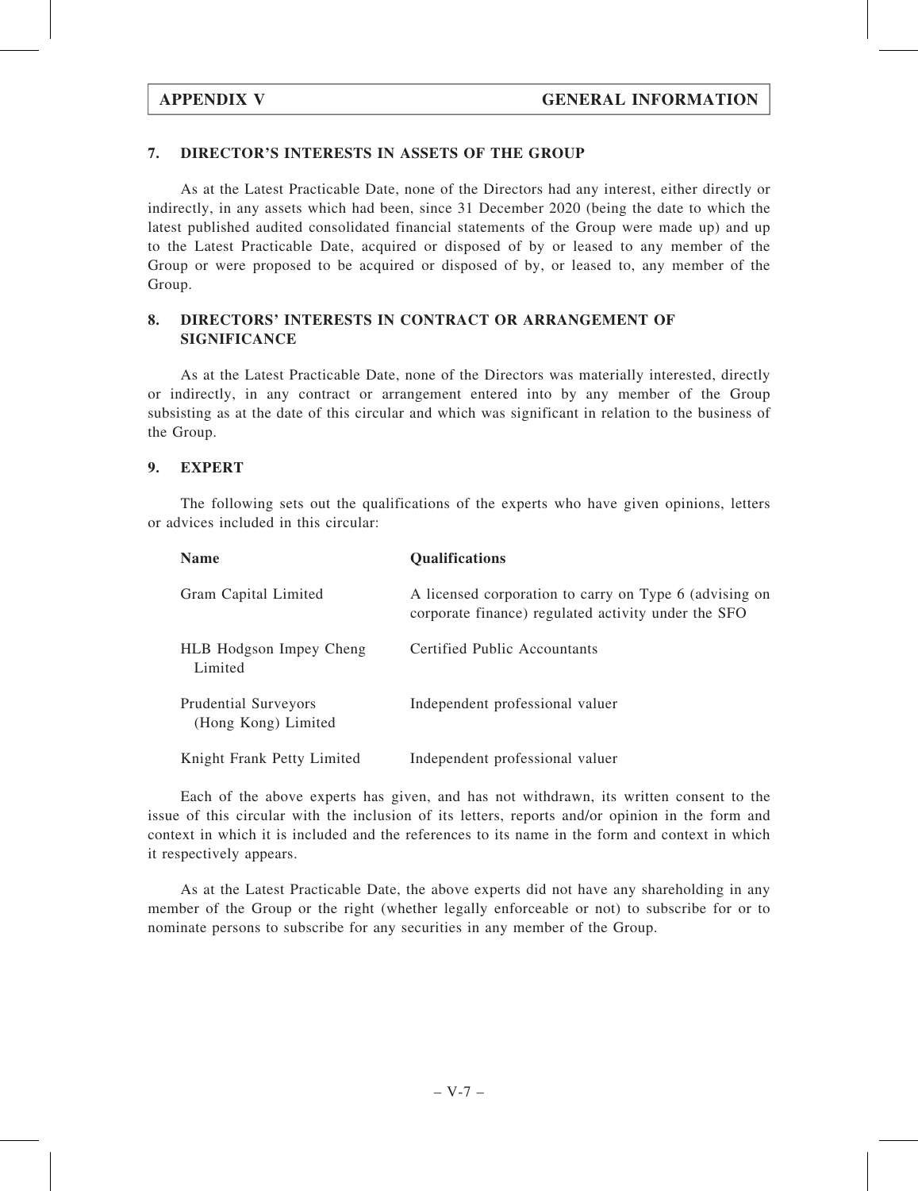## 7. DIRECTOR'S INTERESTS IN ASSETS OF THE GROUP

As at the Latest Practicable Date, none of the Directors had any interest, either directly or indirectly, in any assets which had been, since 31 December 2020 (being the date to which the latest published audited consolidated financial statements of the Group were made up) and up to the Latest Practicable Date, acquired or disposed of by or leased to any member of the Group or were proposed to be acquired or disposed of by, or leased to, any member of the Group.

## 8. DIRECTORS' INTERESTS IN CONTRACT OR ARRANGEMENT OF SIGNIFICANCE

As at the Latest Practicable Date, none of the Directors was materially interested, directly or indirectly, in any contract or arrangement entered into by any member of the Group subsisting as at the date of this circular and which was significant in relation to the business of the Group.

## 9. EXPERT

The following sets out the qualifications of the experts who have given opinions, letters or advices included in this circular:

| Name | Qualifications |
|---|---|
| Gram Capital Limited | A licensed corporation to carry on Type 6 (advising on corporate finance) regulated activity under the SFO |
| HLB Hodgson Impey Cheng Limited | Certified Public Accountants |
| Prudential Surveyors (Hong Kong) Limited | Independent professional valuer |
| Knight Frank Petty Limited | Independent professional valuer |

Each of the above experts has given, and has not withdrawn, its written consent to the issue of this circular with the inclusion of its letters, reports and/or opinion in the form and context in which it is included and the references to its name in the form and context in which it respectively appears.

As at the Latest Practicable Date, the above experts did not have any shareholding in any member of the Group or the right (whether legally enforceable or not) to subscribe for or to nominate persons to subscribe for any securities in any member of the Group.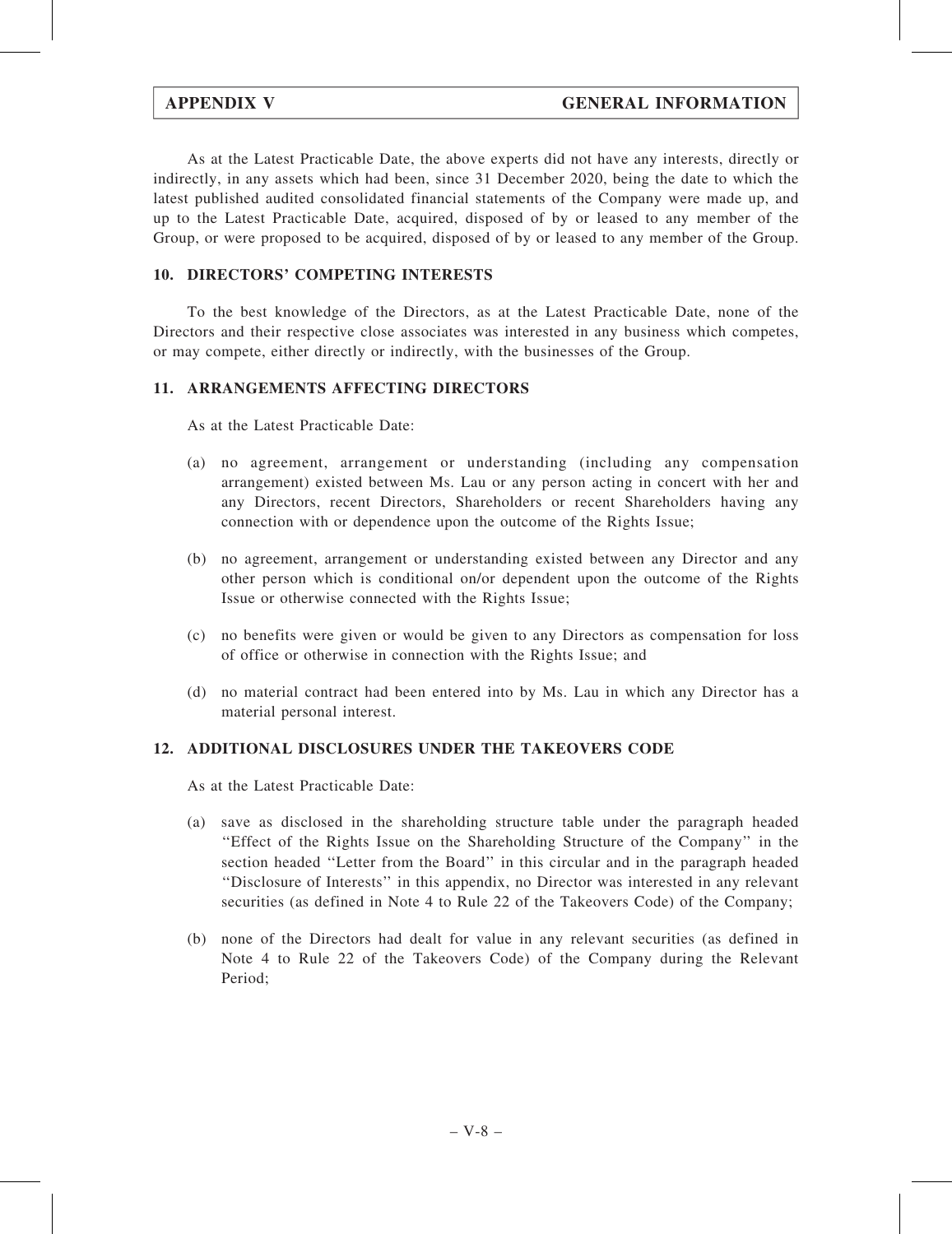As at the Latest Practicable Date, the above experts did not have any interests, directly or indirectly, in any assets which had been, since 31 December 2020, being the date to which the latest published audited consolidated financial statements of the Company were made up, and up to the Latest Practicable Date, acquired, disposed of by or leased to any member of the Group, or were proposed to be acquired, disposed of by or leased to any member of the Group.

## 10. DIRECTORS' COMPETING INTERESTS

To the best knowledge of the Directors, as at the Latest Practicable Date, none of the Directors and their respective close associates was interested in any business which competes, or may compete, either directly or indirectly, with the businesses of the Group.

## 11. ARRANGEMENTS AFFECTING DIRECTORS

As at the Latest Practicable Date:

(a) no agreement, arrangement or understanding (including any compensation arrangement) existed between Ms. Lau or any person acting in concert with her and any Directors, recent Directors, Shareholders or recent Shareholders having any connection with or dependence upon the outcome of the Rights Issue;

(b) no agreement, arrangement or understanding existed between any Director and any other person which is conditional on/or dependent upon the outcome of the Rights Issue or otherwise connected with the Rights Issue;

(c) no benefits were given or would be given to any Directors as compensation for loss of office or otherwise in connection with the Rights Issue; and

(d) no material contract had been entered into by Ms. Lau in which any Director has a material personal interest.

## 12. ADDITIONAL DISCLOSURES UNDER THE TAKEOVERS CODE

As at the Latest Practicable Date:

(a) save as disclosed in the shareholding structure table under the paragraph headed "Effect of the Rights Issue on the Shareholding Structure of the Company" in the section headed "Letter from the Board" in this circular and in the paragraph headed "Disclosure of Interests" in this appendix, no Director was interested in any relevant securities (as defined in Note 4 to Rule 22 of the Takeovers Code) of the Company;

(b) none of the Directors had dealt for value in any relevant securities (as defined in Note 4 to Rule 22 of the Takeovers Code) of the Company during the Relevant Period;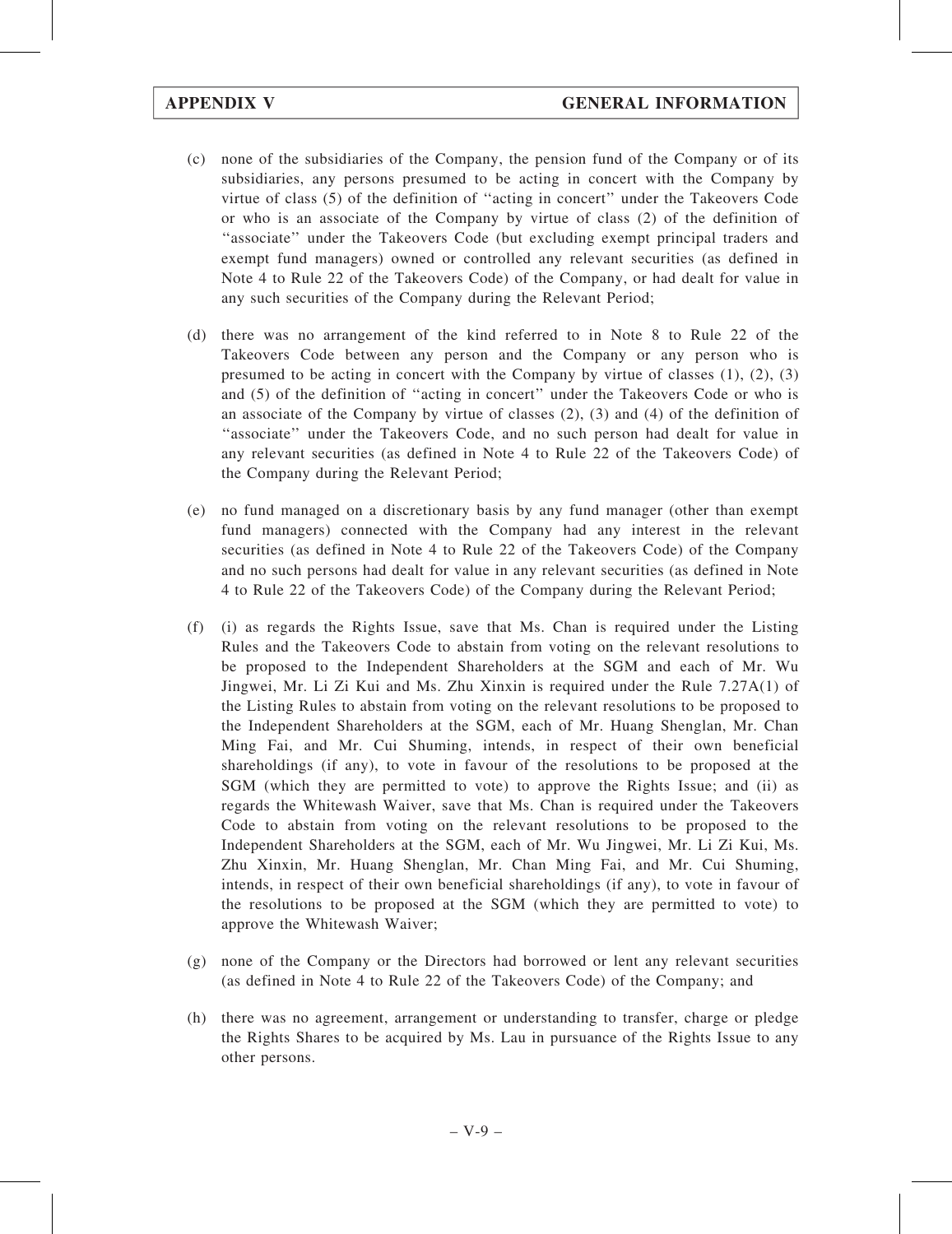(c) none of the subsidiaries of the Company, the pension fund of the Company or of its subsidiaries, any persons presumed to be acting in concert with the Company by virtue of class (5) of the definition of ''acting in concert'' under the Takeovers Code or who is an associate of the Company by virtue of class (2) of the definition of ''associate'' under the Takeovers Code (but excluding exempt principal traders and exempt fund managers) owned or controlled any relevant securities (as defined in Note 4 to Rule 22 of the Takeovers Code) of the Company, or had dealt for value in any such securities of the Company during the Relevant Period;

(d) there was no arrangement of the kind referred to in Note 8 to Rule 22 of the Takeovers Code between any person and the Company or any person who is presumed to be acting in concert with the Company by virtue of classes (1), (2), (3) and (5) of the definition of ''acting in concert'' under the Takeovers Code or who is an associate of the Company by virtue of classes (2), (3) and (4) of the definition of ''associate'' under the Takeovers Code, and no such person had dealt for value in any relevant securities (as defined in Note 4 to Rule 22 of the Takeovers Code) of the Company during the Relevant Period;

(e) no fund managed on a discretionary basis by any fund manager (other than exempt fund managers) connected with the Company had any interest in the relevant securities (as defined in Note 4 to Rule 22 of the Takeovers Code) of the Company and no such persons had dealt for value in any relevant securities (as defined in Note 4 to Rule 22 of the Takeovers Code) of the Company during the Relevant Period;

(f) (i) as regards the Rights Issue, save that Ms. Chan is required under the Listing Rules and the Takeovers Code to abstain from voting on the relevant resolutions to be proposed to the Independent Shareholders at the SGM and each of Mr. Wu Jingwei, Mr. Li Zi Kui and Ms. Zhu Xinxin is required under the Rule 7.27A(1) of the Listing Rules to abstain from voting on the relevant resolutions to be proposed to the Independent Shareholders at the SGM, each of Mr. Huang Shenglan, Mr. Chan Ming Fai, and Mr. Cui Shuming, intends, in respect of their own beneficial shareholdings (if any), to vote in favour of the resolutions to be proposed at the SGM (which they are permitted to vote) to approve the Rights Issue; and (ii) as regards the Whitewash Waiver, save that Ms. Chan is required under the Takeovers Code to abstain from voting on the relevant resolutions to be proposed to the Independent Shareholders at the SGM, each of Mr. Wu Jingwei, Mr. Li Zi Kui, Ms. Zhu Xinxin, Mr. Huang Shenglan, Mr. Chan Ming Fai, and Mr. Cui Shuming, intends, in respect of their own beneficial shareholdings (if any), to vote in favour of the resolutions to be proposed at the SGM (which they are permitted to vote) to approve the Whitewash Waiver;

(g) none of the Company or the Directors had borrowed or lent any relevant securities (as defined in Note 4 to Rule 22 of the Takeovers Code) of the Company; and

(h) there was no agreement, arrangement or understanding to transfer, charge or pledge the Rights Shares to be acquired by Ms. Lau in pursuance of the Rights Issue to any other persons.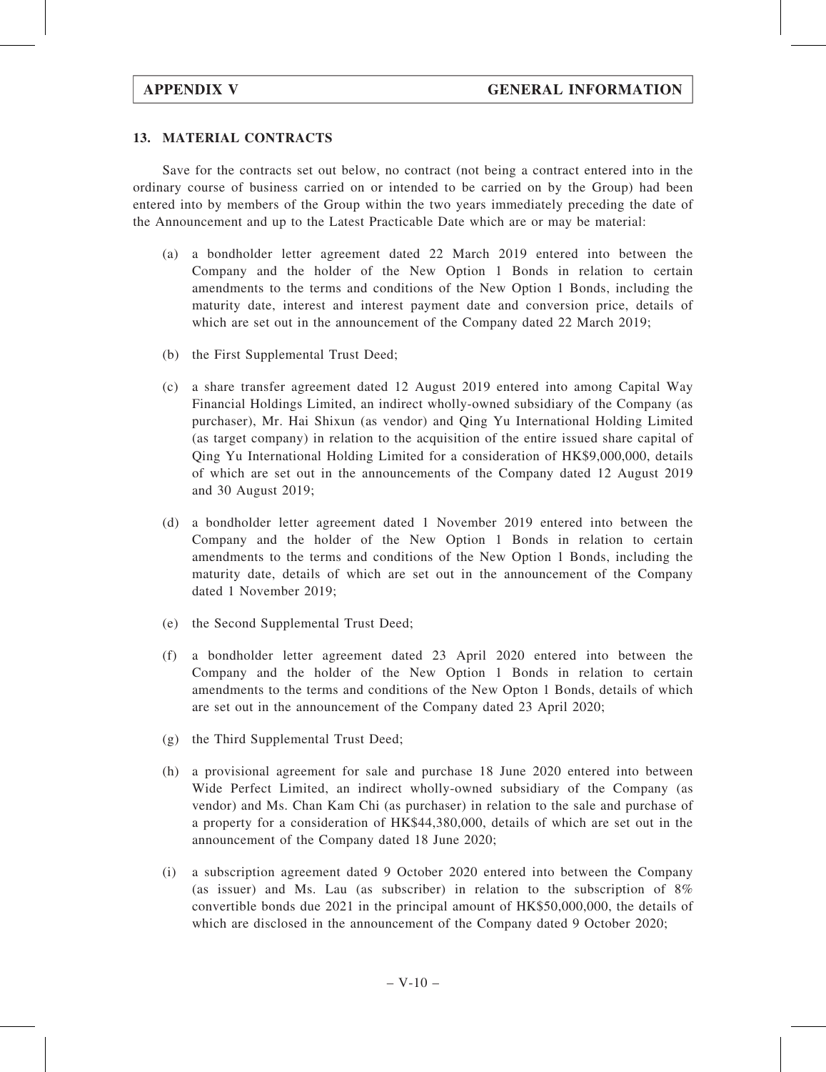## 13. MATERIAL CONTRACTS

Save for the contracts set out below, no contract (not being a contract entered into in the ordinary course of business carried on or intended to be carried on by the Group) had been entered into by members of the Group within the two years immediately preceding the date of the Announcement and up to the Latest Practicable Date which are or may be material:

(a) a bondholder letter agreement dated 22 March 2019 entered into between the Company and the holder of the New Option 1 Bonds in relation to certain amendments to the terms and conditions of the New Option 1 Bonds, including the maturity date, interest and interest payment date and conversion price, details of which are set out in the announcement of the Company dated 22 March 2019;

(b) the First Supplemental Trust Deed;

(c) a share transfer agreement dated 12 August 2019 entered into among Capital Way Financial Holdings Limited, an indirect wholly-owned subsidiary of the Company (as purchaser), Mr. Hai Shixun (as vendor) and Qing Yu International Holding Limited (as target company) in relation to the acquisition of the entire issued share capital of Qing Yu International Holding Limited for a consideration of HK$9,000,000, details of which are set out in the announcements of the Company dated 12 August 2019 and 30 August 2019;

(d) a bondholder letter agreement dated 1 November 2019 entered into between the Company and the holder of the New Option 1 Bonds in relation to certain amendments to the terms and conditions of the New Option 1 Bonds, including the maturity date, details of which are set out in the announcement of the Company dated 1 November 2019;

(e) the Second Supplemental Trust Deed;

(f) a bondholder letter agreement dated 23 April 2020 entered into between the Company and the holder of the New Option 1 Bonds in relation to certain amendments to the terms and conditions of the New Opton 1 Bonds, details of which are set out in the announcement of the Company dated 23 April 2020;

(g) the Third Supplemental Trust Deed;

(h) a provisional agreement for sale and purchase 18 June 2020 entered into between Wide Perfect Limited, an indirect wholly-owned subsidiary of the Company (as vendor) and Ms. Chan Kam Chi (as purchaser) in relation to the sale and purchase of a property for a consideration of HK$44,380,000, details of which are set out in the announcement of the Company dated 18 June 2020;

(i) a subscription agreement dated 9 October 2020 entered into between the Company (as issuer) and Ms. Lau (as subscriber) in relation to the subscription of 8% convertible bonds due 2021 in the principal amount of HK$50,000,000, the details of which are disclosed in the announcement of the Company dated 9 October 2020;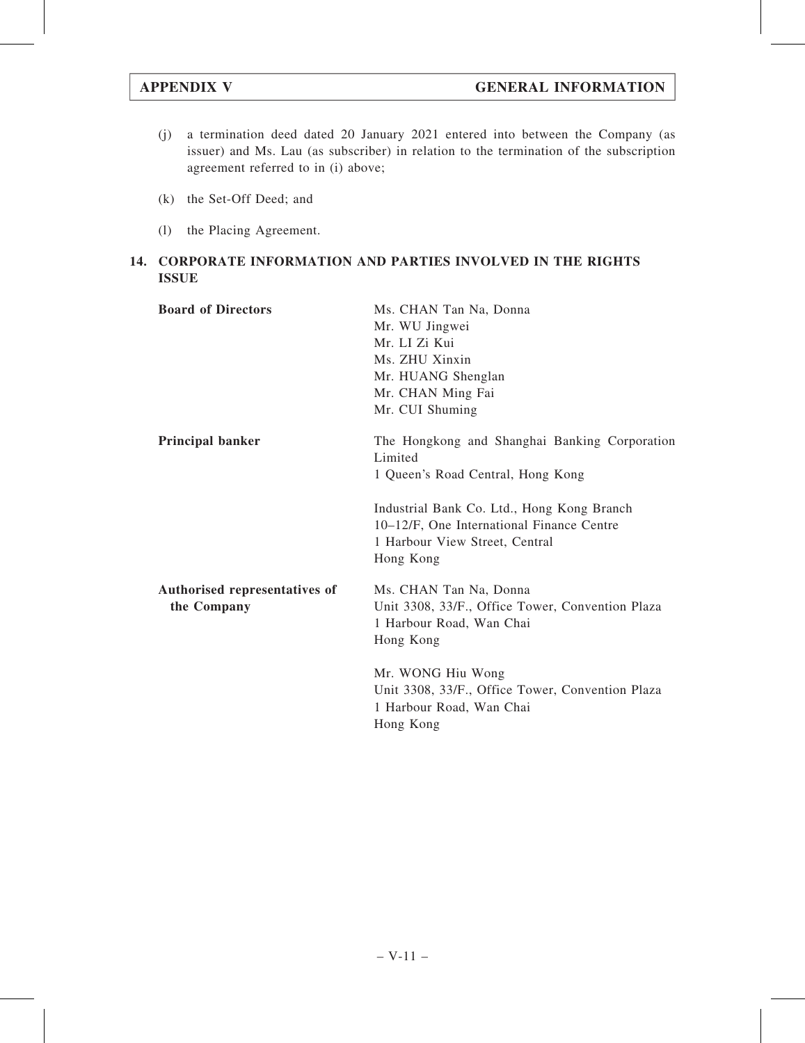(j) a termination deed dated 20 January 2021 entered into between the Company (as issuer) and Ms. Lau (as subscriber) in relation to the termination of the subscription agreement referred to in (i) above;

(k) the Set-Off Deed; and

(l) the Placing Agreement.

## 14. CORPORATE INFORMATION AND PARTIES INVOLVED IN THE RIGHTS ISSUE

| | |
|---|---|
| **Board of Directors** | Ms. CHAN Tan Na, Donna<br>Mr. WU Jingwei<br>Mr. LI Zi Kui<br>Ms. ZHU Xinxin<br>Mr. HUANG Shenglan<br>Mr. CHAN Ming Fai<br>Mr. CUI Shuming |
| **Principal banker** | The Hongkong and Shanghai Banking Corporation Limited<br>1 Queen's Road Central, Hong Kong<br><br>Industrial Bank Co. Ltd., Hong Kong Branch<br>10–12/F, One International Finance Centre<br>1 Harbour View Street, Central<br>Hong Kong |
| **Authorised representatives of the Company** | Ms. CHAN Tan Na, Donna<br>Unit 3308, 33/F., Office Tower, Convention Plaza<br>1 Harbour Road, Wan Chai<br>Hong Kong<br><br>Mr. WONG Hiu Wong<br>Unit 3308, 33/F., Office Tower, Convention Plaza<br>1 Harbour Road, Wan Chai<br>Hong Kong |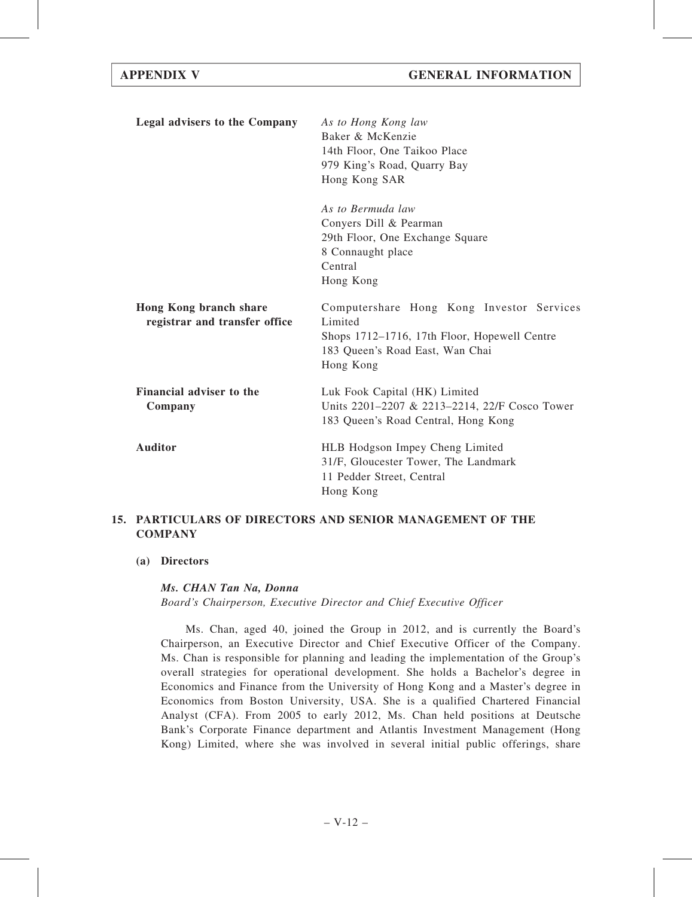| | |
|---|---|
| **Legal advisers to the Company** | *As to Hong Kong law*<br>Baker & McKenzie<br>14th Floor, One Taikoo Place<br>979 King's Road, Quarry Bay<br>Hong Kong SAR |
| | *As to Bermuda law*<br>Conyers Dill & Pearman<br>29th Floor, One Exchange Square<br>8 Connaught place<br>Central<br>Hong Kong |
| **Hong Kong branch share registrar and transfer office** | Computershare Hong Kong Investor Services Limited<br>Shops 1712–1716, 17th Floor, Hopewell Centre<br>183 Queen's Road East, Wan Chai<br>Hong Kong |
| **Financial adviser to the Company** | Luk Fook Capital (HK) Limited<br>Units 2201–2207 & 2213–2214, 22/F Cosco Tower<br>183 Queen's Road Central, Hong Kong |
| **Auditor** | HLB Hodgson Impey Cheng Limited<br>31/F, Gloucester Tower, The Landmark<br>11 Pedder Street, Central<br>Hong Kong |

## 15. PARTICULARS OF DIRECTORS AND SENIOR MANAGEMENT OF THE COMPANY

### (a) Directors

***Ms. CHAN Tan Na, Donna***

*Board's Chairperson, Executive Director and Chief Executive Officer*

Ms. Chan, aged 40, joined the Group in 2012, and is currently the Board's Chairperson, an Executive Director and Chief Executive Officer of the Company. Ms. Chan is responsible for planning and leading the implementation of the Group's overall strategies for operational development. She holds a Bachelor's degree in Economics and Finance from the University of Hong Kong and a Master's degree in Economics from Boston University, USA. She is a qualified Chartered Financial Analyst (CFA). From 2005 to early 2012, Ms. Chan held positions at Deutsche Bank's Corporate Finance department and Atlantis Investment Management (Hong Kong) Limited, where she was involved in several initial public offerings, share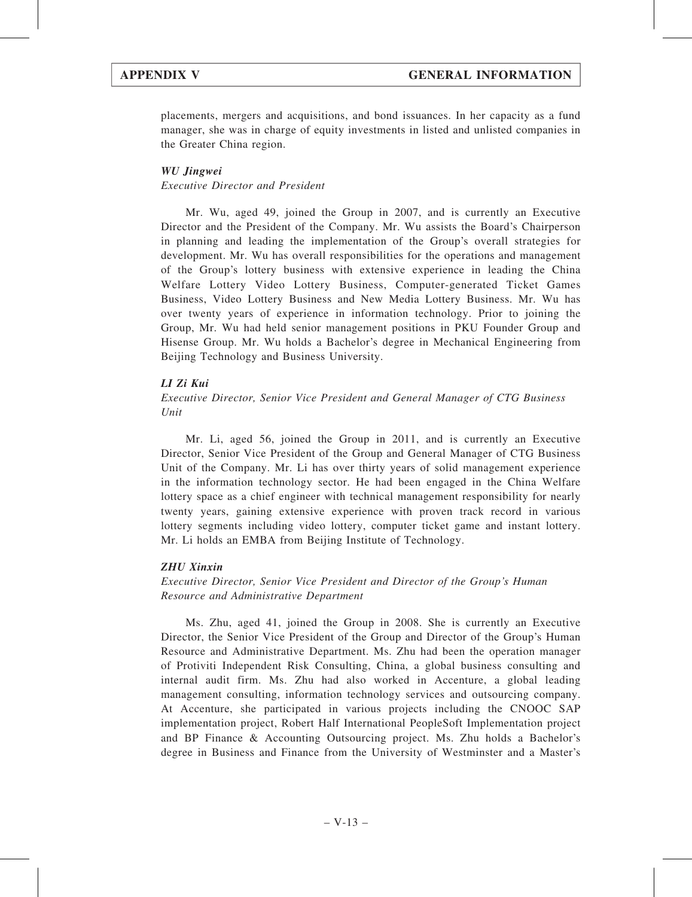placements, mergers and acquisitions, and bond issuances. In her capacity as a fund manager, she was in charge of equity investments in listed and unlisted companies in the Greater China region.

***WU Jingwei***
*Executive Director and President*

Mr. Wu, aged 49, joined the Group in 2007, and is currently an Executive Director and the President of the Company. Mr. Wu assists the Board's Chairperson in planning and leading the implementation of the Group's overall strategies for development. Mr. Wu has overall responsibilities for the operations and management of the Group's lottery business with extensive experience in leading the China Welfare Lottery Video Lottery Business, Computer-generated Ticket Games Business, Video Lottery Business and New Media Lottery Business. Mr. Wu has over twenty years of experience in information technology. Prior to joining the Group, Mr. Wu had held senior management positions in PKU Founder Group and Hisense Group. Mr. Wu holds a Bachelor's degree in Mechanical Engineering from Beijing Technology and Business University.

***LI Zi Kui***
*Executive Director, Senior Vice President and General Manager of CTG Business Unit*

Mr. Li, aged 56, joined the Group in 2011, and is currently an Executive Director, Senior Vice President of the Group and General Manager of CTG Business Unit of the Company. Mr. Li has over thirty years of solid management experience in the information technology sector. He had been engaged in the China Welfare lottery space as a chief engineer with technical management responsibility for nearly twenty years, gaining extensive experience with proven track record in various lottery segments including video lottery, computer ticket game and instant lottery. Mr. Li holds an EMBA from Beijing Institute of Technology.

***ZHU Xinxin***
*Executive Director, Senior Vice President and Director of the Group's Human Resource and Administrative Department*

Ms. Zhu, aged 41, joined the Group in 2008. She is currently an Executive Director, the Senior Vice President of the Group and Director of the Group's Human Resource and Administrative Department. Ms. Zhu had been the operation manager of Protiviti Independent Risk Consulting, China, a global business consulting and internal audit firm. Ms. Zhu had also worked in Accenture, a global leading management consulting, information technology services and outsourcing company. At Accenture, she participated in various projects including the CNOOC SAP implementation project, Robert Half International PeopleSoft Implementation project and BP Finance & Accounting Outsourcing project. Ms. Zhu holds a Bachelor's degree in Business and Finance from the University of Westminster and a Master's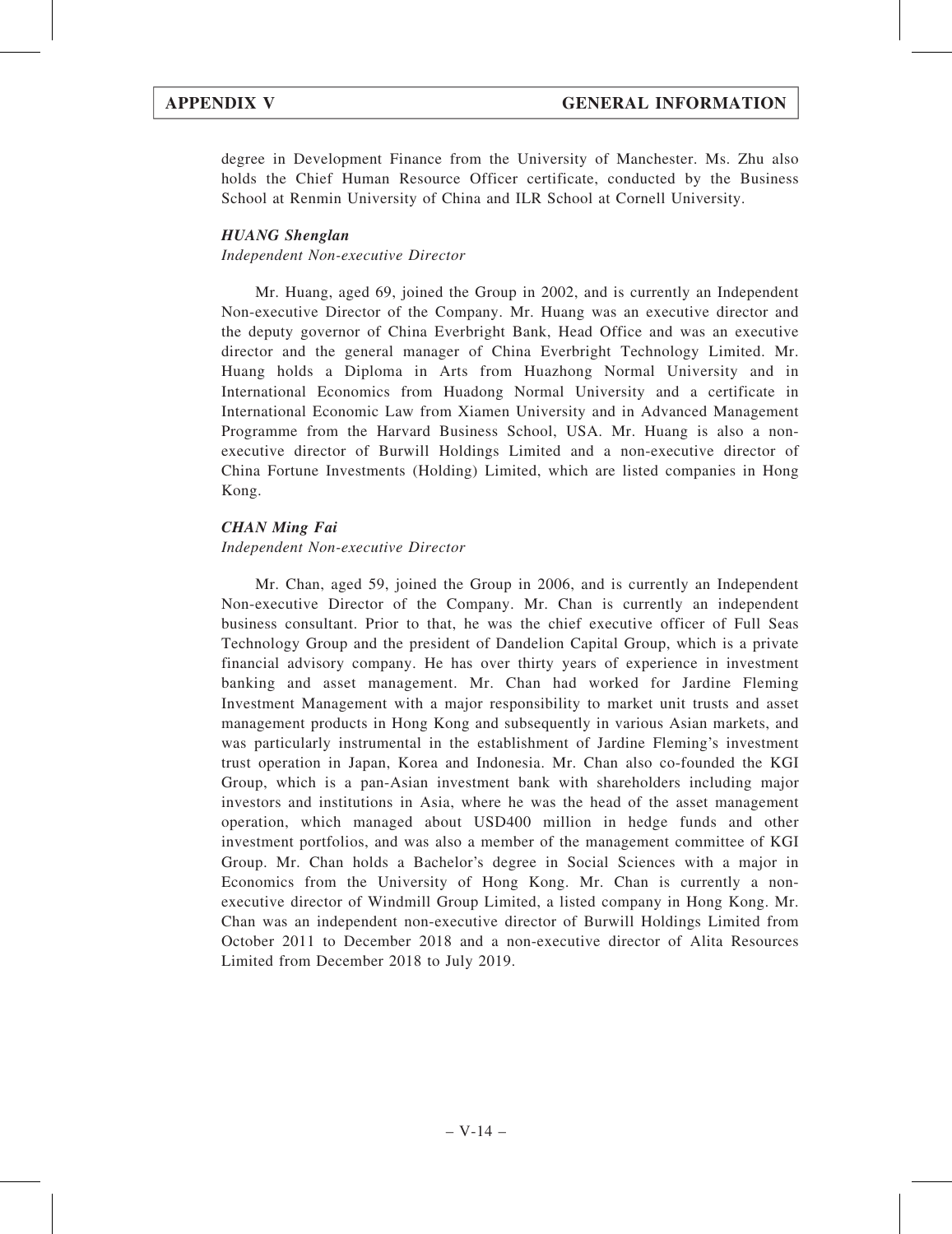degree in Development Finance from the University of Manchester. Ms. Zhu also holds the Chief Human Resource Officer certificate, conducted by the Business School at Renmin University of China and ILR School at Cornell University.

***HUANG Shenglan***

*Independent Non-executive Director*

Mr. Huang, aged 69, joined the Group in 2002, and is currently an Independent Non-executive Director of the Company. Mr. Huang was an executive director and the deputy governor of China Everbright Bank, Head Office and was an executive director and the general manager of China Everbright Technology Limited. Mr. Huang holds a Diploma in Arts from Huazhong Normal University and in International Economics from Huadong Normal University and a certificate in International Economic Law from Xiamen University and in Advanced Management Programme from the Harvard Business School, USA. Mr. Huang is also a non-executive director of Burwill Holdings Limited and a non-executive director of China Fortune Investments (Holding) Limited, which are listed companies in Hong Kong.

***CHAN Ming Fai***

*Independent Non-executive Director*

Mr. Chan, aged 59, joined the Group in 2006, and is currently an Independent Non-executive Director of the Company. Mr. Chan is currently an independent business consultant. Prior to that, he was the chief executive officer of Full Seas Technology Group and the president of Dandelion Capital Group, which is a private financial advisory company. He has over thirty years of experience in investment banking and asset management. Mr. Chan had worked for Jardine Fleming Investment Management with a major responsibility to market unit trusts and asset management products in Hong Kong and subsequently in various Asian markets, and was particularly instrumental in the establishment of Jardine Fleming's investment trust operation in Japan, Korea and Indonesia. Mr. Chan also co-founded the KGI Group, which is a pan-Asian investment bank with shareholders including major investors and institutions in Asia, where he was the head of the asset management operation, which managed about USD400 million in hedge funds and other investment portfolios, and was also a member of the management committee of KGI Group. Mr. Chan holds a Bachelor's degree in Social Sciences with a major in Economics from the University of Hong Kong. Mr. Chan is currently a non-executive director of Windmill Group Limited, a listed company in Hong Kong. Mr. Chan was an independent non-executive director of Burwill Holdings Limited from October 2011 to December 2018 and a non-executive director of Alita Resources Limited from December 2018 to July 2019.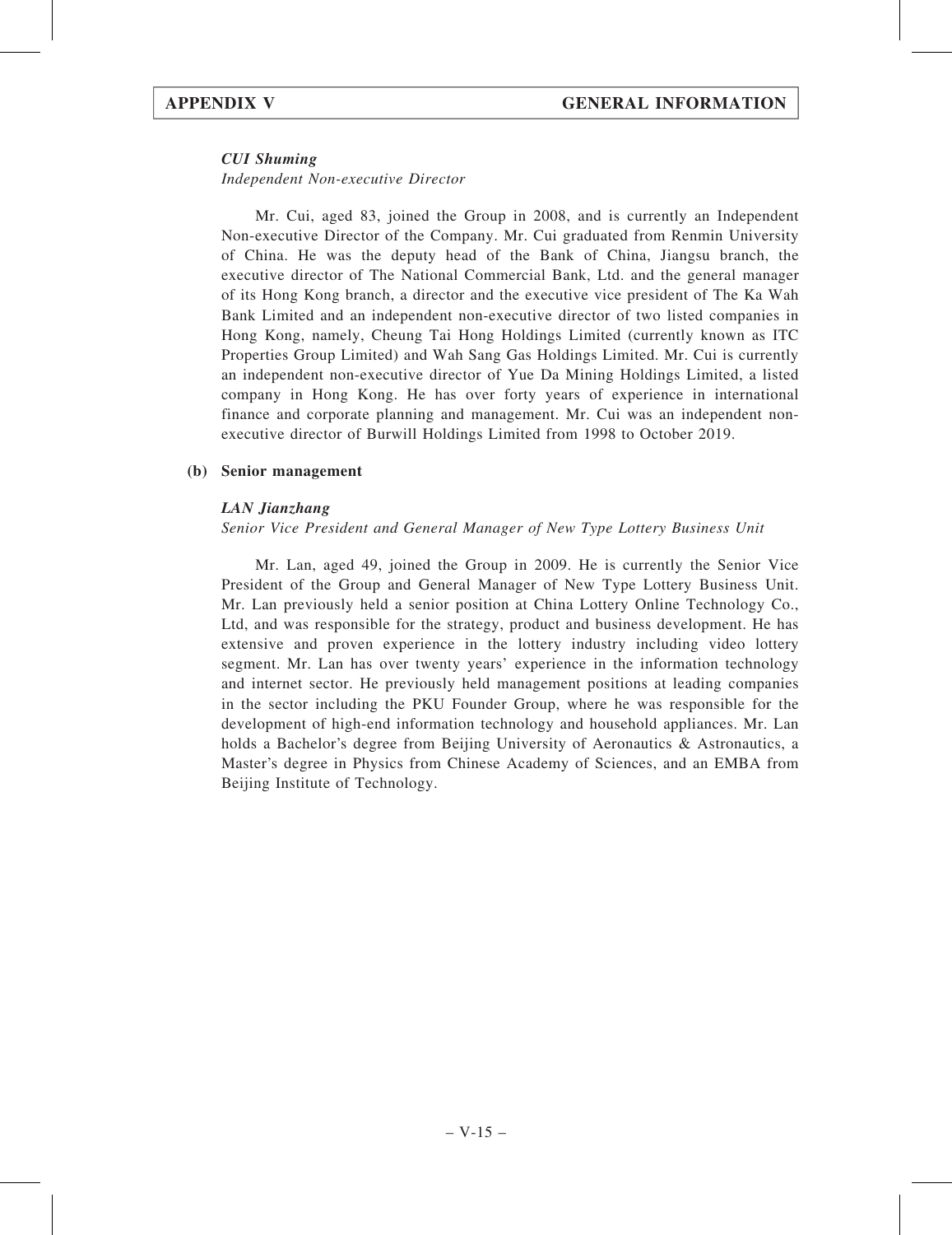***CUI Shuming***

*Independent Non-executive Director*

Mr. Cui, aged 83, joined the Group in 2008, and is currently an Independent Non-executive Director of the Company. Mr. Cui graduated from Renmin University of China. He was the deputy head of the Bank of China, Jiangsu branch, the executive director of The National Commercial Bank, Ltd. and the general manager of its Hong Kong branch, a director and the executive vice president of The Ka Wah Bank Limited and an independent non-executive director of two listed companies in Hong Kong, namely, Cheung Tai Hong Holdings Limited (currently known as ITC Properties Group Limited) and Wah Sang Gas Holdings Limited. Mr. Cui is currently an independent non-executive director of Yue Da Mining Holdings Limited, a listed company in Hong Kong. He has over forty years of experience in international finance and corporate planning and management. Mr. Cui was an independent non-executive director of Burwill Holdings Limited from 1998 to October 2019.

**(b) Senior management**

***LAN Jianzhang***

*Senior Vice President and General Manager of New Type Lottery Business Unit*

Mr. Lan, aged 49, joined the Group in 2009. He is currently the Senior Vice President of the Group and General Manager of New Type Lottery Business Unit. Mr. Lan previously held a senior position at China Lottery Online Technology Co., Ltd, and was responsible for the strategy, product and business development. He has extensive and proven experience in the lottery industry including video lottery segment. Mr. Lan has over twenty years' experience in the information technology and internet sector. He previously held management positions at leading companies in the sector including the PKU Founder Group, where he was responsible for the development of high-end information technology and household appliances. Mr. Lan holds a Bachelor's degree from Beijing University of Aeronautics & Astronautics, a Master's degree in Physics from Chinese Academy of Sciences, and an EMBA from Beijing Institute of Technology.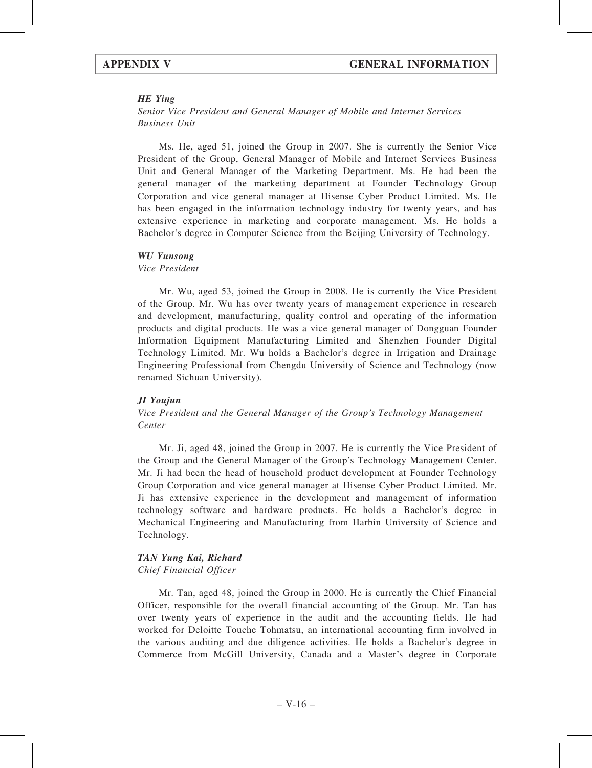***HE Ying***

*Senior Vice President and General Manager of Mobile and Internet Services Business Unit*

Ms. He, aged 51, joined the Group in 2007. She is currently the Senior Vice President of the Group, General Manager of Mobile and Internet Services Business Unit and General Manager of the Marketing Department. Ms. He had been the general manager of the marketing department at Founder Technology Group Corporation and vice general manager at Hisense Cyber Product Limited. Ms. He has been engaged in the information technology industry for twenty years, and has extensive experience in marketing and corporate management. Ms. He holds a Bachelor's degree in Computer Science from the Beijing University of Technology.

***WU Yunsong***

*Vice President*

Mr. Wu, aged 53, joined the Group in 2008. He is currently the Vice President of the Group. Mr. Wu has over twenty years of management experience in research and development, manufacturing, quality control and operating of the information products and digital products. He was a vice general manager of Dongguan Founder Information Equipment Manufacturing Limited and Shenzhen Founder Digital Technology Limited. Mr. Wu holds a Bachelor's degree in Irrigation and Drainage Engineering Professional from Chengdu University of Science and Technology (now renamed Sichuan University).

***JI Youjun***

*Vice President and the General Manager of the Group's Technology Management Center*

Mr. Ji, aged 48, joined the Group in 2007. He is currently the Vice President of the Group and the General Manager of the Group's Technology Management Center. Mr. Ji had been the head of household product development at Founder Technology Group Corporation and vice general manager at Hisense Cyber Product Limited. Mr. Ji has extensive experience in the development and management of information technology software and hardware products. He holds a Bachelor's degree in Mechanical Engineering and Manufacturing from Harbin University of Science and Technology.

***TAN Yung Kai, Richard***

*Chief Financial Officer*

Mr. Tan, aged 48, joined the Group in 2000. He is currently the Chief Financial Officer, responsible for the overall financial accounting of the Group. Mr. Tan has over twenty years of experience in the audit and the accounting fields. He had worked for Deloitte Touche Tohmatsu, an international accounting firm involved in the various auditing and due diligence activities. He holds a Bachelor's degree in Commerce from McGill University, Canada and a Master's degree in Corporate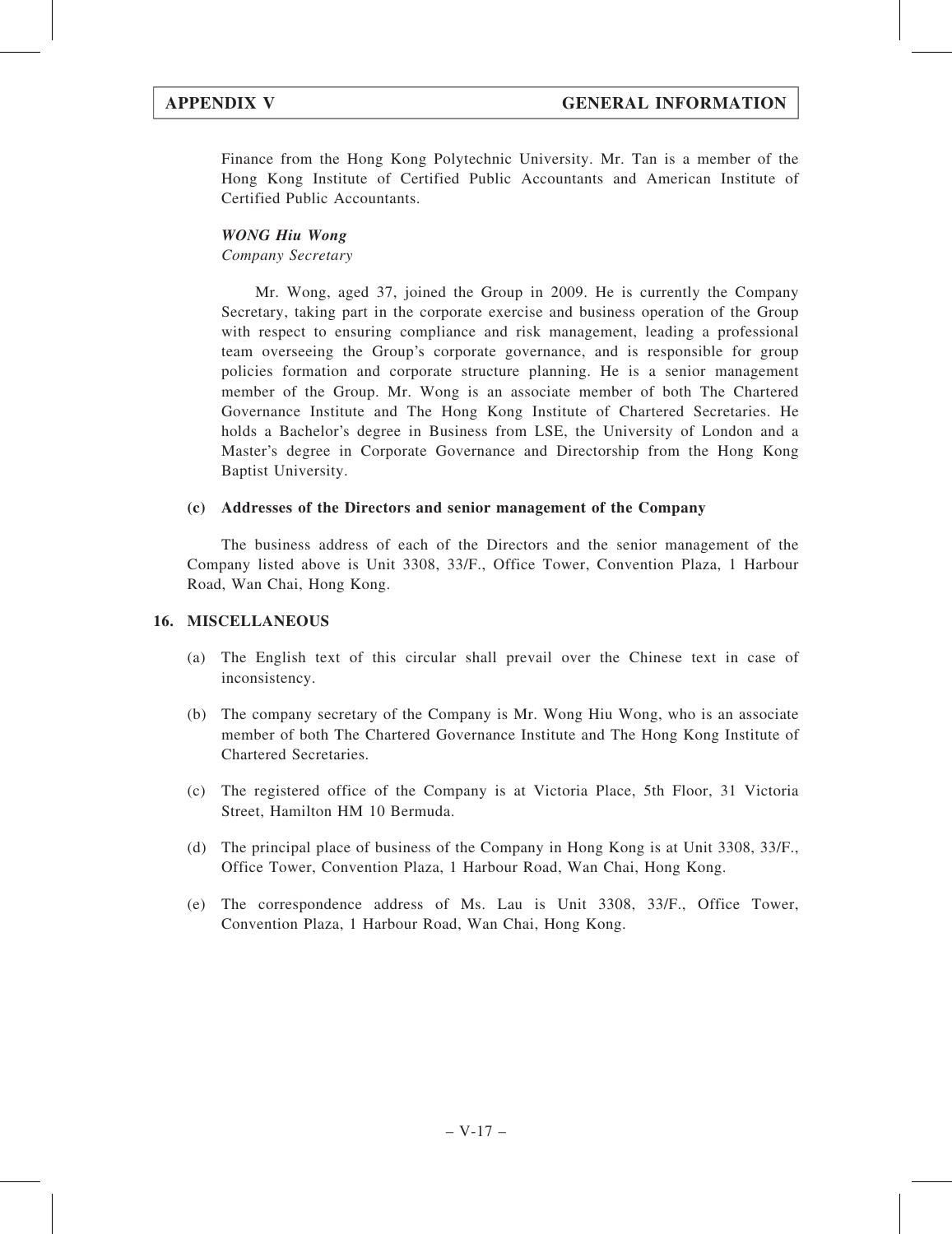Finance from the Hong Kong Polytechnic University. Mr. Tan is a member of the Hong Kong Institute of Certified Public Accountants and American Institute of Certified Public Accountants.

***WONG Hiu Wong***
*Company Secretary*

Mr. Wong, aged 37, joined the Group in 2009. He is currently the Company Secretary, taking part in the corporate exercise and business operation of the Group with respect to ensuring compliance and risk management, leading a professional team overseeing the Group's corporate governance, and is responsible for group policies formation and corporate structure planning. He is a senior management member of the Group. Mr. Wong is an associate member of both The Chartered Governance Institute and The Hong Kong Institute of Chartered Secretaries. He holds a Bachelor's degree in Business from LSE, the University of London and a Master's degree in Corporate Governance and Directorship from the Hong Kong Baptist University.

**(c) Addresses of the Directors and senior management of the Company**

The business address of each of the Directors and the senior management of the Company listed above is Unit 3308, 33/F., Office Tower, Convention Plaza, 1 Harbour Road, Wan Chai, Hong Kong.

## 16. MISCELLANEOUS

(a) The English text of this circular shall prevail over the Chinese text in case of inconsistency.

(b) The company secretary of the Company is Mr. Wong Hiu Wong, who is an associate member of both The Chartered Governance Institute and The Hong Kong Institute of Chartered Secretaries.

(c) The registered office of the Company is at Victoria Place, 5th Floor, 31 Victoria Street, Hamilton HM 10 Bermuda.

(d) The principal place of business of the Company in Hong Kong is at Unit 3308, 33/F., Office Tower, Convention Plaza, 1 Harbour Road, Wan Chai, Hong Kong.

(e) The correspondence address of Ms. Lau is Unit 3308, 33/F., Office Tower, Convention Plaza, 1 Harbour Road, Wan Chai, Hong Kong.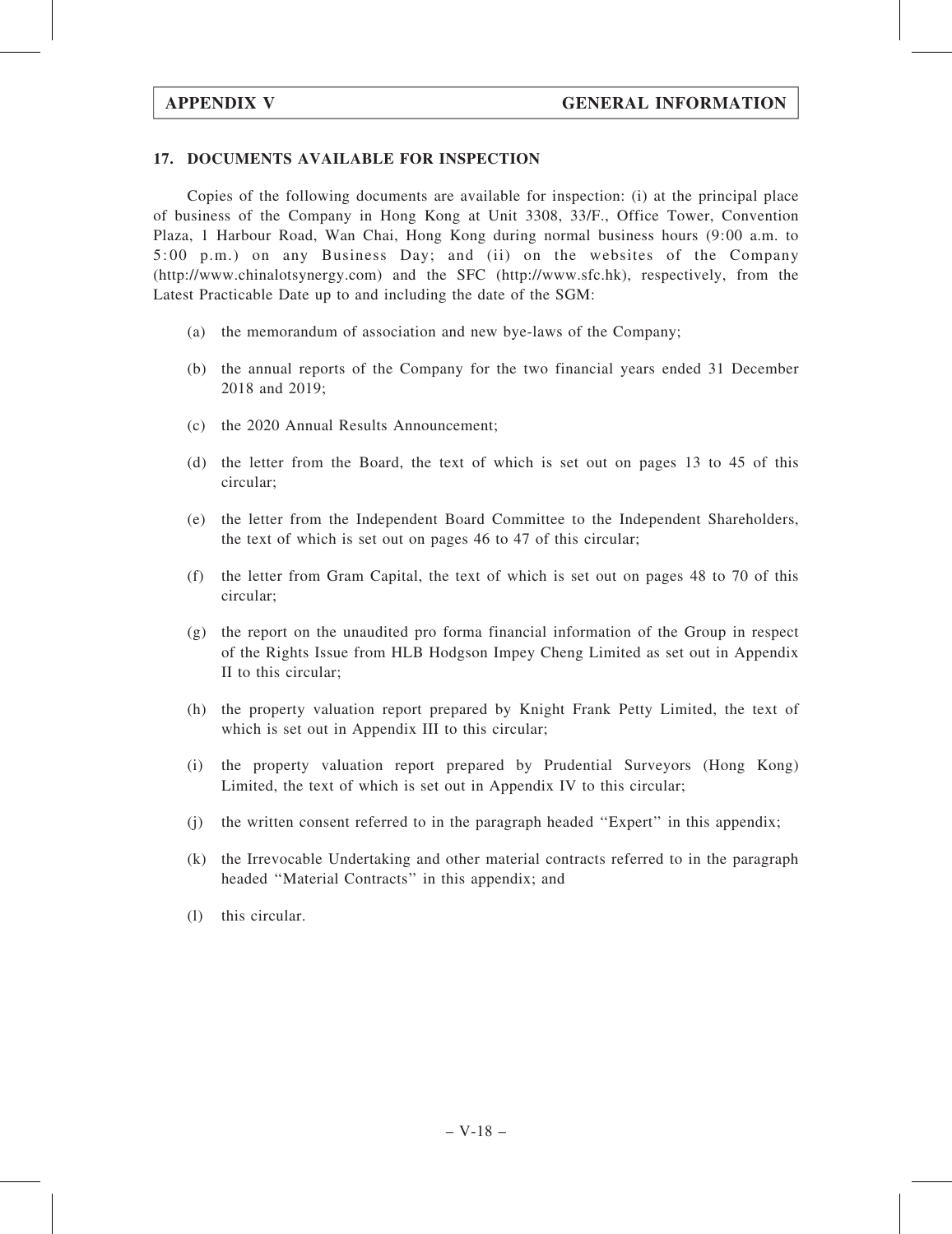## 17. DOCUMENTS AVAILABLE FOR INSPECTION

Copies of the following documents are available for inspection: (i) at the principal place of business of the Company in Hong Kong at Unit 3308, 33/F., Office Tower, Convention Plaza, 1 Harbour Road, Wan Chai, Hong Kong during normal business hours (9:00 a.m. to 5:00 p.m.) on any Business Day; and (ii) on the websites of the Company (http://www.chinalotsynergy.com) and the SFC (http://www.sfc.hk), respectively, from the Latest Practicable Date up to and including the date of the SGM:

(a) the memorandum of association and new bye-laws of the Company;

(b) the annual reports of the Company for the two financial years ended 31 December 2018 and 2019;

(c) the 2020 Annual Results Announcement;

(d) the letter from the Board, the text of which is set out on pages 13 to 45 of this circular;

(e) the letter from the Independent Board Committee to the Independent Shareholders, the text of which is set out on pages 46 to 47 of this circular;

(f) the letter from Gram Capital, the text of which is set out on pages 48 to 70 of this circular;

(g) the report on the unaudited pro forma financial information of the Group in respect of the Rights Issue from HLB Hodgson Impey Cheng Limited as set out in Appendix II to this circular;

(h) the property valuation report prepared by Knight Frank Petty Limited, the text of which is set out in Appendix III to this circular;

(i) the property valuation report prepared by Prudential Surveyors (Hong Kong) Limited, the text of which is set out in Appendix IV to this circular;

(j) the written consent referred to in the paragraph headed "Expert" in this appendix;

(k) the Irrevocable Undertaking and other material contracts referred to in the paragraph headed "Material Contracts" in this appendix; and

(l) this circular.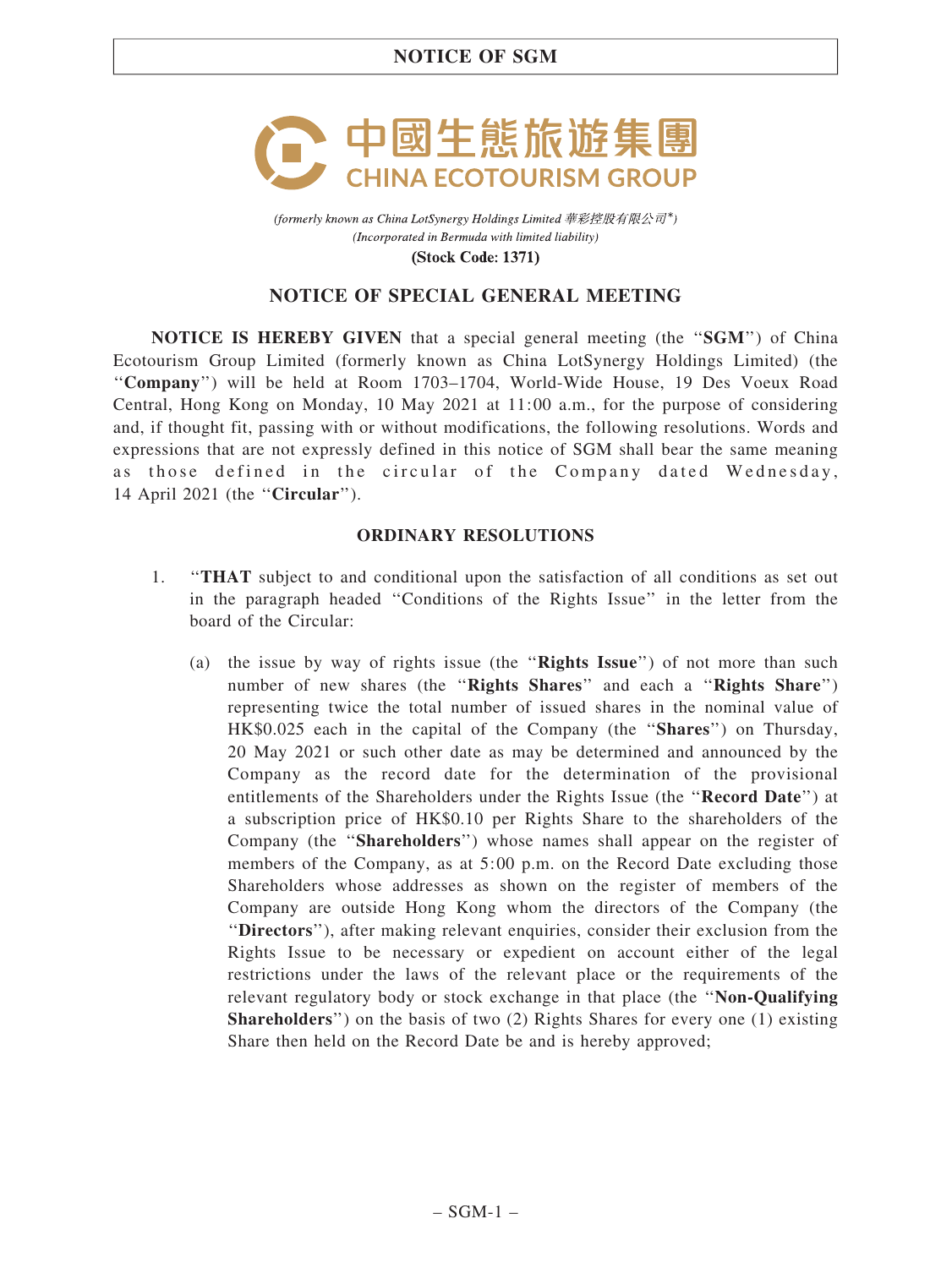**NOTICE OF SGM**

中國生態旅遊集團
CHINA ECOTOURISM GROUP

*(formerly known as China LotSynergy Holdings Limited 華彩控股有限公司\*)*
*(Incorporated in Bermuda with limited liability)*
**(Stock Code: 1371)**

## NOTICE OF SPECIAL GENERAL MEETING

**NOTICE IS HEREBY GIVEN** that a special general meeting (the "**SGM**") of China Ecotourism Group Limited (formerly known as China LotSynergy Holdings Limited) (the "**Company**") will be held at Room 1703–1704, World-Wide House, 19 Des Voeux Road Central, Hong Kong on Monday, 10 May 2021 at 11:00 a.m., for the purpose of considering and, if thought fit, passing with or without modifications, the following resolutions. Words and expressions that are not expressly defined in this notice of SGM shall bear the same meaning as those defined in the circular of the Company dated Wednesday, 14 April 2021 (the "**Circular**").

### ORDINARY RESOLUTIONS

1. "**THAT** subject to and conditional upon the satisfaction of all conditions as set out in the paragraph headed "Conditions of the Rights Issue" in the letter from the board of the Circular:

   (a) the issue by way of rights issue (the "**Rights Issue**") of not more than such number of new shares (the "**Rights Shares**" and each a "**Rights Share**") representing twice the total number of issued shares in the nominal value of HK$0.025 each in the capital of the Company (the "**Shares**") on Thursday, 20 May 2021 or such other date as may be determined and announced by the Company as the record date for the determination of the provisional entitlements of the Shareholders under the Rights Issue (the "**Record Date**") at a subscription price of HK$0.10 per Rights Share to the shareholders of the Company (the "**Shareholders**") whose names shall appear on the register of members of the Company, as at 5:00 p.m. on the Record Date excluding those Shareholders whose addresses as shown on the register of members of the Company are outside Hong Kong whom the directors of the Company (the "**Directors**"), after making relevant enquiries, consider their exclusion from the Rights Issue to be necessary or expedient on account either of the legal restrictions under the laws of the relevant place or the requirements of the relevant regulatory body or stock exchange in that place (the "**Non-Qualifying Shareholders**") on the basis of two (2) Rights Shares for every one (1) existing Share then held on the Record Date be and is hereby approved;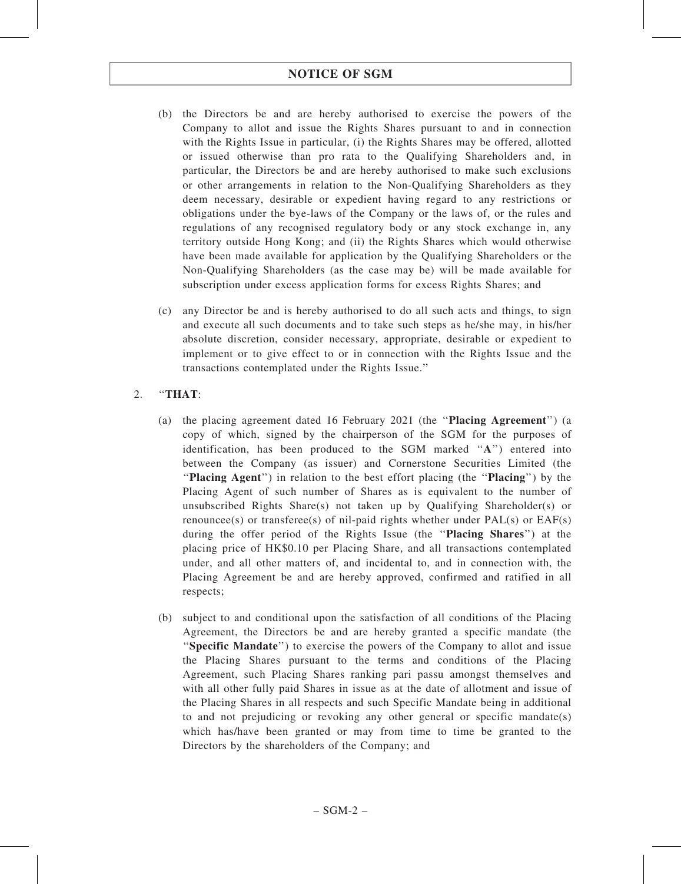(b) the Directors be and are hereby authorised to exercise the powers of the Company to allot and issue the Rights Shares pursuant to and in connection with the Rights Issue in particular, (i) the Rights Shares may be offered, allotted or issued otherwise than pro rata to the Qualifying Shareholders and, in particular, the Directors be and are hereby authorised to make such exclusions or other arrangements in relation to the Non-Qualifying Shareholders as they deem necessary, desirable or expedient having regard to any restrictions or obligations under the bye-laws of the Company or the laws of, or the rules and regulations of any recognised regulatory body or any stock exchange in, any territory outside Hong Kong; and (ii) the Rights Shares which would otherwise have been made available for application by the Qualifying Shareholders or the Non-Qualifying Shareholders (as the case may be) will be made available for subscription under excess application forms for excess Rights Shares; and

(c) any Director be and is hereby authorised to do all such acts and things, to sign and execute all such documents and to take such steps as he/she may, in his/her absolute discretion, consider necessary, appropriate, desirable or expedient to implement or to give effect to or in connection with the Rights Issue and the transactions contemplated under the Rights Issue."

2. "**THAT**:

(a) the placing agreement dated 16 February 2021 (the "**Placing Agreement**") (a copy of which, signed by the chairperson of the SGM for the purposes of identification, has been produced to the SGM marked "**A**") entered into between the Company (as issuer) and Cornerstone Securities Limited (the "**Placing Agent**") in relation to the best effort placing (the "**Placing**") by the Placing Agent of such number of Shares as is equivalent to the number of unsubscribed Rights Share(s) not taken up by Qualifying Shareholder(s) or renouncee(s) or transferee(s) of nil-paid rights whether under PAL(s) or EAF(s) during the offer period of the Rights Issue (the "**Placing Shares**") at the placing price of HK$0.10 per Placing Share, and all transactions contemplated under, and all other matters of, and incidental to, and in connection with, the Placing Agreement be and are hereby approved, confirmed and ratified in all respects;

(b) subject to and conditional upon the satisfaction of all conditions of the Placing Agreement, the Directors be and are hereby granted a specific mandate (the "**Specific Mandate**") to exercise the powers of the Company to allot and issue the Placing Shares pursuant to the terms and conditions of the Placing Agreement, such Placing Shares ranking pari passu amongst themselves and with all other fully paid Shares in issue as at the date of allotment and issue of the Placing Shares in all respects and such Specific Mandate being in additional to and not prejudicing or revoking any other general or specific mandate(s) which has/have been granted or may from time to time be granted to the Directors by the shareholders of the Company; and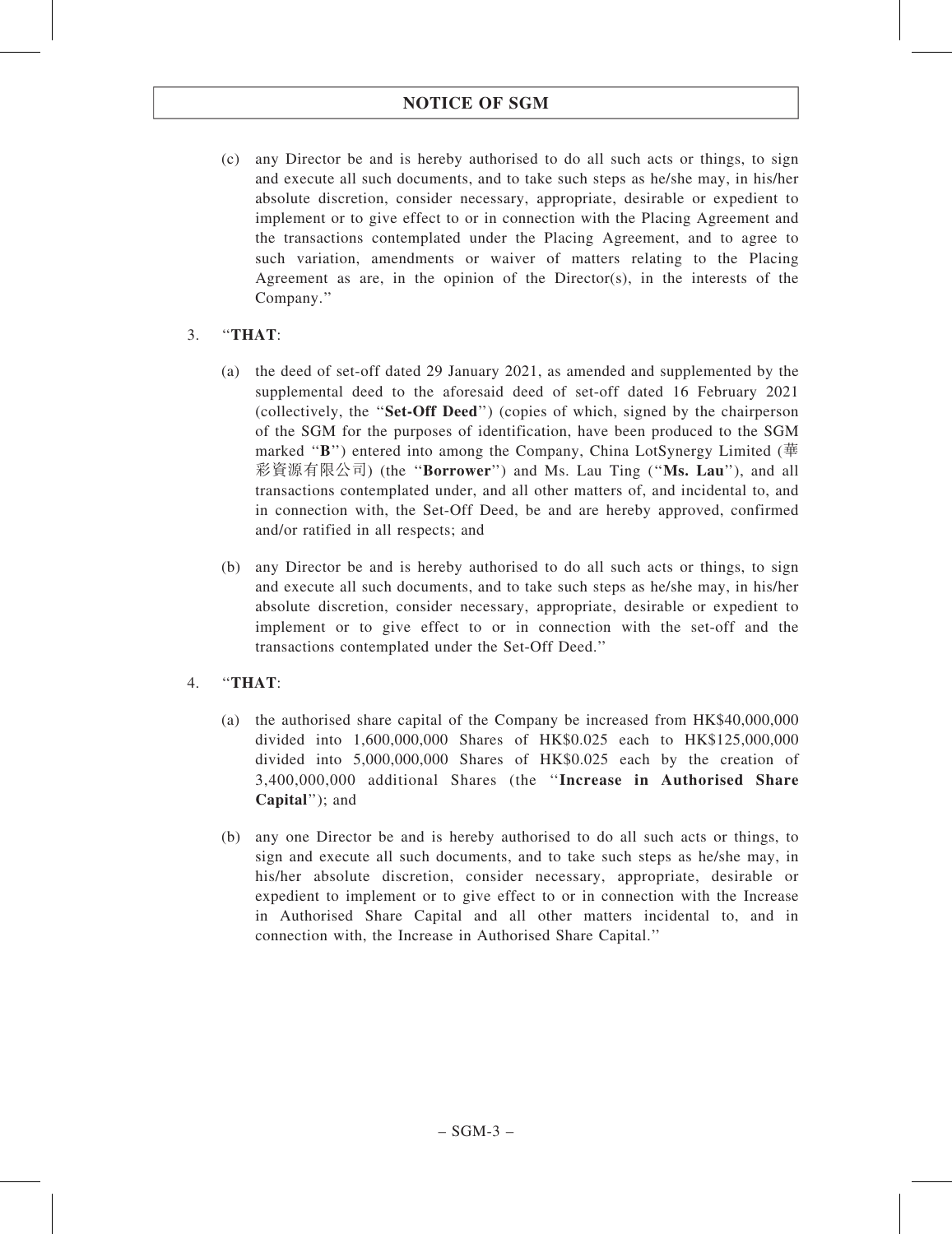## NOTICE OF SGM

(c) any Director be and is hereby authorised to do all such acts or things, to sign and execute all such documents, and to take such steps as he/she may, in his/her absolute discretion, consider necessary, appropriate, desirable or expedient to implement or to give effect to or in connection with the Placing Agreement and the transactions contemplated under the Placing Agreement, and to agree to such variation, amendments or waiver of matters relating to the Placing Agreement as are, in the opinion of the Director(s), in the interests of the Company."

3. "**THAT**:

(a) the deed of set-off dated 29 January 2021, as amended and supplemented by the supplemental deed to the aforesaid deed of set-off dated 16 February 2021 (collectively, the "**Set-Off Deed**") (copies of which, signed by the chairperson of the SGM for the purposes of identification, have been produced to the SGM marked "**B**") entered into among the Company, China LotSynergy Limited (華彩資源有限公司) (the "**Borrower**") and Ms. Lau Ting ("**Ms. Lau**"), and all transactions contemplated under, and all other matters of, and incidental to, and in connection with, the Set-Off Deed, be and are hereby approved, confirmed and/or ratified in all respects; and

(b) any Director be and is hereby authorised to do all such acts or things, to sign and execute all such documents, and to take such steps as he/she may, in his/her absolute discretion, consider necessary, appropriate, desirable or expedient to implement or to give effect to or in connection with the set-off and the transactions contemplated under the Set-Off Deed."

4. "**THAT**:

(a) the authorised share capital of the Company be increased from HK$40,000,000 divided into 1,600,000,000 Shares of HK$0.025 each to HK$125,000,000 divided into 5,000,000,000 Shares of HK$0.025 each by the creation of 3,400,000,000 additional Shares (the "**Increase in Authorised Share Capital**"); and

(b) any one Director be and is hereby authorised to do all such acts or things, to sign and execute all such documents, and to take such steps as he/she may, in his/her absolute discretion, consider necessary, appropriate, desirable or expedient to implement or to give effect to or in connection with the Increase in Authorised Share Capital and all other matters incidental to, and in connection with, the Increase in Authorised Share Capital."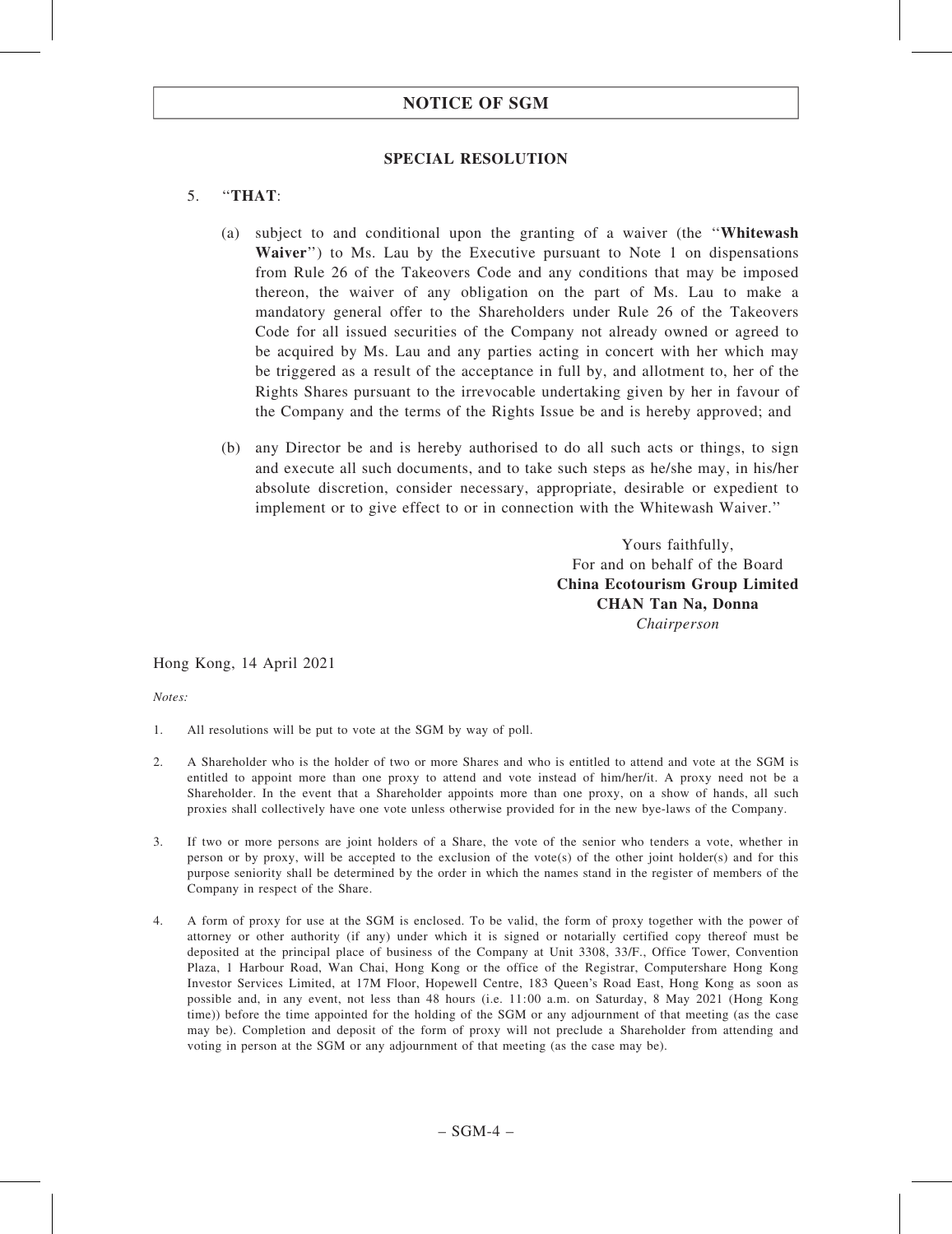## SPECIAL RESOLUTION

5. "**THAT**:

   (a) subject to and conditional upon the granting of a waiver (the "**Whitewash Waiver**") to Ms. Lau by the Executive pursuant to Note 1 on dispensations from Rule 26 of the Takeovers Code and any conditions that may be imposed thereon, the waiver of any obligation on the part of Ms. Lau to make a mandatory general offer to the Shareholders under Rule 26 of the Takeovers Code for all issued securities of the Company not already owned or agreed to be acquired by Ms. Lau and any parties acting in concert with her which may be triggered as a result of the acceptance in full by, and allotment to, her of the Rights Shares pursuant to the irrevocable undertaking given by her in favour of the Company and the terms of the Rights Issue be and is hereby approved; and

   (b) any Director be and is hereby authorised to do all such acts or things, to sign and execute all such documents, and to take such steps as he/she may, in his/her absolute discretion, consider necessary, appropriate, desirable or expedient to implement or to give effect to or in connection with the Whitewash Waiver."

Yours faithfully,
For and on behalf of the Board
**China Ecotourism Group Limited**
**CHAN Tan Na, Donna**
*Chairperson*

Hong Kong, 14 April 2021

*Notes:*

1. All resolutions will be put to vote at the SGM by way of poll.

2. A Shareholder who is the holder of two or more Shares and who is entitled to attend and vote at the SGM is entitled to appoint more than one proxy to attend and vote instead of him/her/it. A proxy need not be a Shareholder. In the event that a Shareholder appoints more than one proxy, on a show of hands, all such proxies shall collectively have one vote unless otherwise provided for in the new bye-laws of the Company.

3. If two or more persons are joint holders of a Share, the vote of the senior who tenders a vote, whether in person or by proxy, will be accepted to the exclusion of the vote(s) of the other joint holder(s) and for this purpose seniority shall be determined by the order in which the names stand in the register of members of the Company in respect of the Share.

4. A form of proxy for use at the SGM is enclosed. To be valid, the form of proxy together with the power of attorney or other authority (if any) under which it is signed or notarially certified copy thereof must be deposited at the principal place of business of the Company at Unit 3308, 33/F., Office Tower, Convention Plaza, 1 Harbour Road, Wan Chai, Hong Kong or the office of the Registrar, Computershare Hong Kong Investor Services Limited, at 17M Floor, Hopewell Centre, 183 Queen's Road East, Hong Kong as soon as possible and, in any event, not less than 48 hours (i.e. 11:00 a.m. on Saturday, 8 May 2021 (Hong Kong time)) before the time appointed for the holding of the SGM or any adjournment of that meeting (as the case may be). Completion and deposit of the form of proxy will not preclude a Shareholder from attending and voting in person at the SGM or any adjournment of that meeting (as the case may be).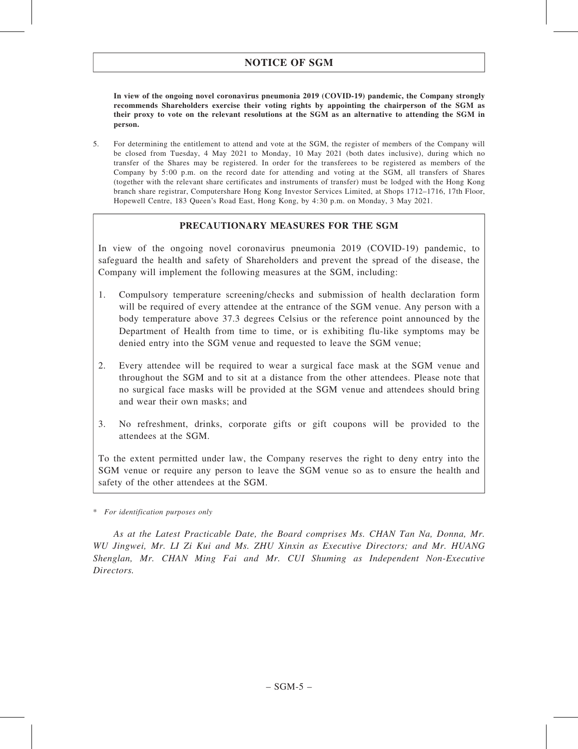## NOTICE OF SGM

**In view of the ongoing novel coronavirus pneumonia 2019 (COVID-19) pandemic, the Company strongly recommends Shareholders exercise their voting rights by appointing the chairperson of the SGM as their proxy to vote on the relevant resolutions at the SGM as an alternative to attending the SGM in person.**

5. For determining the entitlement to attend and vote at the SGM, the register of members of the Company will be closed from Tuesday, 4 May 2021 to Monday, 10 May 2021 (both dates inclusive), during which no transfer of the Shares may be registered. In order for the transferees to be registered as members of the Company by 5:00 p.m. on the record date for attending and voting at the SGM, all transfers of Shares (together with the relevant share certificates and instruments of transfer) must be lodged with the Hong Kong branch share registrar, Computershare Hong Kong Investor Services Limited, at Shops 1712–1716, 17th Floor, Hopewell Centre, 183 Queen's Road East, Hong Kong, by 4:30 p.m. on Monday, 3 May 2021.

### PRECAUTIONARY MEASURES FOR THE SGM

In view of the ongoing novel coronavirus pneumonia 2019 (COVID-19) pandemic, to safeguard the health and safety of Shareholders and prevent the spread of the disease, the Company will implement the following measures at the SGM, including:

1. Compulsory temperature screening/checks and submission of health declaration form will be required of every attendee at the entrance of the SGM venue. Any person with a body temperature above 37.3 degrees Celsius or the reference point announced by the Department of Health from time to time, or is exhibiting flu-like symptoms may be denied entry into the SGM venue and requested to leave the SGM venue;

2. Every attendee will be required to wear a surgical face mask at the SGM venue and throughout the SGM and to sit at a distance from the other attendees. Please note that no surgical face masks will be provided at the SGM venue and attendees should bring and wear their own masks; and

3. No refreshment, drinks, corporate gifts or gift coupons will be provided to the attendees at the SGM.

To the extent permitted under law, the Company reserves the right to deny entry into the SGM venue or require any person to leave the SGM venue so as to ensure the health and safety of the other attendees at the SGM.

* *For identification purposes only*

*As at the Latest Practicable Date, the Board comprises Ms. CHAN Tan Na, Donna, Mr. WU Jingwei, Mr. LI Zi Kui and Ms. ZHU Xinxin as Executive Directors; and Mr. HUANG Shenglan, Mr. CHAN Ming Fai and Mr. CUI Shuming as Independent Non-Executive Directors.*